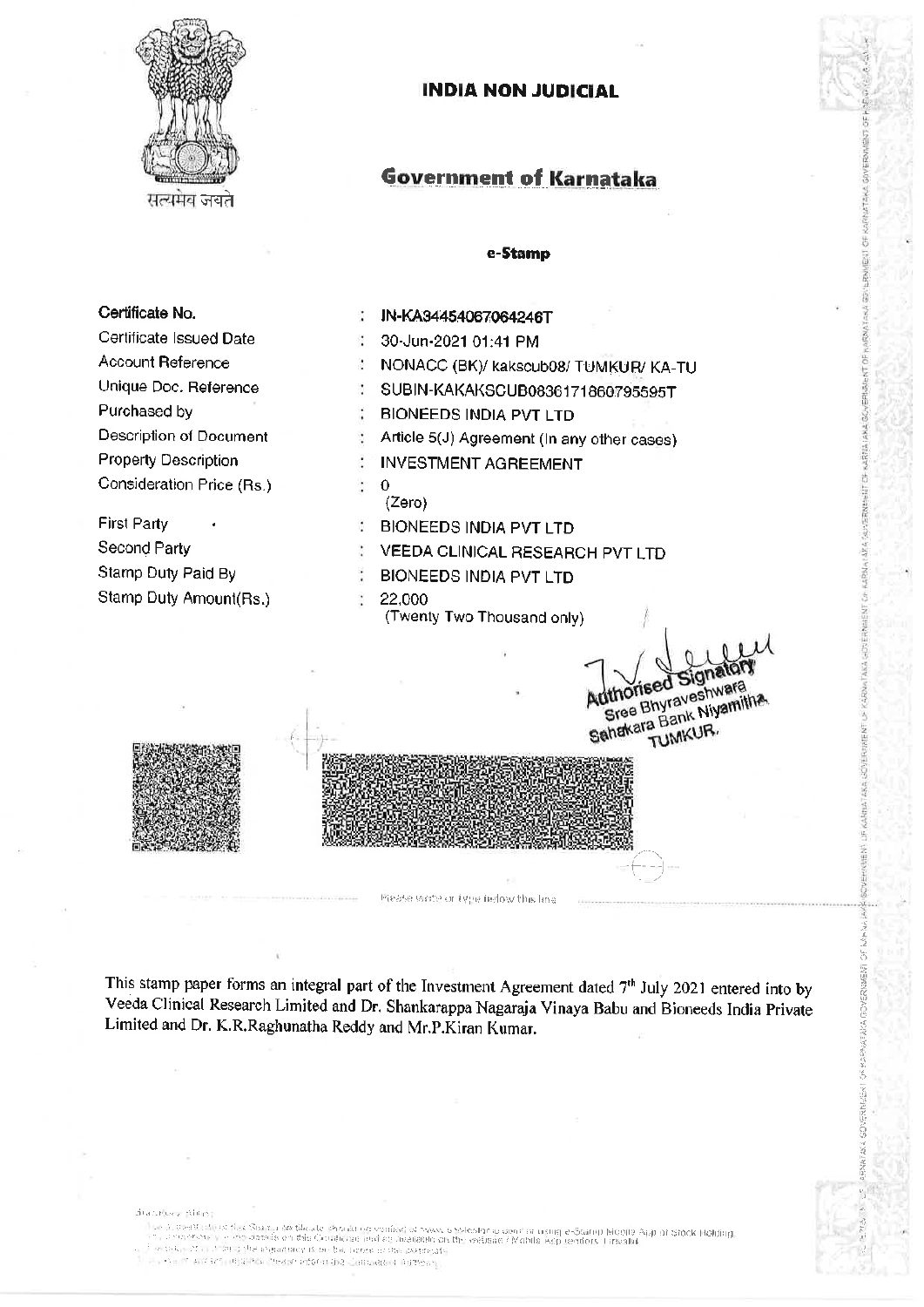सत्यमेव जयते

# INDIA NON JUDICIAL

## Government of Karnataka

**e-Stamp**

| | |
|---|---|
| Certificate No. | : IN-KA34454067064246T |
| Certificate Issued Date | : 30-Jun-2021 01:41 PM |
| Account Reference | : NONACC (BK)/ kakscub08/ TUMKUR/ KA-TU |
| Unique Doc. Reference | : SUBIN-KAKAKSCUB0836171860795595T |
| Purchased by | : BIONEEDS INDIA PVT LTD |
| Description of Document | : Article 5(J) Agreement (In any other cases) |
| Property Description | : INVESTMENT AGREEMENT |
| Consideration Price (Rs.) | : 0 (Zero) |
| First Party | : BIONEEDS INDIA PVT LTD |
| Second Party | : VEEDA CLINICAL RESEARCH PVT LTD |
| Stamp Duty Paid By | : BIONEEDS INDIA PVT LTD |
| Stamp Duty Amount(Rs.) | : 22,000 (Twenty Two Thousand only) |

Authorised Signatory
Sree Bhyraveshwara
Sahakara Bank Niyamitha,
TUMKUR.

Please write or type below this line

This stamp paper forms an integral part of the Investment Agreement dated 7th July 2021 entered into by Veeda Clinical Research Limited and Dr. Shankarappa Nagaraja Vinaya Babu and Bioneeds India Private Limited and Dr. K.R.Raghunatha Reddy and Mr.P.Kiran Kumar.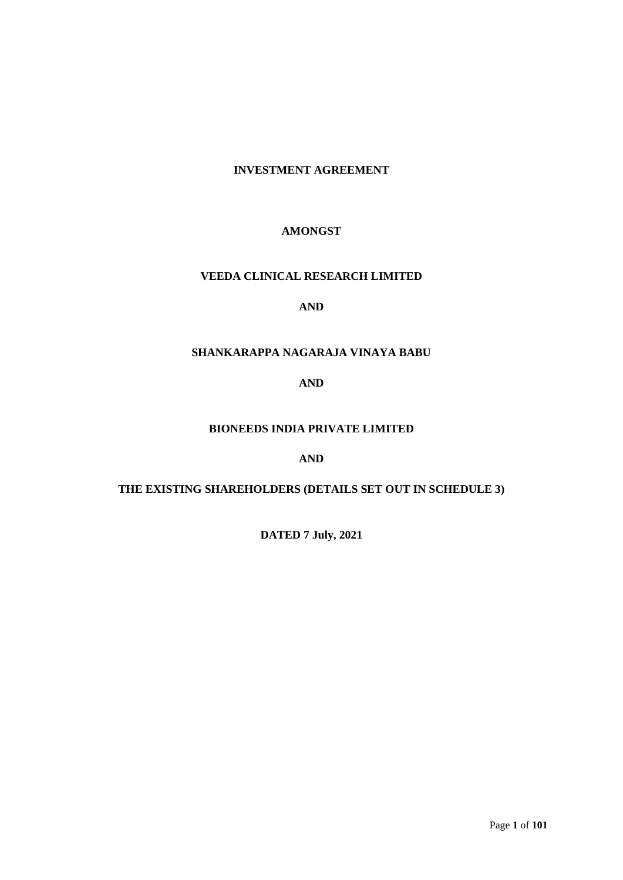**INVESTMENT AGREEMENT**

**AMONGST**

**VEEDA CLINICAL RESEARCH LIMITED**

**AND**

**SHANKARAPPA NAGARAJA VINAYA BABU**

**AND**

**BIONEEDS INDIA PRIVATE LIMITED**

**AND**

**THE EXISTING SHAREHOLDERS (DETAILS SET OUT IN SCHEDULE 3)**

**DATED 7 July, 2021**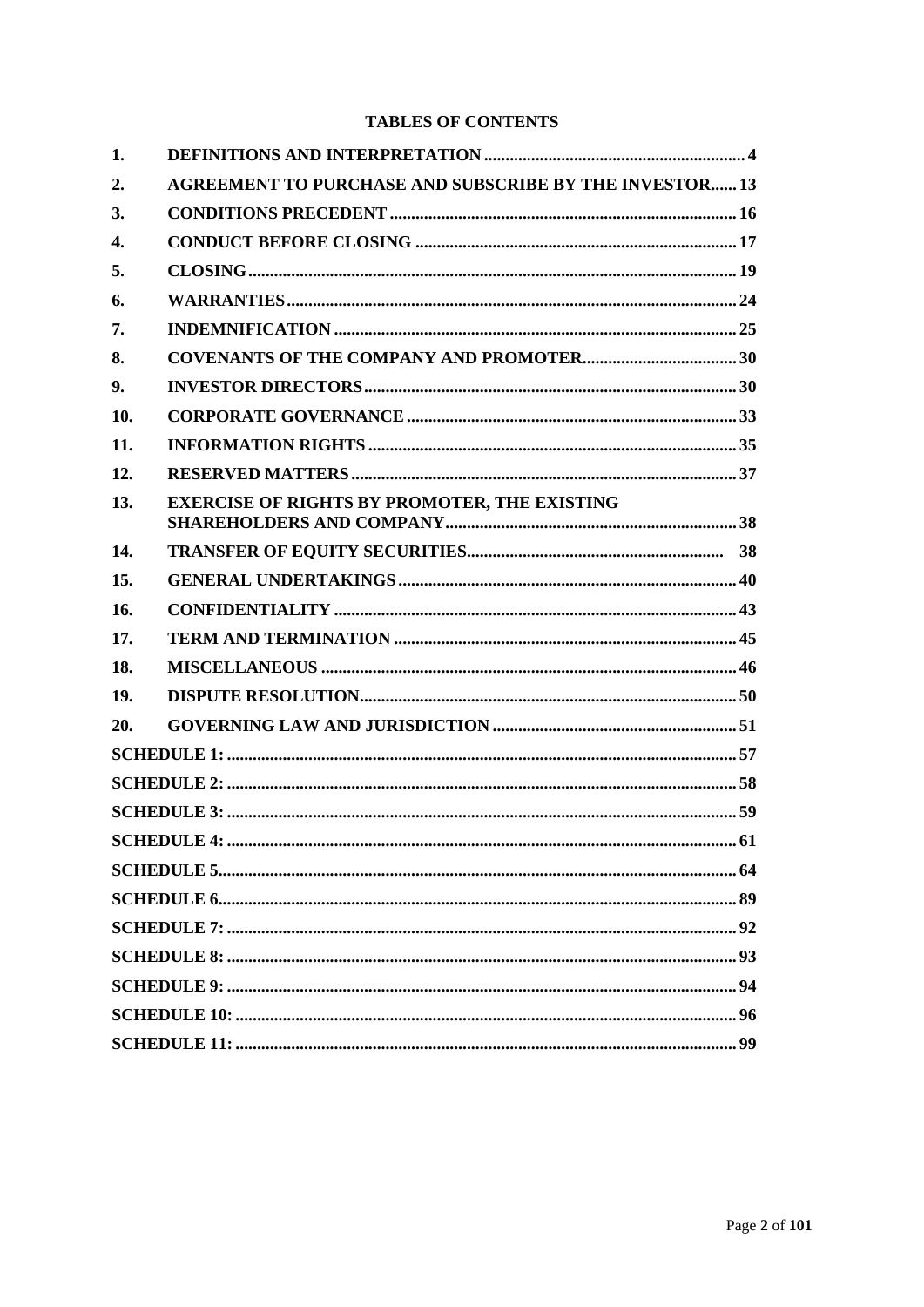# TABLES OF CONTENTS

| | | |
|---|---|---|
| **1.** | **DEFINITIONS AND INTERPRETATION** | **4** |
| **2.** | **AGREEMENT TO PURCHASE AND SUBSCRIBE BY THE INVESTOR** | **13** |
| **3.** | **CONDITIONS PRECEDENT** | **16** |
| **4.** | **CONDUCT BEFORE CLOSING** | **17** |
| **5.** | **CLOSING** | **19** |
| **6.** | **WARRANTIES** | **24** |
| **7.** | **INDEMNIFICATION** | **25** |
| **8.** | **COVENANTS OF THE COMPANY AND PROMOTER** | **30** |
| **9.** | **INVESTOR DIRECTORS** | **30** |
| **10.** | **CORPORATE GOVERNANCE** | **33** |
| **11.** | **INFORMATION RIGHTS** | **35** |
| **12.** | **RESERVED MATTERS** | **37** |
| **13.** | **EXERCISE OF RIGHTS BY PROMOTER, THE EXISTING SHAREHOLDERS AND COMPANY** | **38** |
| **14.** | **TRANSFER OF EQUITY SECURITIES** | **38** |
| **15.** | **GENERAL UNDERTAKINGS** | **40** |
| **16.** | **CONFIDENTIALITY** | **43** |
| **17.** | **TERM AND TERMINATION** | **45** |
| **18.** | **MISCELLANEOUS** | **46** |
| **19.** | **DISPUTE RESOLUTION** | **50** |
| **20.** | **GOVERNING LAW AND JURISDICTION** | **51** |
| | **SCHEDULE 1:** | **57** |
| | **SCHEDULE 2:** | **58** |
| | **SCHEDULE 3:** | **59** |
| | **SCHEDULE 4:** | **61** |
| | **SCHEDULE 5** | **64** |
| | **SCHEDULE 6** | **89** |
| | **SCHEDULE 7:** | **92** |
| | **SCHEDULE 8:** | **93** |
| | **SCHEDULE 9:** | **94** |
| | **SCHEDULE 10:** | **96** |
| | **SCHEDULE 11:** | **99** |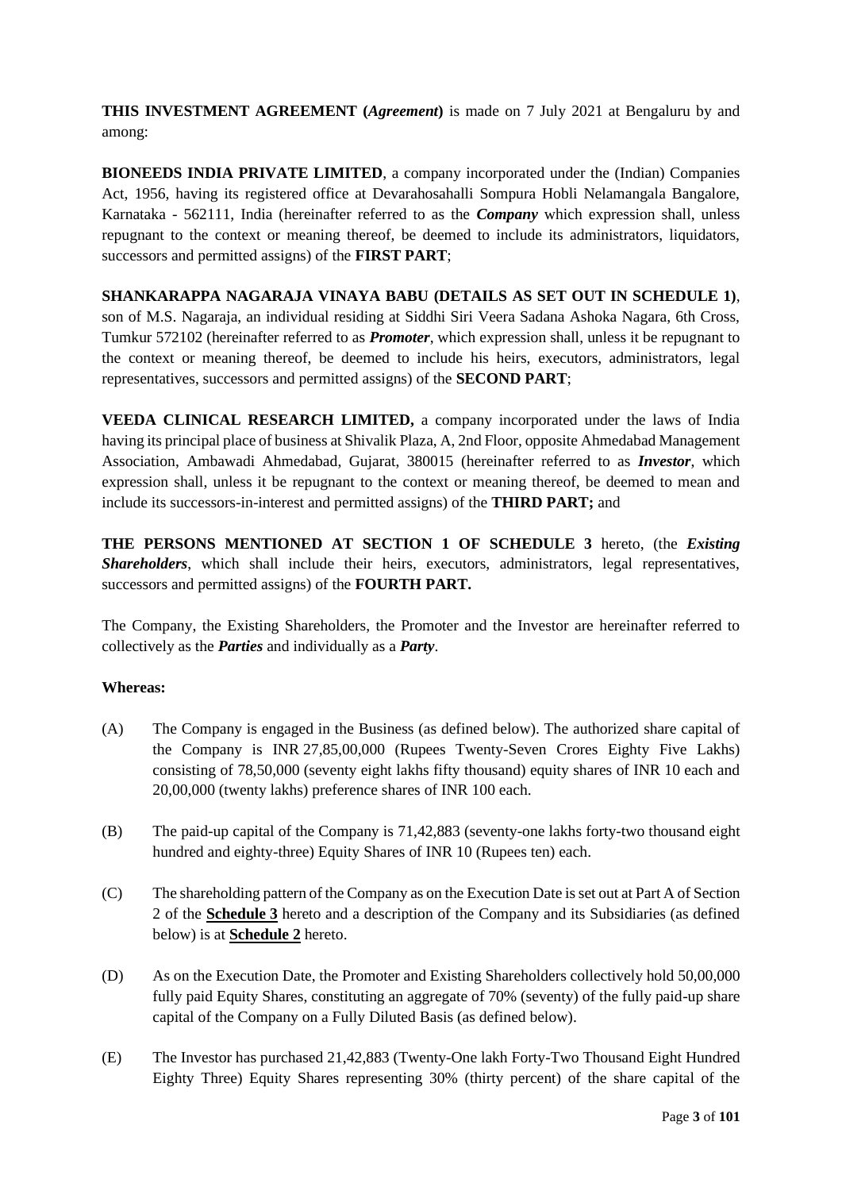**THIS INVESTMENT AGREEMENT (*Agreement*)** is made on 7 July 2021 at Bengaluru by and among:

**BIONEEDS INDIA PRIVATE LIMITED**, a company incorporated under the (Indian) Companies Act, 1956, having its registered office at Devarahosahalli Sompura Hobli Nelamangala Bangalore, Karnataka - 562111, India (hereinafter referred to as the ***Company*** which expression shall, unless repugnant to the context or meaning thereof, be deemed to include its administrators, liquidators, successors and permitted assigns) of the **FIRST PART**;

**SHANKARAPPA NAGARAJA VINAYA BABU (DETAILS AS SET OUT IN SCHEDULE 1)**, son of M.S. Nagaraja, an individual residing at Siddhi Siri Veera Sadana Ashoka Nagara, 6th Cross, Tumkur 572102 (hereinafter referred to as ***Promoter***, which expression shall, unless it be repugnant to the context or meaning thereof, be deemed to include his heirs, executors, administrators, legal representatives, successors and permitted assigns) of the **SECOND PART**;

**VEEDA CLINICAL RESEARCH LIMITED,** a company incorporated under the laws of India having its principal place of business at Shivalik Plaza, A, 2nd Floor, opposite Ahmedabad Management Association, Ambawadi Ahmedabad, Gujarat, 380015 (hereinafter referred to as ***Investor***, which expression shall, unless it be repugnant to the context or meaning thereof, be deemed to mean and include its successors-in-interest and permitted assigns) of the **THIRD PART;** and

**THE PERSONS MENTIONED AT SECTION 1 OF SCHEDULE 3** hereto, (the ***Existing Shareholders***, which shall include their heirs, executors, administrators, legal representatives, successors and permitted assigns) of the **FOURTH PART.**

The Company, the Existing Shareholders, the Promoter and the Investor are hereinafter referred to collectively as the ***Parties*** and individually as a ***Party***.

**Whereas:**

(A) The Company is engaged in the Business (as defined below). The authorized share capital of the Company is INR 27,85,00,000 (Rupees Twenty-Seven Crores Eighty Five Lakhs) consisting of 78,50,000 (seventy eight lakhs fifty thousand) equity shares of INR 10 each and 20,00,000 (twenty lakhs) preference shares of INR 100 each.

(B) The paid-up capital of the Company is 71,42,883 (seventy-one lakhs forty-two thousand eight hundred and eighty-three) Equity Shares of INR 10 (Rupees ten) each.

(C) The shareholding pattern of the Company as on the Execution Date is set out at Part A of Section 2 of the **Schedule 3** hereto and a description of the Company and its Subsidiaries (as defined below) is at **Schedule 2** hereto.

(D) As on the Execution Date, the Promoter and Existing Shareholders collectively hold 50,00,000 fully paid Equity Shares, constituting an aggregate of 70% (seventy) of the fully paid-up share capital of the Company on a Fully Diluted Basis (as defined below).

(E) The Investor has purchased 21,42,883 (Twenty-One lakh Forty-Two Thousand Eight Hundred Eighty Three) Equity Shares representing 30% (thirty percent) of the share capital of the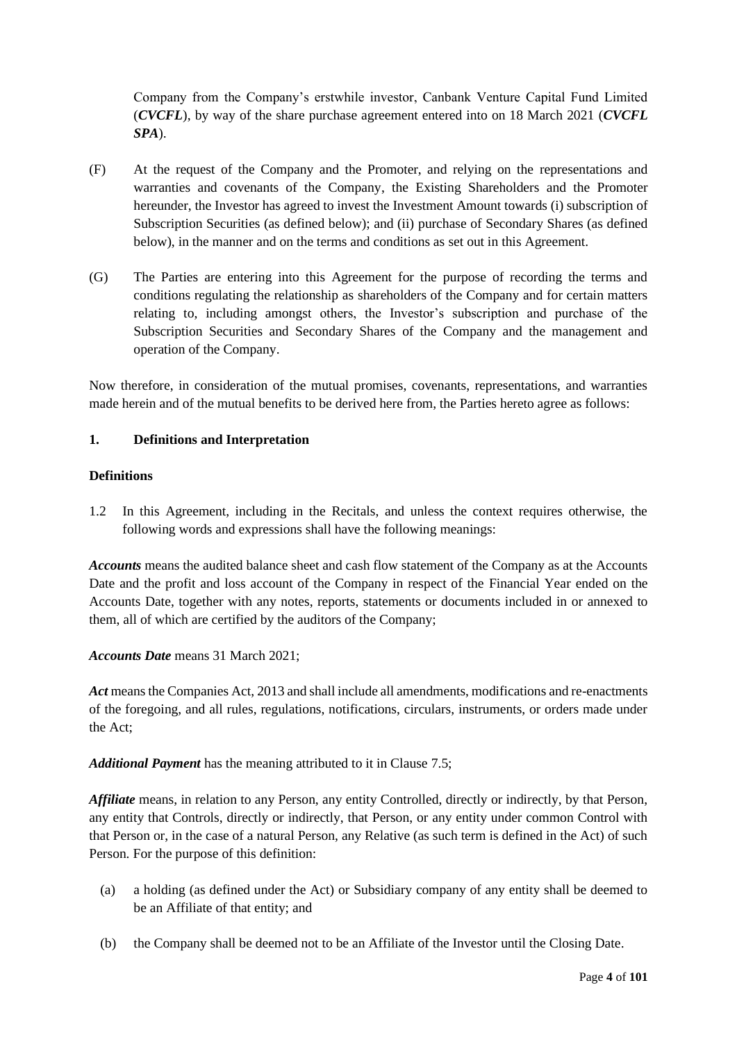Company from the Company's erstwhile investor, Canbank Venture Capital Fund Limited (***CVCFL***), by way of the share purchase agreement entered into on 18 March 2021 (***CVCFL SPA***).

(F) At the request of the Company and the Promoter, and relying on the representations and warranties and covenants of the Company, the Existing Shareholders and the Promoter hereunder, the Investor has agreed to invest the Investment Amount towards (i) subscription of Subscription Securities (as defined below); and (ii) purchase of Secondary Shares (as defined below), in the manner and on the terms and conditions as set out in this Agreement.

(G) The Parties are entering into this Agreement for the purpose of recording the terms and conditions regulating the relationship as shareholders of the Company and for certain matters relating to, including amongst others, the Investor's subscription and purchase of the Subscription Securities and Secondary Shares of the Company and the management and operation of the Company.

Now therefore, in consideration of the mutual promises, covenants, representations, and warranties made herein and of the mutual benefits to be derived here from, the Parties hereto agree as follows:

**1. Definitions and Interpretation**

**Definitions**

1.2 In this Agreement, including in the Recitals, and unless the context requires otherwise, the following words and expressions shall have the following meanings:

***Accounts*** means the audited balance sheet and cash flow statement of the Company as at the Accounts Date and the profit and loss account of the Company in respect of the Financial Year ended on the Accounts Date, together with any notes, reports, statements or documents included in or annexed to them, all of which are certified by the auditors of the Company;

***Accounts Date*** means 31 March 2021;

***Act*** means the Companies Act, 2013 and shall include all amendments, modifications and re-enactments of the foregoing, and all rules, regulations, notifications, circulars, instruments, or orders made under the Act;

***Additional Payment*** has the meaning attributed to it in Clause 7.5;

***Affiliate*** means, in relation to any Person, any entity Controlled, directly or indirectly, by that Person, any entity that Controls, directly or indirectly, that Person, or any entity under common Control with that Person or, in the case of a natural Person, any Relative (as such term is defined in the Act) of such Person. For the purpose of this definition:

(a) a holding (as defined under the Act) or Subsidiary company of any entity shall be deemed to be an Affiliate of that entity; and

(b) the Company shall be deemed not to be an Affiliate of the Investor until the Closing Date.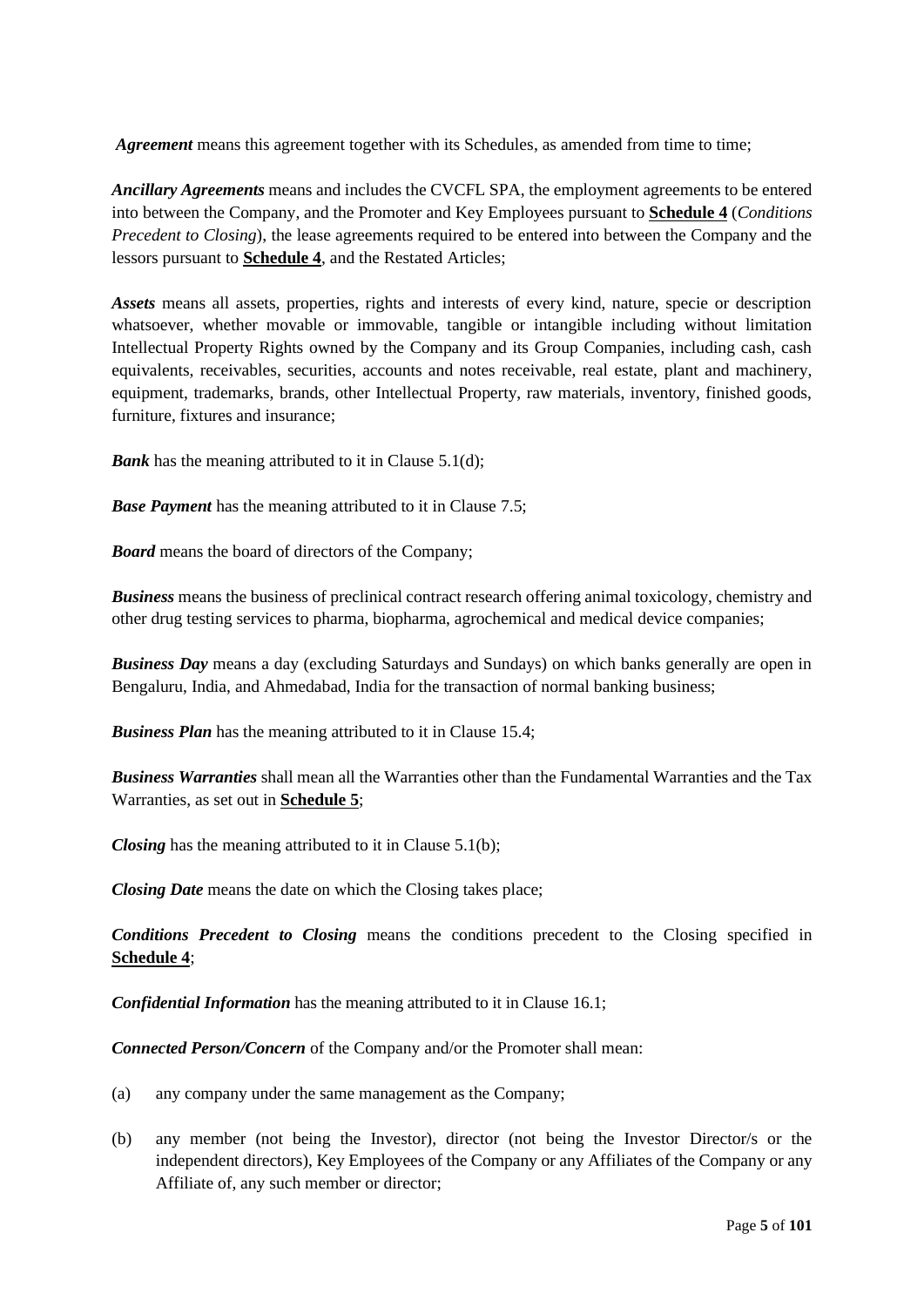***Agreement*** means this agreement together with its Schedules, as amended from time to time;

***Ancillary Agreements*** means and includes the CVCFL SPA, the employment agreements to be entered into between the Company, and the Promoter and Key Employees pursuant to **Schedule 4** (*Conditions Precedent to Closing*), the lease agreements required to be entered into between the Company and the lessors pursuant to **Schedule 4**, and the Restated Articles;

***Assets*** means all assets, properties, rights and interests of every kind, nature, specie or description whatsoever, whether movable or immovable, tangible or intangible including without limitation Intellectual Property Rights owned by the Company and its Group Companies, including cash, cash equivalents, receivables, securities, accounts and notes receivable, real estate, plant and machinery, equipment, trademarks, brands, other Intellectual Property, raw materials, inventory, finished goods, furniture, fixtures and insurance;

***Bank*** has the meaning attributed to it in Clause 5.1(d);

***Base Payment*** has the meaning attributed to it in Clause 7.5;

***Board*** means the board of directors of the Company;

***Business*** means the business of preclinical contract research offering animal toxicology, chemistry and other drug testing services to pharma, biopharma, agrochemical and medical device companies;

***Business Day*** means a day (excluding Saturdays and Sundays) on which banks generally are open in Bengaluru, India, and Ahmedabad, India for the transaction of normal banking business;

***Business Plan*** has the meaning attributed to it in Clause 15.4;

***Business Warranties*** shall mean all the Warranties other than the Fundamental Warranties and the Tax Warranties, as set out in **Schedule 5**;

***Closing*** has the meaning attributed to it in Clause 5.1(b);

***Closing Date*** means the date on which the Closing takes place;

***Conditions Precedent to Closing*** means the conditions precedent to the Closing specified in **Schedule 4**;

***Confidential Information*** has the meaning attributed to it in Clause 16.1;

***Connected Person/Concern*** of the Company and/or the Promoter shall mean:

(a) any company under the same management as the Company;

(b) any member (not being the Investor), director (not being the Investor Director/s or the independent directors), Key Employees of the Company or any Affiliates of the Company or any Affiliate of, any such member or director;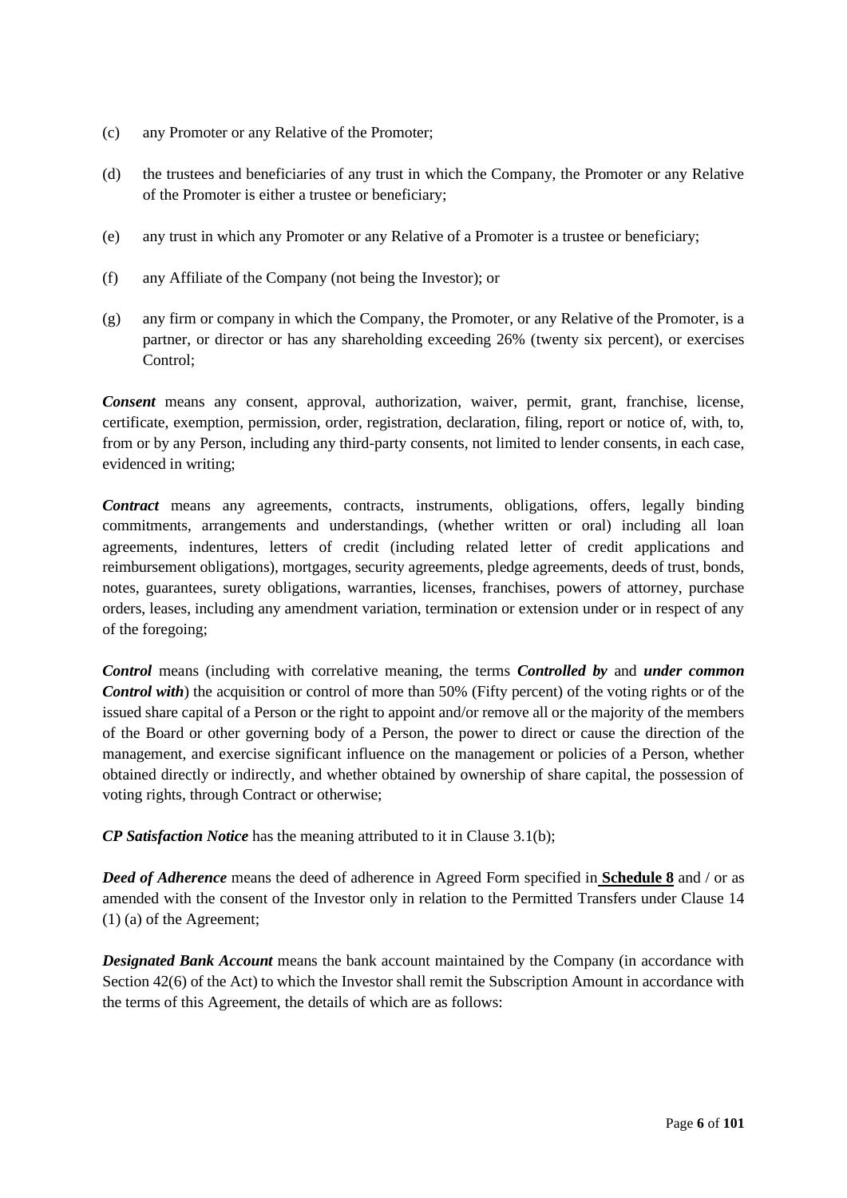(c) any Promoter or any Relative of the Promoter;

(d) the trustees and beneficiaries of any trust in which the Company, the Promoter or any Relative of the Promoter is either a trustee or beneficiary;

(e) any trust in which any Promoter or any Relative of a Promoter is a trustee or beneficiary;

(f) any Affiliate of the Company (not being the Investor); or

(g) any firm or company in which the Company, the Promoter, or any Relative of the Promoter, is a partner, or director or has any shareholding exceeding 26% (twenty six percent), or exercises Control;

***Consent*** means any consent, approval, authorization, waiver, permit, grant, franchise, license, certificate, exemption, permission, order, registration, declaration, filing, report or notice of, with, to, from or by any Person, including any third-party consents, not limited to lender consents, in each case, evidenced in writing;

***Contract*** means any agreements, contracts, instruments, obligations, offers, legally binding commitments, arrangements and understandings, (whether written or oral) including all loan agreements, indentures, letters of credit (including related letter of credit applications and reimbursement obligations), mortgages, security agreements, pledge agreements, deeds of trust, bonds, notes, guarantees, surety obligations, warranties, licenses, franchises, powers of attorney, purchase orders, leases, including any amendment variation, termination or extension under or in respect of any of the foregoing;

***Control*** means (including with correlative meaning, the terms ***Controlled by*** and ***under common Control with***) the acquisition or control of more than 50% (Fifty percent) of the voting rights or of the issued share capital of a Person or the right to appoint and/or remove all or the majority of the members of the Board or other governing body of a Person, the power to direct or cause the direction of the management, and exercise significant influence on the management or policies of a Person, whether obtained directly or indirectly, and whether obtained by ownership of share capital, the possession of voting rights, through Contract or otherwise;

***CP Satisfaction Notice*** has the meaning attributed to it in Clause 3.1(b);

***Deed of Adherence*** means the deed of adherence in Agreed Form specified in **Schedule 8** and / or as amended with the consent of the Investor only in relation to the Permitted Transfers under Clause 14 (1) (a) of the Agreement;

***Designated Bank Account*** means the bank account maintained by the Company (in accordance with Section 42(6) of the Act) to which the Investor shall remit the Subscription Amount in accordance with the terms of this Agreement, the details of which are as follows: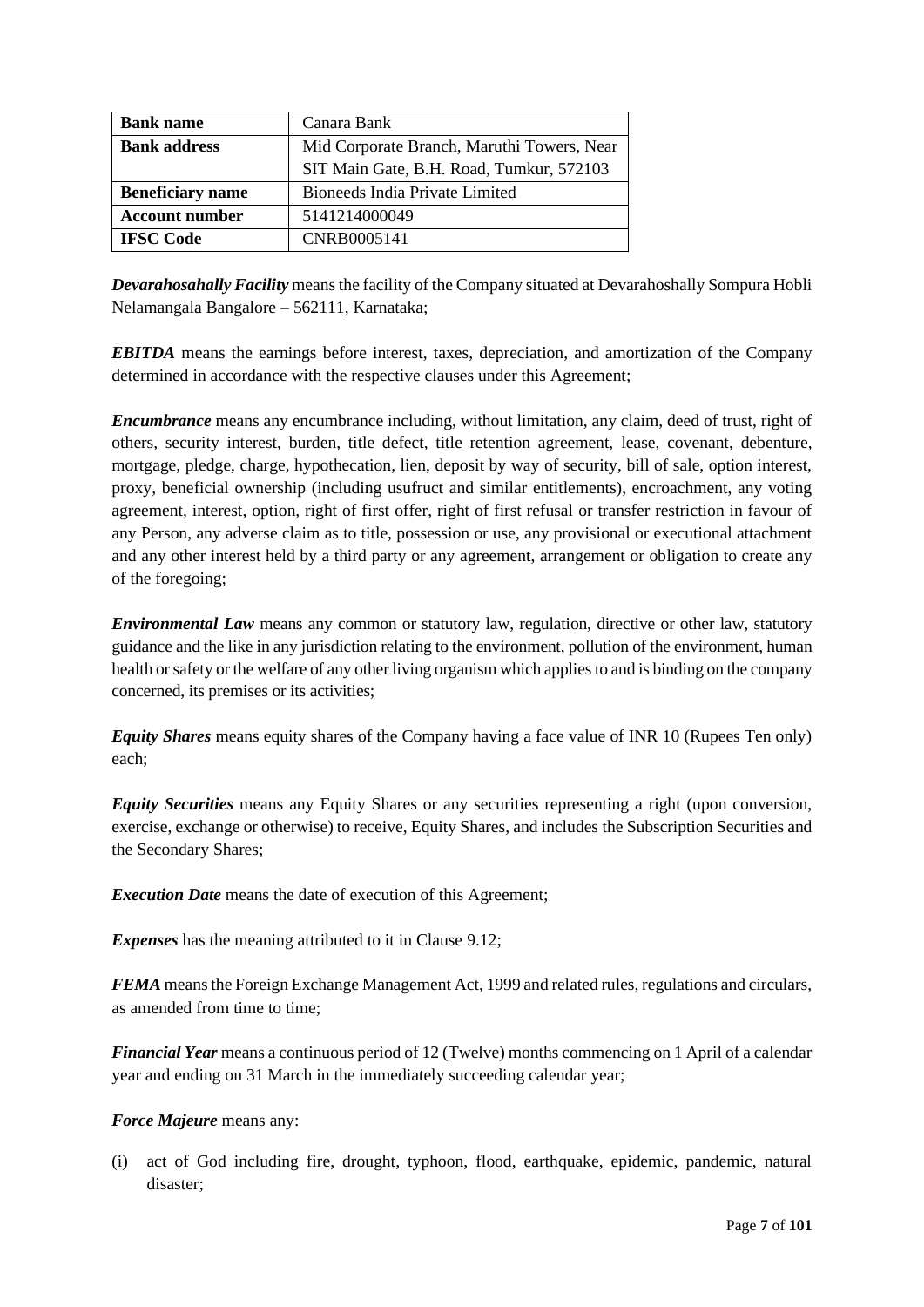| Bank name | Canara Bank |
| --- | --- |
| Bank address | Mid Corporate Branch, Maruthi Towers, Near SIT Main Gate, B.H. Road, Tumkur, 572103 |
| Beneficiary name | Bioneeds India Private Limited |
| Account number | 5141214000049 |
| IFSC Code | CNRB0005141 |

***Devarahosahally Facility*** means the facility of the Company situated at Devarahoshally Sompura Hobli Nelamangala Bangalore – 562111, Karnataka;

***EBITDA*** means the earnings before interest, taxes, depreciation, and amortization of the Company determined in accordance with the respective clauses under this Agreement;

***Encumbrance*** means any encumbrance including, without limitation, any claim, deed of trust, right of others, security interest, burden, title defect, title retention agreement, lease, covenant, debenture, mortgage, pledge, charge, hypothecation, lien, deposit by way of security, bill of sale, option interest, proxy, beneficial ownership (including usufruct and similar entitlements), encroachment, any voting agreement, interest, option, right of first offer, right of first refusal or transfer restriction in favour of any Person, any adverse claim as to title, possession or use, any provisional or executional attachment and any other interest held by a third party or any agreement, arrangement or obligation to create any of the foregoing;

***Environmental Law*** means any common or statutory law, regulation, directive or other law, statutory guidance and the like in any jurisdiction relating to the environment, pollution of the environment, human health or safety or the welfare of any other living organism which applies to and is binding on the company concerned, its premises or its activities;

***Equity Shares*** means equity shares of the Company having a face value of INR 10 (Rupees Ten only) each;

***Equity Securities*** means any Equity Shares or any securities representing a right (upon conversion, exercise, exchange or otherwise) to receive, Equity Shares, and includes the Subscription Securities and the Secondary Shares;

***Execution Date*** means the date of execution of this Agreement;

***Expenses*** has the meaning attributed to it in Clause 9.12;

***FEMA*** means the Foreign Exchange Management Act, 1999 and related rules, regulations and circulars, as amended from time to time;

***Financial Year*** means a continuous period of 12 (Twelve) months commencing on 1 April of a calendar year and ending on 31 March in the immediately succeeding calendar year;

***Force Majeure*** means any:

(i) act of God including fire, drought, typhoon, flood, earthquake, epidemic, pandemic, natural disaster;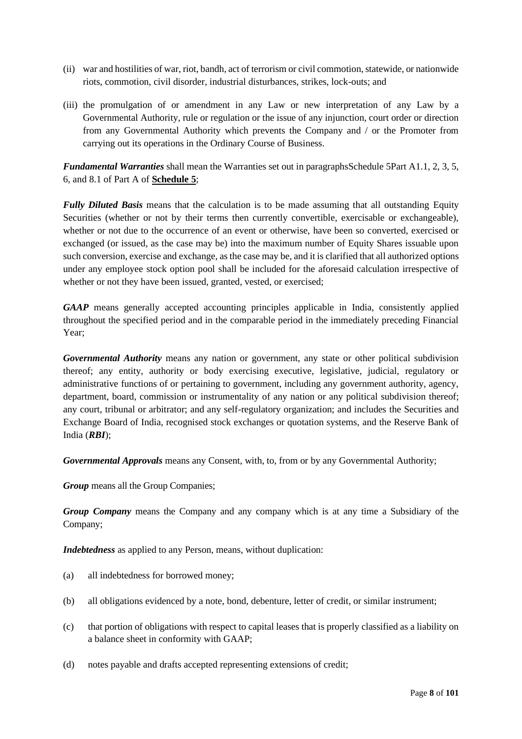(ii) war and hostilities of war, riot, bandh, act of terrorism or civil commotion, statewide, or nationwide riots, commotion, civil disorder, industrial disturbances, strikes, lock-outs; and

(iii) the promulgation of or amendment in any Law or new interpretation of any Law by a Governmental Authority, rule or regulation or the issue of any injunction, court order or direction from any Governmental Authority which prevents the Company and / or the Promoter from carrying out its operations in the Ordinary Course of Business.

***Fundamental Warranties*** shall mean the Warranties set out in paragraphsSchedule 5Part A1.1, 2, 3, 5, 6, and 8.1 of Part A of **Schedule 5**;

***Fully Diluted Basis*** means that the calculation is to be made assuming that all outstanding Equity Securities (whether or not by their terms then currently convertible, exercisable or exchangeable), whether or not due to the occurrence of an event or otherwise, have been so converted, exercised or exchanged (or issued, as the case may be) into the maximum number of Equity Shares issuable upon such conversion, exercise and exchange, as the case may be, and it is clarified that all authorized options under any employee stock option pool shall be included for the aforesaid calculation irrespective of whether or not they have been issued, granted, vested, or exercised;

***GAAP*** means generally accepted accounting principles applicable in India, consistently applied throughout the specified period and in the comparable period in the immediately preceding Financial Year;

***Governmental Authority*** means any nation or government, any state or other political subdivision thereof; any entity, authority or body exercising executive, legislative, judicial, regulatory or administrative functions of or pertaining to government, including any government authority, agency, department, board, commission or instrumentality of any nation or any political subdivision thereof; any court, tribunal or arbitrator; and any self-regulatory organization; and includes the Securities and Exchange Board of India, recognised stock exchanges or quotation systems, and the Reserve Bank of India (***RBI***);

***Governmental Approvals*** means any Consent, with, to, from or by any Governmental Authority;

***Group*** means all the Group Companies;

***Group Company*** means the Company and any company which is at any time a Subsidiary of the Company;

***Indebtedness*** as applied to any Person, means, without duplication:

(a) all indebtedness for borrowed money;

(b) all obligations evidenced by a note, bond, debenture, letter of credit, or similar instrument;

(c) that portion of obligations with respect to capital leases that is properly classified as a liability on a balance sheet in conformity with GAAP;

(d) notes payable and drafts accepted representing extensions of credit;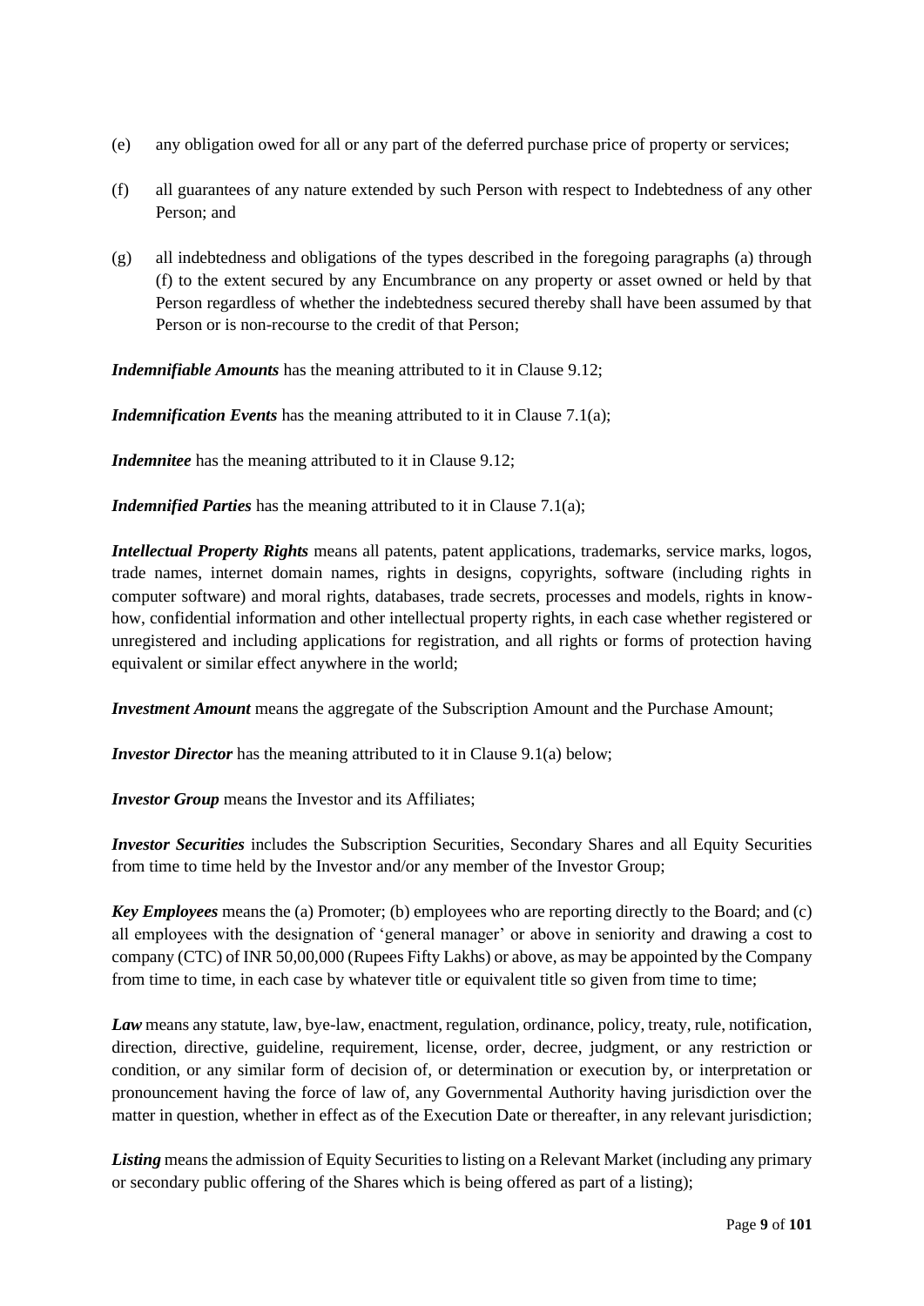(e) any obligation owed for all or any part of the deferred purchase price of property or services;

(f) all guarantees of any nature extended by such Person with respect to Indebtedness of any other Person; and

(g) all indebtedness and obligations of the types described in the foregoing paragraphs (a) through (f) to the extent secured by any Encumbrance on any property or asset owned or held by that Person regardless of whether the indebtedness secured thereby shall have been assumed by that Person or is non-recourse to the credit of that Person;

***Indemnifiable Amounts*** has the meaning attributed to it in Clause 9.12;

***Indemnification Events*** has the meaning attributed to it in Clause 7.1(a);

***Indemnitee*** has the meaning attributed to it in Clause 9.12;

***Indemnified Parties*** has the meaning attributed to it in Clause 7.1(a);

***Intellectual Property Rights*** means all patents, patent applications, trademarks, service marks, logos, trade names, internet domain names, rights in designs, copyrights, software (including rights in computer software) and moral rights, databases, trade secrets, processes and models, rights in know-how, confidential information and other intellectual property rights, in each case whether registered or unregistered and including applications for registration, and all rights or forms of protection having equivalent or similar effect anywhere in the world;

***Investment Amount*** means the aggregate of the Subscription Amount and the Purchase Amount;

***Investor Director*** has the meaning attributed to it in Clause 9.1(a) below;

***Investor Group*** means the Investor and its Affiliates;

***Investor Securities*** includes the Subscription Securities, Secondary Shares and all Equity Securities from time to time held by the Investor and/or any member of the Investor Group;

***Key Employees*** means the (a) Promoter; (b) employees who are reporting directly to the Board; and (c) all employees with the designation of 'general manager' or above in seniority and drawing a cost to company (CTC) of INR 50,00,000 (Rupees Fifty Lakhs) or above, as may be appointed by the Company from time to time, in each case by whatever title or equivalent title so given from time to time;

***Law*** means any statute, law, bye-law, enactment, regulation, ordinance, policy, treaty, rule, notification, direction, directive, guideline, requirement, license, order, decree, judgment, or any restriction or condition, or any similar form of decision of, or determination or execution by, or interpretation or pronouncement having the force of law of, any Governmental Authority having jurisdiction over the matter in question, whether in effect as of the Execution Date or thereafter, in any relevant jurisdiction;

***Listing*** means the admission of Equity Securities to listing on a Relevant Market (including any primary or secondary public offering of the Shares which is being offered as part of a listing);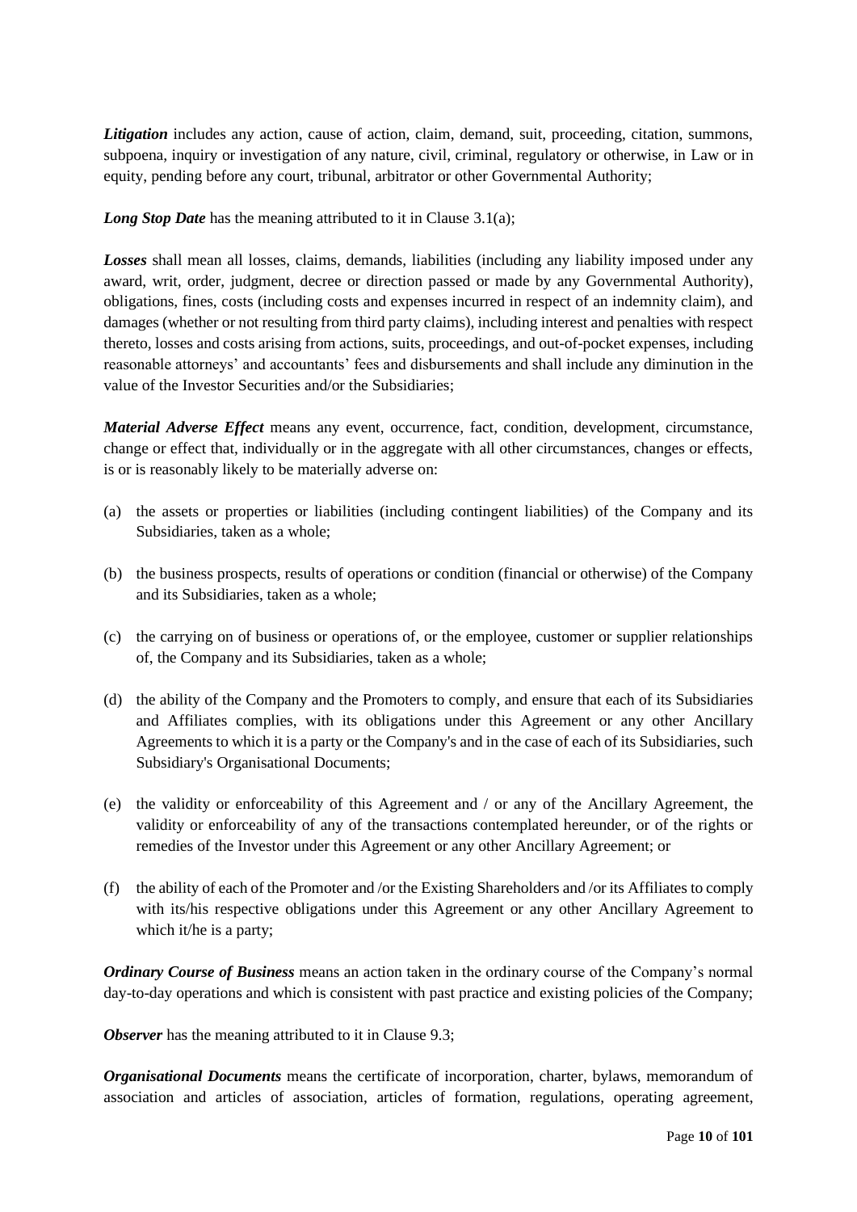***Litigation*** includes any action, cause of action, claim, demand, suit, proceeding, citation, summons, subpoena, inquiry or investigation of any nature, civil, criminal, regulatory or otherwise, in Law or in equity, pending before any court, tribunal, arbitrator or other Governmental Authority;

***Long Stop Date*** has the meaning attributed to it in Clause 3.1(a);

***Losses*** shall mean all losses, claims, demands, liabilities (including any liability imposed under any award, writ, order, judgment, decree or direction passed or made by any Governmental Authority), obligations, fines, costs (including costs and expenses incurred in respect of an indemnity claim), and damages (whether or not resulting from third party claims), including interest and penalties with respect thereto, losses and costs arising from actions, suits, proceedings, and out-of-pocket expenses, including reasonable attorneys' and accountants' fees and disbursements and shall include any diminution in the value of the Investor Securities and/or the Subsidiaries;

***Material Adverse Effect*** means any event, occurrence, fact, condition, development, circumstance, change or effect that, individually or in the aggregate with all other circumstances, changes or effects, is or is reasonably likely to be materially adverse on:

(a) the assets or properties or liabilities (including contingent liabilities) of the Company and its Subsidiaries, taken as a whole;

(b) the business prospects, results of operations or condition (financial or otherwise) of the Company and its Subsidiaries, taken as a whole;

(c) the carrying on of business or operations of, or the employee, customer or supplier relationships of, the Company and its Subsidiaries, taken as a whole;

(d) the ability of the Company and the Promoters to comply, and ensure that each of its Subsidiaries and Affiliates complies, with its obligations under this Agreement or any other Ancillary Agreements to which it is a party or the Company's and in the case of each of its Subsidiaries, such Subsidiary's Organisational Documents;

(e) the validity or enforceability of this Agreement and / or any of the Ancillary Agreement, the validity or enforceability of any of the transactions contemplated hereunder, or of the rights or remedies of the Investor under this Agreement or any other Ancillary Agreement; or

(f) the ability of each of the Promoter and /or the Existing Shareholders and /or its Affiliates to comply with its/his respective obligations under this Agreement or any other Ancillary Agreement to which it/he is a party;

***Ordinary Course of Business*** means an action taken in the ordinary course of the Company's normal day-to-day operations and which is consistent with past practice and existing policies of the Company;

***Observer*** has the meaning attributed to it in Clause 9.3;

***Organisational Documents*** means the certificate of incorporation, charter, bylaws, memorandum of association and articles of association, articles of formation, regulations, operating agreement,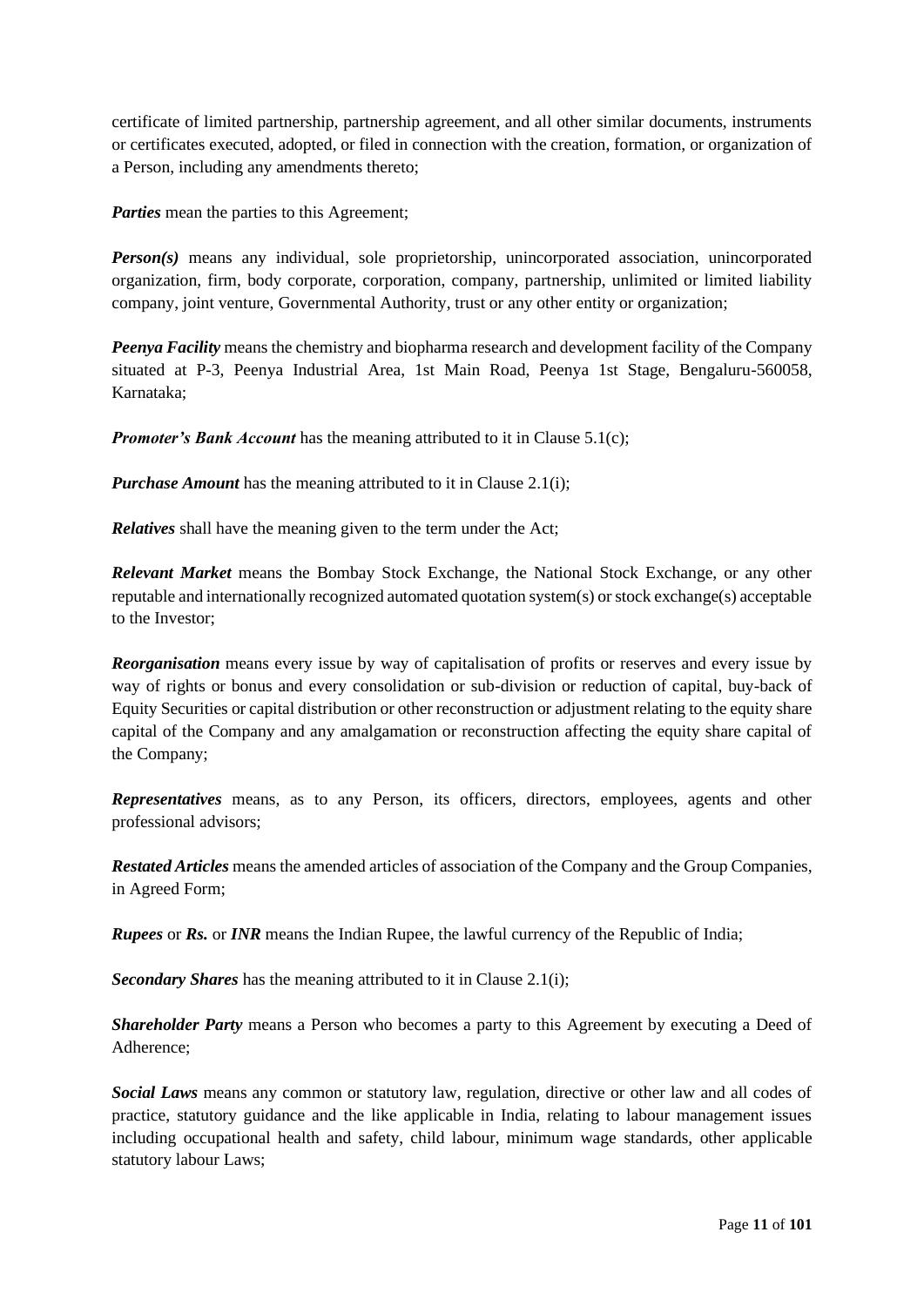certificate of limited partnership, partnership agreement, and all other similar documents, instruments or certificates executed, adopted, or filed in connection with the creation, formation, or organization of a Person, including any amendments thereto;

***Parties*** mean the parties to this Agreement;

***Person(s)*** means any individual, sole proprietorship, unincorporated association, unincorporated organization, firm, body corporate, corporation, company, partnership, unlimited or limited liability company, joint venture, Governmental Authority, trust or any other entity or organization;

***Peenya Facility*** means the chemistry and biopharma research and development facility of the Company situated at P-3, Peenya Industrial Area, 1st Main Road, Peenya 1st Stage, Bengaluru-560058, Karnataka;

***Promoter's Bank Account*** has the meaning attributed to it in Clause 5.1(c);

***Purchase Amount*** has the meaning attributed to it in Clause 2.1(i);

***Relatives*** shall have the meaning given to the term under the Act;

***Relevant Market*** means the Bombay Stock Exchange, the National Stock Exchange, or any other reputable and internationally recognized automated quotation system(s) or stock exchange(s) acceptable to the Investor;

***Reorganisation*** means every issue by way of capitalisation of profits or reserves and every issue by way of rights or bonus and every consolidation or sub-division or reduction of capital, buy-back of Equity Securities or capital distribution or other reconstruction or adjustment relating to the equity share capital of the Company and any amalgamation or reconstruction affecting the equity share capital of the Company;

***Representatives*** means, as to any Person, its officers, directors, employees, agents and other professional advisors;

***Restated Articles*** means the amended articles of association of the Company and the Group Companies, in Agreed Form;

***Rupees*** or ***Rs.*** or ***INR*** means the Indian Rupee, the lawful currency of the Republic of India;

***Secondary Shares*** has the meaning attributed to it in Clause 2.1(i);

***Shareholder Party*** means a Person who becomes a party to this Agreement by executing a Deed of Adherence;

***Social Laws*** means any common or statutory law, regulation, directive or other law and all codes of practice, statutory guidance and the like applicable in India, relating to labour management issues including occupational health and safety, child labour, minimum wage standards, other applicable statutory labour Laws;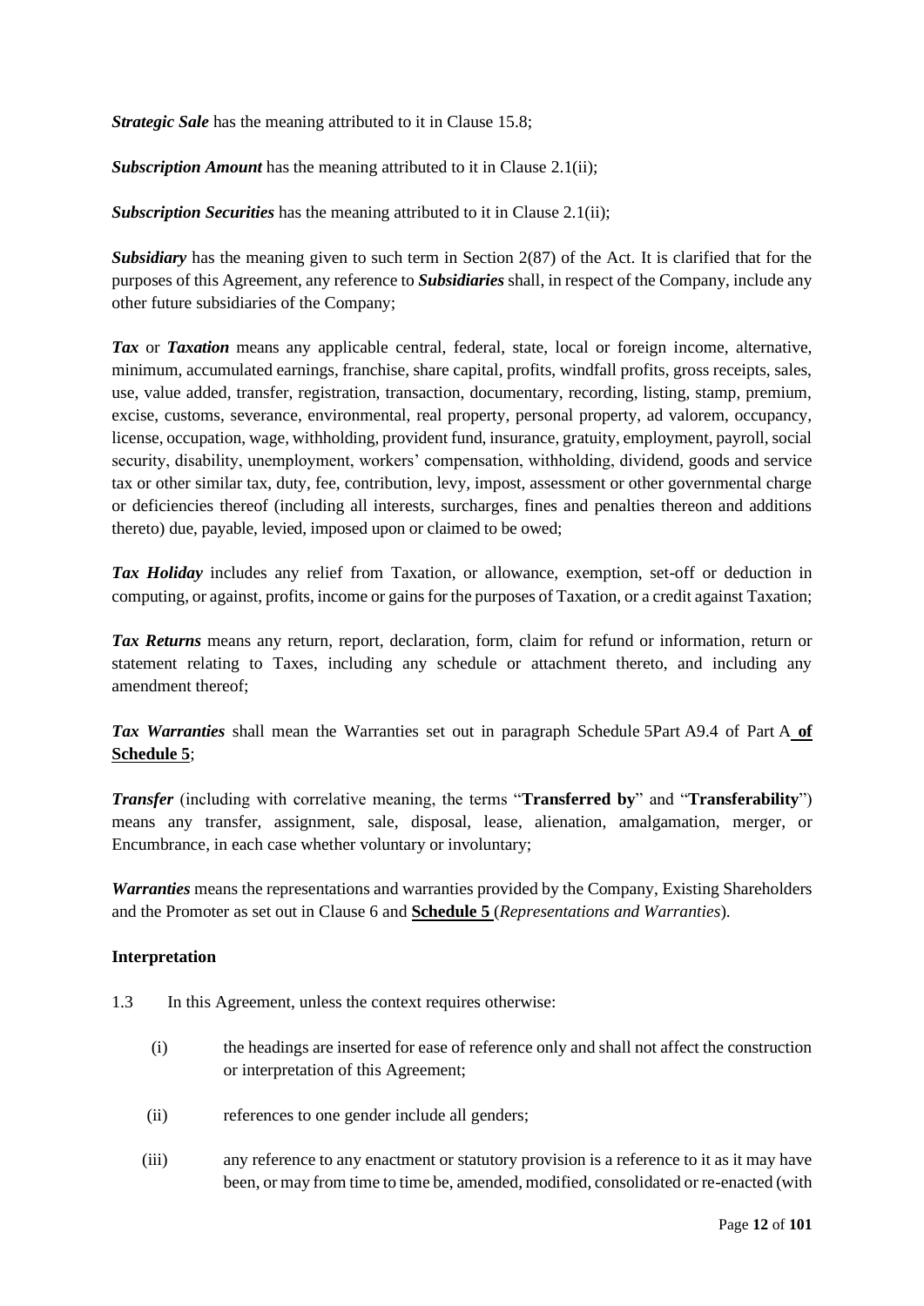***Strategic Sale*** has the meaning attributed to it in Clause 15.8;

***Subscription Amount*** has the meaning attributed to it in Clause 2.1(ii);

***Subscription Securities*** has the meaning attributed to it in Clause 2.1(ii);

***Subsidiary*** has the meaning given to such term in Section 2(87) of the Act. It is clarified that for the purposes of this Agreement, any reference to ***Subsidiaries*** shall, in respect of the Company, include any other future subsidiaries of the Company;

***Tax*** or ***Taxation*** means any applicable central, federal, state, local or foreign income, alternative, minimum, accumulated earnings, franchise, share capital, profits, windfall profits, gross receipts, sales, use, value added, transfer, registration, transaction, documentary, recording, listing, stamp, premium, excise, customs, severance, environmental, real property, personal property, ad valorem, occupancy, license, occupation, wage, withholding, provident fund, insurance, gratuity, employment, payroll, social security, disability, unemployment, workers' compensation, withholding, dividend, goods and service tax or other similar tax, duty, fee, contribution, levy, impost, assessment or other governmental charge or deficiencies thereof (including all interests, surcharges, fines and penalties thereon and additions thereto) due, payable, levied, imposed upon or claimed to be owed;

***Tax Holiday*** includes any relief from Taxation, or allowance, exemption, set-off or deduction in computing, or against, profits, income or gains for the purposes of Taxation, or a credit against Taxation;

***Tax Returns*** means any return, report, declaration, form, claim for refund or information, return or statement relating to Taxes, including any schedule or attachment thereto, and including any amendment thereof;

***Tax Warranties*** shall mean the Warranties set out in paragraph Schedule 5Part A9.4 of Part A **of Schedule 5**;

***Transfer*** (including with correlative meaning, the terms "**Transferred by**" and "**Transferability**") means any transfer, assignment, sale, disposal, lease, alienation, amalgamation, merger, or Encumbrance, in each case whether voluntary or involuntary;

***Warranties*** means the representations and warranties provided by the Company, Existing Shareholders and the Promoter as set out in Clause 6 and **Schedule 5** (*Representations and Warranties*).

**Interpretation**

1.3 In this Agreement, unless the context requires otherwise:

(i) the headings are inserted for ease of reference only and shall not affect the construction or interpretation of this Agreement;

(ii) references to one gender include all genders;

(iii) any reference to any enactment or statutory provision is a reference to it as it may have been, or may from time to time be, amended, modified, consolidated or re-enacted (with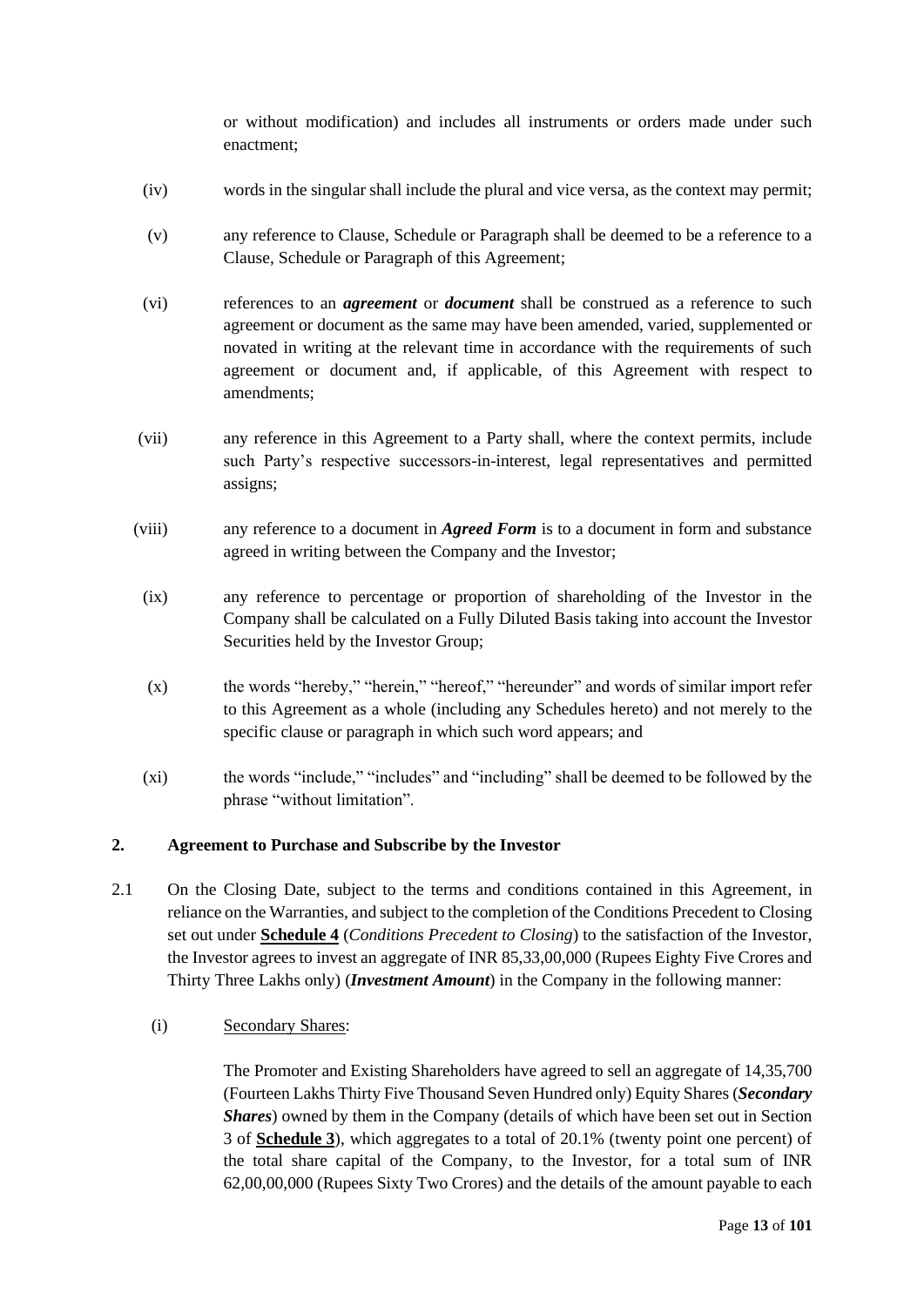or without modification) and includes all instruments or orders made under such enactment;

(iv) words in the singular shall include the plural and vice versa, as the context may permit;

(v) any reference to Clause, Schedule or Paragraph shall be deemed to be a reference to a Clause, Schedule or Paragraph of this Agreement;

(vi) references to an ***agreement*** or ***document*** shall be construed as a reference to such agreement or document as the same may have been amended, varied, supplemented or novated in writing at the relevant time in accordance with the requirements of such agreement or document and, if applicable, of this Agreement with respect to amendments;

(vii) any reference in this Agreement to a Party shall, where the context permits, include such Party's respective successors-in-interest, legal representatives and permitted assigns;

(viii) any reference to a document in ***Agreed Form*** is to a document in form and substance agreed in writing between the Company and the Investor;

(ix) any reference to percentage or proportion of shareholding of the Investor in the Company shall be calculated on a Fully Diluted Basis taking into account the Investor Securities held by the Investor Group;

(x) the words "hereby," "herein," "hereof," "hereunder" and words of similar import refer to this Agreement as a whole (including any Schedules hereto) and not merely to the specific clause or paragraph in which such word appears; and

(xi) the words "include," "includes" and "including" shall be deemed to be followed by the phrase "without limitation".

## 2. Agreement to Purchase and Subscribe by the Investor

2.1 On the Closing Date, subject to the terms and conditions contained in this Agreement, in reliance on the Warranties, and subject to the completion of the Conditions Precedent to Closing set out under **Schedule 4** (*Conditions Precedent to Closing*) to the satisfaction of the Investor, the Investor agrees to invest an aggregate of INR 85,33,00,000 (Rupees Eighty Five Crores and Thirty Three Lakhs only) (***Investment Amount***) in the Company in the following manner:

(i) Secondary Shares:

The Promoter and Existing Shareholders have agreed to sell an aggregate of 14,35,700 (Fourteen Lakhs Thirty Five Thousand Seven Hundred only) Equity Shares (***Secondary Shares***) owned by them in the Company (details of which have been set out in Section 3 of **Schedule 3**), which aggregates to a total of 20.1% (twenty point one percent) of the total share capital of the Company, to the Investor, for a total sum of INR 62,00,00,000 (Rupees Sixty Two Crores) and the details of the amount payable to each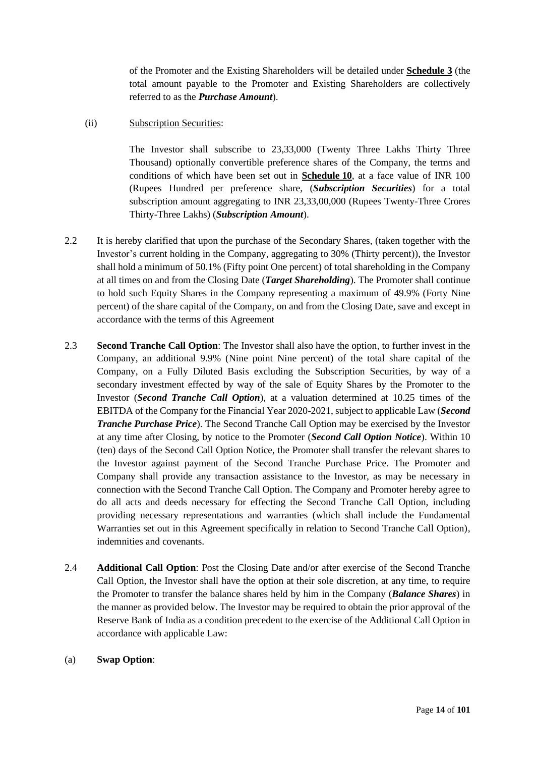of the Promoter and the Existing Shareholders will be detailed under **Schedule 3** (the total amount payable to the Promoter and Existing Shareholders are collectively referred to as the ***Purchase Amount***).

(ii) Subscription Securities:

The Investor shall subscribe to 23,33,000 (Twenty Three Lakhs Thirty Three Thousand) optionally convertible preference shares of the Company, the terms and conditions of which have been set out in **Schedule 10**, at a face value of INR 100 (Rupees Hundred per preference share, (***Subscription Securities***) for a total subscription amount aggregating to INR 23,33,00,000 (Rupees Twenty-Three Crores Thirty-Three Lakhs) (***Subscription Amount***).

2.2 It is hereby clarified that upon the purchase of the Secondary Shares, (taken together with the Investor's current holding in the Company, aggregating to 30% (Thirty percent)), the Investor shall hold a minimum of 50.1% (Fifty point One percent) of total shareholding in the Company at all times on and from the Closing Date (***Target Shareholding***). The Promoter shall continue to hold such Equity Shares in the Company representing a maximum of 49.9% (Forty Nine percent) of the share capital of the Company, on and from the Closing Date, save and except in accordance with the terms of this Agreement

2.3 **Second Tranche Call Option**: The Investor shall also have the option, to further invest in the Company, an additional 9.9% (Nine point Nine percent) of the total share capital of the Company, on a Fully Diluted Basis excluding the Subscription Securities, by way of a secondary investment effected by way of the sale of Equity Shares by the Promoter to the Investor (***Second Tranche Call Option***), at a valuation determined at 10.25 times of the EBITDA of the Company for the Financial Year 2020-2021, subject to applicable Law (***Second Tranche Purchase Price***). The Second Tranche Call Option may be exercised by the Investor at any time after Closing, by notice to the Promoter (***Second Call Option Notice***). Within 10 (ten) days of the Second Call Option Notice, the Promoter shall transfer the relevant shares to the Investor against payment of the Second Tranche Purchase Price. The Promoter and Company shall provide any transaction assistance to the Investor, as may be necessary in connection with the Second Tranche Call Option. The Company and Promoter hereby agree to do all acts and deeds necessary for effecting the Second Tranche Call Option, including providing necessary representations and warranties (which shall include the Fundamental Warranties set out in this Agreement specifically in relation to Second Tranche Call Option), indemnities and covenants.

2.4 **Additional Call Option**: Post the Closing Date and/or after exercise of the Second Tranche Call Option, the Investor shall have the option at their sole discretion, at any time, to require the Promoter to transfer the balance shares held by him in the Company (***Balance Shares***) in the manner as provided below. The Investor may be required to obtain the prior approval of the Reserve Bank of India as a condition precedent to the exercise of the Additional Call Option in accordance with applicable Law:

(a) **Swap Option**: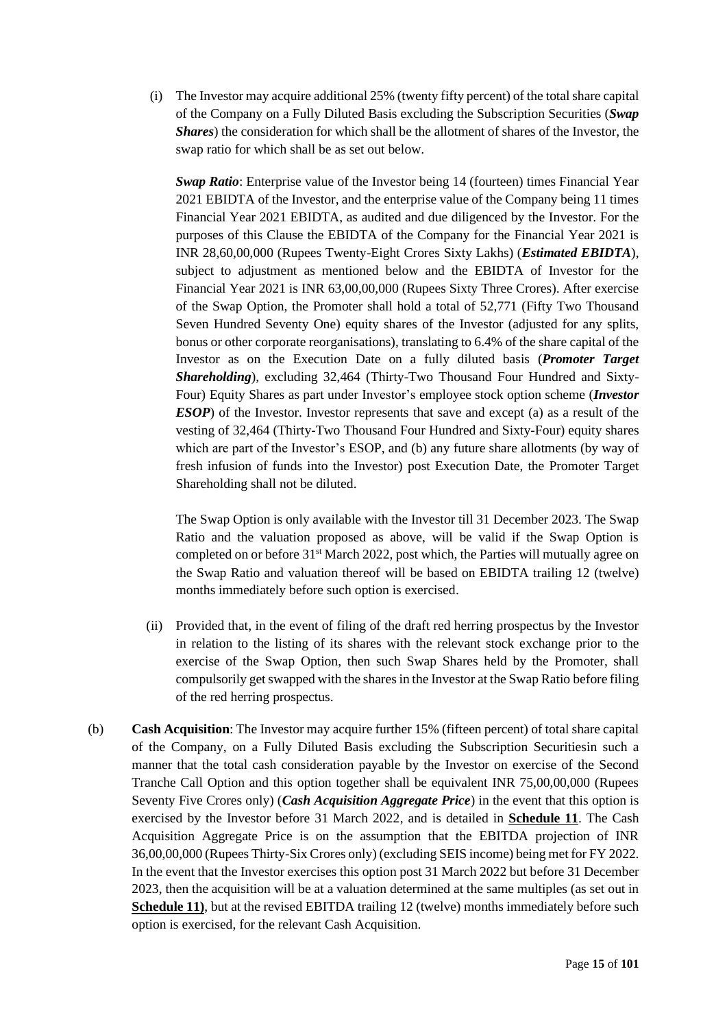(i) The Investor may acquire additional 25% (twenty fifty percent) of the total share capital of the Company on a Fully Diluted Basis excluding the Subscription Securities (***Swap Shares***) the consideration for which shall be the allotment of shares of the Investor, the swap ratio for which shall be as set out below.

***Swap Ratio***: Enterprise value of the Investor being 14 (fourteen) times Financial Year 2021 EBIDTA of the Investor, and the enterprise value of the Company being 11 times Financial Year 2021 EBIDTA, as audited and due diligenced by the Investor. For the purposes of this Clause the EBIDTA of the Company for the Financial Year 2021 is INR 28,60,00,000 (Rupees Twenty-Eight Crores Sixty Lakhs) (***Estimated EBIDTA***), subject to adjustment as mentioned below and the EBIDTA of Investor for the Financial Year 2021 is INR 63,00,00,000 (Rupees Sixty Three Crores). After exercise of the Swap Option, the Promoter shall hold a total of 52,771 (Fifty Two Thousand Seven Hundred Seventy One) equity shares of the Investor (adjusted for any splits, bonus or other corporate reorganisations), translating to 6.4% of the share capital of the Investor as on the Execution Date on a fully diluted basis (***Promoter Target Shareholding***), excluding 32,464 (Thirty-Two Thousand Four Hundred and Sixty-Four) Equity Shares as part under Investor's employee stock option scheme (***Investor ESOP***) of the Investor. Investor represents that save and except (a) as a result of the vesting of 32,464 (Thirty-Two Thousand Four Hundred and Sixty-Four) equity shares which are part of the Investor's ESOP, and (b) any future share allotments (by way of fresh infusion of funds into the Investor) post Execution Date, the Promoter Target Shareholding shall not be diluted.

The Swap Option is only available with the Investor till 31 December 2023. The Swap Ratio and the valuation proposed as above, will be valid if the Swap Option is completed on or before 31st March 2022, post which, the Parties will mutually agree on the Swap Ratio and valuation thereof will be based on EBIDTA trailing 12 (twelve) months immediately before such option is exercised.

(ii) Provided that, in the event of filing of the draft red herring prospectus by the Investor in relation to the listing of its shares with the relevant stock exchange prior to the exercise of the Swap Option, then such Swap Shares held by the Promoter, shall compulsorily get swapped with the shares in the Investor at the Swap Ratio before filing of the red herring prospectus.

(b) **Cash Acquisition**: The Investor may acquire further 15% (fifteen percent) of total share capital of the Company, on a Fully Diluted Basis excluding the Subscription Securitiesin such a manner that the total cash consideration payable by the Investor on exercise of the Second Tranche Call Option and this option together shall be equivalent INR 75,00,00,000 (Rupees Seventy Five Crores only) (***Cash Acquisition Aggregate Price***) in the event that this option is exercised by the Investor before 31 March 2022, and is detailed in **Schedule 11**. The Cash Acquisition Aggregate Price is on the assumption that the EBITDA projection of INR 36,00,00,000 (Rupees Thirty-Six Crores only) (excluding SEIS income) being met for FY 2022. In the event that the Investor exercises this option post 31 March 2022 but before 31 December 2023, then the acquisition will be at a valuation determined at the same multiples (as set out in **Schedule 11**), but at the revised EBITDA trailing 12 (twelve) months immediately before such option is exercised, for the relevant Cash Acquisition.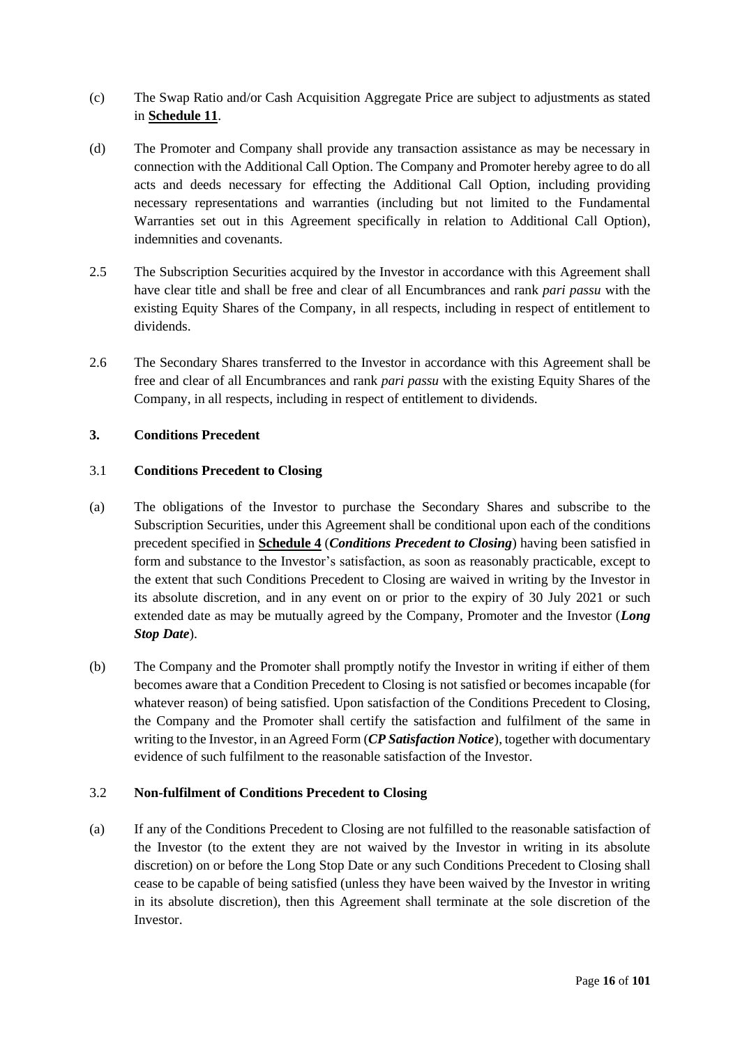(c) The Swap Ratio and/or Cash Acquisition Aggregate Price are subject to adjustments as stated in **Schedule 11**.

(d) The Promoter and Company shall provide any transaction assistance as may be necessary in connection with the Additional Call Option. The Company and Promoter hereby agree to do all acts and deeds necessary for effecting the Additional Call Option, including providing necessary representations and warranties (including but not limited to the Fundamental Warranties set out in this Agreement specifically in relation to Additional Call Option), indemnities and covenants.

2.5 The Subscription Securities acquired by the Investor in accordance with this Agreement shall have clear title and shall be free and clear of all Encumbrances and rank *pari passu* with the existing Equity Shares of the Company, in all respects, including in respect of entitlement to dividends.

2.6 The Secondary Shares transferred to the Investor in accordance with this Agreement shall be free and clear of all Encumbrances and rank *pari passu* with the existing Equity Shares of the Company, in all respects, including in respect of entitlement to dividends.

**3. Conditions Precedent**

3.1 **Conditions Precedent to Closing**

(a) The obligations of the Investor to purchase the Secondary Shares and subscribe to the Subscription Securities, under this Agreement shall be conditional upon each of the conditions precedent specified in **Schedule 4** (***Conditions Precedent to Closing***) having been satisfied in form and substance to the Investor's satisfaction, as soon as reasonably practicable, except to the extent that such Conditions Precedent to Closing are waived in writing by the Investor in its absolute discretion, and in any event on or prior to the expiry of 30 July 2021 or such extended date as may be mutually agreed by the Company, Promoter and the Investor (***Long Stop Date***).

(b) The Company and the Promoter shall promptly notify the Investor in writing if either of them becomes aware that a Condition Precedent to Closing is not satisfied or becomes incapable (for whatever reason) of being satisfied. Upon satisfaction of the Conditions Precedent to Closing, the Company and the Promoter shall certify the satisfaction and fulfilment of the same in writing to the Investor, in an Agreed Form (***CP Satisfaction Notice***), together with documentary evidence of such fulfilment to the reasonable satisfaction of the Investor.

3.2 **Non-fulfilment of Conditions Precedent to Closing**

(a) If any of the Conditions Precedent to Closing are not fulfilled to the reasonable satisfaction of the Investor (to the extent they are not waived by the Investor in writing in its absolute discretion) on or before the Long Stop Date or any such Conditions Precedent to Closing shall cease to be capable of being satisfied (unless they have been waived by the Investor in writing in its absolute discretion), then this Agreement shall terminate at the sole discretion of the Investor.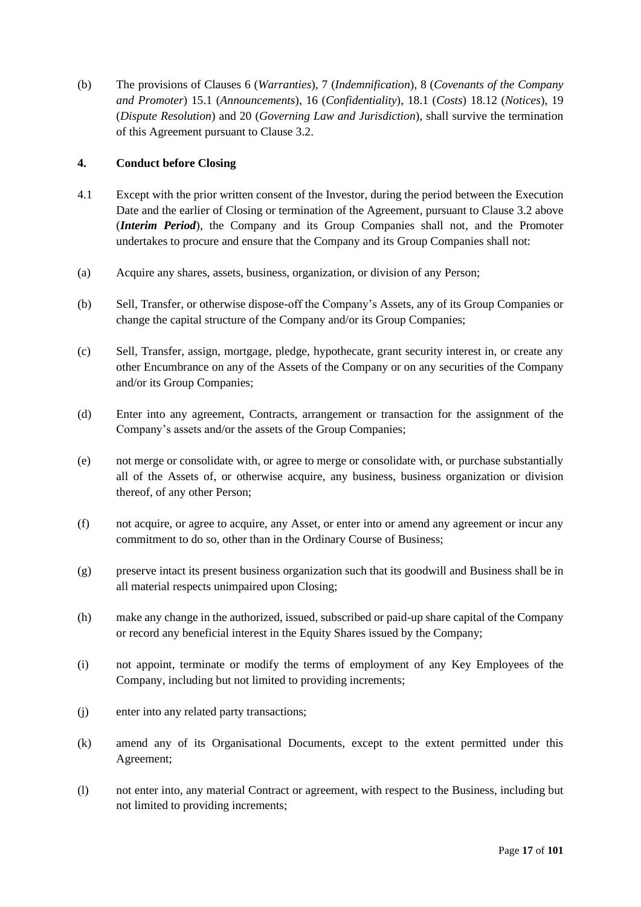(b) The provisions of Clauses 6 (*Warranties*), 7 (*Indemnification*), 8 (*Covenants of the Company and Promoter*) 15.1 (*Announcements*), 16 (*Confidentiality*), 18.1 (*Costs*) 18.12 (*Notices*), 19 (*Dispute Resolution*) and 20 (*Governing Law and Jurisdiction*), shall survive the termination of this Agreement pursuant to Clause 3.2.

## 4. Conduct before Closing

4.1 Except with the prior written consent of the Investor, during the period between the Execution Date and the earlier of Closing or termination of the Agreement, pursuant to Clause 3.2 above (***Interim Period***), the Company and its Group Companies shall not, and the Promoter undertakes to procure and ensure that the Company and its Group Companies shall not:

(a) Acquire any shares, assets, business, organization, or division of any Person;

(b) Sell, Transfer, or otherwise dispose-off the Company's Assets, any of its Group Companies or change the capital structure of the Company and/or its Group Companies;

(c) Sell, Transfer, assign, mortgage, pledge, hypothecate, grant security interest in, or create any other Encumbrance on any of the Assets of the Company or on any securities of the Company and/or its Group Companies;

(d) Enter into any agreement, Contracts, arrangement or transaction for the assignment of the Company's assets and/or the assets of the Group Companies;

(e) not merge or consolidate with, or agree to merge or consolidate with, or purchase substantially all of the Assets of, or otherwise acquire, any business, business organization or division thereof, of any other Person;

(f) not acquire, or agree to acquire, any Asset, or enter into or amend any agreement or incur any commitment to do so, other than in the Ordinary Course of Business;

(g) preserve intact its present business organization such that its goodwill and Business shall be in all material respects unimpaired upon Closing;

(h) make any change in the authorized, issued, subscribed or paid-up share capital of the Company or record any beneficial interest in the Equity Shares issued by the Company;

(i) not appoint, terminate or modify the terms of employment of any Key Employees of the Company, including but not limited to providing increments;

(j) enter into any related party transactions;

(k) amend any of its Organisational Documents, except to the extent permitted under this Agreement;

(l) not enter into, any material Contract or agreement, with respect to the Business, including but not limited to providing increments;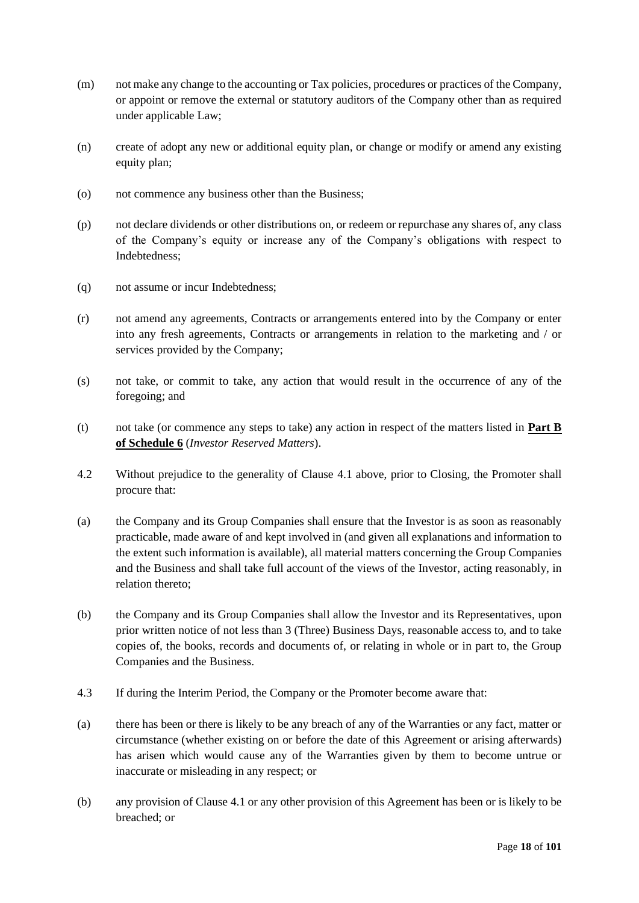(m) not make any change to the accounting or Tax policies, procedures or practices of the Company, or appoint or remove the external or statutory auditors of the Company other than as required under applicable Law;

(n) create of adopt any new or additional equity plan, or change or modify or amend any existing equity plan;

(o) not commence any business other than the Business;

(p) not declare dividends or other distributions on, or redeem or repurchase any shares of, any class of the Company's equity or increase any of the Company's obligations with respect to Indebtedness;

(q) not assume or incur Indebtedness;

(r) not amend any agreements, Contracts or arrangements entered into by the Company or enter into any fresh agreements, Contracts or arrangements in relation to the marketing and / or services provided by the Company;

(s) not take, or commit to take, any action that would result in the occurrence of any of the foregoing; and

(t) not take (or commence any steps to take) any action in respect of the matters listed in **Part B of Schedule 6** (*Investor Reserved Matters*).

4.2 Without prejudice to the generality of Clause 4.1 above, prior to Closing, the Promoter shall procure that:

(a) the Company and its Group Companies shall ensure that the Investor is as soon as reasonably practicable, made aware of and kept involved in (and given all explanations and information to the extent such information is available), all material matters concerning the Group Companies and the Business and shall take full account of the views of the Investor, acting reasonably, in relation thereto;

(b) the Company and its Group Companies shall allow the Investor and its Representatives, upon prior written notice of not less than 3 (Three) Business Days, reasonable access to, and to take copies of, the books, records and documents of, or relating in whole or in part to, the Group Companies and the Business.

4.3 If during the Interim Period, the Company or the Promoter become aware that:

(a) there has been or there is likely to be any breach of any of the Warranties or any fact, matter or circumstance (whether existing on or before the date of this Agreement or arising afterwards) has arisen which would cause any of the Warranties given by them to become untrue or inaccurate or misleading in any respect; or

(b) any provision of Clause 4.1 or any other provision of this Agreement has been or is likely to be breached; or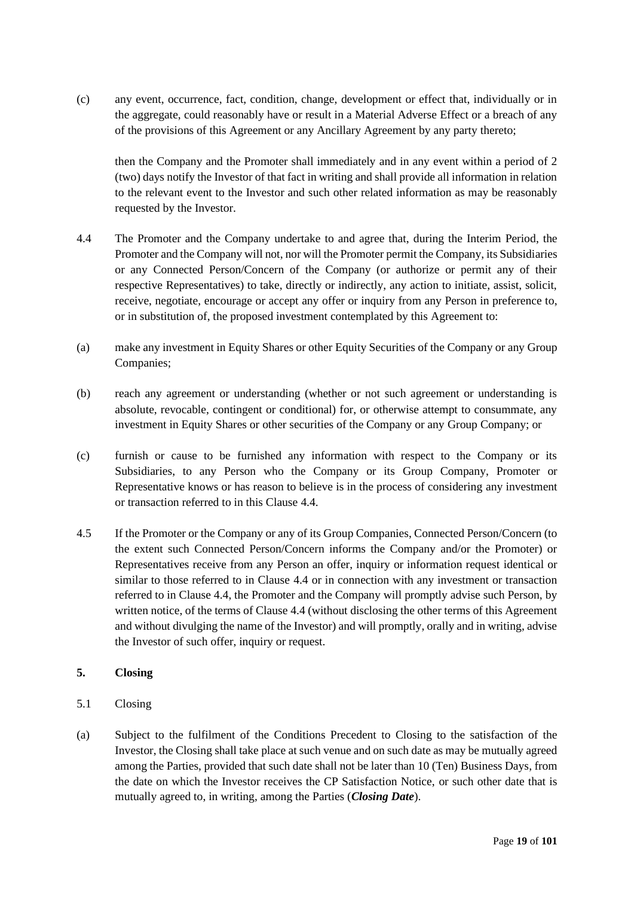(c) any event, occurrence, fact, condition, change, development or effect that, individually or in the aggregate, could reasonably have or result in a Material Adverse Effect or a breach of any of the provisions of this Agreement or any Ancillary Agreement by any party thereto;

then the Company and the Promoter shall immediately and in any event within a period of 2 (two) days notify the Investor of that fact in writing and shall provide all information in relation to the relevant event to the Investor and such other related information as may be reasonably requested by the Investor.

4.4 The Promoter and the Company undertake to and agree that, during the Interim Period, the Promoter and the Company will not, nor will the Promoter permit the Company, its Subsidiaries or any Connected Person/Concern of the Company (or authorize or permit any of their respective Representatives) to take, directly or indirectly, any action to initiate, assist, solicit, receive, negotiate, encourage or accept any offer or inquiry from any Person in preference to, or in substitution of, the proposed investment contemplated by this Agreement to:

(a) make any investment in Equity Shares or other Equity Securities of the Company or any Group Companies;

(b) reach any agreement or understanding (whether or not such agreement or understanding is absolute, revocable, contingent or conditional) for, or otherwise attempt to consummate, any investment in Equity Shares or other securities of the Company or any Group Company; or

(c) furnish or cause to be furnished any information with respect to the Company or its Subsidiaries, to any Person who the Company or its Group Company, Promoter or Representative knows or has reason to believe is in the process of considering any investment or transaction referred to in this Clause 4.4.

4.5 If the Promoter or the Company or any of its Group Companies, Connected Person/Concern (to the extent such Connected Person/Concern informs the Company and/or the Promoter) or Representatives receive from any Person an offer, inquiry or information request identical or similar to those referred to in Clause 4.4 or in connection with any investment or transaction referred to in Clause 4.4, the Promoter and the Company will promptly advise such Person, by written notice, of the terms of Clause 4.4 (without disclosing the other terms of this Agreement and without divulging the name of the Investor) and will promptly, orally and in writing, advise the Investor of such offer, inquiry or request.

## 5. Closing

5.1 Closing

(a) Subject to the fulfilment of the Conditions Precedent to Closing to the satisfaction of the Investor, the Closing shall take place at such venue and on such date as may be mutually agreed among the Parties, provided that such date shall not be later than 10 (Ten) Business Days, from the date on which the Investor receives the CP Satisfaction Notice, or such other date that is mutually agreed to, in writing, among the Parties (***Closing Date***).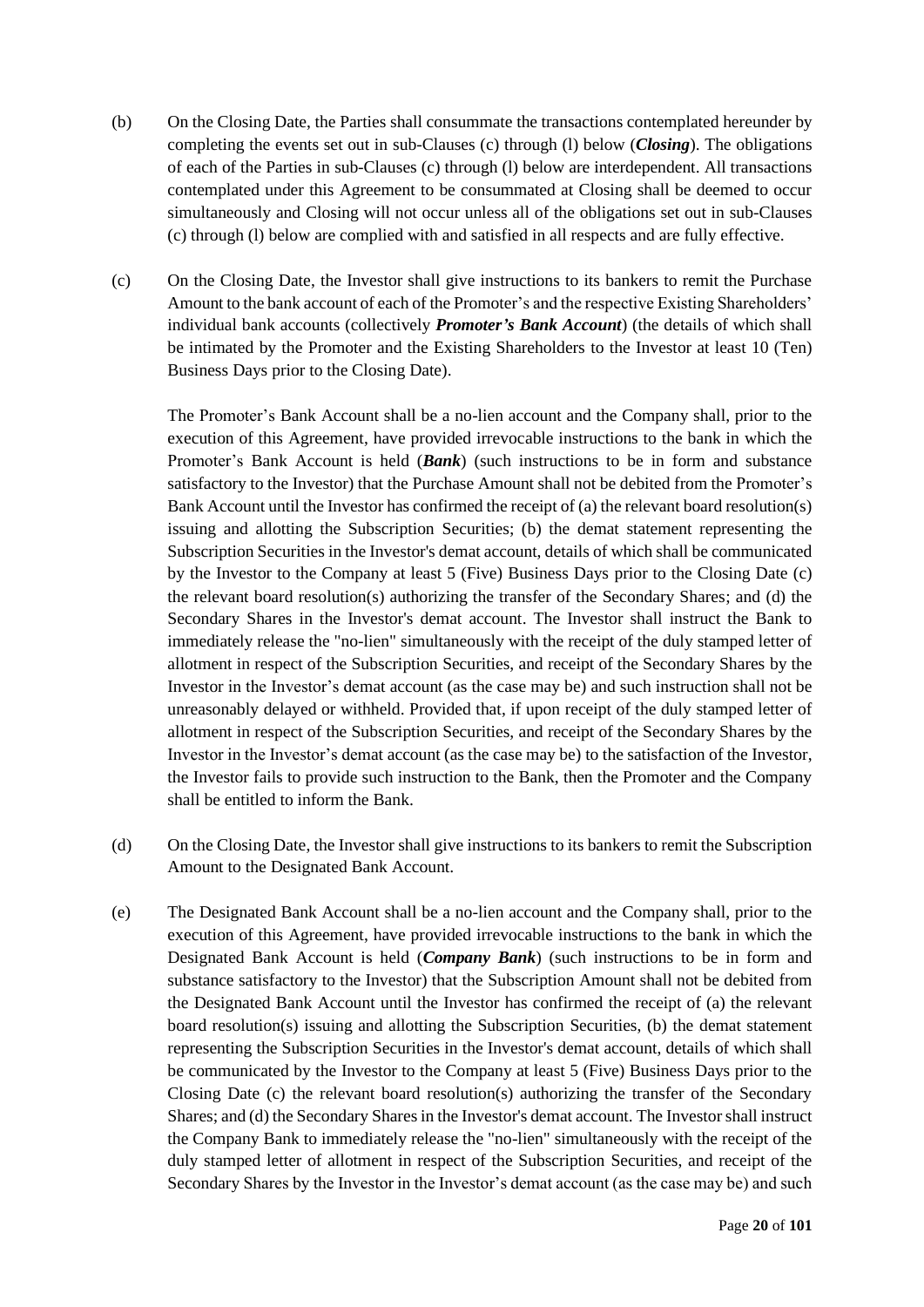(b) On the Closing Date, the Parties shall consummate the transactions contemplated hereunder by completing the events set out in sub-Clauses (c) through (l) below (***Closing***). The obligations of each of the Parties in sub-Clauses (c) through (l) below are interdependent. All transactions contemplated under this Agreement to be consummated at Closing shall be deemed to occur simultaneously and Closing will not occur unless all of the obligations set out in sub-Clauses (c) through (l) below are complied with and satisfied in all respects and are fully effective.

(c) On the Closing Date, the Investor shall give instructions to its bankers to remit the Purchase Amount to the bank account of each of the Promoter's and the respective Existing Shareholders' individual bank accounts (collectively ***Promoter's Bank Account***) (the details of which shall be intimated by the Promoter and the Existing Shareholders to the Investor at least 10 (Ten) Business Days prior to the Closing Date).

The Promoter's Bank Account shall be a no-lien account and the Company shall, prior to the execution of this Agreement, have provided irrevocable instructions to the bank in which the Promoter's Bank Account is held (***Bank***) (such instructions to be in form and substance satisfactory to the Investor) that the Purchase Amount shall not be debited from the Promoter's Bank Account until the Investor has confirmed the receipt of (a) the relevant board resolution(s) issuing and allotting the Subscription Securities; (b) the demat statement representing the Subscription Securities in the Investor's demat account, details of which shall be communicated by the Investor to the Company at least 5 (Five) Business Days prior to the Closing Date (c) the relevant board resolution(s) authorizing the transfer of the Secondary Shares; and (d) the Secondary Shares in the Investor's demat account. The Investor shall instruct the Bank to immediately release the "no-lien" simultaneously with the receipt of the duly stamped letter of allotment in respect of the Subscription Securities, and receipt of the Secondary Shares by the Investor in the Investor's demat account (as the case may be) and such instruction shall not be unreasonably delayed or withheld. Provided that, if upon receipt of the duly stamped letter of allotment in respect of the Subscription Securities, and receipt of the Secondary Shares by the Investor in the Investor's demat account (as the case may be) to the satisfaction of the Investor, the Investor fails to provide such instruction to the Bank, then the Promoter and the Company shall be entitled to inform the Bank.

(d) On the Closing Date, the Investor shall give instructions to its bankers to remit the Subscription Amount to the Designated Bank Account.

(e) The Designated Bank Account shall be a no-lien account and the Company shall, prior to the execution of this Agreement, have provided irrevocable instructions to the bank in which the Designated Bank Account is held (***Company Bank***) (such instructions to be in form and substance satisfactory to the Investor) that the Subscription Amount shall not be debited from the Designated Bank Account until the Investor has confirmed the receipt of (a) the relevant board resolution(s) issuing and allotting the Subscription Securities, (b) the demat statement representing the Subscription Securities in the Investor's demat account, details of which shall be communicated by the Investor to the Company at least 5 (Five) Business Days prior to the Closing Date (c) the relevant board resolution(s) authorizing the transfer of the Secondary Shares; and (d) the Secondary Shares in the Investor's demat account. The Investor shall instruct the Company Bank to immediately release the "no-lien" simultaneously with the receipt of the duly stamped letter of allotment in respect of the Subscription Securities, and receipt of the Secondary Shares by the Investor in the Investor's demat account (as the case may be) and such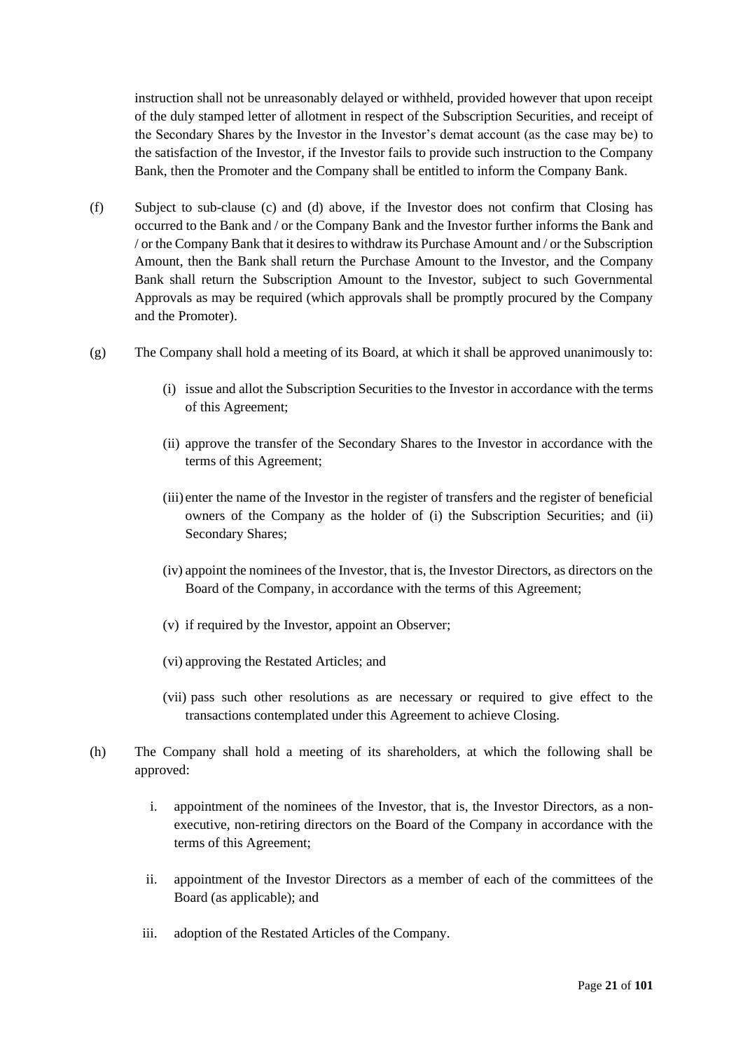instruction shall not be unreasonably delayed or withheld, provided however that upon receipt of the duly stamped letter of allotment in respect of the Subscription Securities, and receipt of the Secondary Shares by the Investor in the Investor's demat account (as the case may be) to the satisfaction of the Investor, if the Investor fails to provide such instruction to the Company Bank, then the Promoter and the Company shall be entitled to inform the Company Bank.

(f) Subject to sub-clause (c) and (d) above, if the Investor does not confirm that Closing has occurred to the Bank and / or the Company Bank and the Investor further informs the Bank and / or the Company Bank that it desires to withdraw its Purchase Amount and / or the Subscription Amount, then the Bank shall return the Purchase Amount to the Investor, and the Company Bank shall return the Subscription Amount to the Investor, subject to such Governmental Approvals as may be required (which approvals shall be promptly procured by the Company and the Promoter).

(g) The Company shall hold a meeting of its Board, at which it shall be approved unanimously to:

(i) issue and allot the Subscription Securities to the Investor in accordance with the terms of this Agreement;

(ii) approve the transfer of the Secondary Shares to the Investor in accordance with the terms of this Agreement;

(iii) enter the name of the Investor in the register of transfers and the register of beneficial owners of the Company as the holder of (i) the Subscription Securities; and (ii) Secondary Shares;

(iv) appoint the nominees of the Investor, that is, the Investor Directors, as directors on the Board of the Company, in accordance with the terms of this Agreement;

(v) if required by the Investor, appoint an Observer;

(vi) approving the Restated Articles; and

(vii) pass such other resolutions as are necessary or required to give effect to the transactions contemplated under this Agreement to achieve Closing.

(h) The Company shall hold a meeting of its shareholders, at which the following shall be approved:

i. appointment of the nominees of the Investor, that is, the Investor Directors, as a non-executive, non-retiring directors on the Board of the Company in accordance with the terms of this Agreement;

ii. appointment of the Investor Directors as a member of each of the committees of the Board (as applicable); and

iii. adoption of the Restated Articles of the Company.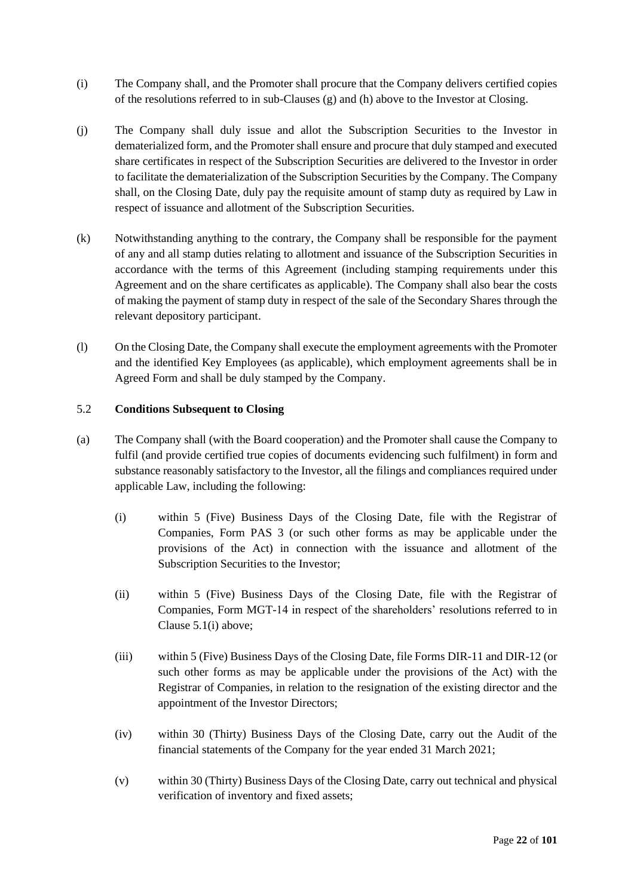(i) The Company shall, and the Promoter shall procure that the Company delivers certified copies of the resolutions referred to in sub-Clauses (g) and (h) above to the Investor at Closing.

(j) The Company shall duly issue and allot the Subscription Securities to the Investor in dematerialized form, and the Promoter shall ensure and procure that duly stamped and executed share certificates in respect of the Subscription Securities are delivered to the Investor in order to facilitate the dematerialization of the Subscription Securities by the Company. The Company shall, on the Closing Date, duly pay the requisite amount of stamp duty as required by Law in respect of issuance and allotment of the Subscription Securities.

(k) Notwithstanding anything to the contrary, the Company shall be responsible for the payment of any and all stamp duties relating to allotment and issuance of the Subscription Securities in accordance with the terms of this Agreement (including stamping requirements under this Agreement and on the share certificates as applicable). The Company shall also bear the costs of making the payment of stamp duty in respect of the sale of the Secondary Shares through the relevant depository participant.

(l) On the Closing Date, the Company shall execute the employment agreements with the Promoter and the identified Key Employees (as applicable), which employment agreements shall be in Agreed Form and shall be duly stamped by the Company.

5.2 **Conditions Subsequent to Closing**

(a) The Company shall (with the Board cooperation) and the Promoter shall cause the Company to fulfil (and provide certified true copies of documents evidencing such fulfilment) in form and substance reasonably satisfactory to the Investor, all the filings and compliances required under applicable Law, including the following:

   (i) within 5 (Five) Business Days of the Closing Date, file with the Registrar of Companies, Form PAS 3 (or such other forms as may be applicable under the provisions of the Act) in connection with the issuance and allotment of the Subscription Securities to the Investor;

   (ii) within 5 (Five) Business Days of the Closing Date, file with the Registrar of Companies, Form MGT-14 in respect of the shareholders' resolutions referred to in Clause 5.1(i) above;

   (iii) within 5 (Five) Business Days of the Closing Date, file Forms DIR-11 and DIR-12 (or such other forms as may be applicable under the provisions of the Act) with the Registrar of Companies, in relation to the resignation of the existing director and the appointment of the Investor Directors;

   (iv) within 30 (Thirty) Business Days of the Closing Date, carry out the Audit of the financial statements of the Company for the year ended 31 March 2021;

   (v) within 30 (Thirty) Business Days of the Closing Date, carry out technical and physical verification of inventory and fixed assets;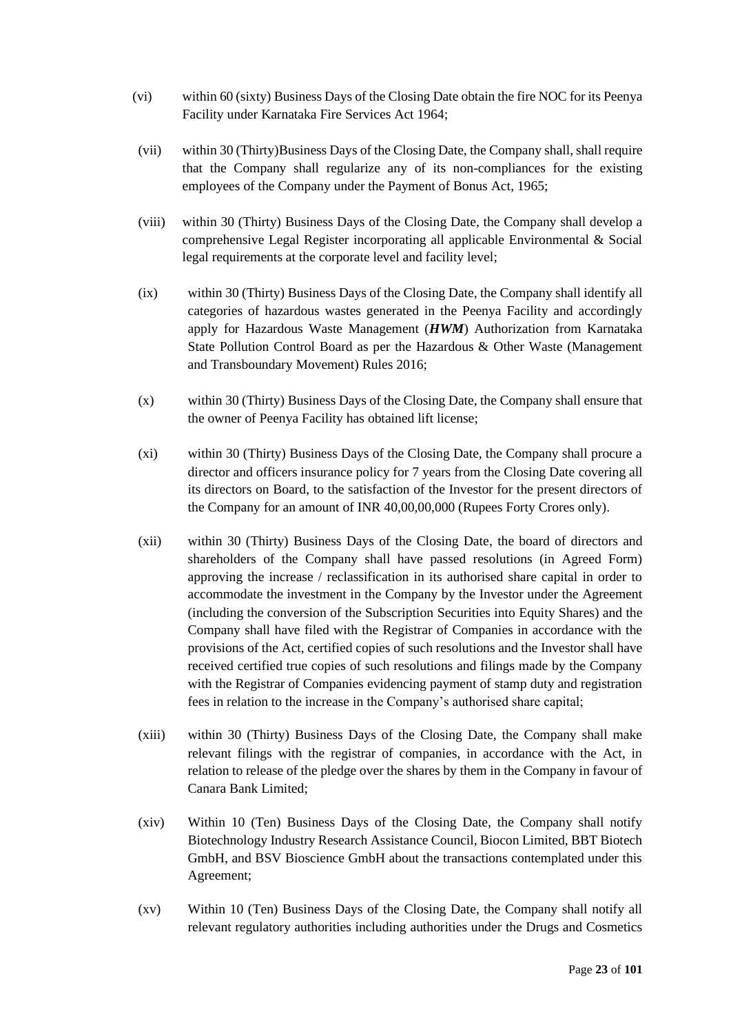(vi) within 60 (sixty) Business Days of the Closing Date obtain the fire NOC for its Peenya Facility under Karnataka Fire Services Act 1964;

(vii) within 30 (Thirty)Business Days of the Closing Date, the Company shall, shall require that the Company shall regularize any of its non-compliances for the existing employees of the Company under the Payment of Bonus Act, 1965;

(viii) within 30 (Thirty) Business Days of the Closing Date, the Company shall develop a comprehensive Legal Register incorporating all applicable Environmental & Social legal requirements at the corporate level and facility level;

(ix) within 30 (Thirty) Business Days of the Closing Date, the Company shall identify all categories of hazardous wastes generated in the Peenya Facility and accordingly apply for Hazardous Waste Management (***HWM***) Authorization from Karnataka State Pollution Control Board as per the Hazardous & Other Waste (Management and Transboundary Movement) Rules 2016;

(x) within 30 (Thirty) Business Days of the Closing Date, the Company shall ensure that the owner of Peenya Facility has obtained lift license;

(xi) within 30 (Thirty) Business Days of the Closing Date, the Company shall procure a director and officers insurance policy for 7 years from the Closing Date covering all its directors on Board, to the satisfaction of the Investor for the present directors of the Company for an amount of INR 40,00,00,000 (Rupees Forty Crores only).

(xii) within 30 (Thirty) Business Days of the Closing Date, the board of directors and shareholders of the Company shall have passed resolutions (in Agreed Form) approving the increase / reclassification in its authorised share capital in order to accommodate the investment in the Company by the Investor under the Agreement (including the conversion of the Subscription Securities into Equity Shares) and the Company shall have filed with the Registrar of Companies in accordance with the provisions of the Act, certified copies of such resolutions and the Investor shall have received certified true copies of such resolutions and filings made by the Company with the Registrar of Companies evidencing payment of stamp duty and registration fees in relation to the increase in the Company's authorised share capital;

(xiii) within 30 (Thirty) Business Days of the Closing Date, the Company shall make relevant filings with the registrar of companies, in accordance with the Act, in relation to release of the pledge over the shares by them in the Company in favour of Canara Bank Limited;

(xiv) Within 10 (Ten) Business Days of the Closing Date, the Company shall notify Biotechnology Industry Research Assistance Council, Biocon Limited, BBT Biotech GmbH, and BSV Bioscience GmbH about the transactions contemplated under this Agreement;

(xv) Within 10 (Ten) Business Days of the Closing Date, the Company shall notify all relevant regulatory authorities including authorities under the Drugs and Cosmetics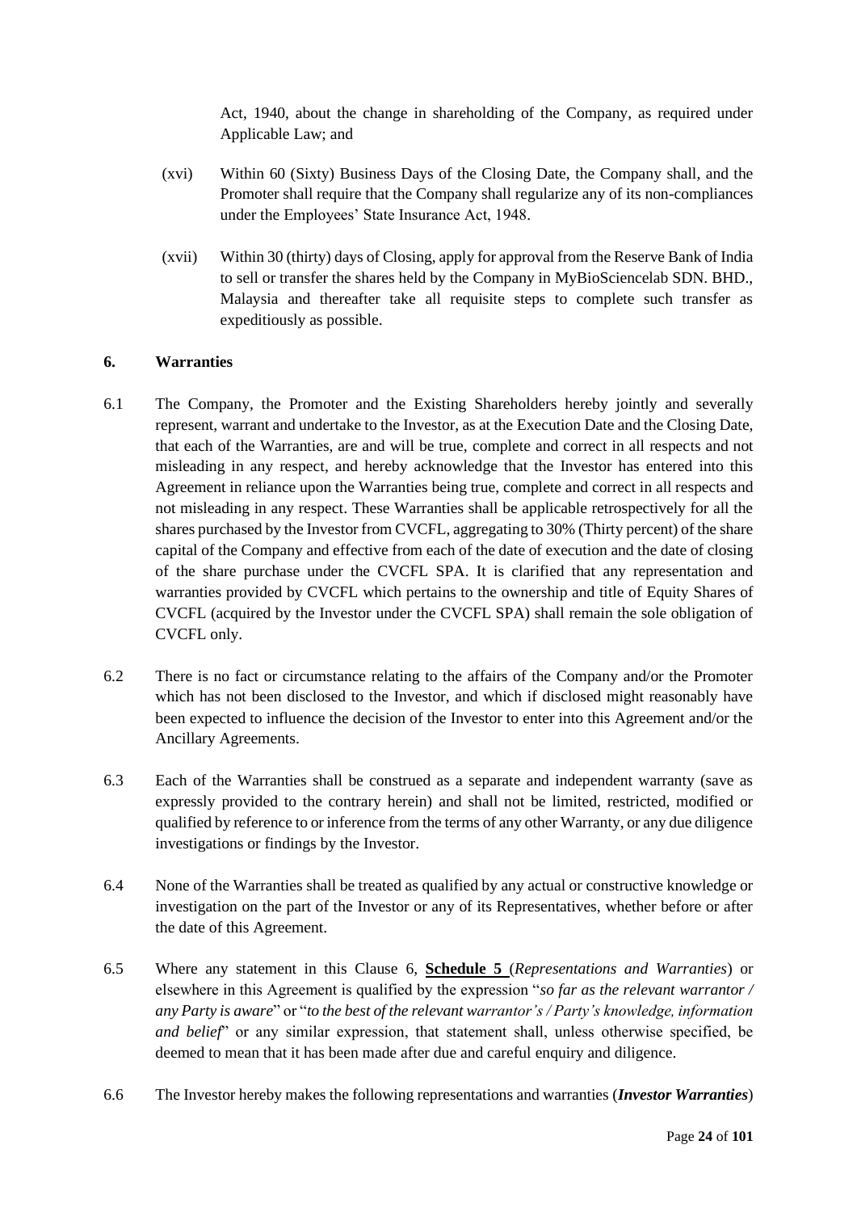Act, 1940, about the change in shareholding of the Company, as required under Applicable Law; and

(xvi) Within 60 (Sixty) Business Days of the Closing Date, the Company shall, and the Promoter shall require that the Company shall regularize any of its non-compliances under the Employees' State Insurance Act, 1948.

(xvii) Within 30 (thirty) days of Closing, apply for approval from the Reserve Bank of India to sell or transfer the shares held by the Company in MyBioSciencelab SDN. BHD., Malaysia and thereafter take all requisite steps to complete such transfer as expeditiously as possible.

### 6. Warranties

6.1 The Company, the Promoter and the Existing Shareholders hereby jointly and severally represent, warrant and undertake to the Investor, as at the Execution Date and the Closing Date, that each of the Warranties, are and will be true, complete and correct in all respects and not misleading in any respect, and hereby acknowledge that the Investor has entered into this Agreement in reliance upon the Warranties being true, complete and correct in all respects and not misleading in any respect. These Warranties shall be applicable retrospectively for all the shares purchased by the Investor from CVCFL, aggregating to 30% (Thirty percent) of the share capital of the Company and effective from each of the date of execution and the date of closing of the share purchase under the CVCFL SPA. It is clarified that any representation and warranties provided by CVCFL which pertains to the ownership and title of Equity Shares of CVCFL (acquired by the Investor under the CVCFL SPA) shall remain the sole obligation of CVCFL only.

6.2 There is no fact or circumstance relating to the affairs of the Company and/or the Promoter which has not been disclosed to the Investor, and which if disclosed might reasonably have been expected to influence the decision of the Investor to enter into this Agreement and/or the Ancillary Agreements.

6.3 Each of the Warranties shall be construed as a separate and independent warranty (save as expressly provided to the contrary herein) and shall not be limited, restricted, modified or qualified by reference to or inference from the terms of any other Warranty, or any due diligence investigations or findings by the Investor.

6.4 None of the Warranties shall be treated as qualified by any actual or constructive knowledge or investigation on the part of the Investor or any of its Representatives, whether before or after the date of this Agreement.

6.5 Where any statement in this Clause 6, **Schedule 5** (*Representations and Warranties*) or elsewhere in this Agreement is qualified by the expression "*so far as the relevant warrantor / any Party is aware*" or "*to the best of the relevant warrantor's / Party's knowledge, information and belief*" or any similar expression, that statement shall, unless otherwise specified, be deemed to mean that it has been made after due and careful enquiry and diligence.

6.6 The Investor hereby makes the following representations and warranties (***Investor Warranties***)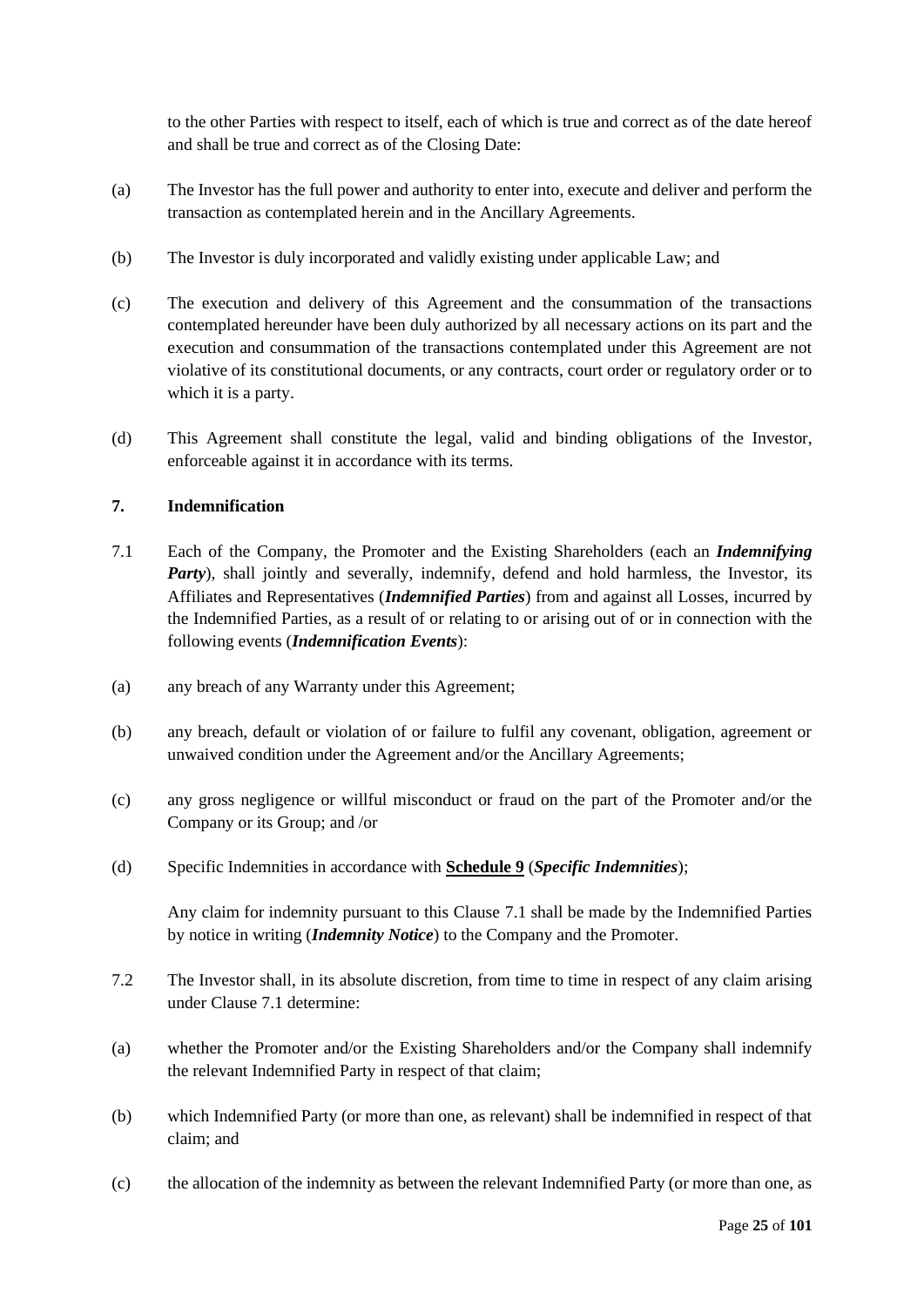to the other Parties with respect to itself, each of which is true and correct as of the date hereof and shall be true and correct as of the Closing Date:

(a) The Investor has the full power and authority to enter into, execute and deliver and perform the transaction as contemplated herein and in the Ancillary Agreements.

(b) The Investor is duly incorporated and validly existing under applicable Law; and

(c) The execution and delivery of this Agreement and the consummation of the transactions contemplated hereunder have been duly authorized by all necessary actions on its part and the execution and consummation of the transactions contemplated under this Agreement are not violative of its constitutional documents, or any contracts, court order or regulatory order or to which it is a party.

(d) This Agreement shall constitute the legal, valid and binding obligations of the Investor, enforceable against it in accordance with its terms.

## 7. Indemnification

7.1 Each of the Company, the Promoter and the Existing Shareholders (each an ***Indemnifying Party***), shall jointly and severally, indemnify, defend and hold harmless, the Investor, its Affiliates and Representatives (***Indemnified Parties***) from and against all Losses, incurred by the Indemnified Parties, as a result of or relating to or arising out of or in connection with the following events (***Indemnification Events***):

(a) any breach of any Warranty under this Agreement;

(b) any breach, default or violation of or failure to fulfil any covenant, obligation, agreement or unwaived condition under the Agreement and/or the Ancillary Agreements;

(c) any gross negligence or willful misconduct or fraud on the part of the Promoter and/or the Company or its Group; and /or

(d) Specific Indemnities in accordance with **Schedule 9** (***Specific Indemnities***);

Any claim for indemnity pursuant to this Clause 7.1 shall be made by the Indemnified Parties by notice in writing (***Indemnity Notice***) to the Company and the Promoter.

7.2 The Investor shall, in its absolute discretion, from time to time in respect of any claim arising under Clause 7.1 determine:

(a) whether the Promoter and/or the Existing Shareholders and/or the Company shall indemnify the relevant Indemnified Party in respect of that claim;

(b) which Indemnified Party (or more than one, as relevant) shall be indemnified in respect of that claim; and

(c) the allocation of the indemnity as between the relevant Indemnified Party (or more than one, as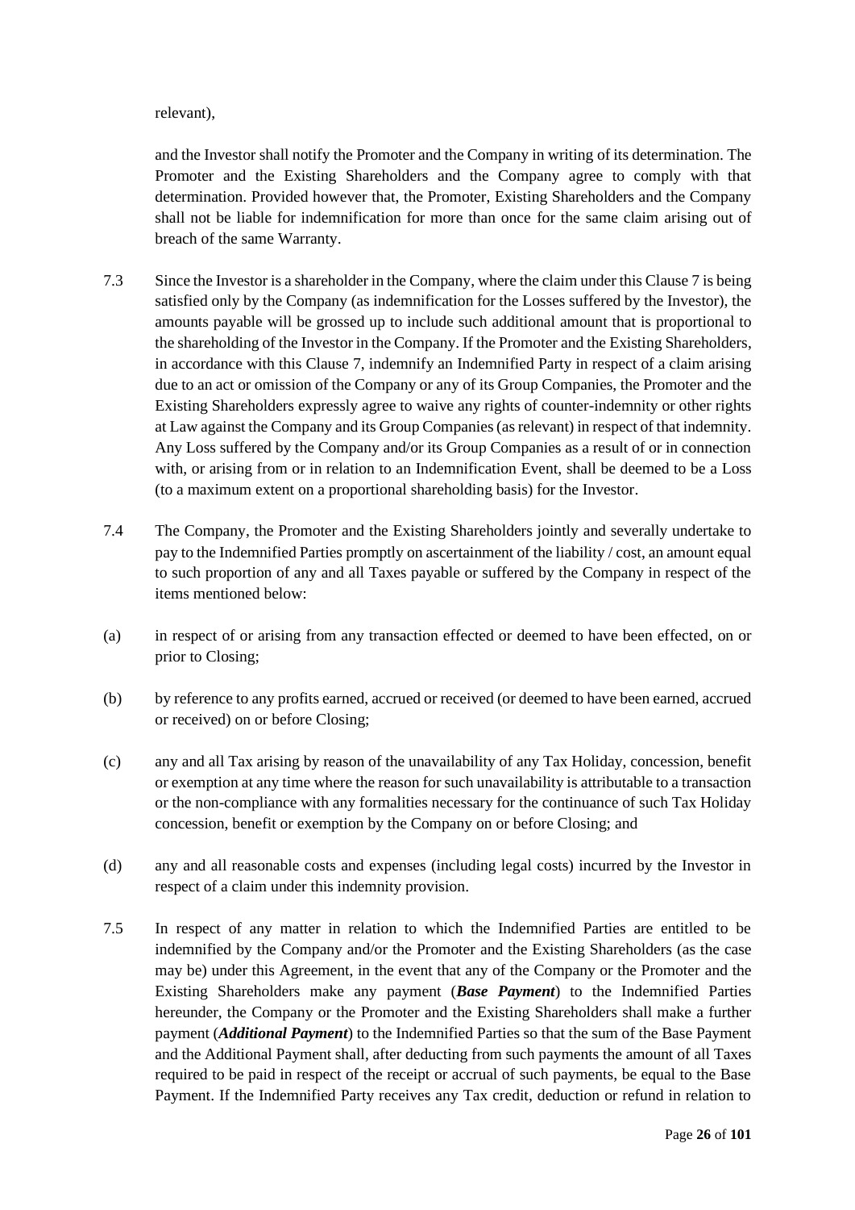relevant),

and the Investor shall notify the Promoter and the Company in writing of its determination. The Promoter and the Existing Shareholders and the Company agree to comply with that determination. Provided however that, the Promoter, Existing Shareholders and the Company shall not be liable for indemnification for more than once for the same claim arising out of breach of the same Warranty.

7.3 Since the Investor is a shareholder in the Company, where the claim under this Clause 7 is being satisfied only by the Company (as indemnification for the Losses suffered by the Investor), the amounts payable will be grossed up to include such additional amount that is proportional to the shareholding of the Investor in the Company. If the Promoter and the Existing Shareholders, in accordance with this Clause 7, indemnify an Indemnified Party in respect of a claim arising due to an act or omission of the Company or any of its Group Companies, the Promoter and the Existing Shareholders expressly agree to waive any rights of counter-indemnity or other rights at Law against the Company and its Group Companies (as relevant) in respect of that indemnity. Any Loss suffered by the Company and/or its Group Companies as a result of or in connection with, or arising from or in relation to an Indemnification Event, shall be deemed to be a Loss (to a maximum extent on a proportional shareholding basis) for the Investor.

7.4 The Company, the Promoter and the Existing Shareholders jointly and severally undertake to pay to the Indemnified Parties promptly on ascertainment of the liability / cost, an amount equal to such proportion of any and all Taxes payable or suffered by the Company in respect of the items mentioned below:

(a) in respect of or arising from any transaction effected or deemed to have been effected, on or prior to Closing;

(b) by reference to any profits earned, accrued or received (or deemed to have been earned, accrued or received) on or before Closing;

(c) any and all Tax arising by reason of the unavailability of any Tax Holiday, concession, benefit or exemption at any time where the reason for such unavailability is attributable to a transaction or the non-compliance with any formalities necessary for the continuance of such Tax Holiday concession, benefit or exemption by the Company on or before Closing; and

(d) any and all reasonable costs and expenses (including legal costs) incurred by the Investor in respect of a claim under this indemnity provision.

7.5 In respect of any matter in relation to which the Indemnified Parties are entitled to be indemnified by the Company and/or the Promoter and the Existing Shareholders (as the case may be) under this Agreement, in the event that any of the Company or the Promoter and the Existing Shareholders make any payment (***Base Payment***) to the Indemnified Parties hereunder, the Company or the Promoter and the Existing Shareholders shall make a further payment (***Additional Payment***) to the Indemnified Parties so that the sum of the Base Payment and the Additional Payment shall, after deducting from such payments the amount of all Taxes required to be paid in respect of the receipt or accrual of such payments, be equal to the Base Payment. If the Indemnified Party receives any Tax credit, deduction or refund in relation to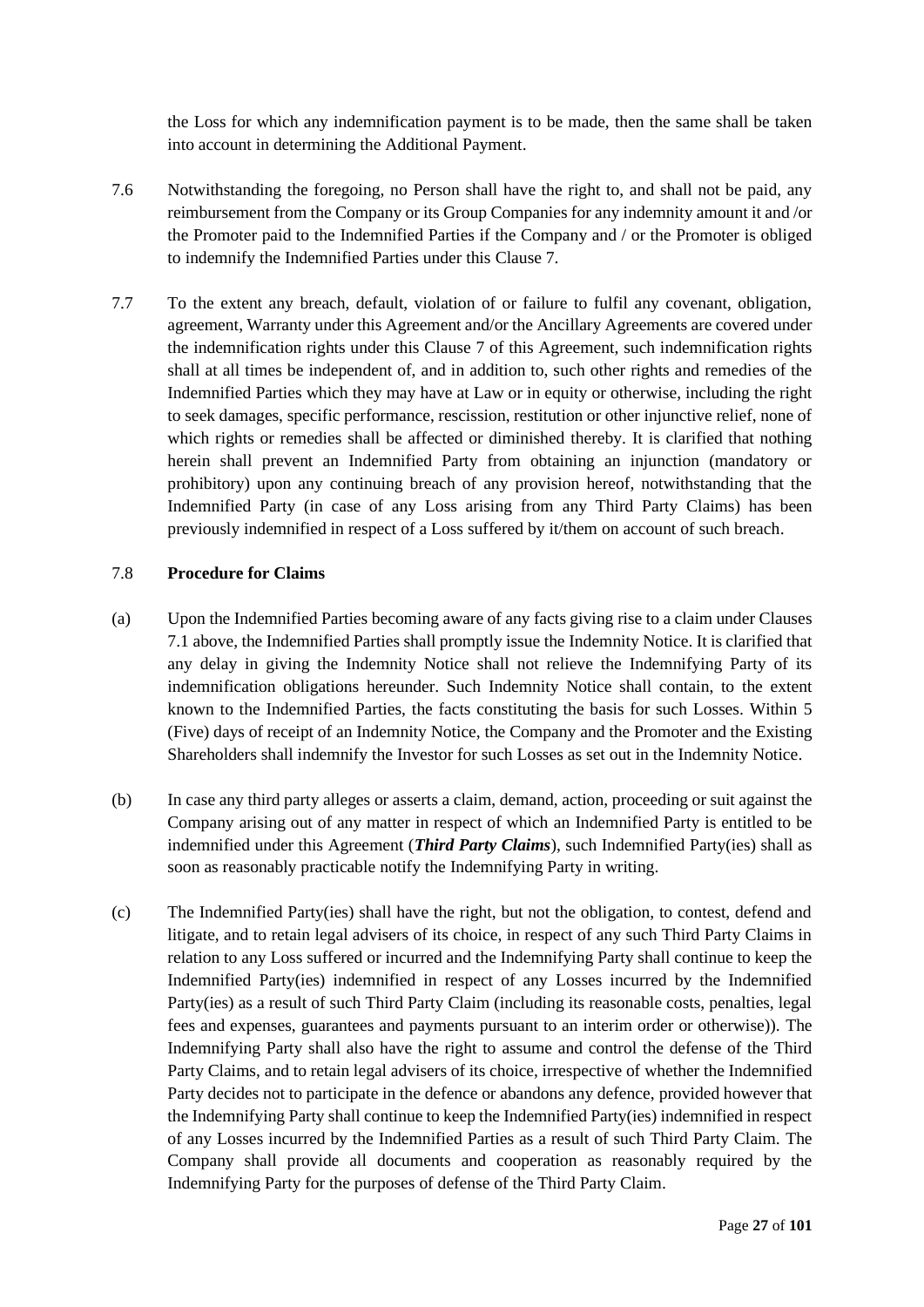the Loss for which any indemnification payment is to be made, then the same shall be taken into account in determining the Additional Payment.

7.6 Notwithstanding the foregoing, no Person shall have the right to, and shall not be paid, any reimbursement from the Company or its Group Companies for any indemnity amount it and /or the Promoter paid to the Indemnified Parties if the Company and / or the Promoter is obliged to indemnify the Indemnified Parties under this Clause 7.

7.7 To the extent any breach, default, violation of or failure to fulfil any covenant, obligation, agreement, Warranty under this Agreement and/or the Ancillary Agreements are covered under the indemnification rights under this Clause 7 of this Agreement, such indemnification rights shall at all times be independent of, and in addition to, such other rights and remedies of the Indemnified Parties which they may have at Law or in equity or otherwise, including the right to seek damages, specific performance, rescission, restitution or other injunctive relief, none of which rights or remedies shall be affected or diminished thereby. It is clarified that nothing herein shall prevent an Indemnified Party from obtaining an injunction (mandatory or prohibitory) upon any continuing breach of any provision hereof, notwithstanding that the Indemnified Party (in case of any Loss arising from any Third Party Claims) has been previously indemnified in respect of a Loss suffered by it/them on account of such breach.

7.8 **Procedure for Claims**

(a) Upon the Indemnified Parties becoming aware of any facts giving rise to a claim under Clauses 7.1 above, the Indemnified Parties shall promptly issue the Indemnity Notice. It is clarified that any delay in giving the Indemnity Notice shall not relieve the Indemnifying Party of its indemnification obligations hereunder. Such Indemnity Notice shall contain, to the extent known to the Indemnified Parties, the facts constituting the basis for such Losses. Within 5 (Five) days of receipt of an Indemnity Notice, the Company and the Promoter and the Existing Shareholders shall indemnify the Investor for such Losses as set out in the Indemnity Notice.

(b) In case any third party alleges or asserts a claim, demand, action, proceeding or suit against the Company arising out of any matter in respect of which an Indemnified Party is entitled to be indemnified under this Agreement (***Third Party Claims***), such Indemnified Party(ies) shall as soon as reasonably practicable notify the Indemnifying Party in writing.

(c) The Indemnified Party(ies) shall have the right, but not the obligation, to contest, defend and litigate, and to retain legal advisers of its choice, in respect of any such Third Party Claims in relation to any Loss suffered or incurred and the Indemnifying Party shall continue to keep the Indemnified Party(ies) indemnified in respect of any Losses incurred by the Indemnified Party(ies) as a result of such Third Party Claim (including its reasonable costs, penalties, legal fees and expenses, guarantees and payments pursuant to an interim order or otherwise)). The Indemnifying Party shall also have the right to assume and control the defense of the Third Party Claims, and to retain legal advisers of its choice, irrespective of whether the Indemnified Party decides not to participate in the defence or abandons any defence, provided however that the Indemnifying Party shall continue to keep the Indemnified Party(ies) indemnified in respect of any Losses incurred by the Indemnified Parties as a result of such Third Party Claim. The Company shall provide all documents and cooperation as reasonably required by the Indemnifying Party for the purposes of defense of the Third Party Claim.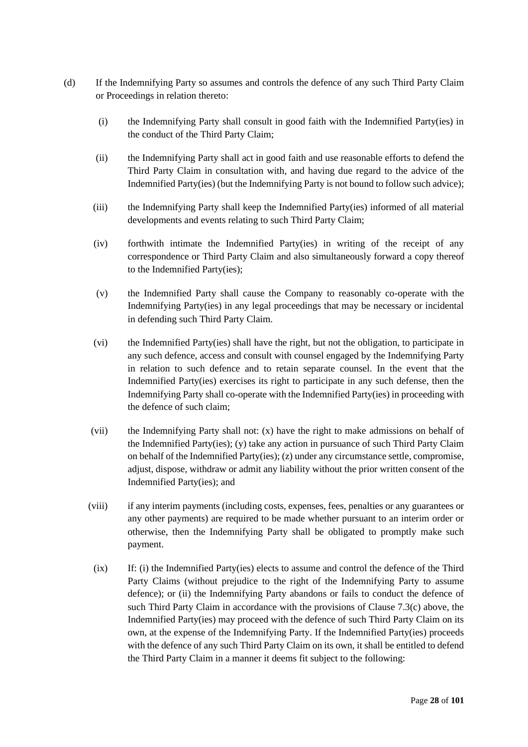(d) If the Indemnifying Party so assumes and controls the defence of any such Third Party Claim or Proceedings in relation thereto:

  (i) the Indemnifying Party shall consult in good faith with the Indemnified Party(ies) in the conduct of the Third Party Claim;

  (ii) the Indemnifying Party shall act in good faith and use reasonable efforts to defend the Third Party Claim in consultation with, and having due regard to the advice of the Indemnified Party(ies) (but the Indemnifying Party is not bound to follow such advice);

  (iii) the Indemnifying Party shall keep the Indemnified Party(ies) informed of all material developments and events relating to such Third Party Claim;

  (iv) forthwith intimate the Indemnified Party(ies) in writing of the receipt of any correspondence or Third Party Claim and also simultaneously forward a copy thereof to the Indemnified Party(ies);

  (v) the Indemnified Party shall cause the Company to reasonably co-operate with the Indemnifying Party(ies) in any legal proceedings that may be necessary or incidental in defending such Third Party Claim.

  (vi) the Indemnified Party(ies) shall have the right, but not the obligation, to participate in any such defence, access and consult with counsel engaged by the Indemnifying Party in relation to such defence and to retain separate counsel. In the event that the Indemnified Party(ies) exercises its right to participate in any such defense, then the Indemnifying Party shall co-operate with the Indemnified Party(ies) in proceeding with the defence of such claim;

  (vii) the Indemnifying Party shall not: (x) have the right to make admissions on behalf of the Indemnified Party(ies); (y) take any action in pursuance of such Third Party Claim on behalf of the Indemnified Party(ies); (z) under any circumstance settle, compromise, adjust, dispose, withdraw or admit any liability without the prior written consent of the Indemnified Party(ies); and

  (viii) if any interim payments (including costs, expenses, fees, penalties or any guarantees or any other payments) are required to be made whether pursuant to an interim order or otherwise, then the Indemnifying Party shall be obligated to promptly make such payment.

  (ix) If: (i) the Indemnified Party(ies) elects to assume and control the defence of the Third Party Claims (without prejudice to the right of the Indemnifying Party to assume defence); or (ii) the Indemnifying Party abandons or fails to conduct the defence of such Third Party Claim in accordance with the provisions of Clause 7.3(c) above, the Indemnified Party(ies) may proceed with the defence of such Third Party Claim on its own, at the expense of the Indemnifying Party. If the Indemnified Party(ies) proceeds with the defence of any such Third Party Claim on its own, it shall be entitled to defend the Third Party Claim in a manner it deems fit subject to the following: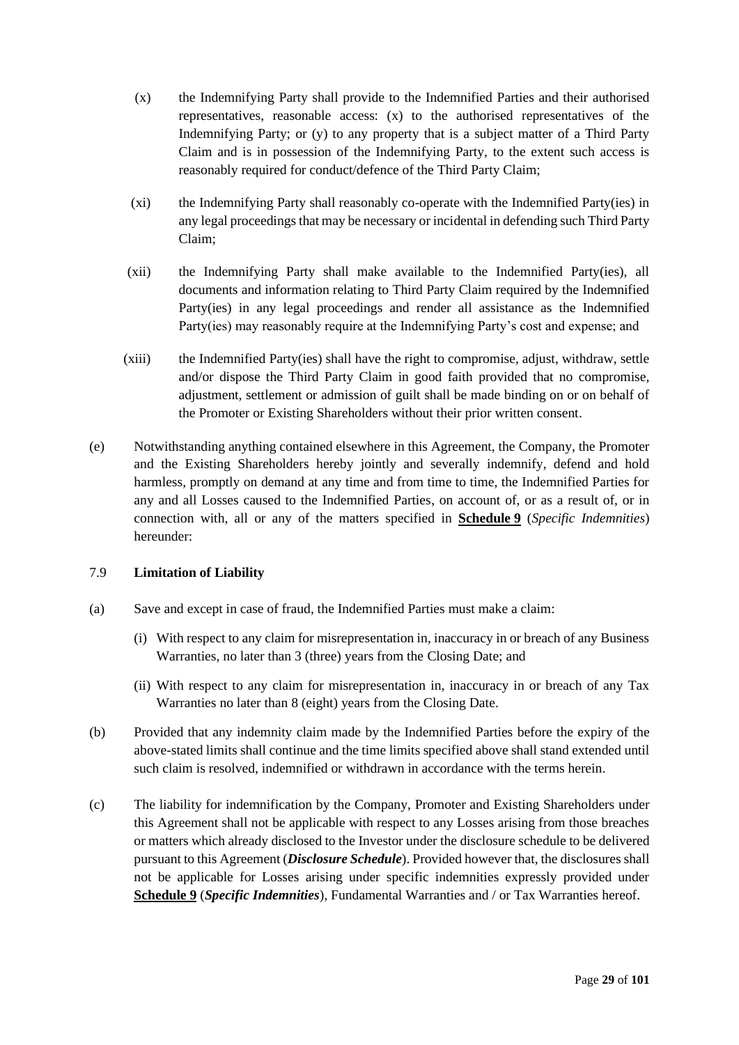(x) the Indemnifying Party shall provide to the Indemnified Parties and their authorised representatives, reasonable access: (x) to the authorised representatives of the Indemnifying Party; or (y) to any property that is a subject matter of a Third Party Claim and is in possession of the Indemnifying Party, to the extent such access is reasonably required for conduct/defence of the Third Party Claim;

(xi) the Indemnifying Party shall reasonably co-operate with the Indemnified Party(ies) in any legal proceedings that may be necessary or incidental in defending such Third Party Claim;

(xii) the Indemnifying Party shall make available to the Indemnified Party(ies), all documents and information relating to Third Party Claim required by the Indemnified Party(ies) in any legal proceedings and render all assistance as the Indemnified Party(ies) may reasonably require at the Indemnifying Party's cost and expense; and

(xiii) the Indemnified Party(ies) shall have the right to compromise, adjust, withdraw, settle and/or dispose the Third Party Claim in good faith provided that no compromise, adjustment, settlement or admission of guilt shall be made binding on or on behalf of the Promoter or Existing Shareholders without their prior written consent.

(e) Notwithstanding anything contained elsewhere in this Agreement, the Company, the Promoter and the Existing Shareholders hereby jointly and severally indemnify, defend and hold harmless, promptly on demand at any time and from time to time, the Indemnified Parties for any and all Losses caused to the Indemnified Parties, on account of, or as a result of, or in connection with, all or any of the matters specified in **Schedule 9** (*Specific Indemnities*) hereunder:

7.9 **Limitation of Liability**

(a) Save and except in case of fraud, the Indemnified Parties must make a claim:

(i) With respect to any claim for misrepresentation in, inaccuracy in or breach of any Business Warranties, no later than 3 (three) years from the Closing Date; and

(ii) With respect to any claim for misrepresentation in, inaccuracy in or breach of any Tax Warranties no later than 8 (eight) years from the Closing Date.

(b) Provided that any indemnity claim made by the Indemnified Parties before the expiry of the above-stated limits shall continue and the time limits specified above shall stand extended until such claim is resolved, indemnified or withdrawn in accordance with the terms herein.

(c) The liability for indemnification by the Company, Promoter and Existing Shareholders under this Agreement shall not be applicable with respect to any Losses arising from those breaches or matters which already disclosed to the Investor under the disclosure schedule to be delivered pursuant to this Agreement (***Disclosure Schedule***). Provided however that, the disclosures shall not be applicable for Losses arising under specific indemnities expressly provided under **Schedule 9** (***Specific Indemnities***), Fundamental Warranties and / or Tax Warranties hereof.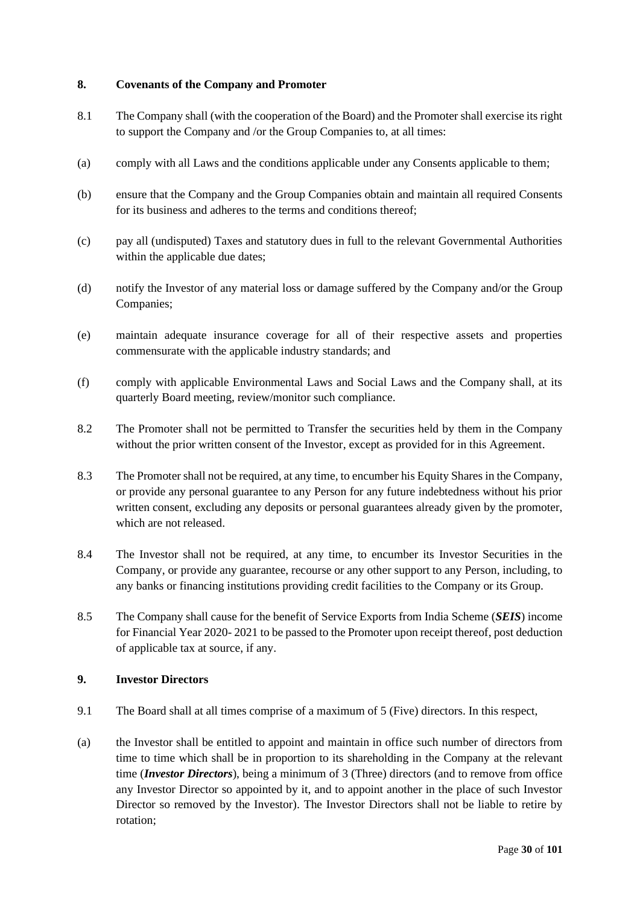## 8. Covenants of the Company and Promoter

8.1 The Company shall (with the cooperation of the Board) and the Promoter shall exercise its right to support the Company and /or the Group Companies to, at all times:

(a) comply with all Laws and the conditions applicable under any Consents applicable to them;

(b) ensure that the Company and the Group Companies obtain and maintain all required Consents for its business and adheres to the terms and conditions thereof;

(c) pay all (undisputed) Taxes and statutory dues in full to the relevant Governmental Authorities within the applicable due dates;

(d) notify the Investor of any material loss or damage suffered by the Company and/or the Group Companies;

(e) maintain adequate insurance coverage for all of their respective assets and properties commensurate with the applicable industry standards; and

(f) comply with applicable Environmental Laws and Social Laws and the Company shall, at its quarterly Board meeting, review/monitor such compliance.

8.2 The Promoter shall not be permitted to Transfer the securities held by them in the Company without the prior written consent of the Investor, except as provided for in this Agreement.

8.3 The Promoter shall not be required, at any time, to encumber his Equity Shares in the Company, or provide any personal guarantee to any Person for any future indebtedness without his prior written consent, excluding any deposits or personal guarantees already given by the promoter, which are not released.

8.4 The Investor shall not be required, at any time, to encumber its Investor Securities in the Company, or provide any guarantee, recourse or any other support to any Person, including, to any banks or financing institutions providing credit facilities to the Company or its Group.

8.5 The Company shall cause for the benefit of Service Exports from India Scheme (***SEIS***) income for Financial Year 2020- 2021 to be passed to the Promoter upon receipt thereof, post deduction of applicable tax at source, if any.

## 9. Investor Directors

9.1 The Board shall at all times comprise of a maximum of 5 (Five) directors. In this respect,

(a) the Investor shall be entitled to appoint and maintain in office such number of directors from time to time which shall be in proportion to its shareholding in the Company at the relevant time (***Investor Directors***), being a minimum of 3 (Three) directors (and to remove from office any Investor Director so appointed by it, and to appoint another in the place of such Investor Director so removed by the Investor). The Investor Directors shall not be liable to retire by rotation;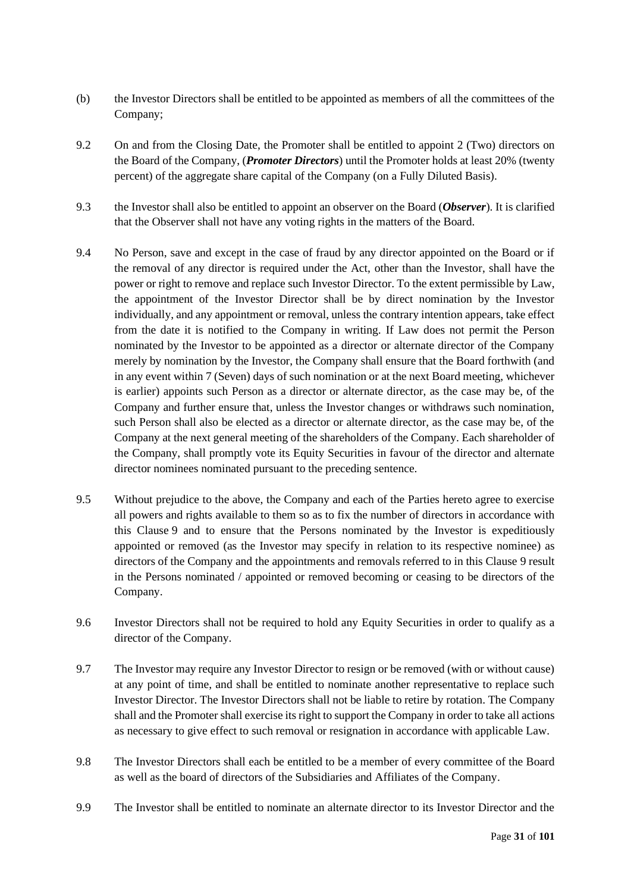(b) the Investor Directors shall be entitled to be appointed as members of all the committees of the Company;

9.2 On and from the Closing Date, the Promoter shall be entitled to appoint 2 (Two) directors on the Board of the Company, (***Promoter Directors***) until the Promoter holds at least 20% (twenty percent) of the aggregate share capital of the Company (on a Fully Diluted Basis).

9.3 the Investor shall also be entitled to appoint an observer on the Board (***Observer***). It is clarified that the Observer shall not have any voting rights in the matters of the Board.

9.4 No Person, save and except in the case of fraud by any director appointed on the Board or if the removal of any director is required under the Act, other than the Investor, shall have the power or right to remove and replace such Investor Director. To the extent permissible by Law, the appointment of the Investor Director shall be by direct nomination by the Investor individually, and any appointment or removal, unless the contrary intention appears, take effect from the date it is notified to the Company in writing. If Law does not permit the Person nominated by the Investor to be appointed as a director or alternate director of the Company merely by nomination by the Investor, the Company shall ensure that the Board forthwith (and in any event within 7 (Seven) days of such nomination or at the next Board meeting, whichever is earlier) appoints such Person as a director or alternate director, as the case may be, of the Company and further ensure that, unless the Investor changes or withdraws such nomination, such Person shall also be elected as a director or alternate director, as the case may be, of the Company at the next general meeting of the shareholders of the Company. Each shareholder of the Company, shall promptly vote its Equity Securities in favour of the director and alternate director nominees nominated pursuant to the preceding sentence.

9.5 Without prejudice to the above, the Company and each of the Parties hereto agree to exercise all powers and rights available to them so as to fix the number of directors in accordance with this Clause 9 and to ensure that the Persons nominated by the Investor is expeditiously appointed or removed (as the Investor may specify in relation to its respective nominee) as directors of the Company and the appointments and removals referred to in this Clause 9 result in the Persons nominated / appointed or removed becoming or ceasing to be directors of the Company.

9.6 Investor Directors shall not be required to hold any Equity Securities in order to qualify as a director of the Company.

9.7 The Investor may require any Investor Director to resign or be removed (with or without cause) at any point of time, and shall be entitled to nominate another representative to replace such Investor Director. The Investor Directors shall not be liable to retire by rotation. The Company shall and the Promoter shall exercise its right to support the Company in order to take all actions as necessary to give effect to such removal or resignation in accordance with applicable Law.

9.8 The Investor Directors shall each be entitled to be a member of every committee of the Board as well as the board of directors of the Subsidiaries and Affiliates of the Company.

9.9 The Investor shall be entitled to nominate an alternate director to its Investor Director and the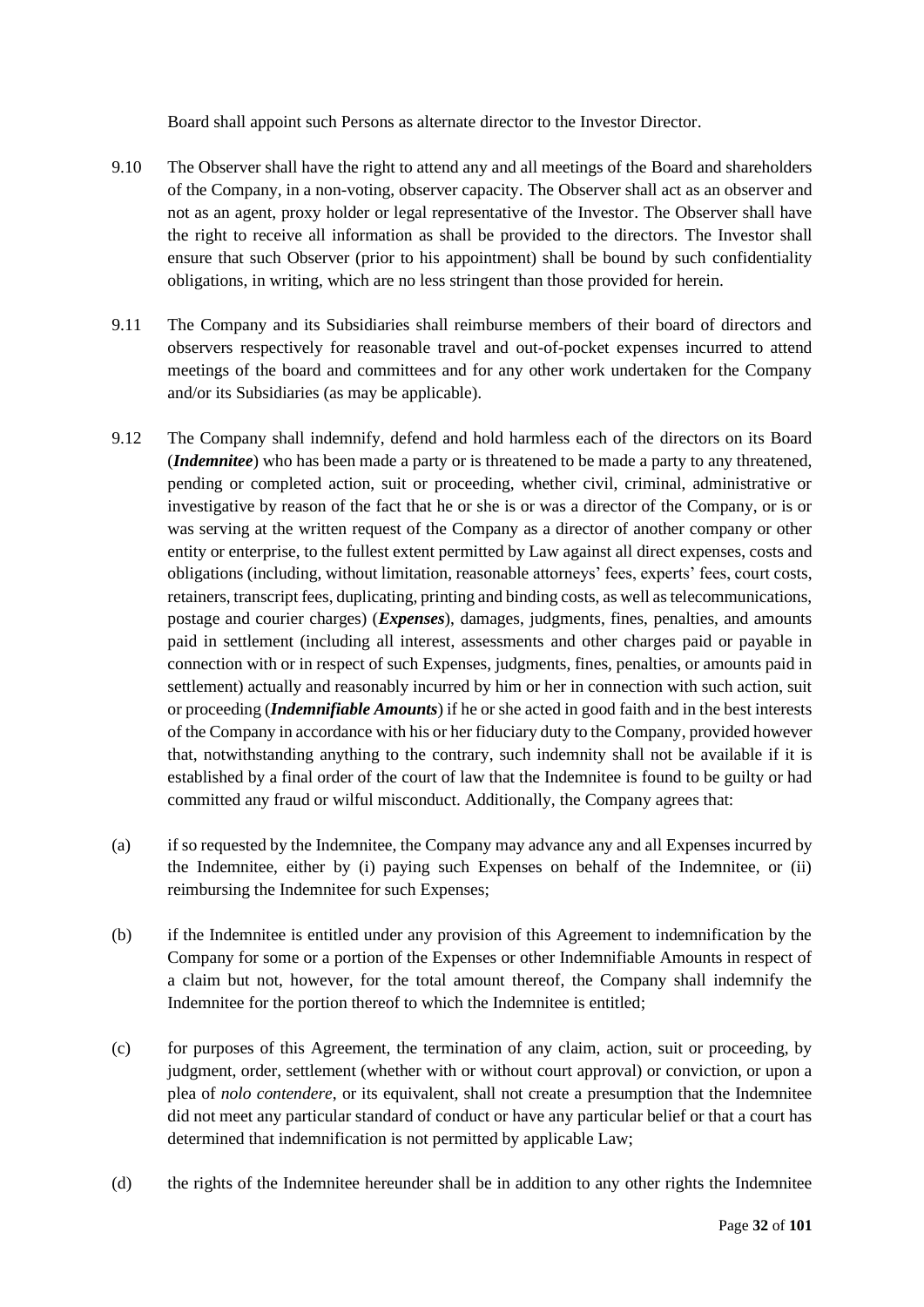Board shall appoint such Persons as alternate director to the Investor Director.

9.10 The Observer shall have the right to attend any and all meetings of the Board and shareholders of the Company, in a non-voting, observer capacity. The Observer shall act as an observer and not as an agent, proxy holder or legal representative of the Investor. The Observer shall have the right to receive all information as shall be provided to the directors. The Investor shall ensure that such Observer (prior to his appointment) shall be bound by such confidentiality obligations, in writing, which are no less stringent than those provided for herein.

9.11 The Company and its Subsidiaries shall reimburse members of their board of directors and observers respectively for reasonable travel and out-of-pocket expenses incurred to attend meetings of the board and committees and for any other work undertaken for the Company and/or its Subsidiaries (as may be applicable).

9.12 The Company shall indemnify, defend and hold harmless each of the directors on its Board (***Indemnitee***) who has been made a party or is threatened to be made a party to any threatened, pending or completed action, suit or proceeding, whether civil, criminal, administrative or investigative by reason of the fact that he or she is or was a director of the Company, or is or was serving at the written request of the Company as a director of another company or other entity or enterprise, to the fullest extent permitted by Law against all direct expenses, costs and obligations (including, without limitation, reasonable attorneys' fees, experts' fees, court costs, retainers, transcript fees, duplicating, printing and binding costs, as well as telecommunications, postage and courier charges) (***Expenses***), damages, judgments, fines, penalties, and amounts paid in settlement (including all interest, assessments and other charges paid or payable in connection with or in respect of such Expenses, judgments, fines, penalties, or amounts paid in settlement) actually and reasonably incurred by him or her in connection with such action, suit or proceeding (***Indemnifiable Amounts***) if he or she acted in good faith and in the best interests of the Company in accordance with his or her fiduciary duty to the Company, provided however that, notwithstanding anything to the contrary, such indemnity shall not be available if it is established by a final order of the court of law that the Indemnitee is found to be guilty or had committed any fraud or wilful misconduct. Additionally, the Company agrees that:

(a) if so requested by the Indemnitee, the Company may advance any and all Expenses incurred by the Indemnitee, either by (i) paying such Expenses on behalf of the Indemnitee, or (ii) reimbursing the Indemnitee for such Expenses;

(b) if the Indemnitee is entitled under any provision of this Agreement to indemnification by the Company for some or a portion of the Expenses or other Indemnifiable Amounts in respect of a claim but not, however, for the total amount thereof, the Company shall indemnify the Indemnitee for the portion thereof to which the Indemnitee is entitled;

(c) for purposes of this Agreement, the termination of any claim, action, suit or proceeding, by judgment, order, settlement (whether with or without court approval) or conviction, or upon a plea of *nolo contendere*, or its equivalent, shall not create a presumption that the Indemnitee did not meet any particular standard of conduct or have any particular belief or that a court has determined that indemnification is not permitted by applicable Law;

(d) the rights of the Indemnitee hereunder shall be in addition to any other rights the Indemnitee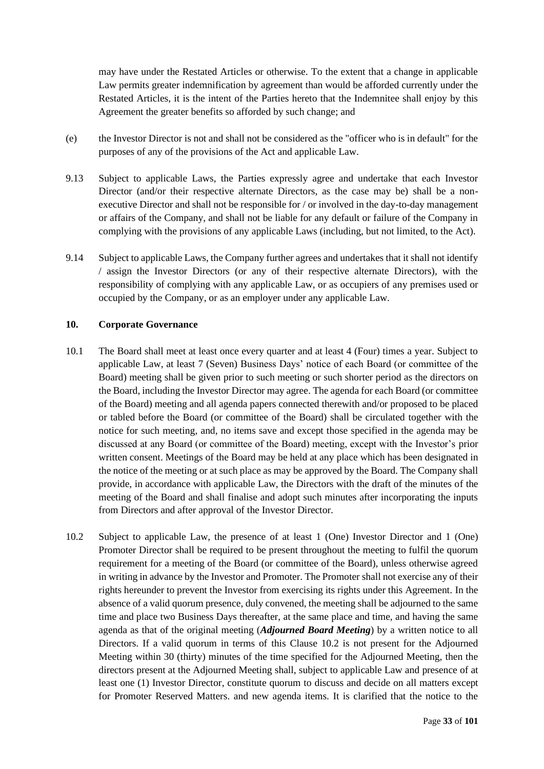may have under the Restated Articles or otherwise. To the extent that a change in applicable Law permits greater indemnification by agreement than would be afforded currently under the Restated Articles, it is the intent of the Parties hereto that the Indemnitee shall enjoy by this Agreement the greater benefits so afforded by such change; and

(e) the Investor Director is not and shall not be considered as the "officer who is in default" for the purposes of any of the provisions of the Act and applicable Law.

9.13 Subject to applicable Laws, the Parties expressly agree and undertake that each Investor Director (and/or their respective alternate Directors, as the case may be) shall be a non-executive Director and shall not be responsible for / or involved in the day-to-day management or affairs of the Company, and shall not be liable for any default or failure of the Company in complying with the provisions of any applicable Laws (including, but not limited, to the Act).

9.14 Subject to applicable Laws, the Company further agrees and undertakes that it shall not identify / assign the Investor Directors (or any of their respective alternate Directors), with the responsibility of complying with any applicable Law, or as occupiers of any premises used or occupied by the Company, or as an employer under any applicable Law.

## 10. Corporate Governance

10.1 The Board shall meet at least once every quarter and at least 4 (Four) times a year. Subject to applicable Law, at least 7 (Seven) Business Days' notice of each Board (or committee of the Board) meeting shall be given prior to such meeting or such shorter period as the directors on the Board, including the Investor Director may agree. The agenda for each Board (or committee of the Board) meeting and all agenda papers connected therewith and/or proposed to be placed or tabled before the Board (or committee of the Board) shall be circulated together with the notice for such meeting, and, no items save and except those specified in the agenda may be discussed at any Board (or committee of the Board) meeting, except with the Investor's prior written consent. Meetings of the Board may be held at any place which has been designated in the notice of the meeting or at such place as may be approved by the Board. The Company shall provide, in accordance with applicable Law, the Directors with the draft of the minutes of the meeting of the Board and shall finalise and adopt such minutes after incorporating the inputs from Directors and after approval of the Investor Director.

10.2 Subject to applicable Law, the presence of at least 1 (One) Investor Director and 1 (One) Promoter Director shall be required to be present throughout the meeting to fulfil the quorum requirement for a meeting of the Board (or committee of the Board), unless otherwise agreed in writing in advance by the Investor and Promoter. The Promoter shall not exercise any of their rights hereunder to prevent the Investor from exercising its rights under this Agreement. In the absence of a valid quorum presence, duly convened, the meeting shall be adjourned to the same time and place two Business Days thereafter, at the same place and time, and having the same agenda as that of the original meeting (***Adjourned Board Meeting***) by a written notice to all Directors. If a valid quorum in terms of this Clause 10.2 is not present for the Adjourned Meeting within 30 (thirty) minutes of the time specified for the Adjourned Meeting, then the directors present at the Adjourned Meeting shall, subject to applicable Law and presence of at least one (1) Investor Director, constitute quorum to discuss and decide on all matters except for Promoter Reserved Matters. and new agenda items. It is clarified that the notice to the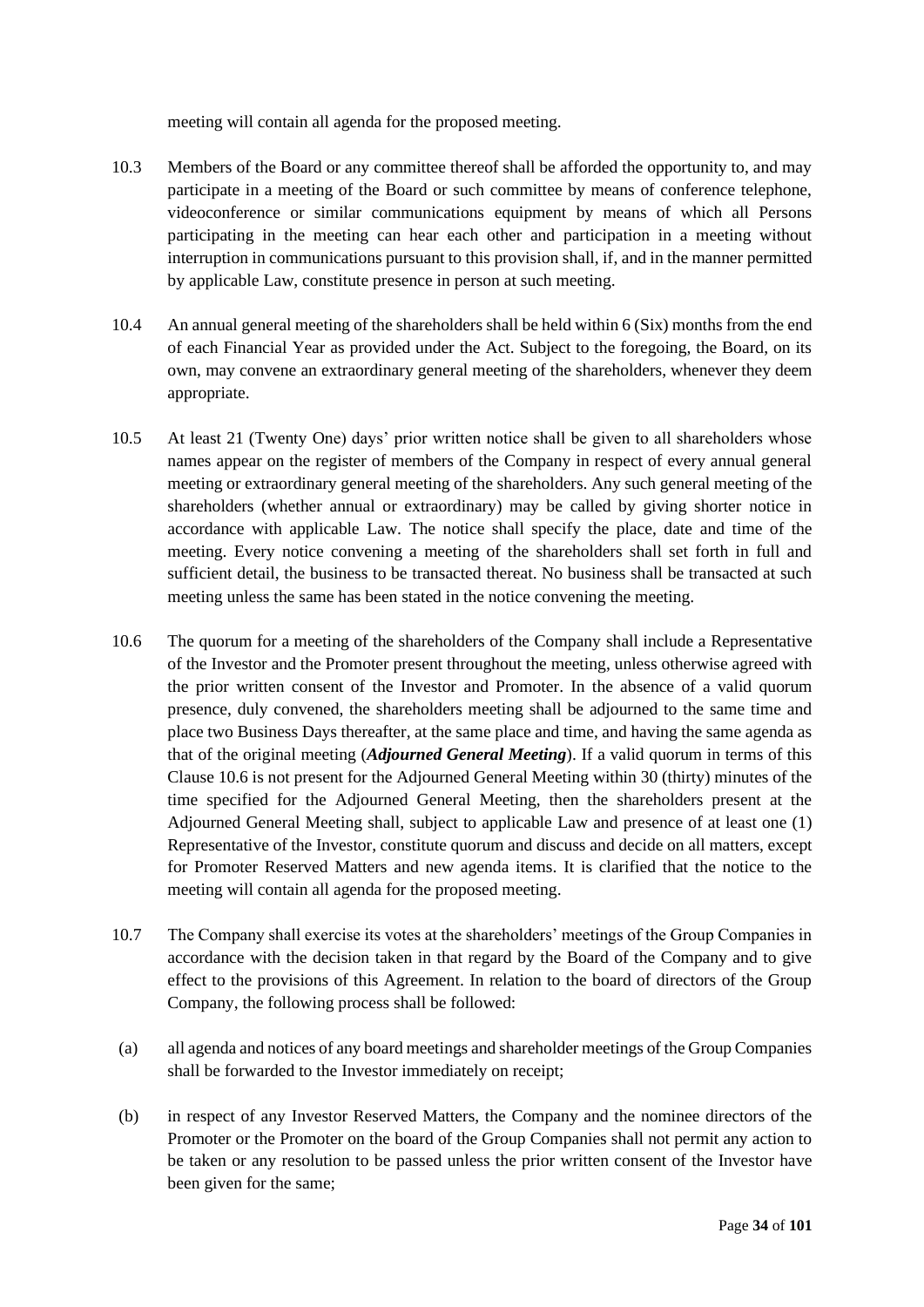meeting will contain all agenda for the proposed meeting.

10.3 Members of the Board or any committee thereof shall be afforded the opportunity to, and may participate in a meeting of the Board or such committee by means of conference telephone, videoconference or similar communications equipment by means of which all Persons participating in the meeting can hear each other and participation in a meeting without interruption in communications pursuant to this provision shall, if, and in the manner permitted by applicable Law, constitute presence in person at such meeting.

10.4 An annual general meeting of the shareholders shall be held within 6 (Six) months from the end of each Financial Year as provided under the Act. Subject to the foregoing, the Board, on its own, may convene an extraordinary general meeting of the shareholders, whenever they deem appropriate.

10.5 At least 21 (Twenty One) days' prior written notice shall be given to all shareholders whose names appear on the register of members of the Company in respect of every annual general meeting or extraordinary general meeting of the shareholders. Any such general meeting of the shareholders (whether annual or extraordinary) may be called by giving shorter notice in accordance with applicable Law. The notice shall specify the place, date and time of the meeting. Every notice convening a meeting of the shareholders shall set forth in full and sufficient detail, the business to be transacted thereat. No business shall be transacted at such meeting unless the same has been stated in the notice convening the meeting.

10.6 The quorum for a meeting of the shareholders of the Company shall include a Representative of the Investor and the Promoter present throughout the meeting, unless otherwise agreed with the prior written consent of the Investor and Promoter. In the absence of a valid quorum presence, duly convened, the shareholders meeting shall be adjourned to the same time and place two Business Days thereafter, at the same place and time, and having the same agenda as that of the original meeting (***Adjourned General Meeting***). If a valid quorum in terms of this Clause 10.6 is not present for the Adjourned General Meeting within 30 (thirty) minutes of the time specified for the Adjourned General Meeting, then the shareholders present at the Adjourned General Meeting shall, subject to applicable Law and presence of at least one (1) Representative of the Investor, constitute quorum and discuss and decide on all matters, except for Promoter Reserved Matters and new agenda items. It is clarified that the notice to the meeting will contain all agenda for the proposed meeting.

10.7 The Company shall exercise its votes at the shareholders' meetings of the Group Companies in accordance with the decision taken in that regard by the Board of the Company and to give effect to the provisions of this Agreement. In relation to the board of directors of the Group Company, the following process shall be followed:

(a) all agenda and notices of any board meetings and shareholder meetings of the Group Companies shall be forwarded to the Investor immediately on receipt;

(b) in respect of any Investor Reserved Matters, the Company and the nominee directors of the Promoter or the Promoter on the board of the Group Companies shall not permit any action to be taken or any resolution to be passed unless the prior written consent of the Investor have been given for the same;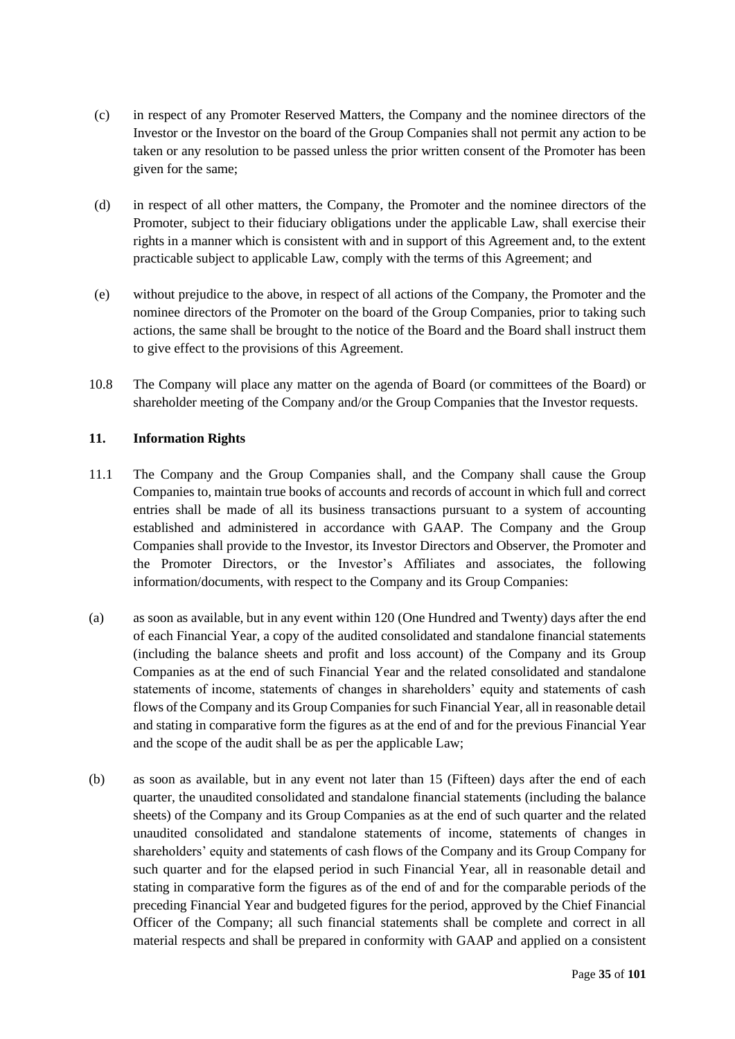(c) in respect of any Promoter Reserved Matters, the Company and the nominee directors of the Investor or the Investor on the board of the Group Companies shall not permit any action to be taken or any resolution to be passed unless the prior written consent of the Promoter has been given for the same;

(d) in respect of all other matters, the Company, the Promoter and the nominee directors of the Promoter, subject to their fiduciary obligations under the applicable Law, shall exercise their rights in a manner which is consistent with and in support of this Agreement and, to the extent practicable subject to applicable Law, comply with the terms of this Agreement; and

(e) without prejudice to the above, in respect of all actions of the Company, the Promoter and the nominee directors of the Promoter on the board of the Group Companies, prior to taking such actions, the same shall be brought to the notice of the Board and the Board shall instruct them to give effect to the provisions of this Agreement.

10.8 The Company will place any matter on the agenda of Board (or committees of the Board) or shareholder meeting of the Company and/or the Group Companies that the Investor requests.

**11. Information Rights**

11.1 The Company and the Group Companies shall, and the Company shall cause the Group Companies to, maintain true books of accounts and records of account in which full and correct entries shall be made of all its business transactions pursuant to a system of accounting established and administered in accordance with GAAP. The Company and the Group Companies shall provide to the Investor, its Investor Directors and Observer, the Promoter and the Promoter Directors, or the Investor's Affiliates and associates, the following information/documents, with respect to the Company and its Group Companies:

(a) as soon as available, but in any event within 120 (One Hundred and Twenty) days after the end of each Financial Year, a copy of the audited consolidated and standalone financial statements (including the balance sheets and profit and loss account) of the Company and its Group Companies as at the end of such Financial Year and the related consolidated and standalone statements of income, statements of changes in shareholders' equity and statements of cash flows of the Company and its Group Companies for such Financial Year, all in reasonable detail and stating in comparative form the figures as at the end of and for the previous Financial Year and the scope of the audit shall be as per the applicable Law;

(b) as soon as available, but in any event not later than 15 (Fifteen) days after the end of each quarter, the unaudited consolidated and standalone financial statements (including the balance sheets) of the Company and its Group Companies as at the end of such quarter and the related unaudited consolidated and standalone statements of income, statements of changes in shareholders' equity and statements of cash flows of the Company and its Group Company for such quarter and for the elapsed period in such Financial Year, all in reasonable detail and stating in comparative form the figures as of the end of and for the comparable periods of the preceding Financial Year and budgeted figures for the period, approved by the Chief Financial Officer of the Company; all such financial statements shall be complete and correct in all material respects and shall be prepared in conformity with GAAP and applied on a consistent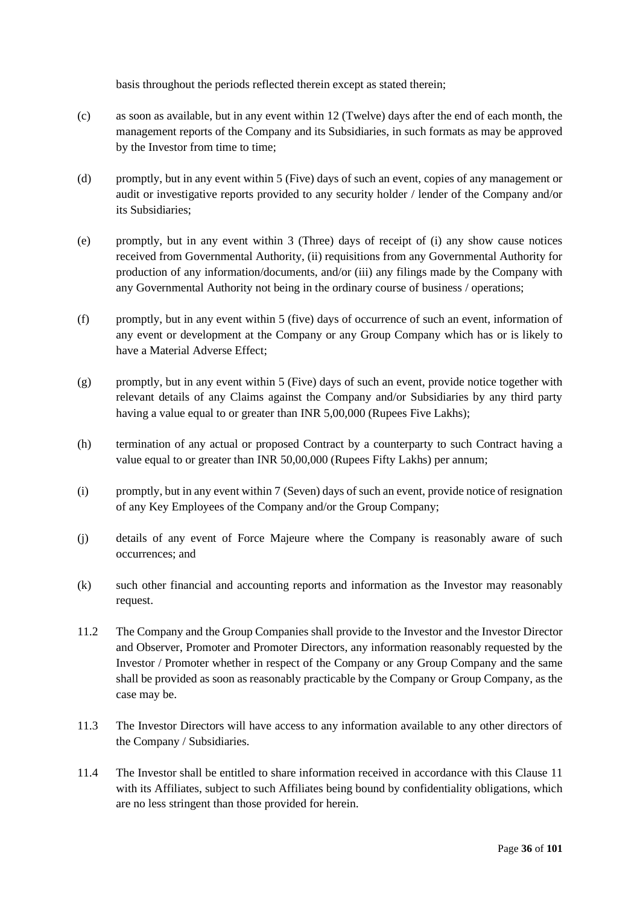basis throughout the periods reflected therein except as stated therein;

(c) as soon as available, but in any event within 12 (Twelve) days after the end of each month, the management reports of the Company and its Subsidiaries, in such formats as may be approved by the Investor from time to time;

(d) promptly, but in any event within 5 (Five) days of such an event, copies of any management or audit or investigative reports provided to any security holder / lender of the Company and/or its Subsidiaries;

(e) promptly, but in any event within 3 (Three) days of receipt of (i) any show cause notices received from Governmental Authority, (ii) requisitions from any Governmental Authority for production of any information/documents, and/or (iii) any filings made by the Company with any Governmental Authority not being in the ordinary course of business / operations;

(f) promptly, but in any event within 5 (five) days of occurrence of such an event, information of any event or development at the Company or any Group Company which has or is likely to have a Material Adverse Effect;

(g) promptly, but in any event within 5 (Five) days of such an event, provide notice together with relevant details of any Claims against the Company and/or Subsidiaries by any third party having a value equal to or greater than INR 5,00,000 (Rupees Five Lakhs);

(h) termination of any actual or proposed Contract by a counterparty to such Contract having a value equal to or greater than INR 50,00,000 (Rupees Fifty Lakhs) per annum;

(i) promptly, but in any event within 7 (Seven) days of such an event, provide notice of resignation of any Key Employees of the Company and/or the Group Company;

(j) details of any event of Force Majeure where the Company is reasonably aware of such occurrences; and

(k) such other financial and accounting reports and information as the Investor may reasonably request.

11.2 The Company and the Group Companies shall provide to the Investor and the Investor Director and Observer, Promoter and Promoter Directors, any information reasonably requested by the Investor / Promoter whether in respect of the Company or any Group Company and the same shall be provided as soon as reasonably practicable by the Company or Group Company, as the case may be.

11.3 The Investor Directors will have access to any information available to any other directors of the Company / Subsidiaries.

11.4 The Investor shall be entitled to share information received in accordance with this Clause 11 with its Affiliates, subject to such Affiliates being bound by confidentiality obligations, which are no less stringent than those provided for herein.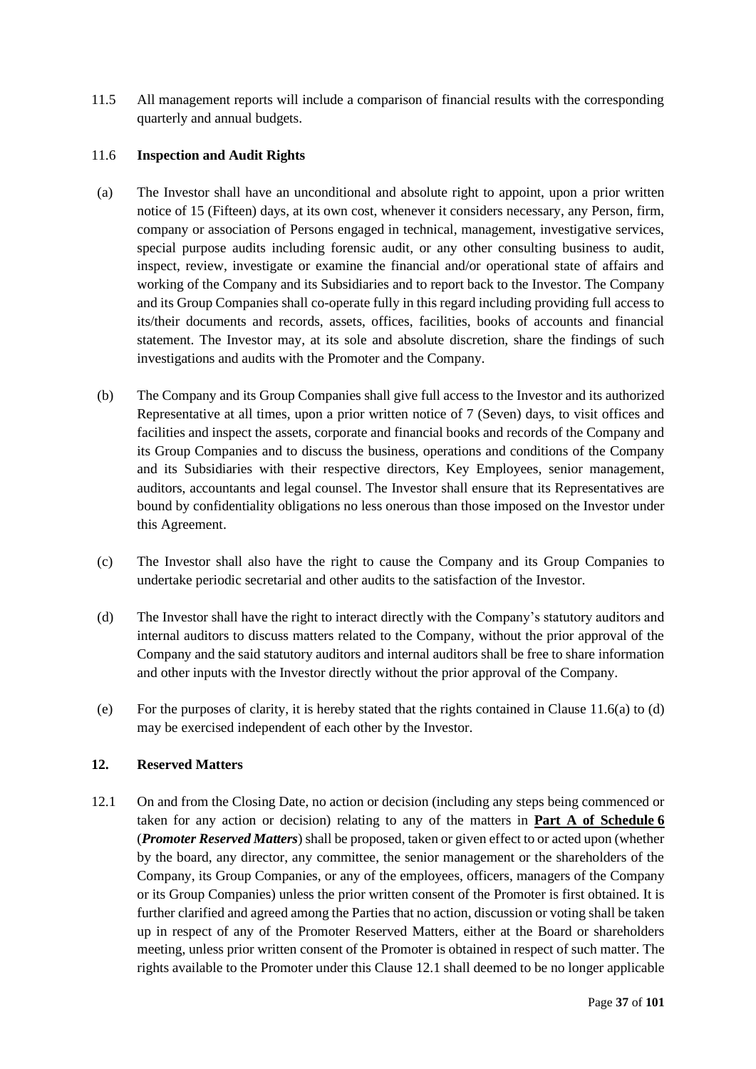11.5 All management reports will include a comparison of financial results with the corresponding quarterly and annual budgets.

11.6 **Inspection and Audit Rights**

(a) The Investor shall have an unconditional and absolute right to appoint, upon a prior written notice of 15 (Fifteen) days, at its own cost, whenever it considers necessary, any Person, firm, company or association of Persons engaged in technical, management, investigative services, special purpose audits including forensic audit, or any other consulting business to audit, inspect, review, investigate or examine the financial and/or operational state of affairs and working of the Company and its Subsidiaries and to report back to the Investor. The Company and its Group Companies shall co-operate fully in this regard including providing full access to its/their documents and records, assets, offices, facilities, books of accounts and financial statement. The Investor may, at its sole and absolute discretion, share the findings of such investigations and audits with the Promoter and the Company.

(b) The Company and its Group Companies shall give full access to the Investor and its authorized Representative at all times, upon a prior written notice of 7 (Seven) days, to visit offices and facilities and inspect the assets, corporate and financial books and records of the Company and its Group Companies and to discuss the business, operations and conditions of the Company and its Subsidiaries with their respective directors, Key Employees, senior management, auditors, accountants and legal counsel. The Investor shall ensure that its Representatives are bound by confidentiality obligations no less onerous than those imposed on the Investor under this Agreement.

(c) The Investor shall also have the right to cause the Company and its Group Companies to undertake periodic secretarial and other audits to the satisfaction of the Investor.

(d) The Investor shall have the right to interact directly with the Company's statutory auditors and internal auditors to discuss matters related to the Company, without the prior approval of the Company and the said statutory auditors and internal auditors shall be free to share information and other inputs with the Investor directly without the prior approval of the Company.

(e) For the purposes of clarity, it is hereby stated that the rights contained in Clause 11.6(a) to (d) may be exercised independent of each other by the Investor.

## 12. Reserved Matters

12.1 On and from the Closing Date, no action or decision (including any steps being commenced or taken for any action or decision) relating to any of the matters in **Part A of Schedule 6** (***Promoter Reserved Matters***) shall be proposed, taken or given effect to or acted upon (whether by the board, any director, any committee, the senior management or the shareholders of the Company, its Group Companies, or any of the employees, officers, managers of the Company or its Group Companies) unless the prior written consent of the Promoter is first obtained. It is further clarified and agreed among the Parties that no action, discussion or voting shall be taken up in respect of any of the Promoter Reserved Matters, either at the Board or shareholders meeting, unless prior written consent of the Promoter is obtained in respect of such matter. The rights available to the Promoter under this Clause 12.1 shall deemed to be no longer applicable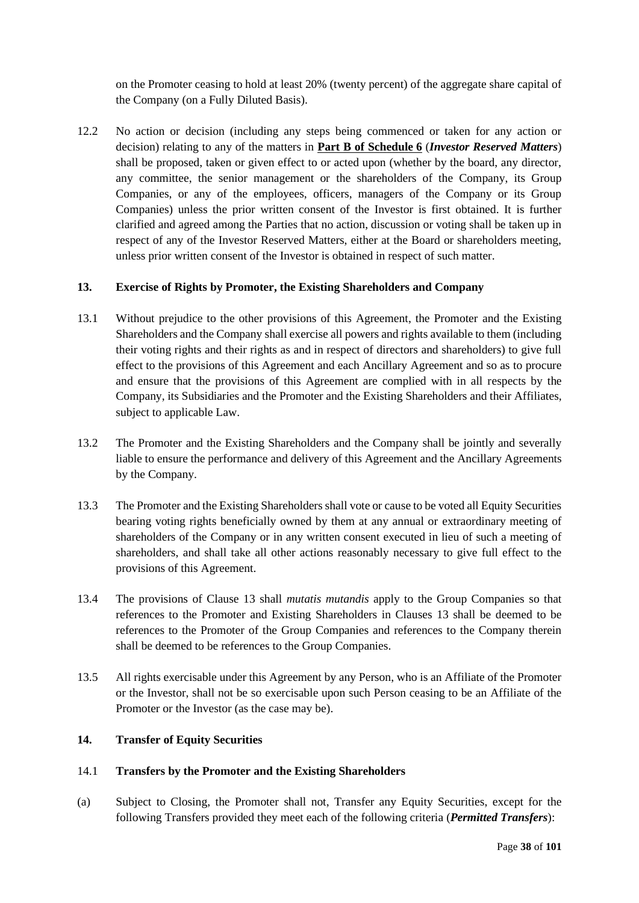on the Promoter ceasing to hold at least 20% (twenty percent) of the aggregate share capital of the Company (on a Fully Diluted Basis).

12.2 No action or decision (including any steps being commenced or taken for any action or decision) relating to any of the matters in **Part B of Schedule 6** (***Investor Reserved Matters***) shall be proposed, taken or given effect to or acted upon (whether by the board, any director, any committee, the senior management or the shareholders of the Company, its Group Companies, or any of the employees, officers, managers of the Company or its Group Companies) unless the prior written consent of the Investor is first obtained. It is further clarified and agreed among the Parties that no action, discussion or voting shall be taken up in respect of any of the Investor Reserved Matters, either at the Board or shareholders meeting, unless prior written consent of the Investor is obtained in respect of such matter.

## 13. Exercise of Rights by Promoter, the Existing Shareholders and Company

13.1 Without prejudice to the other provisions of this Agreement, the Promoter and the Existing Shareholders and the Company shall exercise all powers and rights available to them (including their voting rights and their rights as and in respect of directors and shareholders) to give full effect to the provisions of this Agreement and each Ancillary Agreement and so as to procure and ensure that the provisions of this Agreement are complied with in all respects by the Company, its Subsidiaries and the Promoter and the Existing Shareholders and their Affiliates, subject to applicable Law.

13.2 The Promoter and the Existing Shareholders and the Company shall be jointly and severally liable to ensure the performance and delivery of this Agreement and the Ancillary Agreements by the Company.

13.3 The Promoter and the Existing Shareholders shall vote or cause to be voted all Equity Securities bearing voting rights beneficially owned by them at any annual or extraordinary meeting of shareholders of the Company or in any written consent executed in lieu of such a meeting of shareholders, and shall take all other actions reasonably necessary to give full effect to the provisions of this Agreement.

13.4 The provisions of Clause 13 shall *mutatis mutandis* apply to the Group Companies so that references to the Promoter and Existing Shareholders in Clauses 13 shall be deemed to be references to the Promoter of the Group Companies and references to the Company therein shall be deemed to be references to the Group Companies.

13.5 All rights exercisable under this Agreement by any Person, who is an Affiliate of the Promoter or the Investor, shall not be so exercisable upon such Person ceasing to be an Affiliate of the Promoter or the Investor (as the case may be).

## 14. Transfer of Equity Securities

### 14.1 Transfers by the Promoter and the Existing Shareholders

(a) Subject to Closing, the Promoter shall not, Transfer any Equity Securities, except for the following Transfers provided they meet each of the following criteria (***Permitted Transfers***):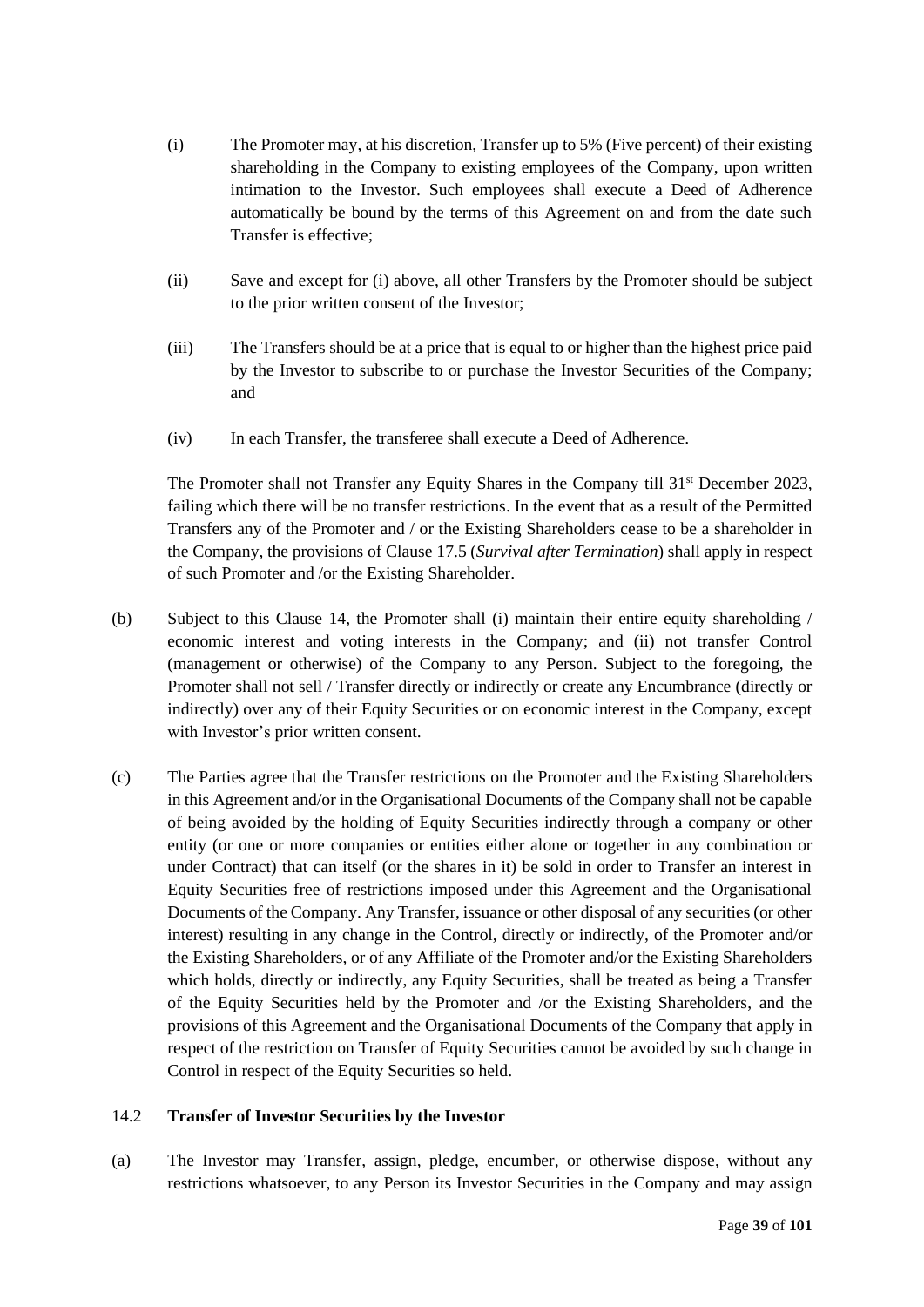(i) The Promoter may, at his discretion, Transfer up to 5% (Five percent) of their existing shareholding in the Company to existing employees of the Company, upon written intimation to the Investor. Such employees shall execute a Deed of Adherence automatically be bound by the terms of this Agreement on and from the date such Transfer is effective;

(ii) Save and except for (i) above, all other Transfers by the Promoter should be subject to the prior written consent of the Investor;

(iii) The Transfers should be at a price that is equal to or higher than the highest price paid by the Investor to subscribe to or purchase the Investor Securities of the Company; and

(iv) In each Transfer, the transferee shall execute a Deed of Adherence.

The Promoter shall not Transfer any Equity Shares in the Company till 31st December 2023, failing which there will be no transfer restrictions. In the event that as a result of the Permitted Transfers any of the Promoter and / or the Existing Shareholders cease to be a shareholder in the Company, the provisions of Clause 17.5 (*Survival after Termination*) shall apply in respect of such Promoter and /or the Existing Shareholder.

(b) Subject to this Clause 14, the Promoter shall (i) maintain their entire equity shareholding / economic interest and voting interests in the Company; and (ii) not transfer Control (management or otherwise) of the Company to any Person. Subject to the foregoing, the Promoter shall not sell / Transfer directly or indirectly or create any Encumbrance (directly or indirectly) over any of their Equity Securities or on economic interest in the Company, except with Investor's prior written consent.

(c) The Parties agree that the Transfer restrictions on the Promoter and the Existing Shareholders in this Agreement and/or in the Organisational Documents of the Company shall not be capable of being avoided by the holding of Equity Securities indirectly through a company or other entity (or one or more companies or entities either alone or together in any combination or under Contract) that can itself (or the shares in it) be sold in order to Transfer an interest in Equity Securities free of restrictions imposed under this Agreement and the Organisational Documents of the Company. Any Transfer, issuance or other disposal of any securities (or other interest) resulting in any change in the Control, directly or indirectly, of the Promoter and/or the Existing Shareholders, or of any Affiliate of the Promoter and/or the Existing Shareholders which holds, directly or indirectly, any Equity Securities, shall be treated as being a Transfer of the Equity Securities held by the Promoter and /or the Existing Shareholders, and the provisions of this Agreement and the Organisational Documents of the Company that apply in respect of the restriction on Transfer of Equity Securities cannot be avoided by such change in Control in respect of the Equity Securities so held.

14.2 **Transfer of Investor Securities by the Investor**

(a) The Investor may Transfer, assign, pledge, encumber, or otherwise dispose, without any restrictions whatsoever, to any Person its Investor Securities in the Company and may assign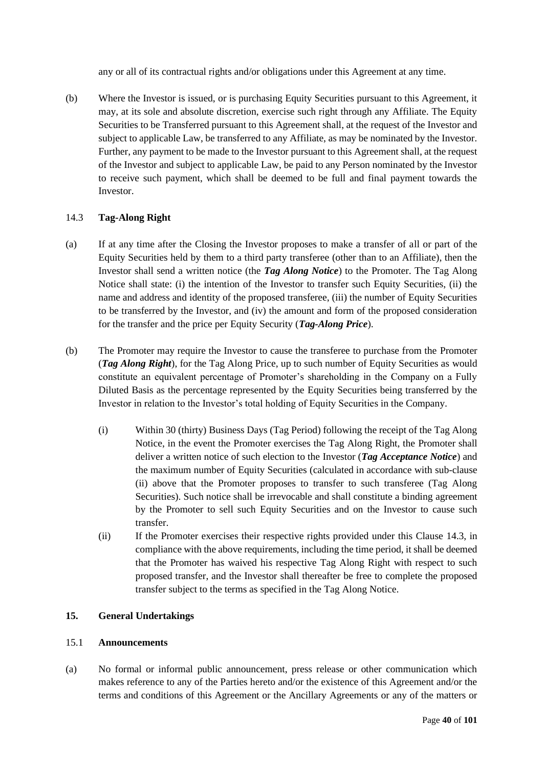any or all of its contractual rights and/or obligations under this Agreement at any time.

(b) Where the Investor is issued, or is purchasing Equity Securities pursuant to this Agreement, it may, at its sole and absolute discretion, exercise such right through any Affiliate. The Equity Securities to be Transferred pursuant to this Agreement shall, at the request of the Investor and subject to applicable Law, be transferred to any Affiliate, as may be nominated by the Investor. Further, any payment to be made to the Investor pursuant to this Agreement shall, at the request of the Investor and subject to applicable Law, be paid to any Person nominated by the Investor to receive such payment, which shall be deemed to be full and final payment towards the Investor.

14.3 **Tag-Along Right**

(a) If at any time after the Closing the Investor proposes to make a transfer of all or part of the Equity Securities held by them to a third party transferee (other than to an Affiliate), then the Investor shall send a written notice (the ***Tag Along Notice***) to the Promoter. The Tag Along Notice shall state: (i) the intention of the Investor to transfer such Equity Securities, (ii) the name and address and identity of the proposed transferee, (iii) the number of Equity Securities to be transferred by the Investor, and (iv) the amount and form of the proposed consideration for the transfer and the price per Equity Security (***Tag-Along Price***).

(b) The Promoter may require the Investor to cause the transferee to purchase from the Promoter (***Tag Along Right***), for the Tag Along Price, up to such number of Equity Securities as would constitute an equivalent percentage of Promoter's shareholding in the Company on a Fully Diluted Basis as the percentage represented by the Equity Securities being transferred by the Investor in relation to the Investor's total holding of Equity Securities in the Company.

(i) Within 30 (thirty) Business Days (Tag Period) following the receipt of the Tag Along Notice, in the event the Promoter exercises the Tag Along Right, the Promoter shall deliver a written notice of such election to the Investor (***Tag Acceptance Notice***) and the maximum number of Equity Securities (calculated in accordance with sub-clause (ii) above that the Promoter proposes to transfer to such transferee (Tag Along Securities). Such notice shall be irrevocable and shall constitute a binding agreement by the Promoter to sell such Equity Securities and on the Investor to cause such transfer.

(ii) If the Promoter exercises their respective rights provided under this Clause 14.3, in compliance with the above requirements, including the time period, it shall be deemed that the Promoter has waived his respective Tag Along Right with respect to such proposed transfer, and the Investor shall thereafter be free to complete the proposed transfer subject to the terms as specified in the Tag Along Notice.

## 15. General Undertakings

15.1 **Announcements**

(a) No formal or informal public announcement, press release or other communication which makes reference to any of the Parties hereto and/or the existence of this Agreement and/or the terms and conditions of this Agreement or the Ancillary Agreements or any of the matters or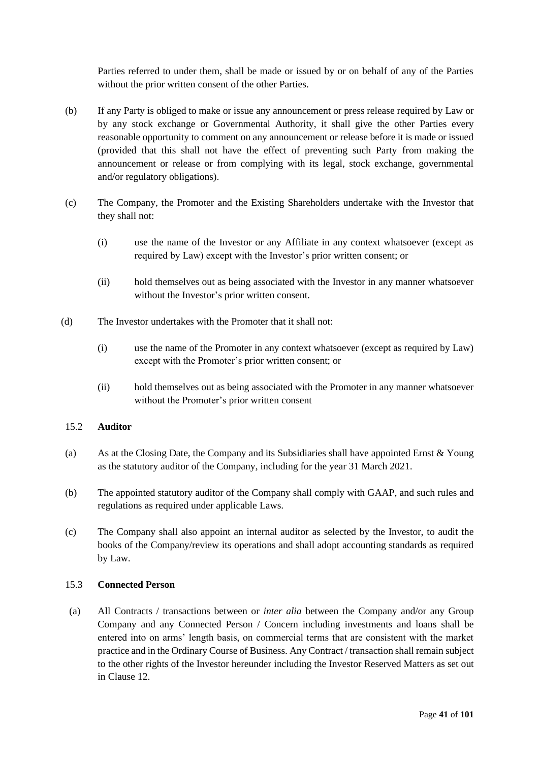Parties referred to under them, shall be made or issued by or on behalf of any of the Parties without the prior written consent of the other Parties.

(b) If any Party is obliged to make or issue any announcement or press release required by Law or by any stock exchange or Governmental Authority, it shall give the other Parties every reasonable opportunity to comment on any announcement or release before it is made or issued (provided that this shall not have the effect of preventing such Party from making the announcement or release or from complying with its legal, stock exchange, governmental and/or regulatory obligations).

(c) The Company, the Promoter and the Existing Shareholders undertake with the Investor that they shall not:

(i) use the name of the Investor or any Affiliate in any context whatsoever (except as required by Law) except with the Investor's prior written consent; or

(ii) hold themselves out as being associated with the Investor in any manner whatsoever without the Investor's prior written consent.

(d) The Investor undertakes with the Promoter that it shall not:

(i) use the name of the Promoter in any context whatsoever (except as required by Law) except with the Promoter's prior written consent; or

(ii) hold themselves out as being associated with the Promoter in any manner whatsoever without the Promoter's prior written consent

15.2 **Auditor**

(a) As at the Closing Date, the Company and its Subsidiaries shall have appointed Ernst & Young as the statutory auditor of the Company, including for the year 31 March 2021.

(b) The appointed statutory auditor of the Company shall comply with GAAP, and such rules and regulations as required under applicable Laws.

(c) The Company shall also appoint an internal auditor as selected by the Investor, to audit the books of the Company/review its operations and shall adopt accounting standards as required by Law.

15.3 **Connected Person**

(a) All Contracts / transactions between or *inter alia* between the Company and/or any Group Company and any Connected Person / Concern including investments and loans shall be entered into on arms' length basis, on commercial terms that are consistent with the market practice and in the Ordinary Course of Business. Any Contract / transaction shall remain subject to the other rights of the Investor hereunder including the Investor Reserved Matters as set out in Clause 12.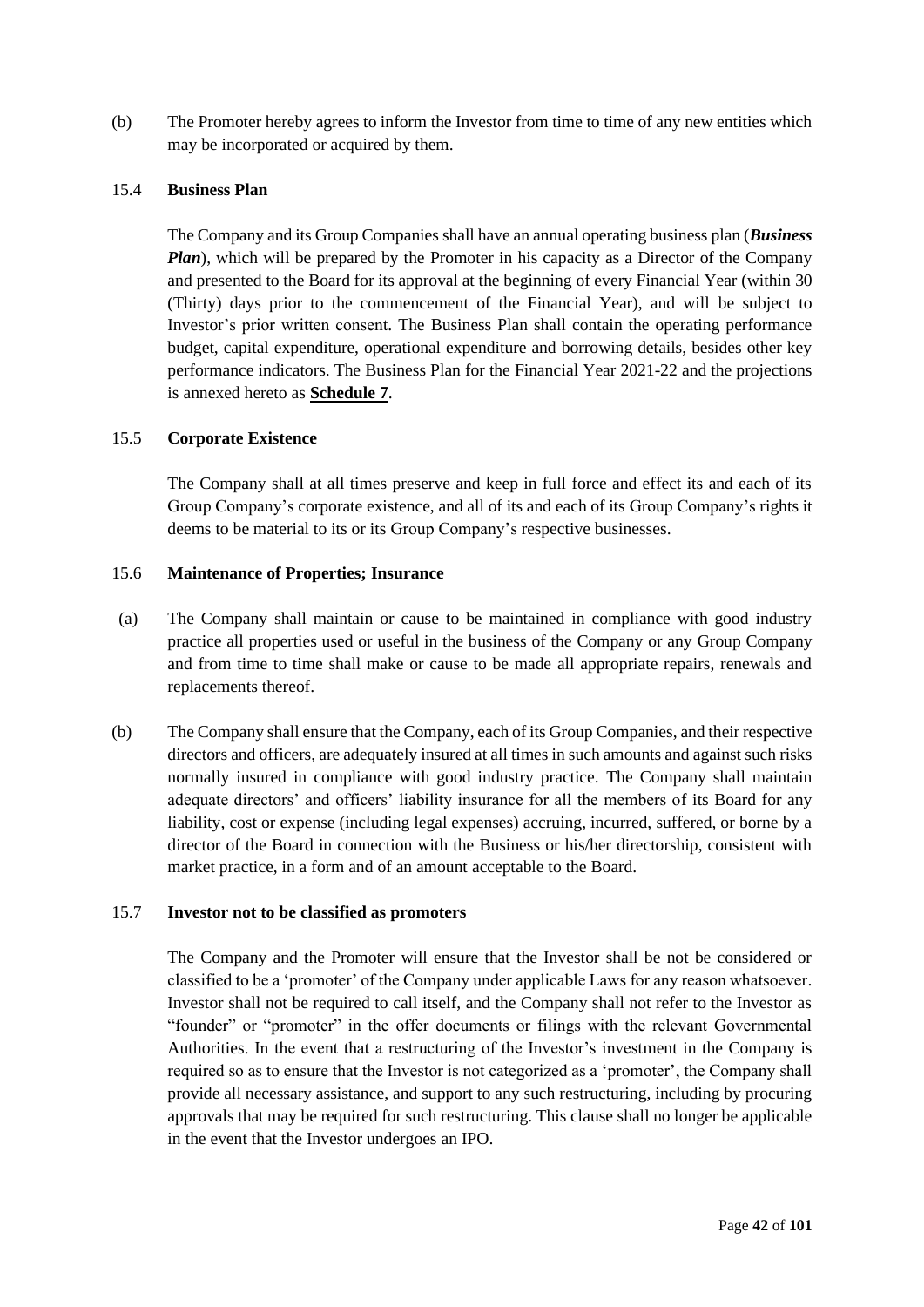(b) The Promoter hereby agrees to inform the Investor from time to time of any new entities which may be incorporated or acquired by them.

### 15.4 Business Plan

The Company and its Group Companies shall have an annual operating business plan (***Business Plan***), which will be prepared by the Promoter in his capacity as a Director of the Company and presented to the Board for its approval at the beginning of every Financial Year (within 30 (Thirty) days prior to the commencement of the Financial Year), and will be subject to Investor's prior written consent. The Business Plan shall contain the operating performance budget, capital expenditure, operational expenditure and borrowing details, besides other key performance indicators. The Business Plan for the Financial Year 2021-22 and the projections is annexed hereto as **Schedule 7**.

### 15.5 Corporate Existence

The Company shall at all times preserve and keep in full force and effect its and each of its Group Company's corporate existence, and all of its and each of its Group Company's rights it deems to be material to its or its Group Company's respective businesses.

### 15.6 Maintenance of Properties; Insurance

(a) The Company shall maintain or cause to be maintained in compliance with good industry practice all properties used or useful in the business of the Company or any Group Company and from time to time shall make or cause to be made all appropriate repairs, renewals and replacements thereof.

(b) The Company shall ensure that the Company, each of its Group Companies, and their respective directors and officers, are adequately insured at all times in such amounts and against such risks normally insured in compliance with good industry practice. The Company shall maintain adequate directors' and officers' liability insurance for all the members of its Board for any liability, cost or expense (including legal expenses) accruing, incurred, suffered, or borne by a director of the Board in connection with the Business or his/her directorship, consistent with market practice, in a form and of an amount acceptable to the Board.

### 15.7 Investor not to be classified as promoters

The Company and the Promoter will ensure that the Investor shall be not be considered or classified to be a 'promoter' of the Company under applicable Laws for any reason whatsoever. Investor shall not be required to call itself, and the Company shall not refer to the Investor as "founder" or "promoter" in the offer documents or filings with the relevant Governmental Authorities. In the event that a restructuring of the Investor's investment in the Company is required so as to ensure that the Investor is not categorized as a 'promoter', the Company shall provide all necessary assistance, and support to any such restructuring, including by procuring approvals that may be required for such restructuring. This clause shall no longer be applicable in the event that the Investor undergoes an IPO.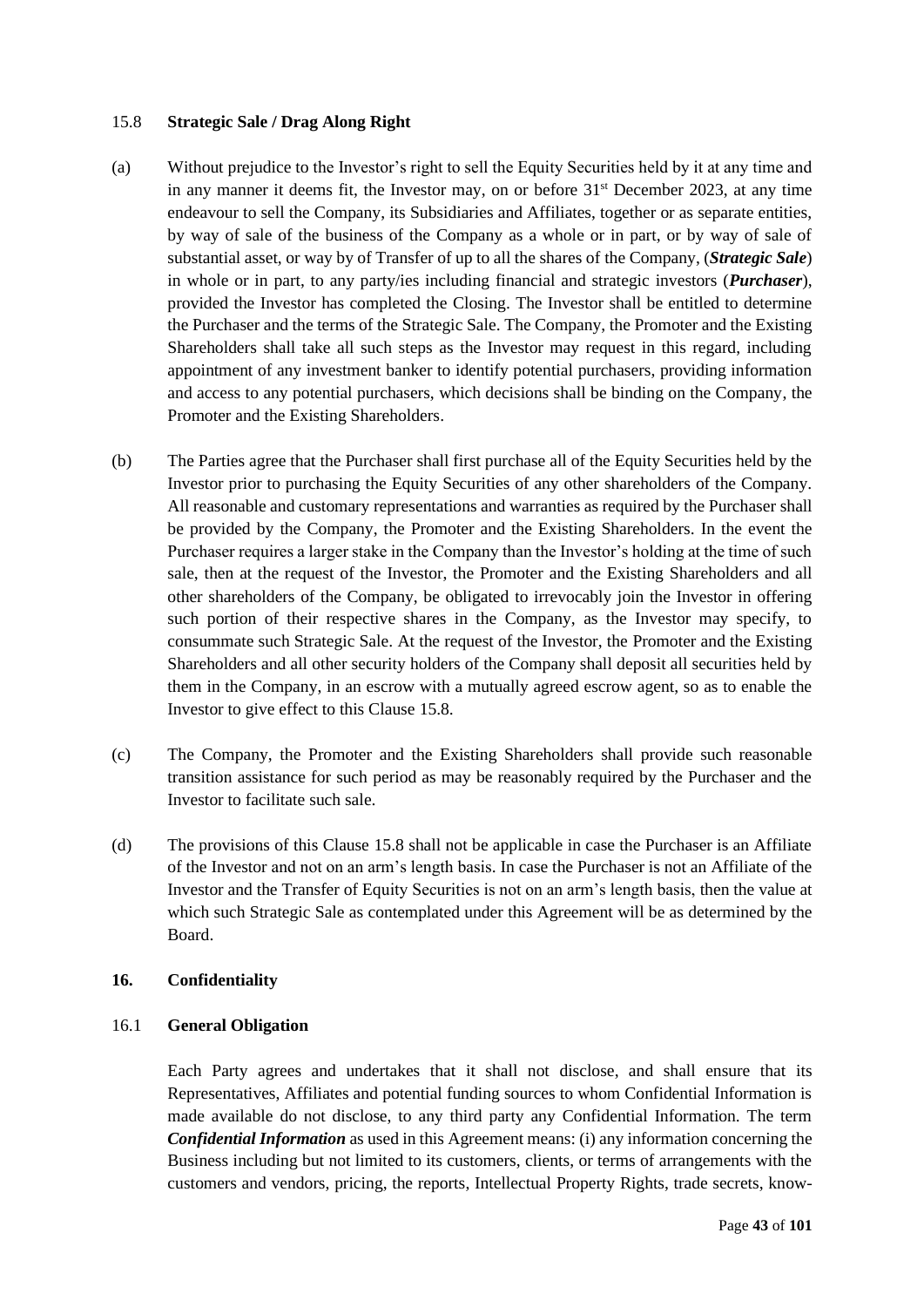### 15.8 **Strategic Sale / Drag Along Right**

(a) Without prejudice to the Investor's right to sell the Equity Securities held by it at any time and in any manner it deems fit, the Investor may, on or before 31st December 2023, at any time endeavour to sell the Company, its Subsidiaries and Affiliates, together or as separate entities, by way of sale of the business of the Company as a whole or in part, or by way of sale of substantial asset, or way by of Transfer of up to all the shares of the Company, (***Strategic Sale***) in whole or in part, to any party/ies including financial and strategic investors (***Purchaser***), provided the Investor has completed the Closing. The Investor shall be entitled to determine the Purchaser and the terms of the Strategic Sale. The Company, the Promoter and the Existing Shareholders shall take all such steps as the Investor may request in this regard, including appointment of any investment banker to identify potential purchasers, providing information and access to any potential purchasers, which decisions shall be binding on the Company, the Promoter and the Existing Shareholders.

(b) The Parties agree that the Purchaser shall first purchase all of the Equity Securities held by the Investor prior to purchasing the Equity Securities of any other shareholders of the Company. All reasonable and customary representations and warranties as required by the Purchaser shall be provided by the Company, the Promoter and the Existing Shareholders. In the event the Purchaser requires a larger stake in the Company than the Investor's holding at the time of such sale, then at the request of the Investor, the Promoter and the Existing Shareholders and all other shareholders of the Company, be obligated to irrevocably join the Investor in offering such portion of their respective shares in the Company, as the Investor may specify, to consummate such Strategic Sale. At the request of the Investor, the Promoter and the Existing Shareholders and all other security holders of the Company shall deposit all securities held by them in the Company, in an escrow with a mutually agreed escrow agent, so as to enable the Investor to give effect to this Clause 15.8.

(c) The Company, the Promoter and the Existing Shareholders shall provide such reasonable transition assistance for such period as may be reasonably required by the Purchaser and the Investor to facilitate such sale.

(d) The provisions of this Clause 15.8 shall not be applicable in case the Purchaser is an Affiliate of the Investor and not on an arm's length basis. In case the Purchaser is not an Affiliate of the Investor and the Transfer of Equity Securities is not on an arm's length basis, then the value at which such Strategic Sale as contemplated under this Agreement will be as determined by the Board.

## 16. Confidentiality

### 16.1 **General Obligation**

Each Party agrees and undertakes that it shall not disclose, and shall ensure that its Representatives, Affiliates and potential funding sources to whom Confidential Information is made available do not disclose, to any third party any Confidential Information. The term ***Confidential Information*** as used in this Agreement means: (i) any information concerning the Business including but not limited to its customers, clients, or terms of arrangements with the customers and vendors, pricing, the reports, Intellectual Property Rights, trade secrets, know-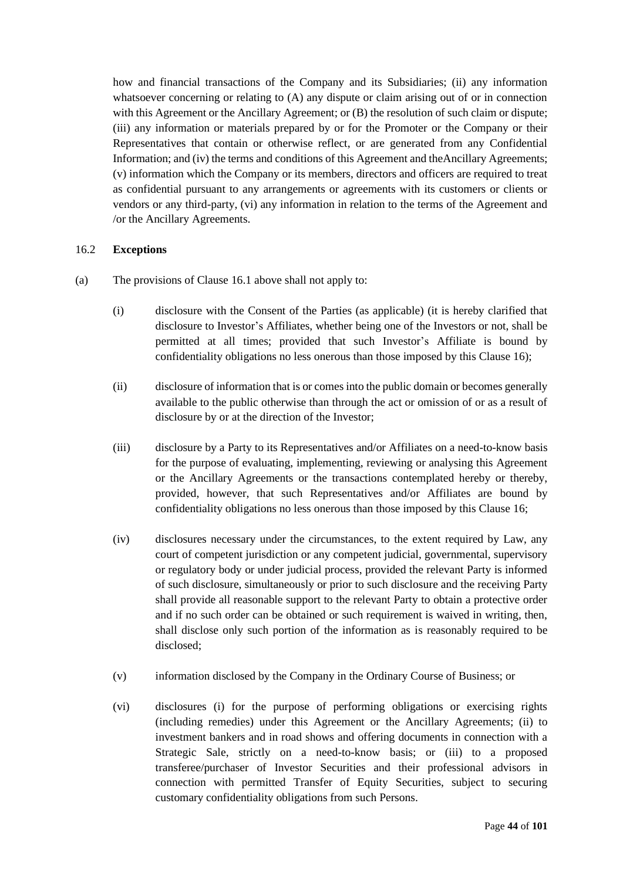how and financial transactions of the Company and its Subsidiaries; (ii) any information whatsoever concerning or relating to (A) any dispute or claim arising out of or in connection with this Agreement or the Ancillary Agreement; or (B) the resolution of such claim or dispute; (iii) any information or materials prepared by or for the Promoter or the Company or their Representatives that contain or otherwise reflect, or are generated from any Confidential Information; and (iv) the terms and conditions of this Agreement and theAncillary Agreements; (v) information which the Company or its members, directors and officers are required to treat as confidential pursuant to any arrangements or agreements with its customers or clients or vendors or any third-party, (vi) any information in relation to the terms of the Agreement and /or the Ancillary Agreements.

16.2 **Exceptions**

(a) The provisions of Clause 16.1 above shall not apply to:

(i) disclosure with the Consent of the Parties (as applicable) (it is hereby clarified that disclosure to Investor's Affiliates, whether being one of the Investors or not, shall be permitted at all times; provided that such Investor's Affiliate is bound by confidentiality obligations no less onerous than those imposed by this Clause 16);

(ii) disclosure of information that is or comes into the public domain or becomes generally available to the public otherwise than through the act or omission of or as a result of disclosure by or at the direction of the Investor;

(iii) disclosure by a Party to its Representatives and/or Affiliates on a need-to-know basis for the purpose of evaluating, implementing, reviewing or analysing this Agreement or the Ancillary Agreements or the transactions contemplated hereby or thereby, provided, however, that such Representatives and/or Affiliates are bound by confidentiality obligations no less onerous than those imposed by this Clause 16;

(iv) disclosures necessary under the circumstances, to the extent required by Law, any court of competent jurisdiction or any competent judicial, governmental, supervisory or regulatory body or under judicial process, provided the relevant Party is informed of such disclosure, simultaneously or prior to such disclosure and the receiving Party shall provide all reasonable support to the relevant Party to obtain a protective order and if no such order can be obtained or such requirement is waived in writing, then, shall disclose only such portion of the information as is reasonably required to be disclosed;

(v) information disclosed by the Company in the Ordinary Course of Business; or

(vi) disclosures (i) for the purpose of performing obligations or exercising rights (including remedies) under this Agreement or the Ancillary Agreements; (ii) to investment bankers and in road shows and offering documents in connection with a Strategic Sale, strictly on a need-to-know basis; or (iii) to a proposed transferee/purchaser of Investor Securities and their professional advisors in connection with permitted Transfer of Equity Securities, subject to securing customary confidentiality obligations from such Persons.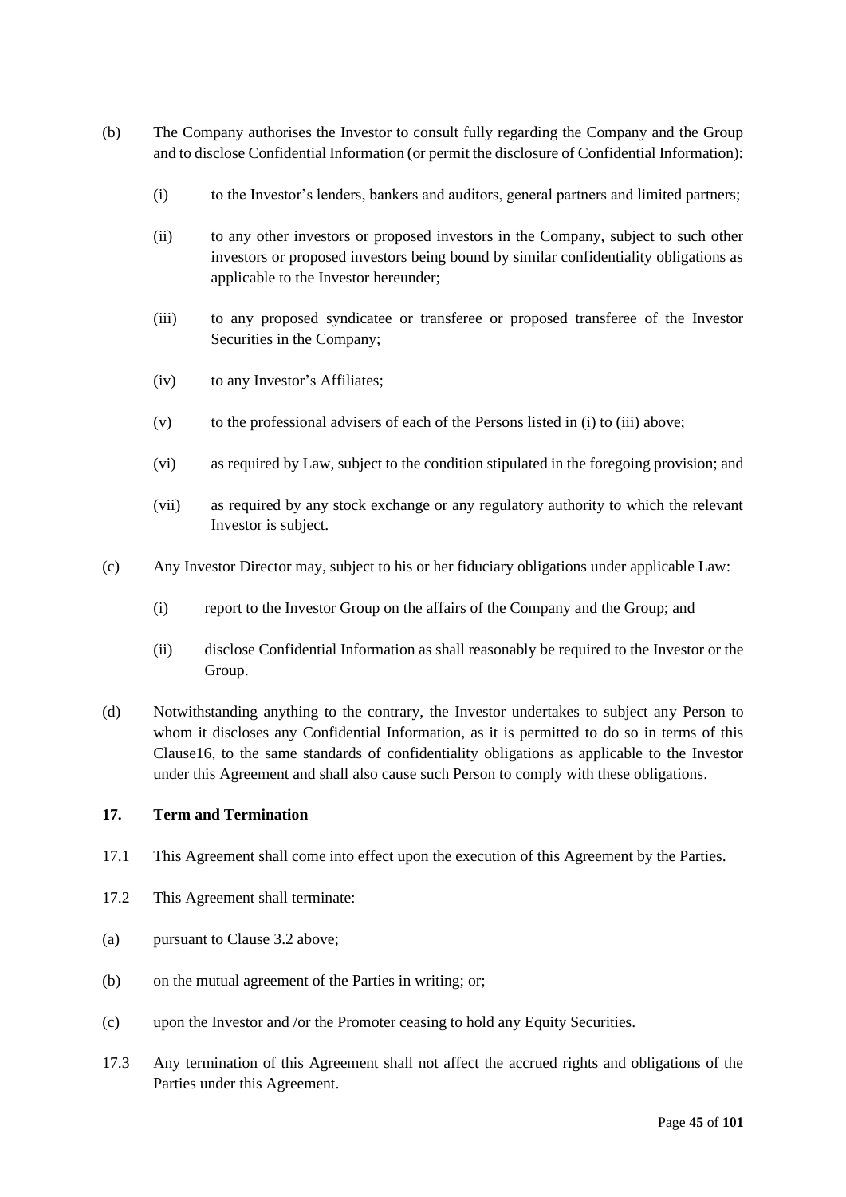(b) The Company authorises the Investor to consult fully regarding the Company and the Group and to disclose Confidential Information (or permit the disclosure of Confidential Information):

(i) to the Investor's lenders, bankers and auditors, general partners and limited partners;

(ii) to any other investors or proposed investors in the Company, subject to such other investors or proposed investors being bound by similar confidentiality obligations as applicable to the Investor hereunder;

(iii) to any proposed syndicatee or transferee or proposed transferee of the Investor Securities in the Company;

(iv) to any Investor's Affiliates;

(v) to the professional advisers of each of the Persons listed in (i) to (iii) above;

(vi) as required by Law, subject to the condition stipulated in the foregoing provision; and

(vii) as required by any stock exchange or any regulatory authority to which the relevant Investor is subject.

(c) Any Investor Director may, subject to his or her fiduciary obligations under applicable Law:

(i) report to the Investor Group on the affairs of the Company and the Group; and

(ii) disclose Confidential Information as shall reasonably be required to the Investor or the Group.

(d) Notwithstanding anything to the contrary, the Investor undertakes to subject any Person to whom it discloses any Confidential Information, as it is permitted to do so in terms of this Clause16, to the same standards of confidentiality obligations as applicable to the Investor under this Agreement and shall also cause such Person to comply with these obligations.

**17. Term and Termination**

17.1 This Agreement shall come into effect upon the execution of this Agreement by the Parties.

17.2 This Agreement shall terminate:

(a) pursuant to Clause 3.2 above;

(b) on the mutual agreement of the Parties in writing; or;

(c) upon the Investor and /or the Promoter ceasing to hold any Equity Securities.

17.3 Any termination of this Agreement shall not affect the accrued rights and obligations of the Parties under this Agreement.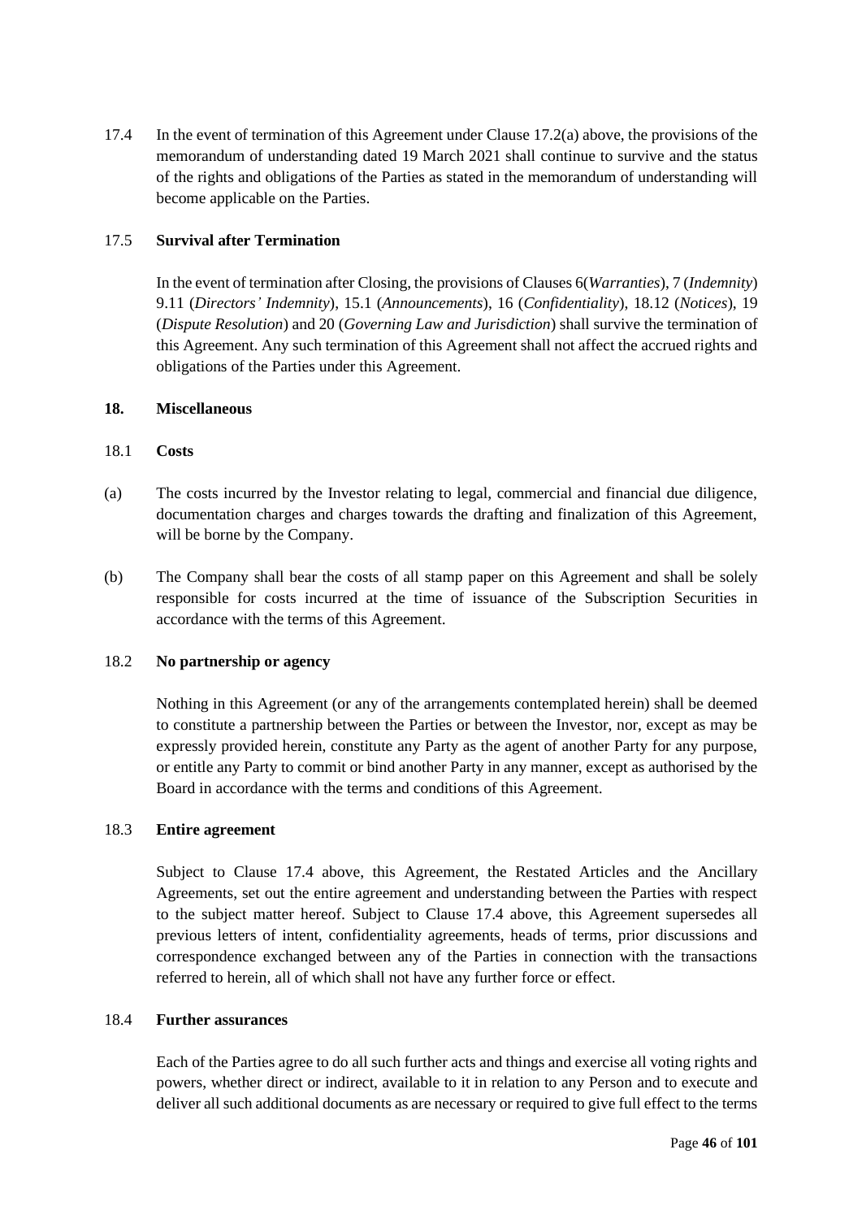17.4 In the event of termination of this Agreement under Clause 17.2(a) above, the provisions of the memorandum of understanding dated 19 March 2021 shall continue to survive and the status of the rights and obligations of the Parties as stated in the memorandum of understanding will become applicable on the Parties.

17.5 **Survival after Termination**

In the event of termination after Closing, the provisions of Clauses 6(*Warranties*), 7 (*Indemnity*) 9.11 (*Directors' Indemnity*), 15.1 (*Announcements*), 16 (*Confidentiality*), 18.12 (*Notices*), 19 (*Dispute Resolution*) and 20 (*Governing Law and Jurisdiction*) shall survive the termination of this Agreement. Any such termination of this Agreement shall not affect the accrued rights and obligations of the Parties under this Agreement.

**18. Miscellaneous**

18.1 **Costs**

(a) The costs incurred by the Investor relating to legal, commercial and financial due diligence, documentation charges and charges towards the drafting and finalization of this Agreement, will be borne by the Company.

(b) The Company shall bear the costs of all stamp paper on this Agreement and shall be solely responsible for costs incurred at the time of issuance of the Subscription Securities in accordance with the terms of this Agreement.

18.2 **No partnership or agency**

Nothing in this Agreement (or any of the arrangements contemplated herein) shall be deemed to constitute a partnership between the Parties or between the Investor, nor, except as may be expressly provided herein, constitute any Party as the agent of another Party for any purpose, or entitle any Party to commit or bind another Party in any manner, except as authorised by the Board in accordance with the terms and conditions of this Agreement.

18.3 **Entire agreement**

Subject to Clause 17.4 above, this Agreement, the Restated Articles and the Ancillary Agreements, set out the entire agreement and understanding between the Parties with respect to the subject matter hereof. Subject to Clause 17.4 above, this Agreement supersedes all previous letters of intent, confidentiality agreements, heads of terms, prior discussions and correspondence exchanged between any of the Parties in connection with the transactions referred to herein, all of which shall not have any further force or effect.

18.4 **Further assurances**

Each of the Parties agree to do all such further acts and things and exercise all voting rights and powers, whether direct or indirect, available to it in relation to any Person and to execute and deliver all such additional documents as are necessary or required to give full effect to the terms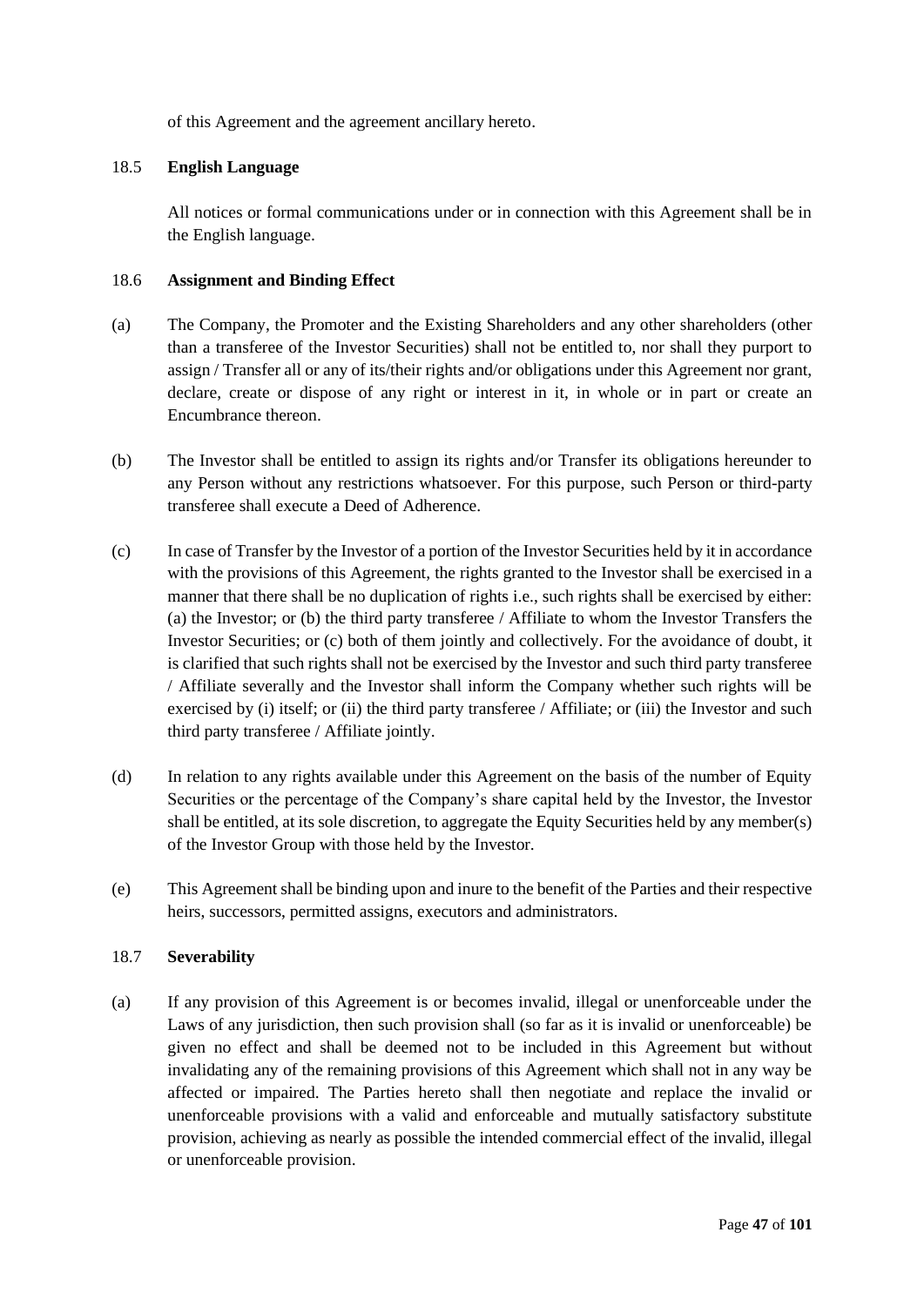of this Agreement and the agreement ancillary hereto.

### 18.5 **English Language**

All notices or formal communications under or in connection with this Agreement shall be in the English language.

### 18.6 **Assignment and Binding Effect**

(a) The Company, the Promoter and the Existing Shareholders and any other shareholders (other than a transferee of the Investor Securities) shall not be entitled to, nor shall they purport to assign / Transfer all or any of its/their rights and/or obligations under this Agreement nor grant, declare, create or dispose of any right or interest in it, in whole or in part or create an Encumbrance thereon.

(b) The Investor shall be entitled to assign its rights and/or Transfer its obligations hereunder to any Person without any restrictions whatsoever. For this purpose, such Person or third-party transferee shall execute a Deed of Adherence.

(c) In case of Transfer by the Investor of a portion of the Investor Securities held by it in accordance with the provisions of this Agreement, the rights granted to the Investor shall be exercised in a manner that there shall be no duplication of rights i.e., such rights shall be exercised by either: (a) the Investor; or (b) the third party transferee / Affiliate to whom the Investor Transfers the Investor Securities; or (c) both of them jointly and collectively. For the avoidance of doubt, it is clarified that such rights shall not be exercised by the Investor and such third party transferee / Affiliate severally and the Investor shall inform the Company whether such rights will be exercised by (i) itself; or (ii) the third party transferee / Affiliate; or (iii) the Investor and such third party transferee / Affiliate jointly.

(d) In relation to any rights available under this Agreement on the basis of the number of Equity Securities or the percentage of the Company's share capital held by the Investor, the Investor shall be entitled, at its sole discretion, to aggregate the Equity Securities held by any member(s) of the Investor Group with those held by the Investor.

(e) This Agreement shall be binding upon and inure to the benefit of the Parties and their respective heirs, successors, permitted assigns, executors and administrators.

### 18.7 **Severability**

(a) If any provision of this Agreement is or becomes invalid, illegal or unenforceable under the Laws of any jurisdiction, then such provision shall (so far as it is invalid or unenforceable) be given no effect and shall be deemed not to be included in this Agreement but without invalidating any of the remaining provisions of this Agreement which shall not in any way be affected or impaired. The Parties hereto shall then negotiate and replace the invalid or unenforceable provisions with a valid and enforceable and mutually satisfactory substitute provision, achieving as nearly as possible the intended commercial effect of the invalid, illegal or unenforceable provision.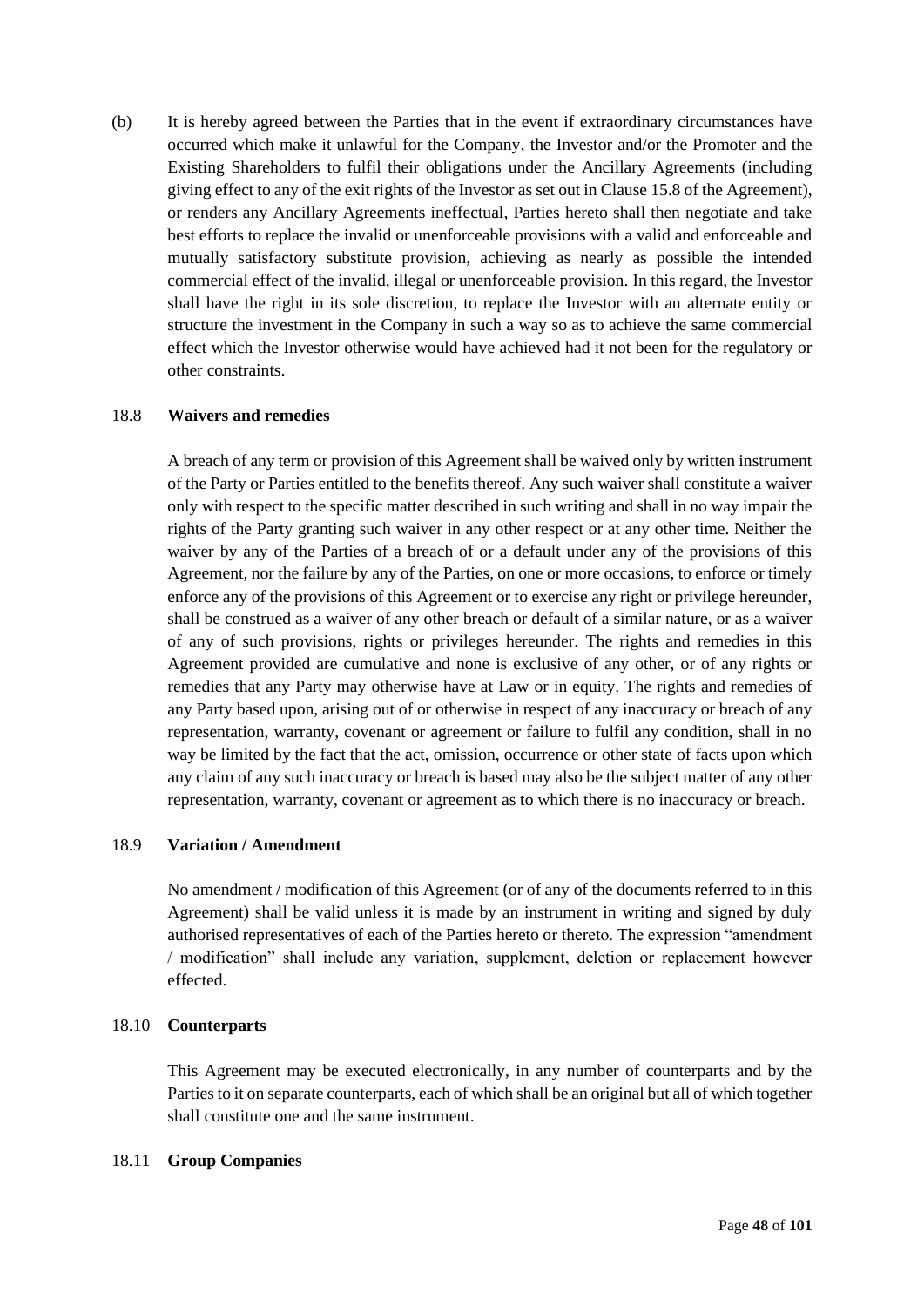(b) It is hereby agreed between the Parties that in the event if extraordinary circumstances have occurred which make it unlawful for the Company, the Investor and/or the Promoter and the Existing Shareholders to fulfil their obligations under the Ancillary Agreements (including giving effect to any of the exit rights of the Investor as set out in Clause 15.8 of the Agreement), or renders any Ancillary Agreements ineffectual, Parties hereto shall then negotiate and take best efforts to replace the invalid or unenforceable provisions with a valid and enforceable and mutually satisfactory substitute provision, achieving as nearly as possible the intended commercial effect of the invalid, illegal or unenforceable provision. In this regard, the Investor shall have the right in its sole discretion, to replace the Investor with an alternate entity or structure the investment in the Company in such a way so as to achieve the same commercial effect which the Investor otherwise would have achieved had it not been for the regulatory or other constraints.

18.8 **Waivers and remedies**

A breach of any term or provision of this Agreement shall be waived only by written instrument of the Party or Parties entitled to the benefits thereof. Any such waiver shall constitute a waiver only with respect to the specific matter described in such writing and shall in no way impair the rights of the Party granting such waiver in any other respect or at any other time. Neither the waiver by any of the Parties of a breach of or a default under any of the provisions of this Agreement, nor the failure by any of the Parties, on one or more occasions, to enforce or timely enforce any of the provisions of this Agreement or to exercise any right or privilege hereunder, shall be construed as a waiver of any other breach or default of a similar nature, or as a waiver of any of such provisions, rights or privileges hereunder. The rights and remedies in this Agreement provided are cumulative and none is exclusive of any other, or of any rights or remedies that any Party may otherwise have at Law or in equity. The rights and remedies of any Party based upon, arising out of or otherwise in respect of any inaccuracy or breach of any representation, warranty, covenant or agreement or failure to fulfil any condition, shall in no way be limited by the fact that the act, omission, occurrence or other state of facts upon which any claim of any such inaccuracy or breach is based may also be the subject matter of any other representation, warranty, covenant or agreement as to which there is no inaccuracy or breach.

18.9 **Variation / Amendment**

No amendment / modification of this Agreement (or of any of the documents referred to in this Agreement) shall be valid unless it is made by an instrument in writing and signed by duly authorised representatives of each of the Parties hereto or thereto. The expression "amendment / modification" shall include any variation, supplement, deletion or replacement however effected.

18.10 **Counterparts**

This Agreement may be executed electronically, in any number of counterparts and by the Parties to it on separate counterparts, each of which shall be an original but all of which together shall constitute one and the same instrument.

18.11 **Group Companies**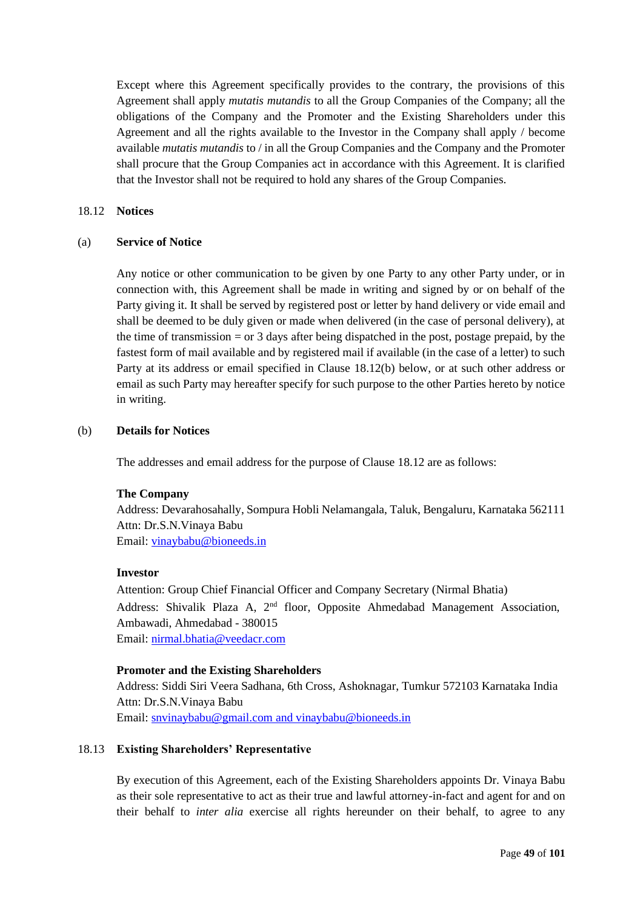Except where this Agreement specifically provides to the contrary, the provisions of this Agreement shall apply *mutatis mutandis* to all the Group Companies of the Company; all the obligations of the Company and the Promoter and the Existing Shareholders under this Agreement and all the rights available to the Investor in the Company shall apply / become available *mutatis mutandis* to / in all the Group Companies and the Company and the Promoter shall procure that the Group Companies act in accordance with this Agreement. It is clarified that the Investor shall not be required to hold any shares of the Group Companies.

18.12 **Notices**

(a) **Service of Notice**

Any notice or other communication to be given by one Party to any other Party under, or in connection with, this Agreement shall be made in writing and signed by or on behalf of the Party giving it. It shall be served by registered post or letter by hand delivery or vide email and shall be deemed to be duly given or made when delivered (in the case of personal delivery), at the time of transmission = or 3 days after being dispatched in the post, postage prepaid, by the fastest form of mail available and by registered mail if available (in the case of a letter) to such Party at its address or email specified in Clause 18.12(b) below, or at such other address or email as such Party may hereafter specify for such purpose to the other Parties hereto by notice in writing.

(b) **Details for Notices**

The addresses and email address for the purpose of Clause 18.12 are as follows:

**The Company**
Address: Devarahosahally, Sompura Hobli Nelamangala, Taluk, Bengaluru, Karnataka 562111
Attn: Dr.S.N.Vinaya Babu
Email: vinaybabu@bioneeds.in

**Investor**
Attention: Group Chief Financial Officer and Company Secretary (Nirmal Bhatia)
Address: Shivalik Plaza A, 2nd floor, Opposite Ahmedabad Management Association, Ambawadi, Ahmedabad - 380015
Email: nirmal.bhatia@veedacr.com

**Promoter and the Existing Shareholders**
Address: Siddi Siri Veera Sadhana, 6th Cross, Ashoknagar, Tumkur 572103 Karnataka India
Attn: Dr.S.N.Vinaya Babu
Email: snvinaybabu@gmail.com and vinaybabu@bioneeds.in

18.13 **Existing Shareholders' Representative**

By execution of this Agreement, each of the Existing Shareholders appoints Dr. Vinaya Babu as their sole representative to act as their true and lawful attorney-in-fact and agent for and on their behalf to *inter alia* exercise all rights hereunder on their behalf, to agree to any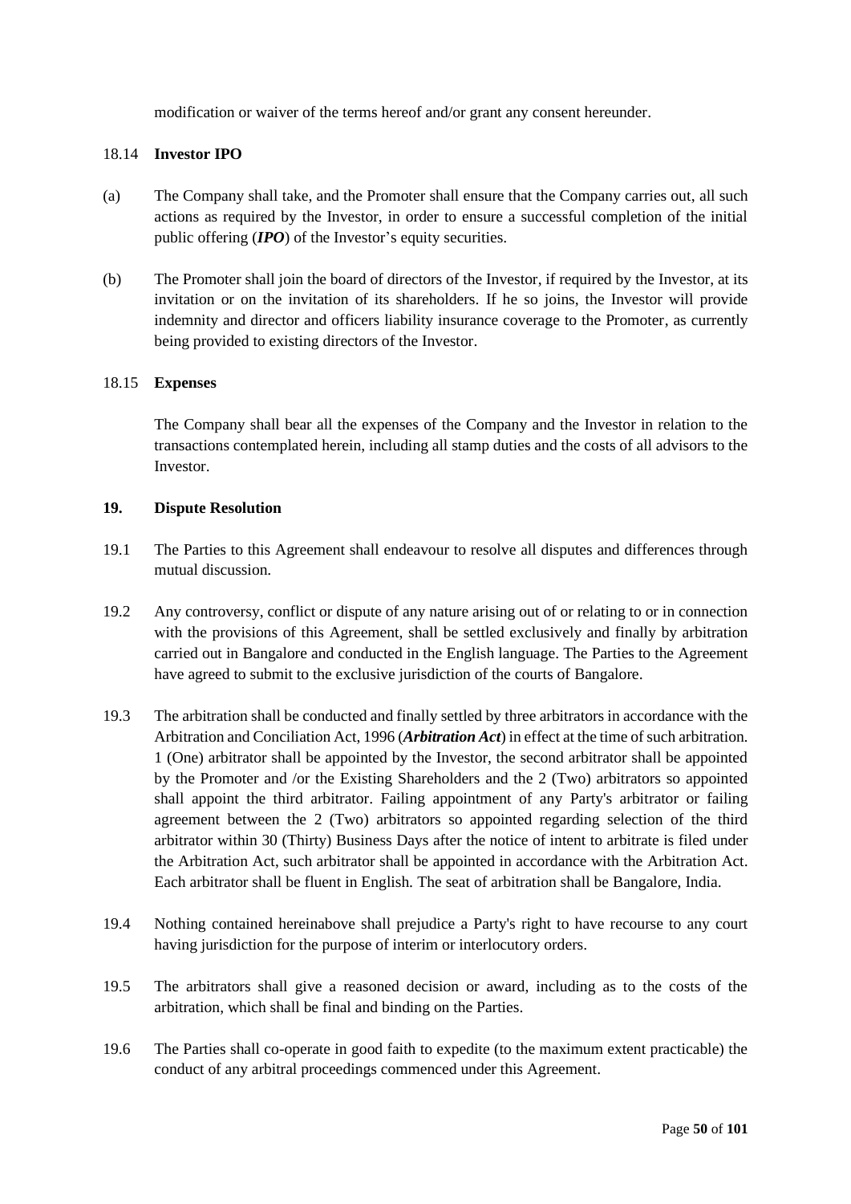modification or waiver of the terms hereof and/or grant any consent hereunder.

18.14 **Investor IPO**

(a) The Company shall take, and the Promoter shall ensure that the Company carries out, all such actions as required by the Investor, in order to ensure a successful completion of the initial public offering (***IPO***) of the Investor's equity securities.

(b) The Promoter shall join the board of directors of the Investor, if required by the Investor, at its invitation or on the invitation of its shareholders. If he so joins, the Investor will provide indemnity and director and officers liability insurance coverage to the Promoter, as currently being provided to existing directors of the Investor.

18.15 **Expenses**

The Company shall bear all the expenses of the Company and the Investor in relation to the transactions contemplated herein, including all stamp duties and the costs of all advisors to the Investor.

**19. Dispute Resolution**

19.1 The Parties to this Agreement shall endeavour to resolve all disputes and differences through mutual discussion.

19.2 Any controversy, conflict or dispute of any nature arising out of or relating to or in connection with the provisions of this Agreement, shall be settled exclusively and finally by arbitration carried out in Bangalore and conducted in the English language. The Parties to the Agreement have agreed to submit to the exclusive jurisdiction of the courts of Bangalore.

19.3 The arbitration shall be conducted and finally settled by three arbitrators in accordance with the Arbitration and Conciliation Act, 1996 (***Arbitration Act***) in effect at the time of such arbitration. 1 (One) arbitrator shall be appointed by the Investor, the second arbitrator shall be appointed by the Promoter and /or the Existing Shareholders and the 2 (Two) arbitrators so appointed shall appoint the third arbitrator. Failing appointment of any Party's arbitrator or failing agreement between the 2 (Two) arbitrators so appointed regarding selection of the third arbitrator within 30 (Thirty) Business Days after the notice of intent to arbitrate is filed under the Arbitration Act, such arbitrator shall be appointed in accordance with the Arbitration Act. Each arbitrator shall be fluent in English. The seat of arbitration shall be Bangalore, India.

19.4 Nothing contained hereinabove shall prejudice a Party's right to have recourse to any court having jurisdiction for the purpose of interim or interlocutory orders.

19.5 The arbitrators shall give a reasoned decision or award, including as to the costs of the arbitration, which shall be final and binding on the Parties.

19.6 The Parties shall co-operate in good faith to expedite (to the maximum extent practicable) the conduct of any arbitral proceedings commenced under this Agreement.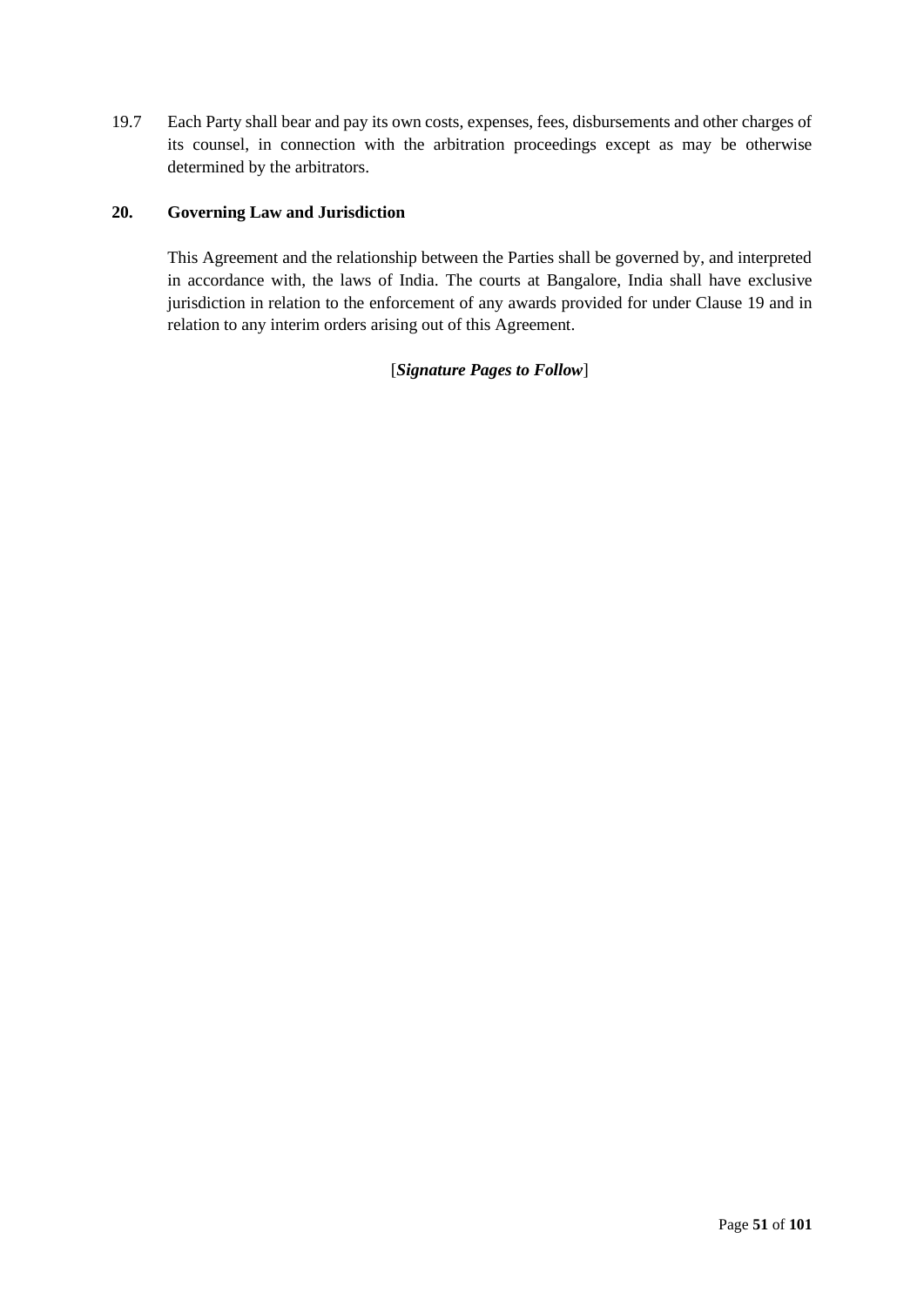19.7 Each Party shall bear and pay its own costs, expenses, fees, disbursements and other charges of its counsel, in connection with the arbitration proceedings except as may be otherwise determined by the arbitrators.

## 20. Governing Law and Jurisdiction

This Agreement and the relationship between the Parties shall be governed by, and interpreted in accordance with, the laws of India. The courts at Bangalore, India shall have exclusive jurisdiction in relation to the enforcement of any awards provided for under Clause 19 and in relation to any interim orders arising out of this Agreement.

[***Signature Pages to Follow***]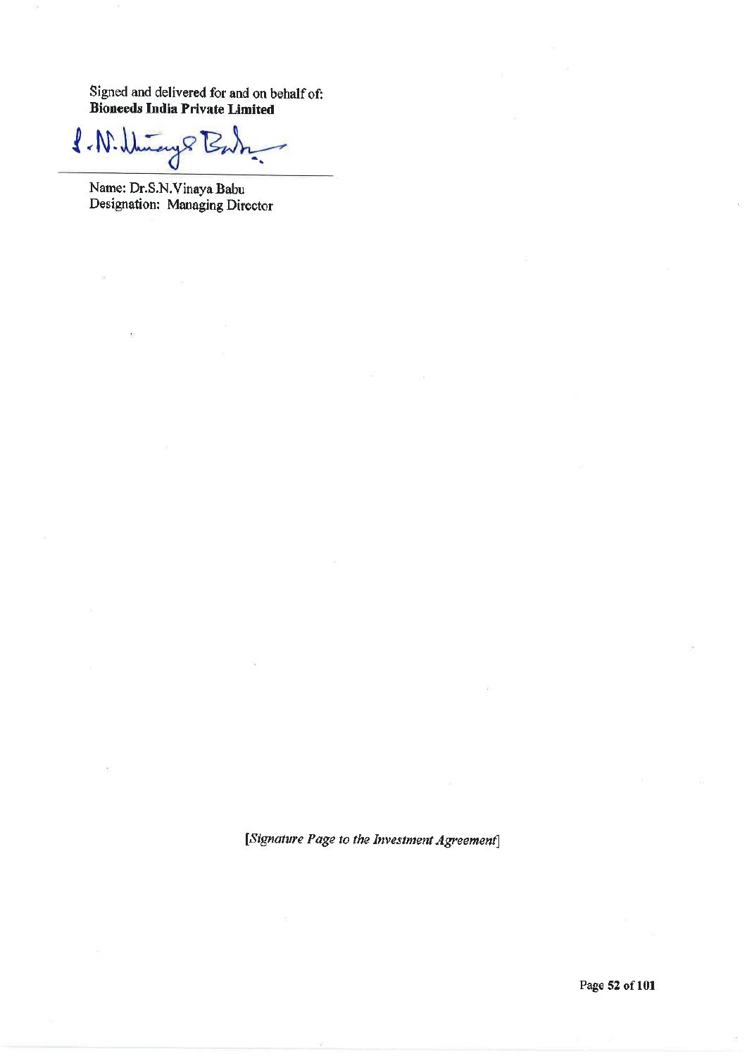Signed and delivered for and on behalf of:
**Bioneeds India Private Limited**

_______________________________

Name: Dr.S.N.Vinaya Babu
Designation: Managing Director

*[Signature Page to the Investment Agreement]*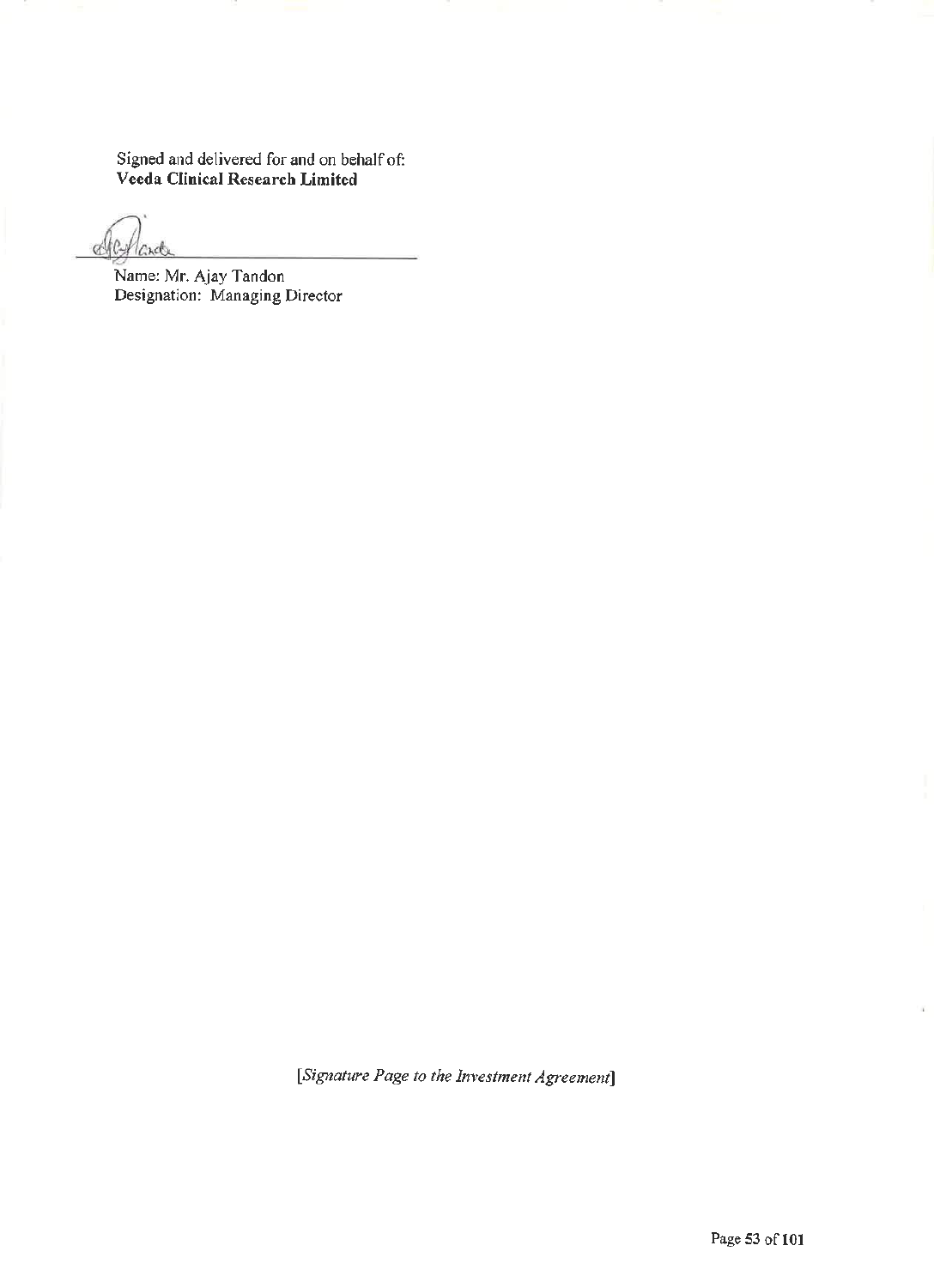Signed and delivered for and on behalf of:
**Veeda Clinical Research Limited**

\_\_\_\_\_\_\_\_\_\_\_\_\_\_\_\_\_\_\_\_\_\_\_\_\_\_\_\_\_\_\_\_\_\_\_\_\_\_\_

Name: Mr. Ajay Tandon
Designation: Managing Director

*[Signature Page to the Investment Agreement]*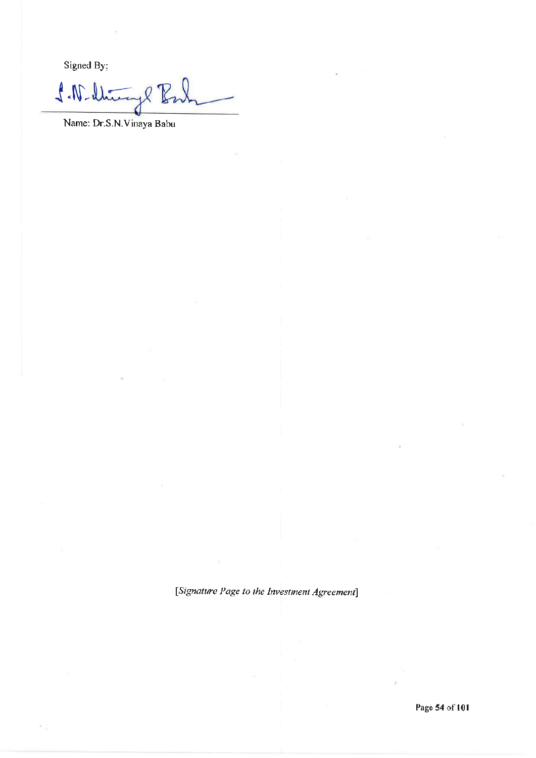Signed By:

Name: Dr.S.N.Vinaya Babu

*[Signature Page to the Investment Agreement]*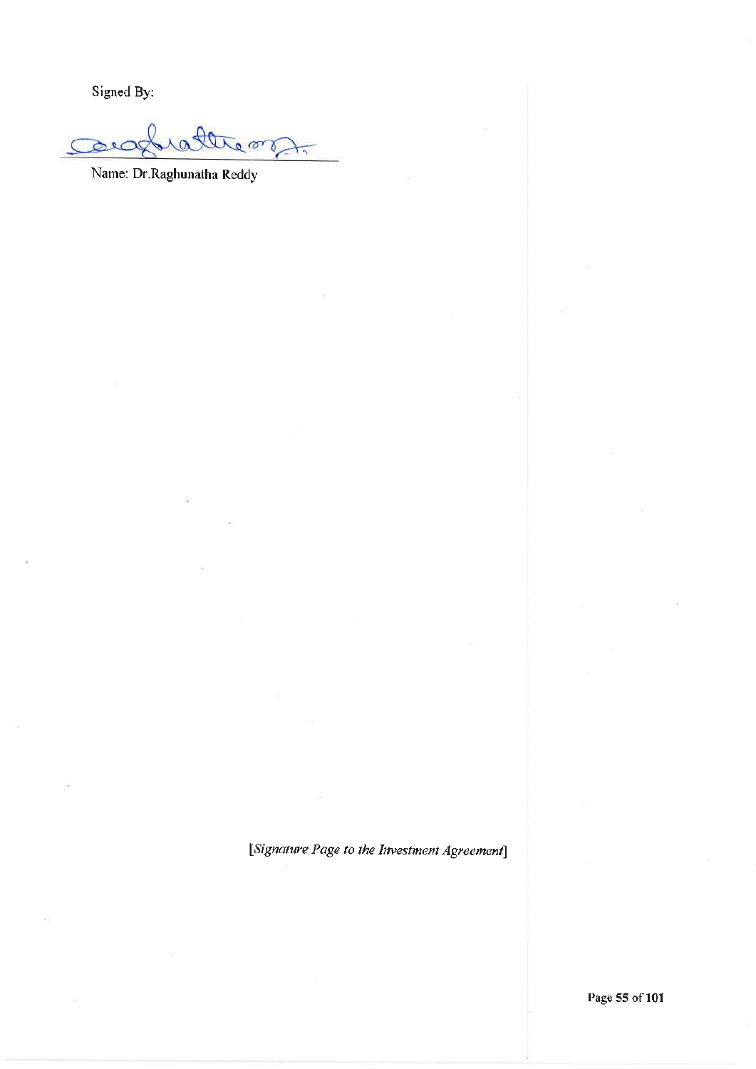Signed By:

Name: Dr.Raghunatha Reddy

*[Signature Page to the Investment Agreement]*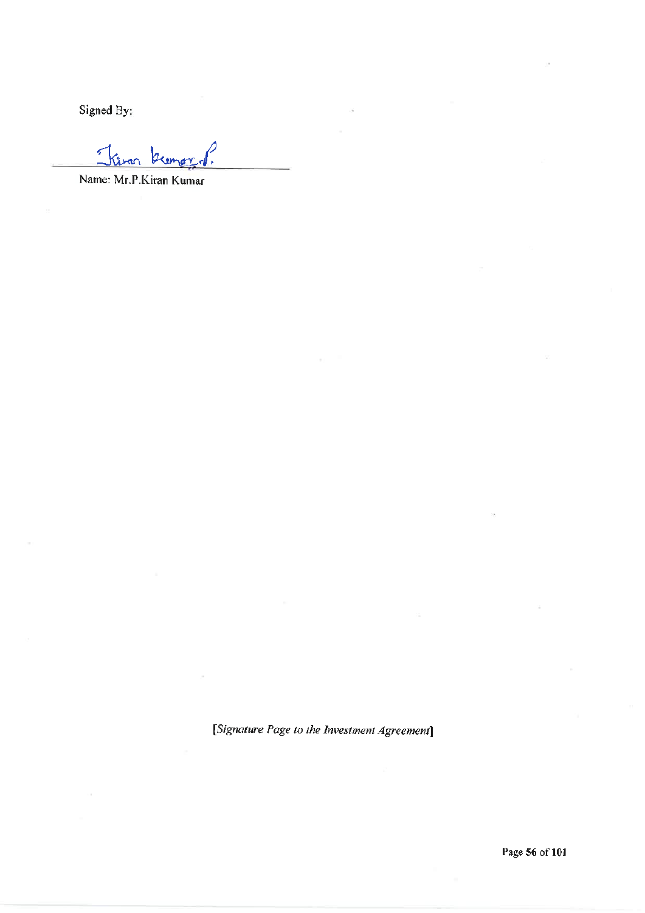Signed By:

Kiran Kumar P.

Name: Mr.P.Kiran Kumar

*[Signature Page to the Investment Agreement]*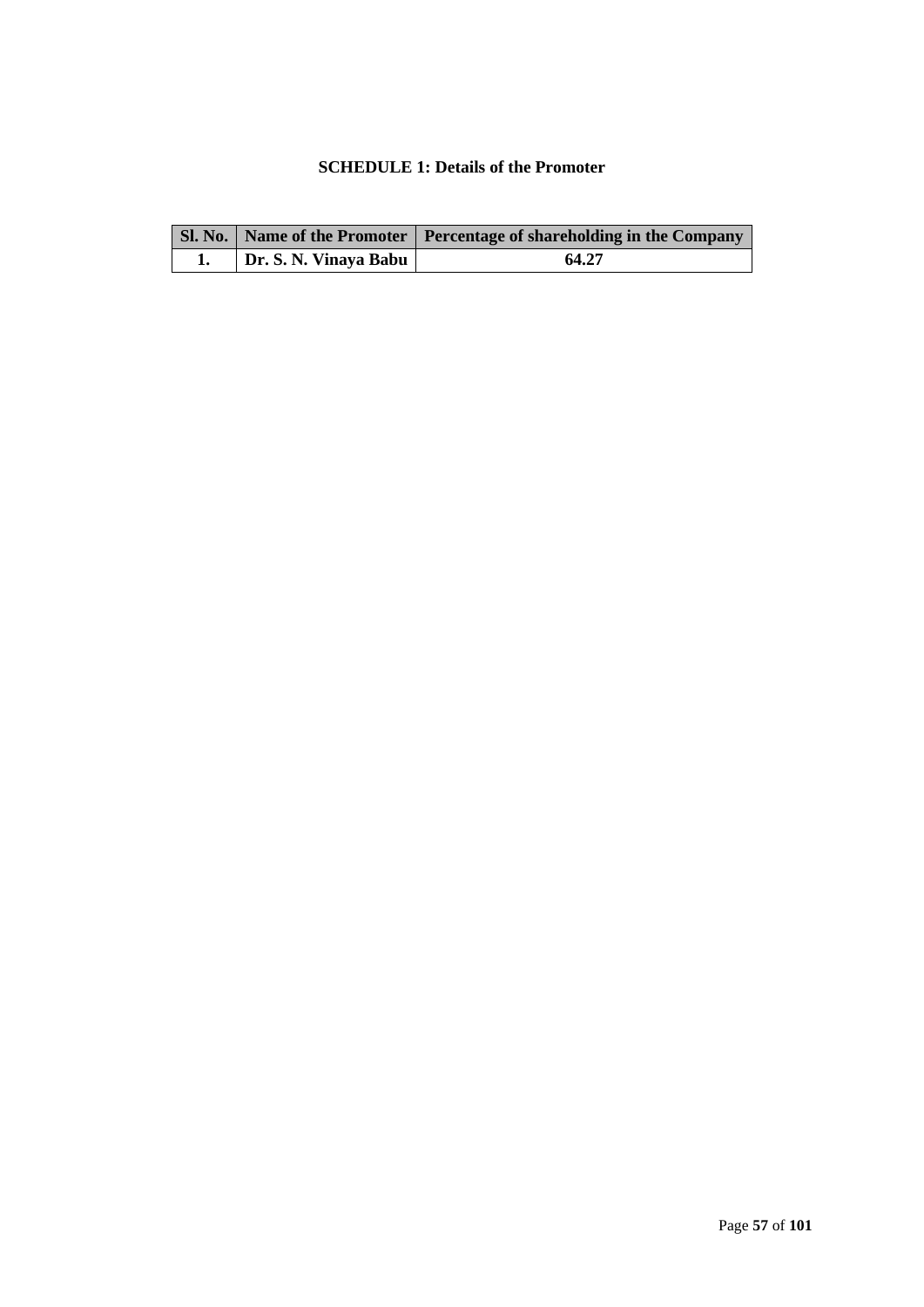**SCHEDULE 1: Details of the Promoter**

| Sl. No. | Name of the Promoter | Percentage of shareholding in the Company |
|---|---|---|
| 1. | Dr. S. N. Vinaya Babu | 64.27 |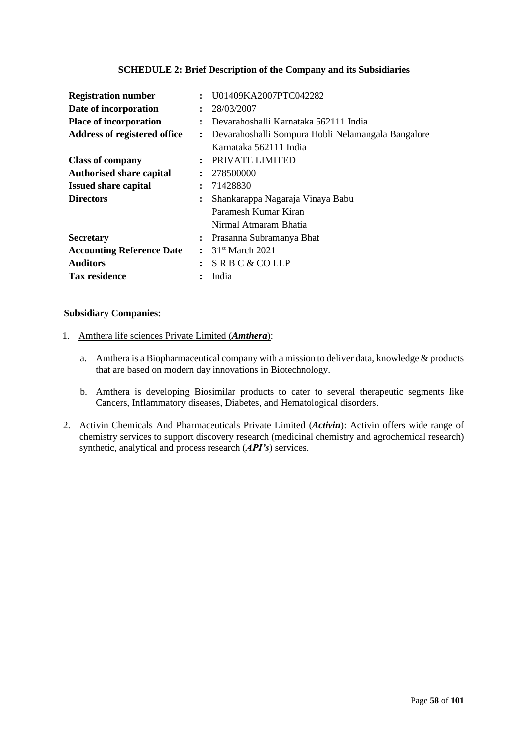## SCHEDULE 2: Brief Description of the Company and its Subsidiaries

| | | |
|---|---|---|
| **Registration number** | : | U01409KA2007PTC042282 |
| **Date of incorporation** | : | 28/03/2007 |
| **Place of incorporation** | : | Devarahoshalli Karnataka 562111 India |
| **Address of registered office** | : | Devarahoshalli Sompura Hobli Nelamangala Bangalore Karnataka 562111 India |
| **Class of company** | : | PRIVATE LIMITED |
| **Authorised share capital** | : | 278500000 |
| **Issued share capital** | : | 71428830 |
| **Directors** | : | Shankarappa Nagaraja Vinaya Babu<br>Paramesh Kumar Kiran<br>Nirmal Atmaram Bhatia |
| **Secretary** | : | Prasanna Subramanya Bhat |
| **Accounting Reference Date** | : | 31st March 2021 |
| **Auditors** | : | S R B C & CO LLP |
| **Tax residence** | : | India |

**Subsidiary Companies:**

1. Amthera life sciences Private Limited (***Amthera***):

   a. Amthera is a Biopharmaceutical company with a mission to deliver data, knowledge & products that are based on modern day innovations in Biotechnology.

   b. Amthera is developing Biosimilar products to cater to several therapeutic segments like Cancers, Inflammatory diseases, Diabetes, and Hematological disorders.

2. Activin Chemicals And Pharmaceuticals Private Limited (***Activin***): Activin offers wide range of chemistry services to support discovery research (medicinal chemistry and agrochemical research) synthetic, analytical and process research (***API's***) services.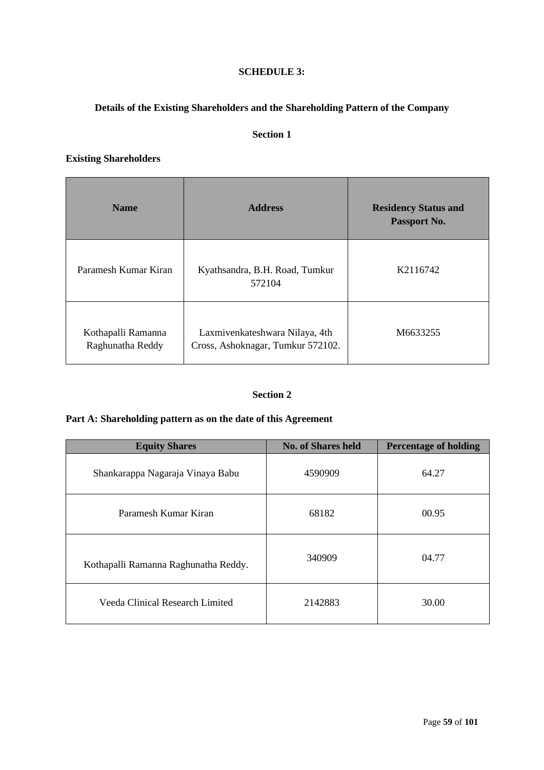**SCHEDULE 3:**

**Details of the Existing Shareholders and the Shareholding Pattern of the Company**

**Section 1**

**Existing Shareholders**

| Name | Address | Residency Status and Passport No. |
|---|---|---|
| Paramesh Kumar Kiran | Kyathsandra, B.H. Road, Tumkur 572104 | K2116742 |
| Kothapalli Ramanna Raghunatha Reddy | Laxmivenkateshwara Nilaya, 4th Cross, Ashoknagar, Tumkur 572102. | M6633255 |

**Section 2**

**Part A: Shareholding pattern as on the date of this Agreement**

| Equity Shares | No. of Shares held | Percentage of holding |
|---|---|---|
| Shankarappa Nagaraja Vinaya Babu | 4590909 | 64.27 |
| Paramesh Kumar Kiran | 68182 | 00.95 |
| Kothapalli Ramanna Raghunatha Reddy. | 340909 | 04.77 |
| Veeda Clinical Research Limited | 2142883 | 30.00 |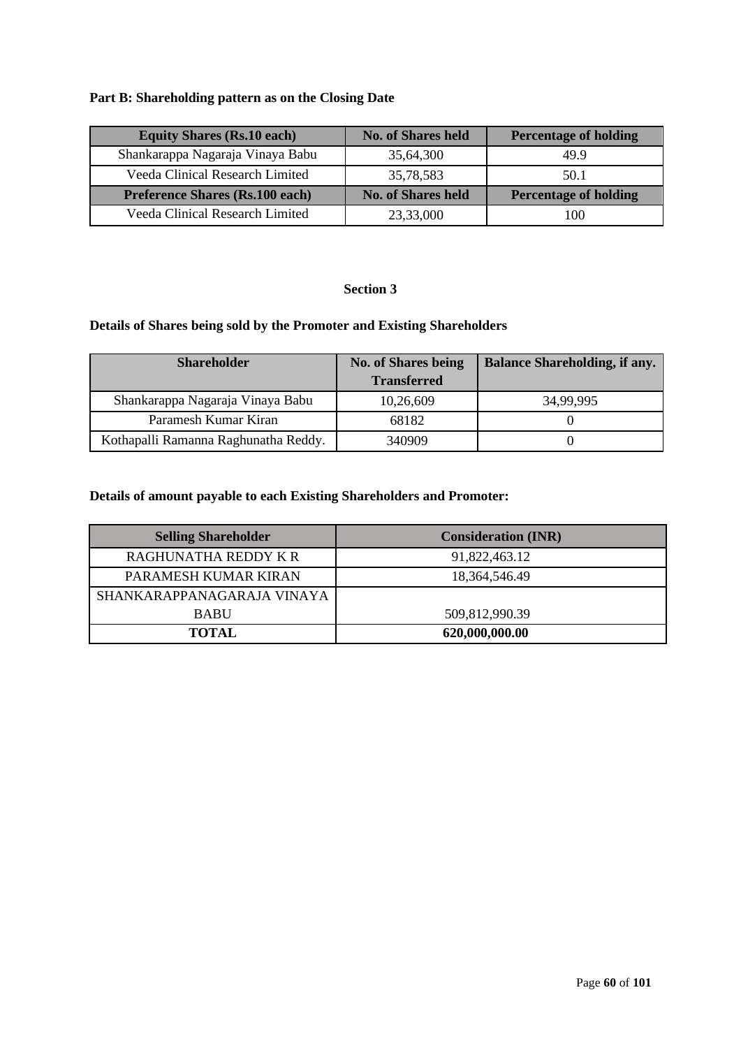**Part B: Shareholding pattern as on the Closing Date**

| Equity Shares (Rs.10 each) | No. of Shares held | Percentage of holding |
|---|---|---|
| Shankarappa Nagaraja Vinaya Babu | 35,64,300 | 49.9 |
| Veeda Clinical Research Limited | 35,78,583 | 50.1 |
| **Preference Shares (Rs.100 each)** | **No. of Shares held** | **Percentage of holding** |
| Veeda Clinical Research Limited | 23,33,000 | 100 |

**Section 3**

**Details of Shares being sold by the Promoter and Existing Shareholders**

| Shareholder | No. of Shares being Transferred | Balance Shareholding, if any. |
|---|---|---|
| Shankarappa Nagaraja Vinaya Babu | 10,26,609 | 34,99,995 |
| Paramesh Kumar Kiran | 68182 | 0 |
| Kothapalli Ramanna Raghunatha Reddy. | 340909 | 0 |

**Details of amount payable to each Existing Shareholders and Promoter:**

| Selling Shareholder | Consideration (INR) |
|---|---|
| RAGHUNATHA REDDY K R | 91,822,463.12 |
| PARAMESH KUMAR KIRAN | 18,364,546.49 |
| SHANKARAPPANAGARAJA VINAYA BABU | 509,812,990.39 |
| **TOTAL** | **620,000,000.00** |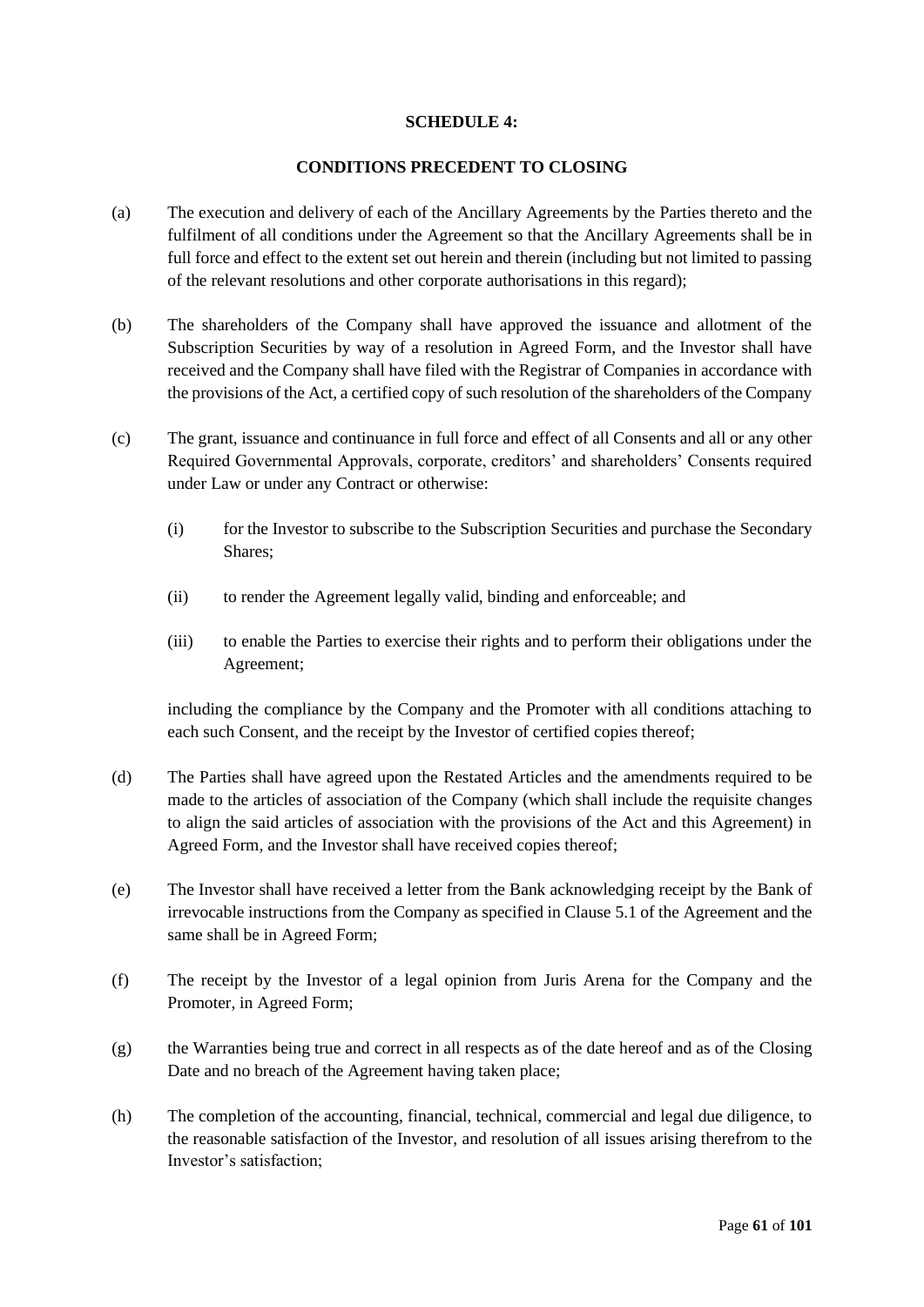**SCHEDULE 4:**

**CONDITIONS PRECEDENT TO CLOSING**

(a) The execution and delivery of each of the Ancillary Agreements by the Parties thereto and the fulfilment of all conditions under the Agreement so that the Ancillary Agreements shall be in full force and effect to the extent set out herein and therein (including but not limited to passing of the relevant resolutions and other corporate authorisations in this regard);

(b) The shareholders of the Company shall have approved the issuance and allotment of the Subscription Securities by way of a resolution in Agreed Form, and the Investor shall have received and the Company shall have filed with the Registrar of Companies in accordance with the provisions of the Act, a certified copy of such resolution of the shareholders of the Company

(c) The grant, issuance and continuance in full force and effect of all Consents and all or any other Required Governmental Approvals, corporate, creditors' and shareholders' Consents required under Law or under any Contract or otherwise:

   (i) for the Investor to subscribe to the Subscription Securities and purchase the Secondary Shares;

   (ii) to render the Agreement legally valid, binding and enforceable; and

   (iii) to enable the Parties to exercise their rights and to perform their obligations under the Agreement;

   including the compliance by the Company and the Promoter with all conditions attaching to each such Consent, and the receipt by the Investor of certified copies thereof;

(d) The Parties shall have agreed upon the Restated Articles and the amendments required to be made to the articles of association of the Company (which shall include the requisite changes to align the said articles of association with the provisions of the Act and this Agreement) in Agreed Form, and the Investor shall have received copies thereof;

(e) The Investor shall have received a letter from the Bank acknowledging receipt by the Bank of irrevocable instructions from the Company as specified in Clause 5.1 of the Agreement and the same shall be in Agreed Form;

(f) The receipt by the Investor of a legal opinion from Juris Arena for the Company and the Promoter, in Agreed Form;

(g) the Warranties being true and correct in all respects as of the date hereof and as of the Closing Date and no breach of the Agreement having taken place;

(h) The completion of the accounting, financial, technical, commercial and legal due diligence, to the reasonable satisfaction of the Investor, and resolution of all issues arising therefrom to the Investor's satisfaction;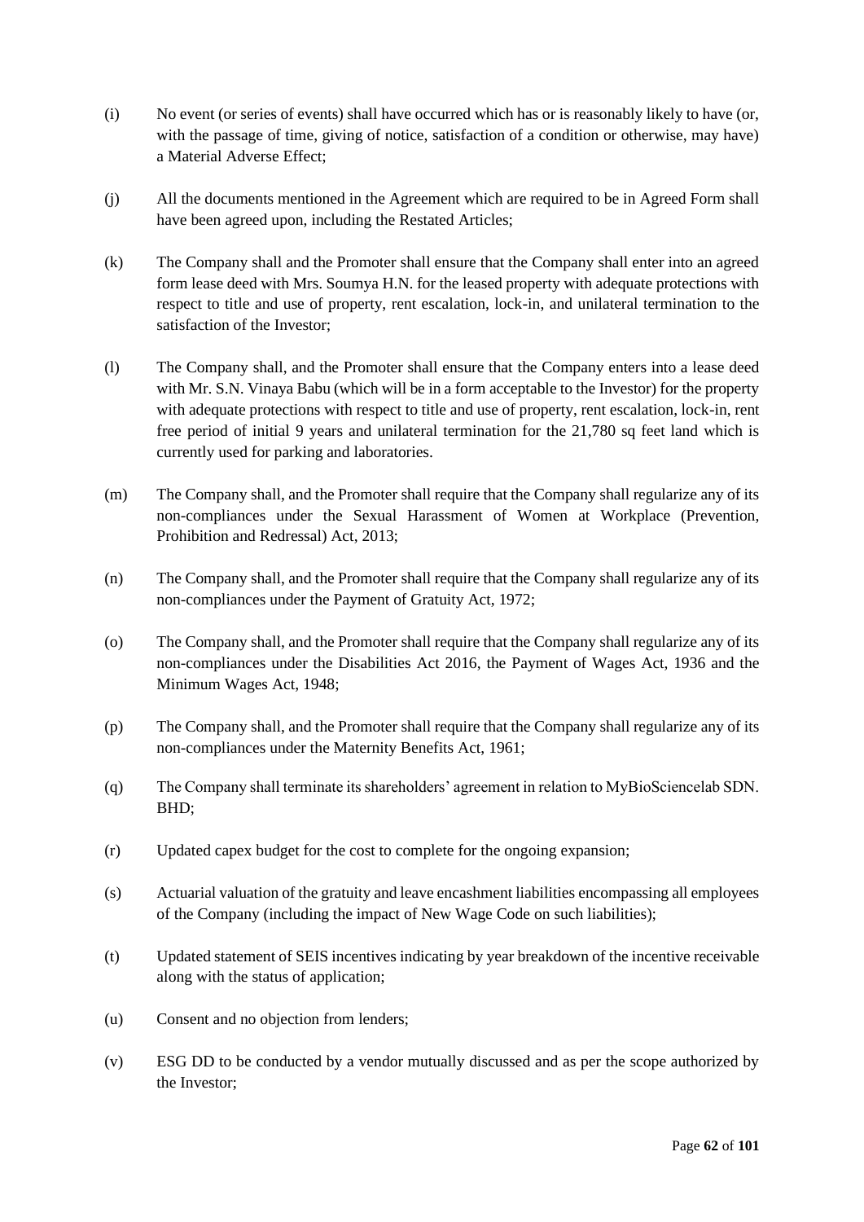(i) No event (or series of events) shall have occurred which has or is reasonably likely to have (or, with the passage of time, giving of notice, satisfaction of a condition or otherwise, may have) a Material Adverse Effect;

(j) All the documents mentioned in the Agreement which are required to be in Agreed Form shall have been agreed upon, including the Restated Articles;

(k) The Company shall and the Promoter shall ensure that the Company shall enter into an agreed form lease deed with Mrs. Soumya H.N. for the leased property with adequate protections with respect to title and use of property, rent escalation, lock-in, and unilateral termination to the satisfaction of the Investor;

(l) The Company shall, and the Promoter shall ensure that the Company enters into a lease deed with Mr. S.N. Vinaya Babu (which will be in a form acceptable to the Investor) for the property with adequate protections with respect to title and use of property, rent escalation, lock-in, rent free period of initial 9 years and unilateral termination for the 21,780 sq feet land which is currently used for parking and laboratories.

(m) The Company shall, and the Promoter shall require that the Company shall regularize any of its non-compliances under the Sexual Harassment of Women at Workplace (Prevention, Prohibition and Redressal) Act, 2013;

(n) The Company shall, and the Promoter shall require that the Company shall regularize any of its non-compliances under the Payment of Gratuity Act, 1972;

(o) The Company shall, and the Promoter shall require that the Company shall regularize any of its non-compliances under the Disabilities Act 2016, the Payment of Wages Act, 1936 and the Minimum Wages Act, 1948;

(p) The Company shall, and the Promoter shall require that the Company shall regularize any of its non-compliances under the Maternity Benefits Act, 1961;

(q) The Company shall terminate its shareholders' agreement in relation to MyBioSciencelab SDN. BHD;

(r) Updated capex budget for the cost to complete for the ongoing expansion;

(s) Actuarial valuation of the gratuity and leave encashment liabilities encompassing all employees of the Company (including the impact of New Wage Code on such liabilities);

(t) Updated statement of SEIS incentives indicating by year breakdown of the incentive receivable along with the status of application;

(u) Consent and no objection from lenders;

(v) ESG DD to be conducted by a vendor mutually discussed and as per the scope authorized by the Investor;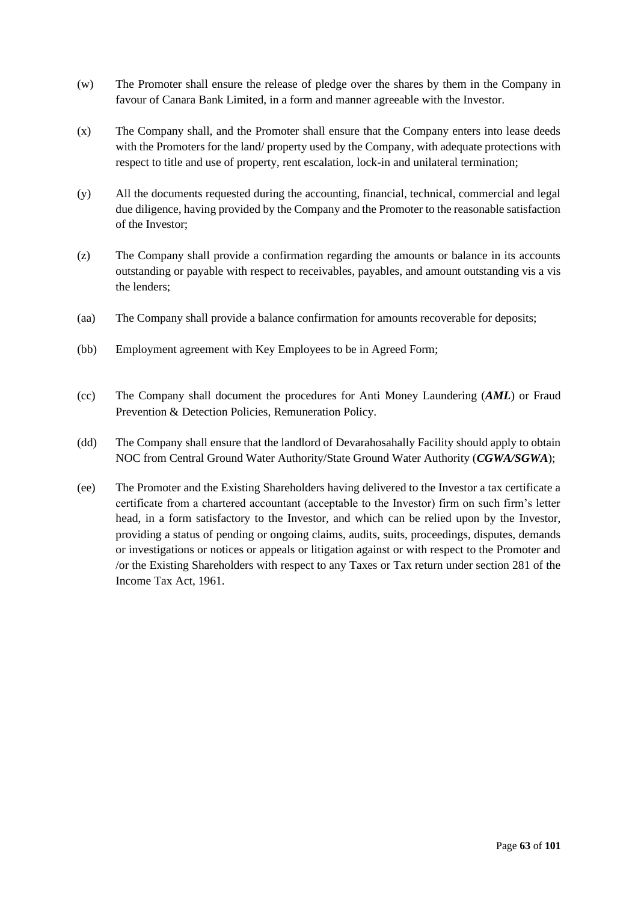(w) The Promoter shall ensure the release of pledge over the shares by them in the Company in favour of Canara Bank Limited, in a form and manner agreeable with the Investor.

(x) The Company shall, and the Promoter shall ensure that the Company enters into lease deeds with the Promoters for the land/ property used by the Company, with adequate protections with respect to title and use of property, rent escalation, lock-in and unilateral termination;

(y) All the documents requested during the accounting, financial, technical, commercial and legal due diligence, having provided by the Company and the Promoter to the reasonable satisfaction of the Investor;

(z) The Company shall provide a confirmation regarding the amounts or balance in its accounts outstanding or payable with respect to receivables, payables, and amount outstanding vis a vis the lenders;

(aa) The Company shall provide a balance confirmation for amounts recoverable for deposits;

(bb) Employment agreement with Key Employees to be in Agreed Form;

(cc) The Company shall document the procedures for Anti Money Laundering (***AML***) or Fraud Prevention & Detection Policies, Remuneration Policy.

(dd) The Company shall ensure that the landlord of Devarahosahally Facility should apply to obtain NOC from Central Ground Water Authority/State Ground Water Authority (***CGWA/SGWA***);

(ee) The Promoter and the Existing Shareholders having delivered to the Investor a tax certificate a certificate from a chartered accountant (acceptable to the Investor) firm on such firm's letter head, in a form satisfactory to the Investor, and which can be relied upon by the Investor, providing a status of pending or ongoing claims, audits, suits, proceedings, disputes, demands or investigations or notices or appeals or litigation against or with respect to the Promoter and /or the Existing Shareholders with respect to any Taxes or Tax return under section 281 of the Income Tax Act, 1961.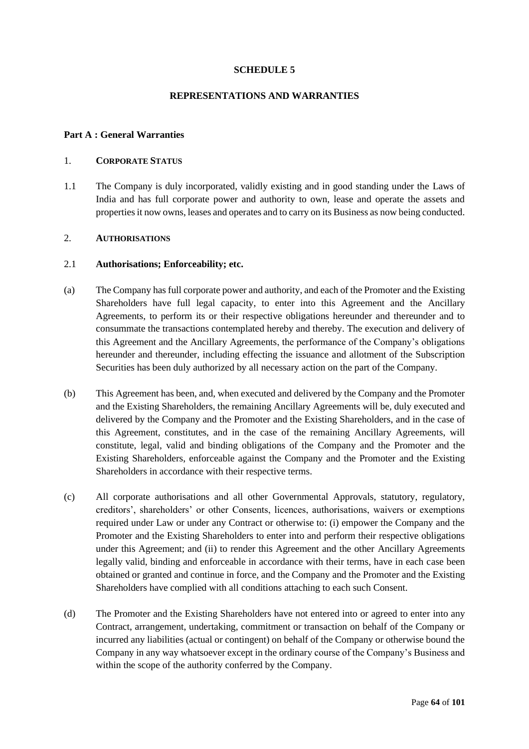# SCHEDULE 5

## REPRESENTATIONS AND WARRANTIES

### Part A : General Warranties

1. **CORPORATE STATUS**

1.1 The Company is duly incorporated, validly existing and in good standing under the Laws of India and has full corporate power and authority to own, lease and operate the assets and properties it now owns, leases and operates and to carry on its Business as now being conducted.

2. **AUTHORISATIONS**

2.1 **Authorisations; Enforceability; etc.**

(a) The Company has full corporate power and authority, and each of the Promoter and the Existing Shareholders have full legal capacity, to enter into this Agreement and the Ancillary Agreements, to perform its or their respective obligations hereunder and thereunder and to consummate the transactions contemplated hereby and thereby. The execution and delivery of this Agreement and the Ancillary Agreements, the performance of the Company's obligations hereunder and thereunder, including effecting the issuance and allotment of the Subscription Securities has been duly authorized by all necessary action on the part of the Company.

(b) This Agreement has been, and, when executed and delivered by the Company and the Promoter and the Existing Shareholders, the remaining Ancillary Agreements will be, duly executed and delivered by the Company and the Promoter and the Existing Shareholders, and in the case of this Agreement, constitutes, and in the case of the remaining Ancillary Agreements, will constitute, legal, valid and binding obligations of the Company and the Promoter and the Existing Shareholders, enforceable against the Company and the Promoter and the Existing Shareholders in accordance with their respective terms.

(c) All corporate authorisations and all other Governmental Approvals, statutory, regulatory, creditors', shareholders' or other Consents, licences, authorisations, waivers or exemptions required under Law or under any Contract or otherwise to: (i) empower the Company and the Promoter and the Existing Shareholders to enter into and perform their respective obligations under this Agreement; and (ii) to render this Agreement and the other Ancillary Agreements legally valid, binding and enforceable in accordance with their terms, have in each case been obtained or granted and continue in force, and the Company and the Promoter and the Existing Shareholders have complied with all conditions attaching to each such Consent.

(d) The Promoter and the Existing Shareholders have not entered into or agreed to enter into any Contract, arrangement, undertaking, commitment or transaction on behalf of the Company or incurred any liabilities (actual or contingent) on behalf of the Company or otherwise bound the Company in any way whatsoever except in the ordinary course of the Company's Business and within the scope of the authority conferred by the Company.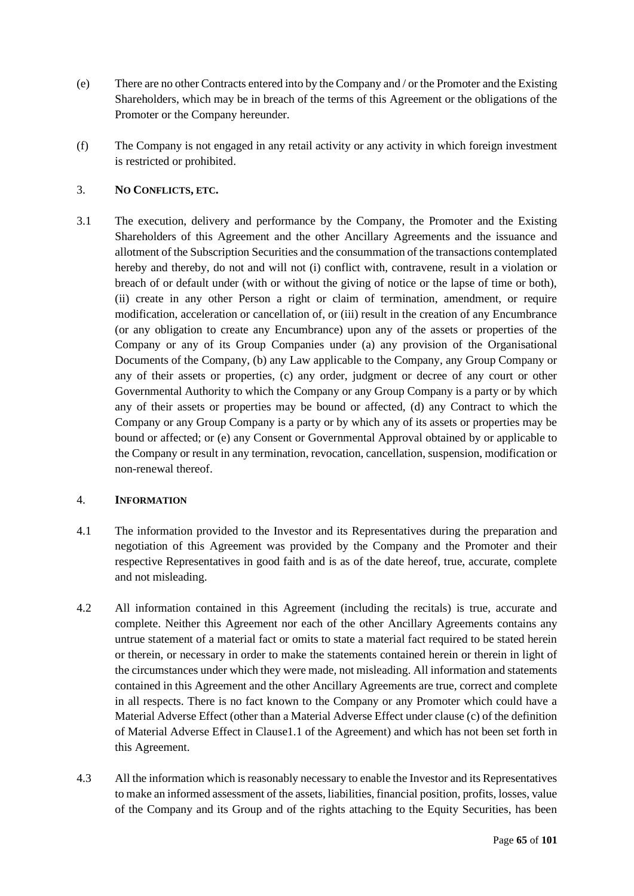(e) There are no other Contracts entered into by the Company and / or the Promoter and the Existing Shareholders, which may be in breach of the terms of this Agreement or the obligations of the Promoter or the Company hereunder.

(f) The Company is not engaged in any retail activity or any activity in which foreign investment is restricted or prohibited.

### 3. NO CONFLICTS, ETC.

3.1 The execution, delivery and performance by the Company, the Promoter and the Existing Shareholders of this Agreement and the other Ancillary Agreements and the issuance and allotment of the Subscription Securities and the consummation of the transactions contemplated hereby and thereby, do not and will not (i) conflict with, contravene, result in a violation or breach of or default under (with or without the giving of notice or the lapse of time or both), (ii) create in any other Person a right or claim of termination, amendment, or require modification, acceleration or cancellation of, or (iii) result in the creation of any Encumbrance (or any obligation to create any Encumbrance) upon any of the assets or properties of the Company or any of its Group Companies under (a) any provision of the Organisational Documents of the Company, (b) any Law applicable to the Company, any Group Company or any of their assets or properties, (c) any order, judgment or decree of any court or other Governmental Authority to which the Company or any Group Company is a party or by which any of their assets or properties may be bound or affected, (d) any Contract to which the Company or any Group Company is a party or by which any of its assets or properties may be bound or affected; or (e) any Consent or Governmental Approval obtained by or applicable to the Company or result in any termination, revocation, cancellation, suspension, modification or non-renewal thereof.

### 4. INFORMATION

4.1 The information provided to the Investor and its Representatives during the preparation and negotiation of this Agreement was provided by the Company and the Promoter and their respective Representatives in good faith and is as of the date hereof, true, accurate, complete and not misleading.

4.2 All information contained in this Agreement (including the recitals) is true, accurate and complete. Neither this Agreement nor each of the other Ancillary Agreements contains any untrue statement of a material fact or omits to state a material fact required to be stated herein or therein, or necessary in order to make the statements contained herein or therein in light of the circumstances under which they were made, not misleading. All information and statements contained in this Agreement and the other Ancillary Agreements are true, correct and complete in all respects. There is no fact known to the Company or any Promoter which could have a Material Adverse Effect (other than a Material Adverse Effect under clause (c) of the definition of Material Adverse Effect in Clause1.1 of the Agreement) and which has not been set forth in this Agreement.

4.3 All the information which is reasonably necessary to enable the Investor and its Representatives to make an informed assessment of the assets, liabilities, financial position, profits, losses, value of the Company and its Group and of the rights attaching to the Equity Securities, has been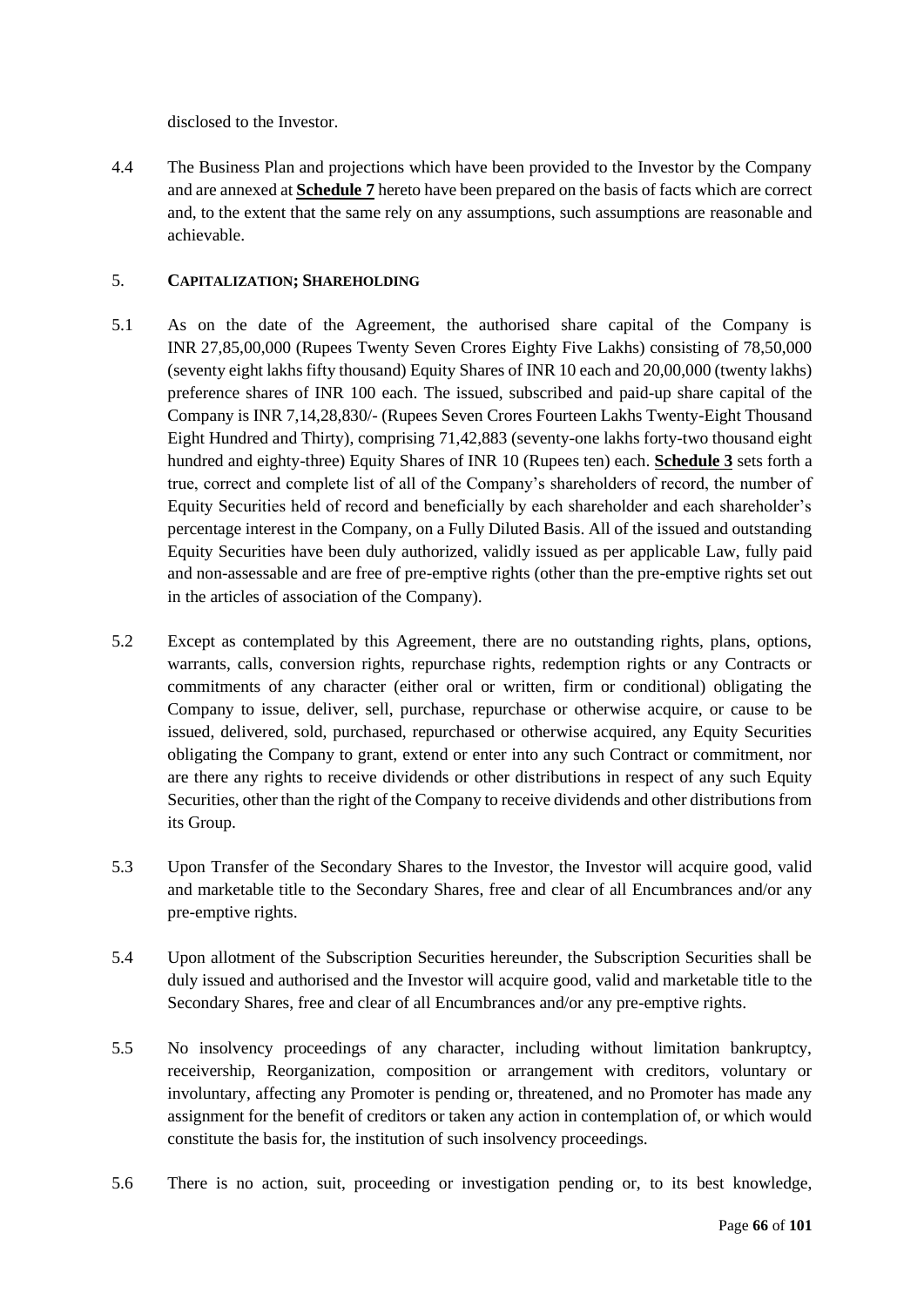disclosed to the Investor.

4.4 The Business Plan and projections which have been provided to the Investor by the Company and are annexed at **Schedule 7** hereto have been prepared on the basis of facts which are correct and, to the extent that the same rely on any assumptions, such assumptions are reasonable and achievable.

## 5. CAPITALIZATION; SHAREHOLDING

5.1 As on the date of the Agreement, the authorised share capital of the Company is INR 27,85,00,000 (Rupees Twenty Seven Crores Eighty Five Lakhs) consisting of 78,50,000 (seventy eight lakhs fifty thousand) Equity Shares of INR 10 each and 20,00,000 (twenty lakhs) preference shares of INR 100 each. The issued, subscribed and paid-up share capital of the Company is INR 7,14,28,830/- (Rupees Seven Crores Fourteen Lakhs Twenty-Eight Thousand Eight Hundred and Thirty), comprising 71,42,883 (seventy-one lakhs forty-two thousand eight hundred and eighty-three) Equity Shares of INR 10 (Rupees ten) each. **Schedule 3** sets forth a true, correct and complete list of all of the Company's shareholders of record, the number of Equity Securities held of record and beneficially by each shareholder and each shareholder's percentage interest in the Company, on a Fully Diluted Basis. All of the issued and outstanding Equity Securities have been duly authorized, validly issued as per applicable Law, fully paid and non-assessable and are free of pre-emptive rights (other than the pre-emptive rights set out in the articles of association of the Company).

5.2 Except as contemplated by this Agreement, there are no outstanding rights, plans, options, warrants, calls, conversion rights, repurchase rights, redemption rights or any Contracts or commitments of any character (either oral or written, firm or conditional) obligating the Company to issue, deliver, sell, purchase, repurchase or otherwise acquire, or cause to be issued, delivered, sold, purchased, repurchased or otherwise acquired, any Equity Securities obligating the Company to grant, extend or enter into any such Contract or commitment, nor are there any rights to receive dividends or other distributions in respect of any such Equity Securities, other than the right of the Company to receive dividends and other distributions from its Group.

5.3 Upon Transfer of the Secondary Shares to the Investor, the Investor will acquire good, valid and marketable title to the Secondary Shares, free and clear of all Encumbrances and/or any pre-emptive rights.

5.4 Upon allotment of the Subscription Securities hereunder, the Subscription Securities shall be duly issued and authorised and the Investor will acquire good, valid and marketable title to the Secondary Shares, free and clear of all Encumbrances and/or any pre-emptive rights.

5.5 No insolvency proceedings of any character, including without limitation bankruptcy, receivership, Reorganization, composition or arrangement with creditors, voluntary or involuntary, affecting any Promoter is pending or, threatened, and no Promoter has made any assignment for the benefit of creditors or taken any action in contemplation of, or which would constitute the basis for, the institution of such insolvency proceedings.

5.6 There is no action, suit, proceeding or investigation pending or, to its best knowledge,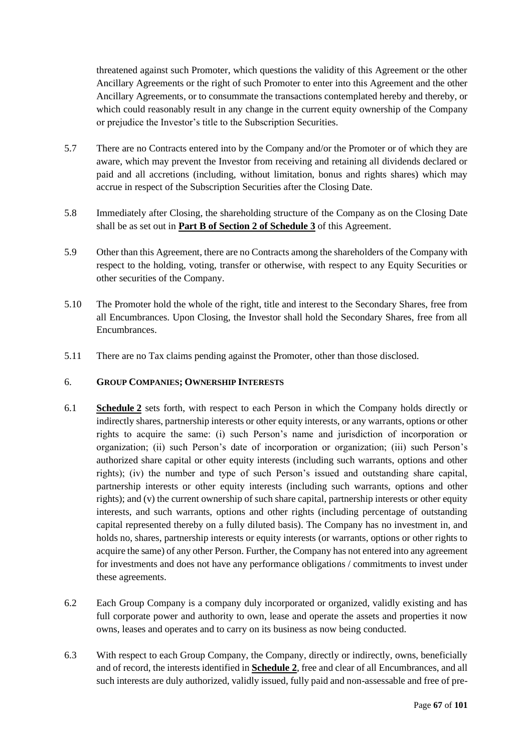threatened against such Promoter, which questions the validity of this Agreement or the other Ancillary Agreements or the right of such Promoter to enter into this Agreement and the other Ancillary Agreements, or to consummate the transactions contemplated hereby and thereby, or which could reasonably result in any change in the current equity ownership of the Company or prejudice the Investor's title to the Subscription Securities.

5.7 There are no Contracts entered into by the Company and/or the Promoter or of which they are aware, which may prevent the Investor from receiving and retaining all dividends declared or paid and all accretions (including, without limitation, bonus and rights shares) which may accrue in respect of the Subscription Securities after the Closing Date.

5.8 Immediately after Closing, the shareholding structure of the Company as on the Closing Date shall be as set out in **Part B of Section 2 of Schedule 3** of this Agreement.

5.9 Other than this Agreement, there are no Contracts among the shareholders of the Company with respect to the holding, voting, transfer or otherwise, with respect to any Equity Securities or other securities of the Company.

5.10 The Promoter hold the whole of the right, title and interest to the Secondary Shares, free from all Encumbrances. Upon Closing, the Investor shall hold the Secondary Shares, free from all Encumbrances.

5.11 There are no Tax claims pending against the Promoter, other than those disclosed.

## 6. GROUP COMPANIES; OWNERSHIP INTERESTS

6.1 **Schedule 2** sets forth, with respect to each Person in which the Company holds directly or indirectly shares, partnership interests or other equity interests, or any warrants, options or other rights to acquire the same: (i) such Person's name and jurisdiction of incorporation or organization; (ii) such Person's date of incorporation or organization; (iii) such Person's authorized share capital or other equity interests (including such warrants, options and other rights); (iv) the number and type of such Person's issued and outstanding share capital, partnership interests or other equity interests (including such warrants, options and other rights); and (v) the current ownership of such share capital, partnership interests or other equity interests, and such warrants, options and other rights (including percentage of outstanding capital represented thereby on a fully diluted basis). The Company has no investment in, and holds no, shares, partnership interests or equity interests (or warrants, options or other rights to acquire the same) of any other Person. Further, the Company has not entered into any agreement for investments and does not have any performance obligations / commitments to invest under these agreements.

6.2 Each Group Company is a company duly incorporated or organized, validly existing and has full corporate power and authority to own, lease and operate the assets and properties it now owns, leases and operates and to carry on its business as now being conducted.

6.3 With respect to each Group Company, the Company, directly or indirectly, owns, beneficially and of record, the interests identified in **Schedule 2**, free and clear of all Encumbrances, and all such interests are duly authorized, validly issued, fully paid and non-assessable and free of pre-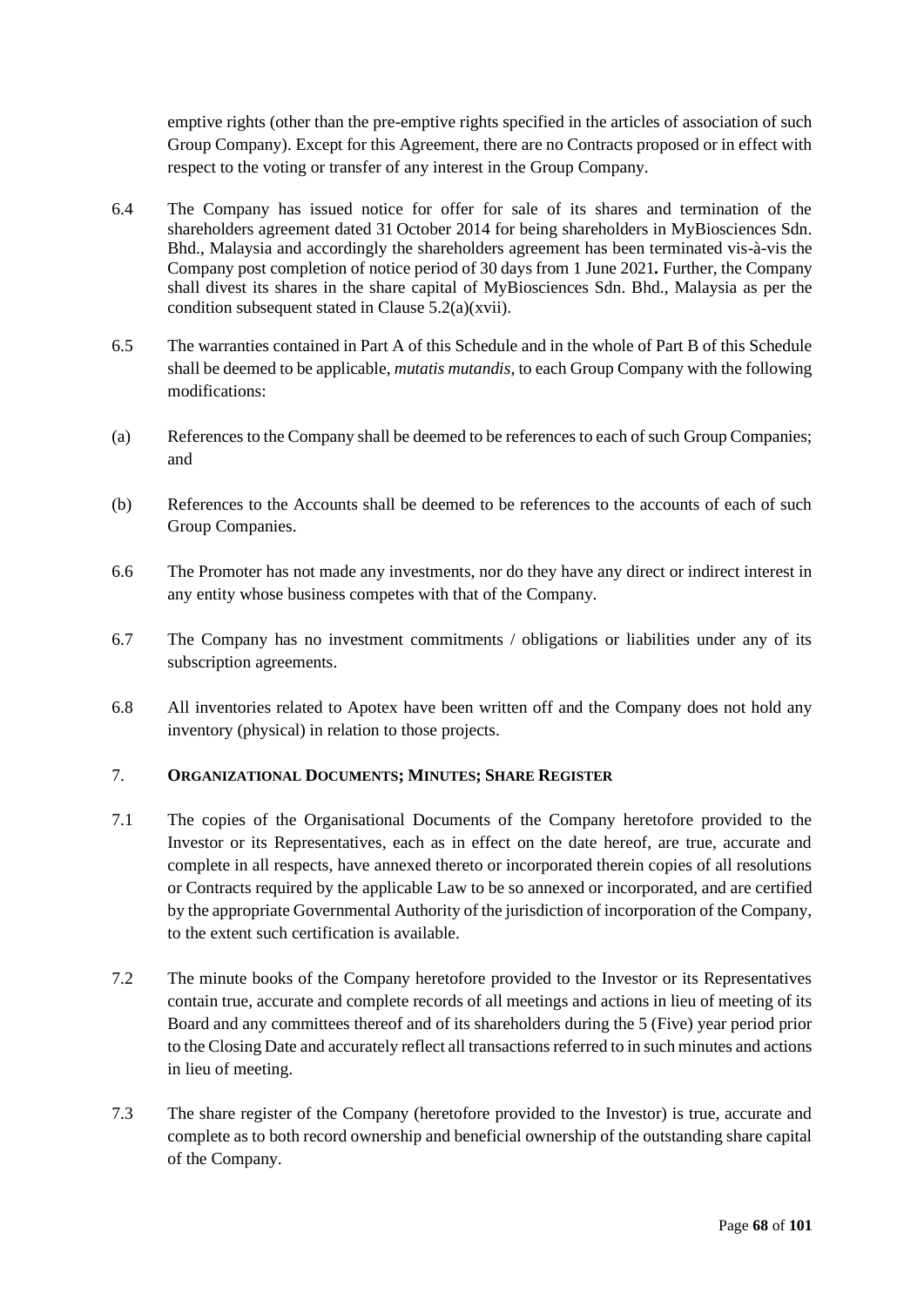emptive rights (other than the pre-emptive rights specified in the articles of association of such Group Company). Except for this Agreement, there are no Contracts proposed or in effect with respect to the voting or transfer of any interest in the Group Company.

6.4 The Company has issued notice for offer for sale of its shares and termination of the shareholders agreement dated 31 October 2014 for being shareholders in MyBiosciences Sdn. Bhd., Malaysia and accordingly the shareholders agreement has been terminated vis-à-vis the Company post completion of notice period of 30 days from 1 June 2021**.** Further, the Company shall divest its shares in the share capital of MyBiosciences Sdn. Bhd., Malaysia as per the condition subsequent stated in Clause 5.2(a)(xvii).

6.5 The warranties contained in Part A of this Schedule and in the whole of Part B of this Schedule shall be deemed to be applicable, *mutatis mutandis*, to each Group Company with the following modifications:

(a) References to the Company shall be deemed to be references to each of such Group Companies; and

(b) References to the Accounts shall be deemed to be references to the accounts of each of such Group Companies.

6.6 The Promoter has not made any investments, nor do they have any direct or indirect interest in any entity whose business competes with that of the Company.

6.7 The Company has no investment commitments / obligations or liabilities under any of its subscription agreements.

6.8 All inventories related to Apotex have been written off and the Company does not hold any inventory (physical) in relation to those projects.

## 7. ORGANIZATIONAL DOCUMENTS; MINUTES; SHARE REGISTER

7.1 The copies of the Organisational Documents of the Company heretofore provided to the Investor or its Representatives, each as in effect on the date hereof, are true, accurate and complete in all respects, have annexed thereto or incorporated therein copies of all resolutions or Contracts required by the applicable Law to be so annexed or incorporated, and are certified by the appropriate Governmental Authority of the jurisdiction of incorporation of the Company, to the extent such certification is available.

7.2 The minute books of the Company heretofore provided to the Investor or its Representatives contain true, accurate and complete records of all meetings and actions in lieu of meeting of its Board and any committees thereof and of its shareholders during the 5 (Five) year period prior to the Closing Date and accurately reflect all transactions referred to in such minutes and actions in lieu of meeting.

7.3 The share register of the Company (heretofore provided to the Investor) is true, accurate and complete as to both record ownership and beneficial ownership of the outstanding share capital of the Company.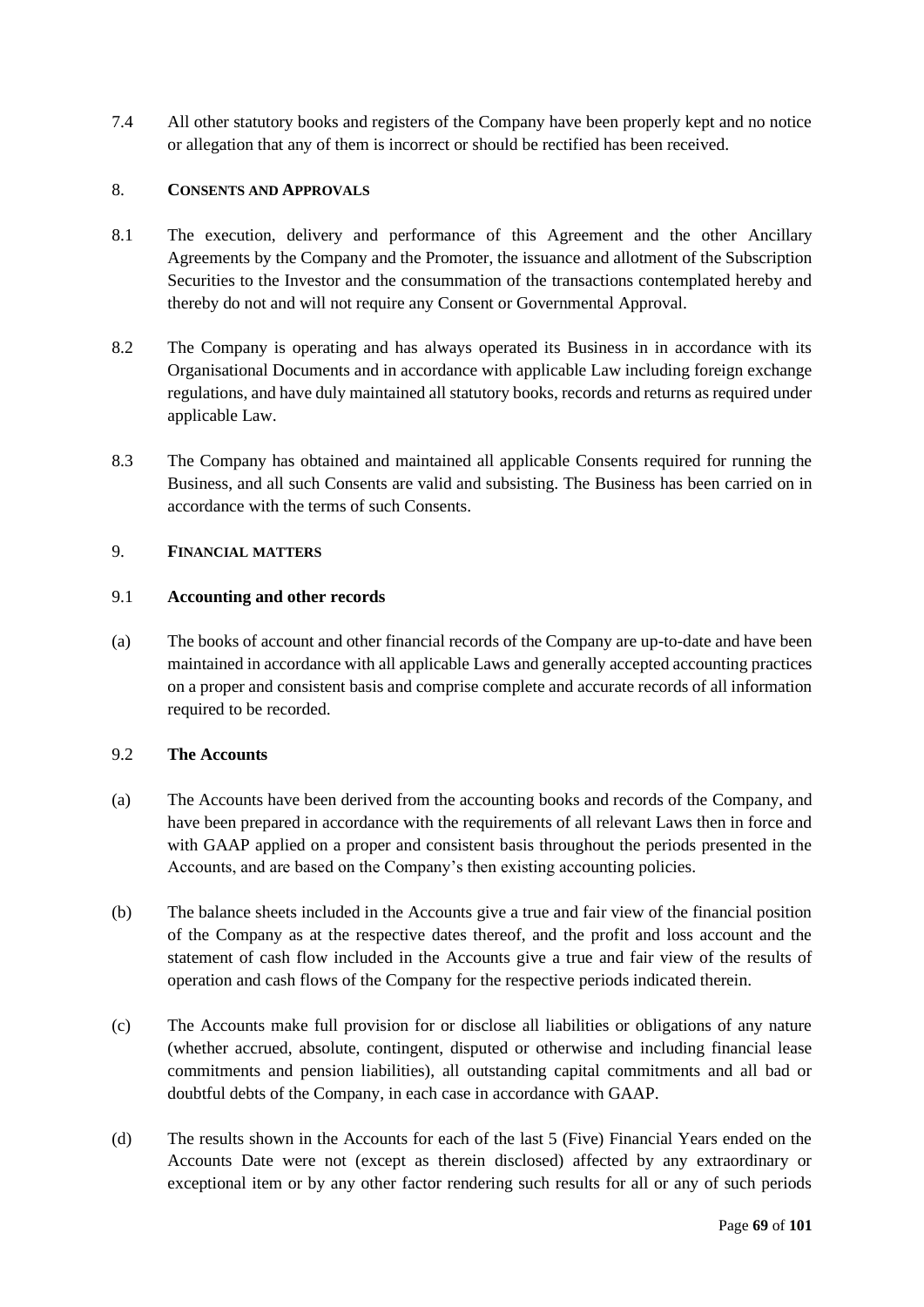7.4 All other statutory books and registers of the Company have been properly kept and no notice or allegation that any of them is incorrect or should be rectified has been received.

## 8. CONSENTS AND APPROVALS

8.1 The execution, delivery and performance of this Agreement and the other Ancillary Agreements by the Company and the Promoter, the issuance and allotment of the Subscription Securities to the Investor and the consummation of the transactions contemplated hereby and thereby do not and will not require any Consent or Governmental Approval.

8.2 The Company is operating and has always operated its Business in in accordance with its Organisational Documents and in accordance with applicable Law including foreign exchange regulations, and have duly maintained all statutory books, records and returns as required under applicable Law.

8.3 The Company has obtained and maintained all applicable Consents required for running the Business, and all such Consents are valid and subsisting. The Business has been carried on in accordance with the terms of such Consents.

## 9. FINANCIAL MATTERS

### 9.1 Accounting and other records

(a) The books of account and other financial records of the Company are up-to-date and have been maintained in accordance with all applicable Laws and generally accepted accounting practices on a proper and consistent basis and comprise complete and accurate records of all information required to be recorded.

### 9.2 The Accounts

(a) The Accounts have been derived from the accounting books and records of the Company, and have been prepared in accordance with the requirements of all relevant Laws then in force and with GAAP applied on a proper and consistent basis throughout the periods presented in the Accounts, and are based on the Company's then existing accounting policies.

(b) The balance sheets included in the Accounts give a true and fair view of the financial position of the Company as at the respective dates thereof, and the profit and loss account and the statement of cash flow included in the Accounts give a true and fair view of the results of operation and cash flows of the Company for the respective periods indicated therein.

(c) The Accounts make full provision for or disclose all liabilities or obligations of any nature (whether accrued, absolute, contingent, disputed or otherwise and including financial lease commitments and pension liabilities), all outstanding capital commitments and all bad or doubtful debts of the Company, in each case in accordance with GAAP.

(d) The results shown in the Accounts for each of the last 5 (Five) Financial Years ended on the Accounts Date were not (except as therein disclosed) affected by any extraordinary or exceptional item or by any other factor rendering such results for all or any of such periods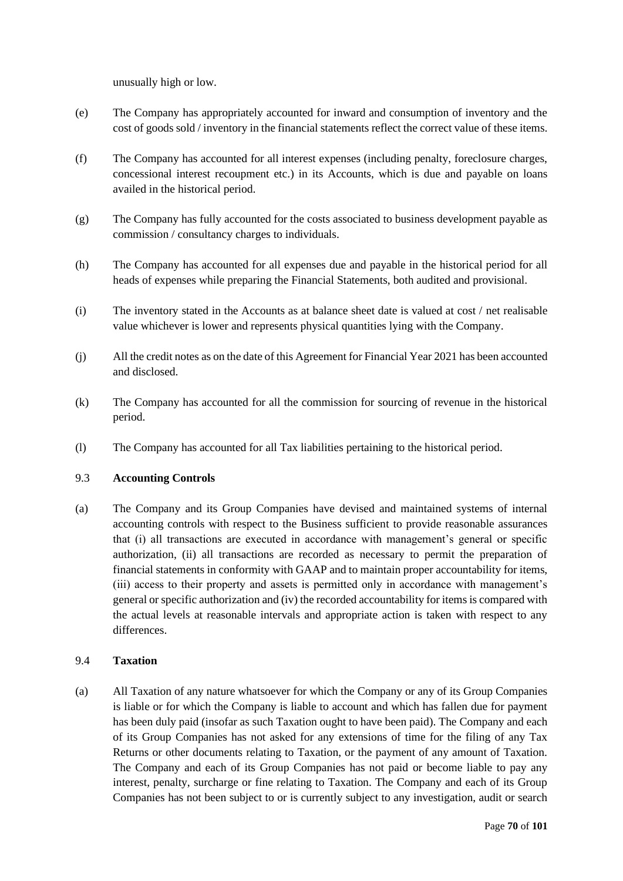unusually high or low.

(e) The Company has appropriately accounted for inward and consumption of inventory and the cost of goods sold / inventory in the financial statements reflect the correct value of these items.

(f) The Company has accounted for all interest expenses (including penalty, foreclosure charges, concessional interest recoupment etc.) in its Accounts, which is due and payable on loans availed in the historical period.

(g) The Company has fully accounted for the costs associated to business development payable as commission / consultancy charges to individuals.

(h) The Company has accounted for all expenses due and payable in the historical period for all heads of expenses while preparing the Financial Statements, both audited and provisional.

(i) The inventory stated in the Accounts as at balance sheet date is valued at cost / net realisable value whichever is lower and represents physical quantities lying with the Company.

(j) All the credit notes as on the date of this Agreement for Financial Year 2021 has been accounted and disclosed.

(k) The Company has accounted for all the commission for sourcing of revenue in the historical period.

(l) The Company has accounted for all Tax liabilities pertaining to the historical period.

### 9.3 **Accounting Controls**

(a) The Company and its Group Companies have devised and maintained systems of internal accounting controls with respect to the Business sufficient to provide reasonable assurances that (i) all transactions are executed in accordance with management's general or specific authorization, (ii) all transactions are recorded as necessary to permit the preparation of financial statements in conformity with GAAP and to maintain proper accountability for items, (iii) access to their property and assets is permitted only in accordance with management's general or specific authorization and (iv) the recorded accountability for items is compared with the actual levels at reasonable intervals and appropriate action is taken with respect to any differences.

### 9.4 **Taxation**

(a) All Taxation of any nature whatsoever for which the Company or any of its Group Companies is liable or for which the Company is liable to account and which has fallen due for payment has been duly paid (insofar as such Taxation ought to have been paid). The Company and each of its Group Companies has not asked for any extensions of time for the filing of any Tax Returns or other documents relating to Taxation, or the payment of any amount of Taxation. The Company and each of its Group Companies has not paid or become liable to pay any interest, penalty, surcharge or fine relating to Taxation. The Company and each of its Group Companies has not been subject to or is currently subject to any investigation, audit or search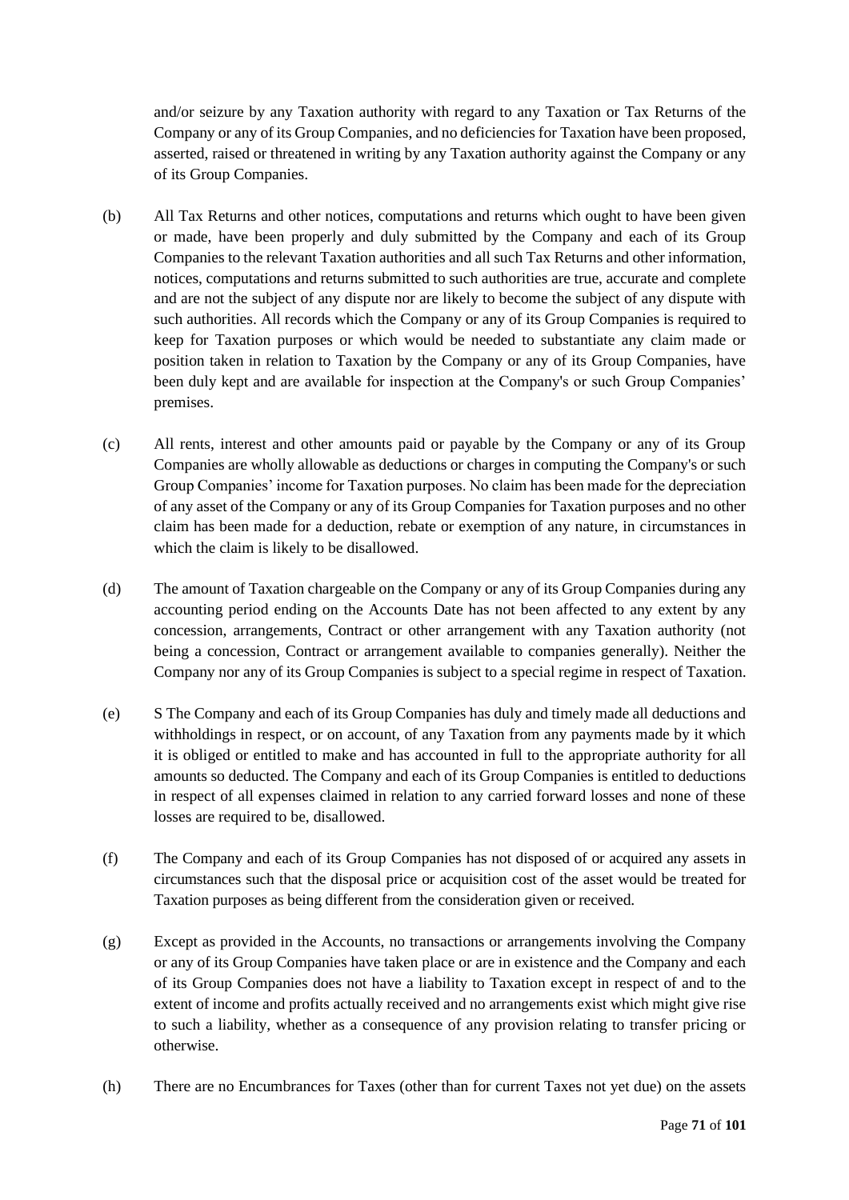and/or seizure by any Taxation authority with regard to any Taxation or Tax Returns of the Company or any of its Group Companies, and no deficiencies for Taxation have been proposed, asserted, raised or threatened in writing by any Taxation authority against the Company or any of its Group Companies.

(b) All Tax Returns and other notices, computations and returns which ought to have been given or made, have been properly and duly submitted by the Company and each of its Group Companies to the relevant Taxation authorities and all such Tax Returns and other information, notices, computations and returns submitted to such authorities are true, accurate and complete and are not the subject of any dispute nor are likely to become the subject of any dispute with such authorities. All records which the Company or any of its Group Companies is required to keep for Taxation purposes or which would be needed to substantiate any claim made or position taken in relation to Taxation by the Company or any of its Group Companies, have been duly kept and are available for inspection at the Company's or such Group Companies' premises.

(c) All rents, interest and other amounts paid or payable by the Company or any of its Group Companies are wholly allowable as deductions or charges in computing the Company's or such Group Companies' income for Taxation purposes. No claim has been made for the depreciation of any asset of the Company or any of its Group Companies for Taxation purposes and no other claim has been made for a deduction, rebate or exemption of any nature, in circumstances in which the claim is likely to be disallowed.

(d) The amount of Taxation chargeable on the Company or any of its Group Companies during any accounting period ending on the Accounts Date has not been affected to any extent by any concession, arrangements, Contract or other arrangement with any Taxation authority (not being a concession, Contract or arrangement available to companies generally). Neither the Company nor any of its Group Companies is subject to a special regime in respect of Taxation.

(e) S The Company and each of its Group Companies has duly and timely made all deductions and withholdings in respect, or on account, of any Taxation from any payments made by it which it is obliged or entitled to make and has accounted in full to the appropriate authority for all amounts so deducted. The Company and each of its Group Companies is entitled to deductions in respect of all expenses claimed in relation to any carried forward losses and none of these losses are required to be, disallowed.

(f) The Company and each of its Group Companies has not disposed of or acquired any assets in circumstances such that the disposal price or acquisition cost of the asset would be treated for Taxation purposes as being different from the consideration given or received.

(g) Except as provided in the Accounts, no transactions or arrangements involving the Company or any of its Group Companies have taken place or are in existence and the Company and each of its Group Companies does not have a liability to Taxation except in respect of and to the extent of income and profits actually received and no arrangements exist which might give rise to such a liability, whether as a consequence of any provision relating to transfer pricing or otherwise.

(h) There are no Encumbrances for Taxes (other than for current Taxes not yet due) on the assets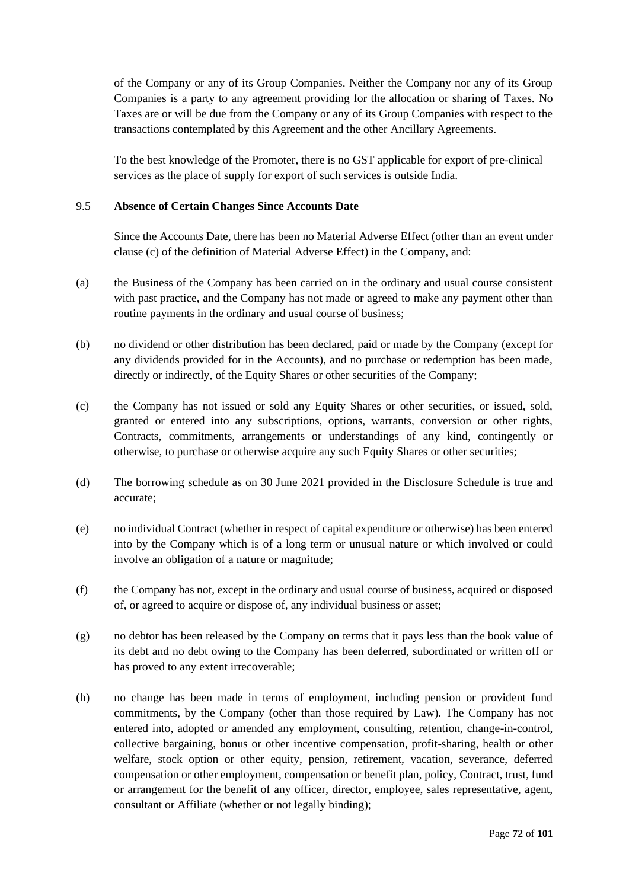of the Company or any of its Group Companies. Neither the Company nor any of its Group Companies is a party to any agreement providing for the allocation or sharing of Taxes. No Taxes are or will be due from the Company or any of its Group Companies with respect to the transactions contemplated by this Agreement and the other Ancillary Agreements.

To the best knowledge of the Promoter, there is no GST applicable for export of pre-clinical services as the place of supply for export of such services is outside India.

9.5 **Absence of Certain Changes Since Accounts Date**

Since the Accounts Date, there has been no Material Adverse Effect (other than an event under clause (c) of the definition of Material Adverse Effect) in the Company, and:

(a) the Business of the Company has been carried on in the ordinary and usual course consistent with past practice, and the Company has not made or agreed to make any payment other than routine payments in the ordinary and usual course of business;

(b) no dividend or other distribution has been declared, paid or made by the Company (except for any dividends provided for in the Accounts), and no purchase or redemption has been made, directly or indirectly, of the Equity Shares or other securities of the Company;

(c) the Company has not issued or sold any Equity Shares or other securities, or issued, sold, granted or entered into any subscriptions, options, warrants, conversion or other rights, Contracts, commitments, arrangements or understandings of any kind, contingently or otherwise, to purchase or otherwise acquire any such Equity Shares or other securities;

(d) The borrowing schedule as on 30 June 2021 provided in the Disclosure Schedule is true and accurate;

(e) no individual Contract (whether in respect of capital expenditure or otherwise) has been entered into by the Company which is of a long term or unusual nature or which involved or could involve an obligation of a nature or magnitude;

(f) the Company has not, except in the ordinary and usual course of business, acquired or disposed of, or agreed to acquire or dispose of, any individual business or asset;

(g) no debtor has been released by the Company on terms that it pays less than the book value of its debt and no debt owing to the Company has been deferred, subordinated or written off or has proved to any extent irrecoverable;

(h) no change has been made in terms of employment, including pension or provident fund commitments, by the Company (other than those required by Law). The Company has not entered into, adopted or amended any employment, consulting, retention, change-in-control, collective bargaining, bonus or other incentive compensation, profit-sharing, health or other welfare, stock option or other equity, pension, retirement, vacation, severance, deferred compensation or other employment, compensation or benefit plan, policy, Contract, trust, fund or arrangement for the benefit of any officer, director, employee, sales representative, agent, consultant or Affiliate (whether or not legally binding);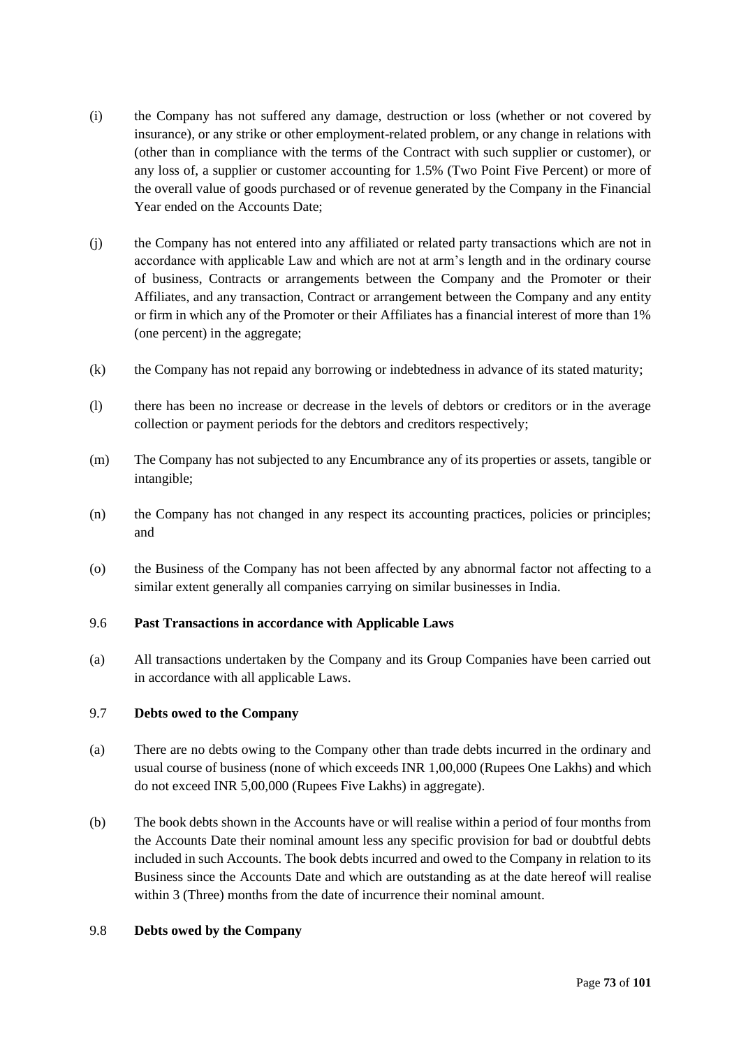(i) the Company has not suffered any damage, destruction or loss (whether or not covered by insurance), or any strike or other employment-related problem, or any change in relations with (other than in compliance with the terms of the Contract with such supplier or customer), or any loss of, a supplier or customer accounting for 1.5% (Two Point Five Percent) or more of the overall value of goods purchased or of revenue generated by the Company in the Financial Year ended on the Accounts Date;

(j) the Company has not entered into any affiliated or related party transactions which are not in accordance with applicable Law and which are not at arm's length and in the ordinary course of business, Contracts or arrangements between the Company and the Promoter or their Affiliates, and any transaction, Contract or arrangement between the Company and any entity or firm in which any of the Promoter or their Affiliates has a financial interest of more than 1% (one percent) in the aggregate;

(k) the Company has not repaid any borrowing or indebtedness in advance of its stated maturity;

(l) there has been no increase or decrease in the levels of debtors or creditors or in the average collection or payment periods for the debtors and creditors respectively;

(m) The Company has not subjected to any Encumbrance any of its properties or assets, tangible or intangible;

(n) the Company has not changed in any respect its accounting practices, policies or principles; and

(o) the Business of the Company has not been affected by any abnormal factor not affecting to a similar extent generally all companies carrying on similar businesses in India.

9.6 **Past Transactions in accordance with Applicable Laws**

(a) All transactions undertaken by the Company and its Group Companies have been carried out in accordance with all applicable Laws.

9.7 **Debts owed to the Company**

(a) There are no debts owing to the Company other than trade debts incurred in the ordinary and usual course of business (none of which exceeds INR 1,00,000 (Rupees One Lakhs) and which do not exceed INR 5,00,000 (Rupees Five Lakhs) in aggregate).

(b) The book debts shown in the Accounts have or will realise within a period of four months from the Accounts Date their nominal amount less any specific provision for bad or doubtful debts included in such Accounts. The book debts incurred and owed to the Company in relation to its Business since the Accounts Date and which are outstanding as at the date hereof will realise within 3 (Three) months from the date of incurrence their nominal amount.

9.8 **Debts owed by the Company**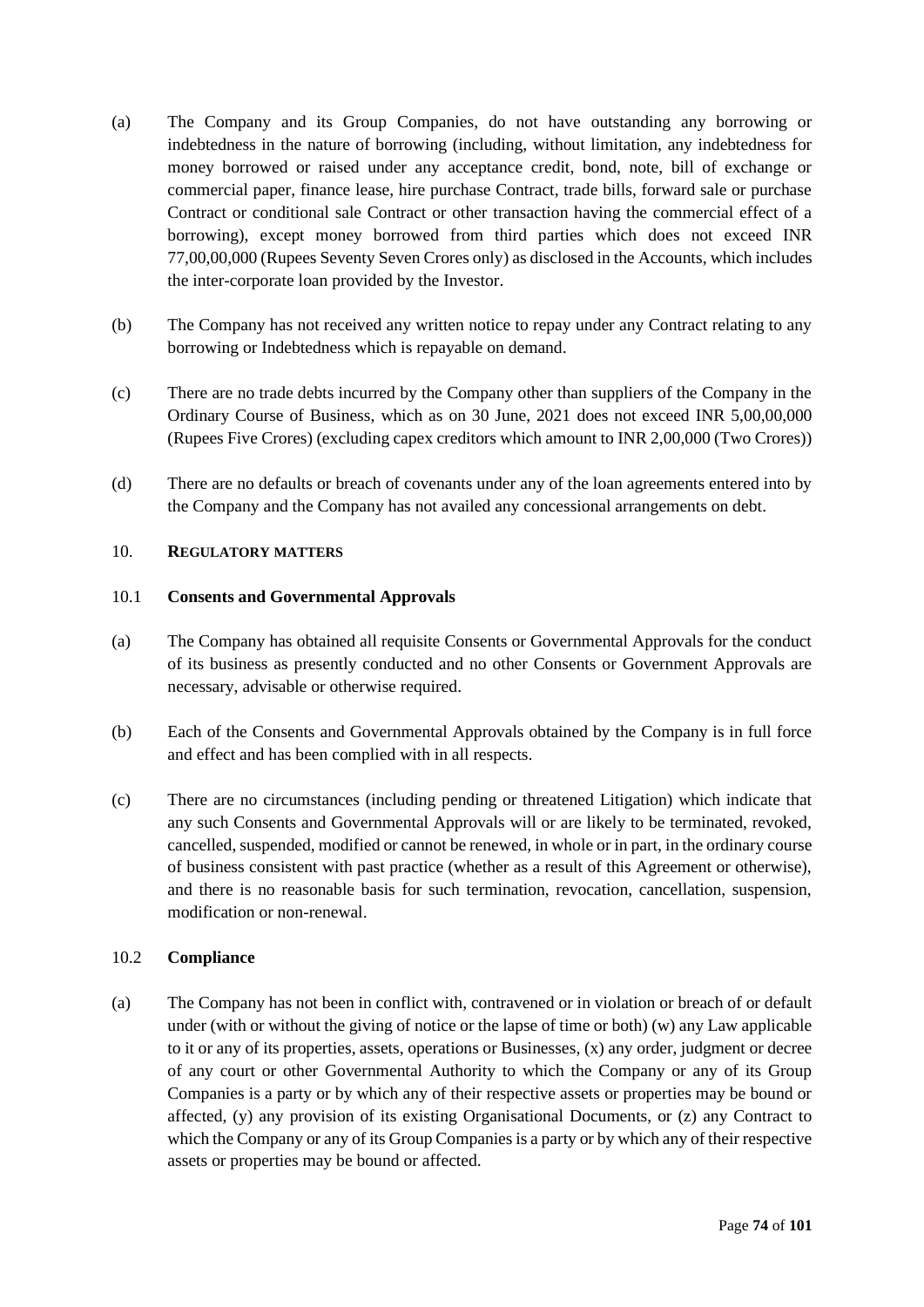(a) The Company and its Group Companies, do not have outstanding any borrowing or indebtedness in the nature of borrowing (including, without limitation, any indebtedness for money borrowed or raised under any acceptance credit, bond, note, bill of exchange or commercial paper, finance lease, hire purchase Contract, trade bills, forward sale or purchase Contract or conditional sale Contract or other transaction having the commercial effect of a borrowing), except money borrowed from third parties which does not exceed INR 77,00,00,000 (Rupees Seventy Seven Crores only) as disclosed in the Accounts, which includes the inter-corporate loan provided by the Investor.

(b) The Company has not received any written notice to repay under any Contract relating to any borrowing or Indebtedness which is repayable on demand.

(c) There are no trade debts incurred by the Company other than suppliers of the Company in the Ordinary Course of Business, which as on 30 June, 2021 does not exceed INR 5,00,00,000 (Rupees Five Crores) (excluding capex creditors which amount to INR 2,00,000 (Two Crores))

(d) There are no defaults or breach of covenants under any of the loan agreements entered into by the Company and the Company has not availed any concessional arrangements on debt.

## 10. REGULATORY MATTERS

### 10.1 Consents and Governmental Approvals

(a) The Company has obtained all requisite Consents or Governmental Approvals for the conduct of its business as presently conducted and no other Consents or Government Approvals are necessary, advisable or otherwise required.

(b) Each of the Consents and Governmental Approvals obtained by the Company is in full force and effect and has been complied with in all respects.

(c) There are no circumstances (including pending or threatened Litigation) which indicate that any such Consents and Governmental Approvals will or are likely to be terminated, revoked, cancelled, suspended, modified or cannot be renewed, in whole or in part, in the ordinary course of business consistent with past practice (whether as a result of this Agreement or otherwise), and there is no reasonable basis for such termination, revocation, cancellation, suspension, modification or non-renewal.

### 10.2 Compliance

(a) The Company has not been in conflict with, contravened or in violation or breach of or default under (with or without the giving of notice or the lapse of time or both) (w) any Law applicable to it or any of its properties, assets, operations or Businesses, (x) any order, judgment or decree of any court or other Governmental Authority to which the Company or any of its Group Companies is a party or by which any of their respective assets or properties may be bound or affected, (y) any provision of its existing Organisational Documents, or (z) any Contract to which the Company or any of its Group Companies is a party or by which any of their respective assets or properties may be bound or affected.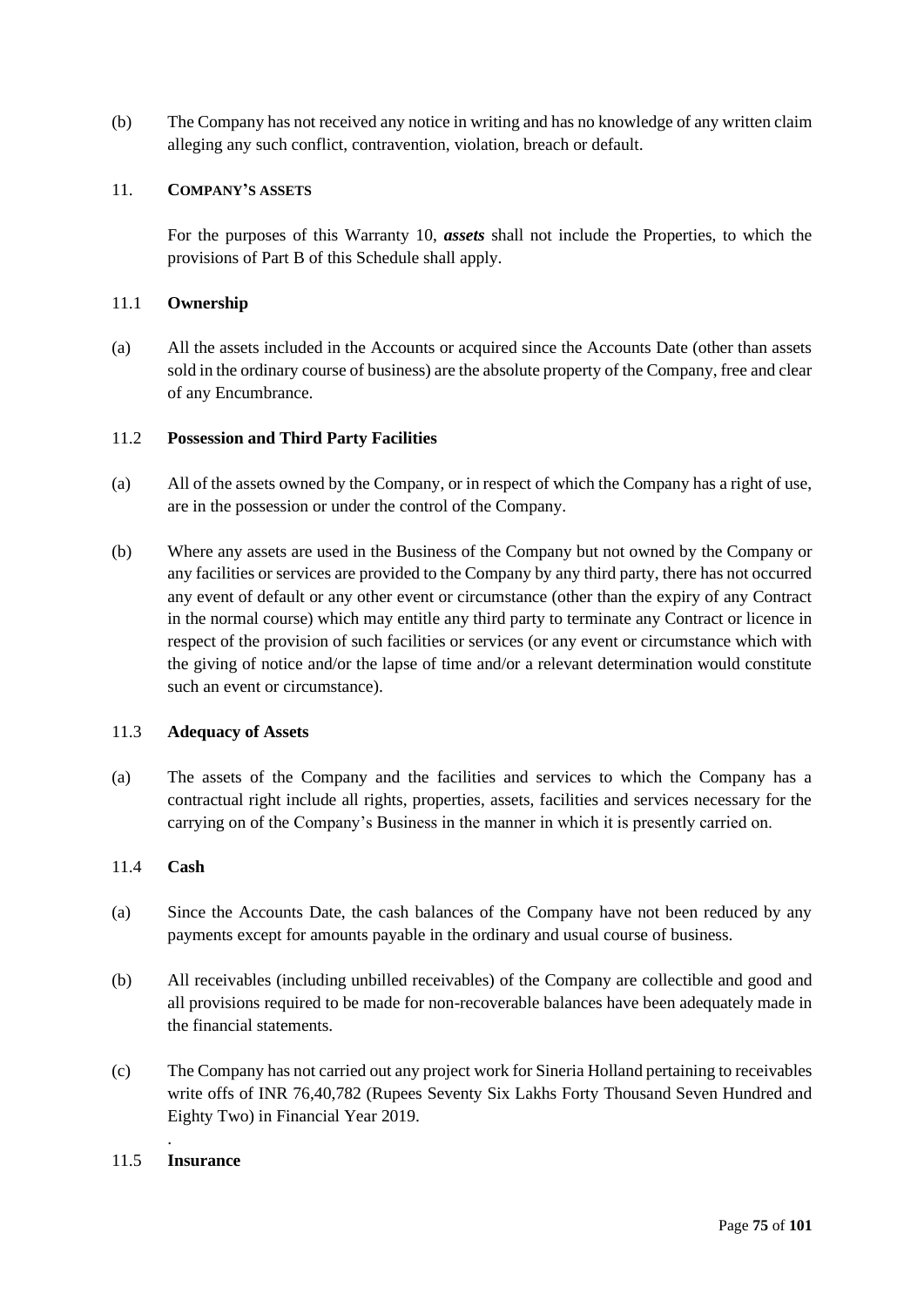(b) The Company has not received any notice in writing and has no knowledge of any written claim alleging any such conflict, contravention, violation, breach or default.

## 11. COMPANY'S ASSETS

For the purposes of this Warranty 10, ***assets*** shall not include the Properties, to which the provisions of Part B of this Schedule shall apply.

### 11.1 Ownership

(a) All the assets included in the Accounts or acquired since the Accounts Date (other than assets sold in the ordinary course of business) are the absolute property of the Company, free and clear of any Encumbrance.

### 11.2 Possession and Third Party Facilities

(a) All of the assets owned by the Company, or in respect of which the Company has a right of use, are in the possession or under the control of the Company.

(b) Where any assets are used in the Business of the Company but not owned by the Company or any facilities or services are provided to the Company by any third party, there has not occurred any event of default or any other event or circumstance (other than the expiry of any Contract in the normal course) which may entitle any third party to terminate any Contract or licence in respect of the provision of such facilities or services (or any event or circumstance which with the giving of notice and/or the lapse of time and/or a relevant determination would constitute such an event or circumstance).

### 11.3 Adequacy of Assets

(a) The assets of the Company and the facilities and services to which the Company has a contractual right include all rights, properties, assets, facilities and services necessary for the carrying on of the Company's Business in the manner in which it is presently carried on.

### 11.4 Cash

(a) Since the Accounts Date, the cash balances of the Company have not been reduced by any payments except for amounts payable in the ordinary and usual course of business.

(b) All receivables (including unbilled receivables) of the Company are collectible and good and all provisions required to be made for non-recoverable balances have been adequately made in the financial statements.

(c) The Company has not carried out any project work for Sineria Holland pertaining to receivables write offs of INR 76,40,782 (Rupees Seventy Six Lakhs Forty Thousand Seven Hundred and Eighty Two) in Financial Year 2019.

.

### 11.5 Insurance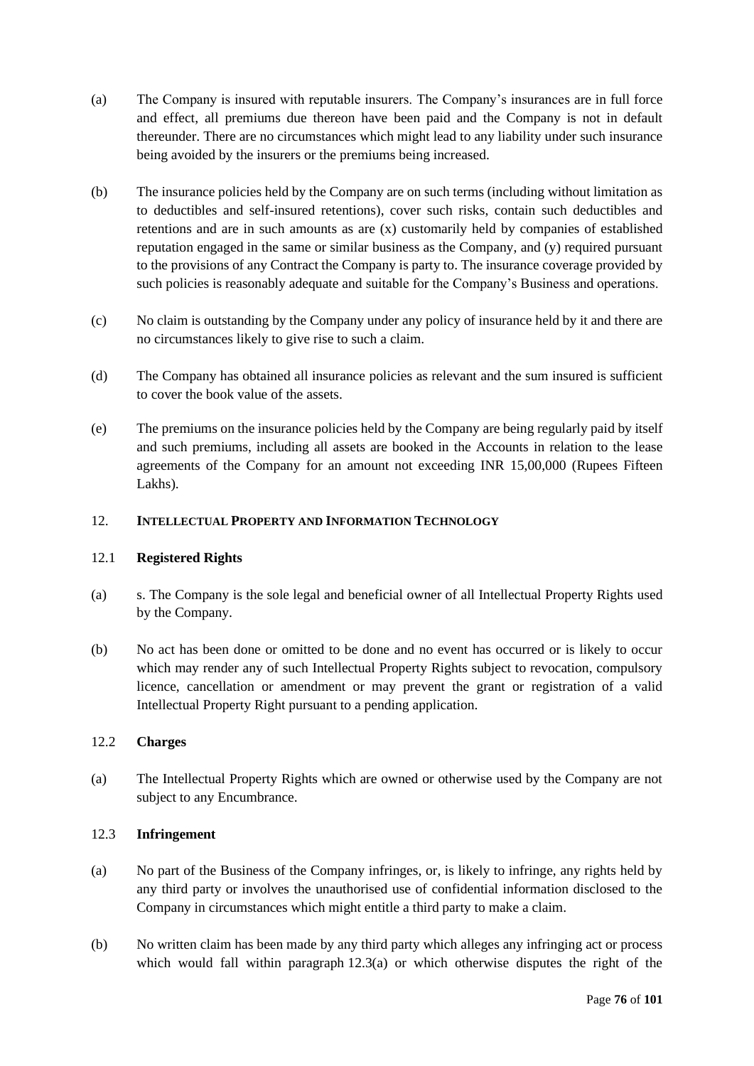(a) The Company is insured with reputable insurers. The Company's insurances are in full force and effect, all premiums due thereon have been paid and the Company is not in default thereunder. There are no circumstances which might lead to any liability under such insurance being avoided by the insurers or the premiums being increased.

(b) The insurance policies held by the Company are on such terms (including without limitation as to deductibles and self-insured retentions), cover such risks, contain such deductibles and retentions and are in such amounts as are (x) customarily held by companies of established reputation engaged in the same or similar business as the Company, and (y) required pursuant to the provisions of any Contract the Company is party to. The insurance coverage provided by such policies is reasonably adequate and suitable for the Company's Business and operations.

(c) No claim is outstanding by the Company under any policy of insurance held by it and there are no circumstances likely to give rise to such a claim.

(d) The Company has obtained all insurance policies as relevant and the sum insured is sufficient to cover the book value of the assets.

(e) The premiums on the insurance policies held by the Company are being regularly paid by itself and such premiums, including all assets are booked in the Accounts in relation to the lease agreements of the Company for an amount not exceeding INR 15,00,000 (Rupees Fifteen Lakhs).

## 12. INTELLECTUAL PROPERTY AND INFORMATION TECHNOLOGY

### 12.1 Registered Rights

(a) s. The Company is the sole legal and beneficial owner of all Intellectual Property Rights used by the Company.

(b) No act has been done or omitted to be done and no event has occurred or is likely to occur which may render any of such Intellectual Property Rights subject to revocation, compulsory licence, cancellation or amendment or may prevent the grant or registration of a valid Intellectual Property Right pursuant to a pending application.

### 12.2 Charges

(a) The Intellectual Property Rights which are owned or otherwise used by the Company are not subject to any Encumbrance.

### 12.3 Infringement

(a) No part of the Business of the Company infringes, or, is likely to infringe, any rights held by any third party or involves the unauthorised use of confidential information disclosed to the Company in circumstances which might entitle a third party to make a claim.

(b) No written claim has been made by any third party which alleges any infringing act or process which would fall within paragraph 12.3(a) or which otherwise disputes the right of the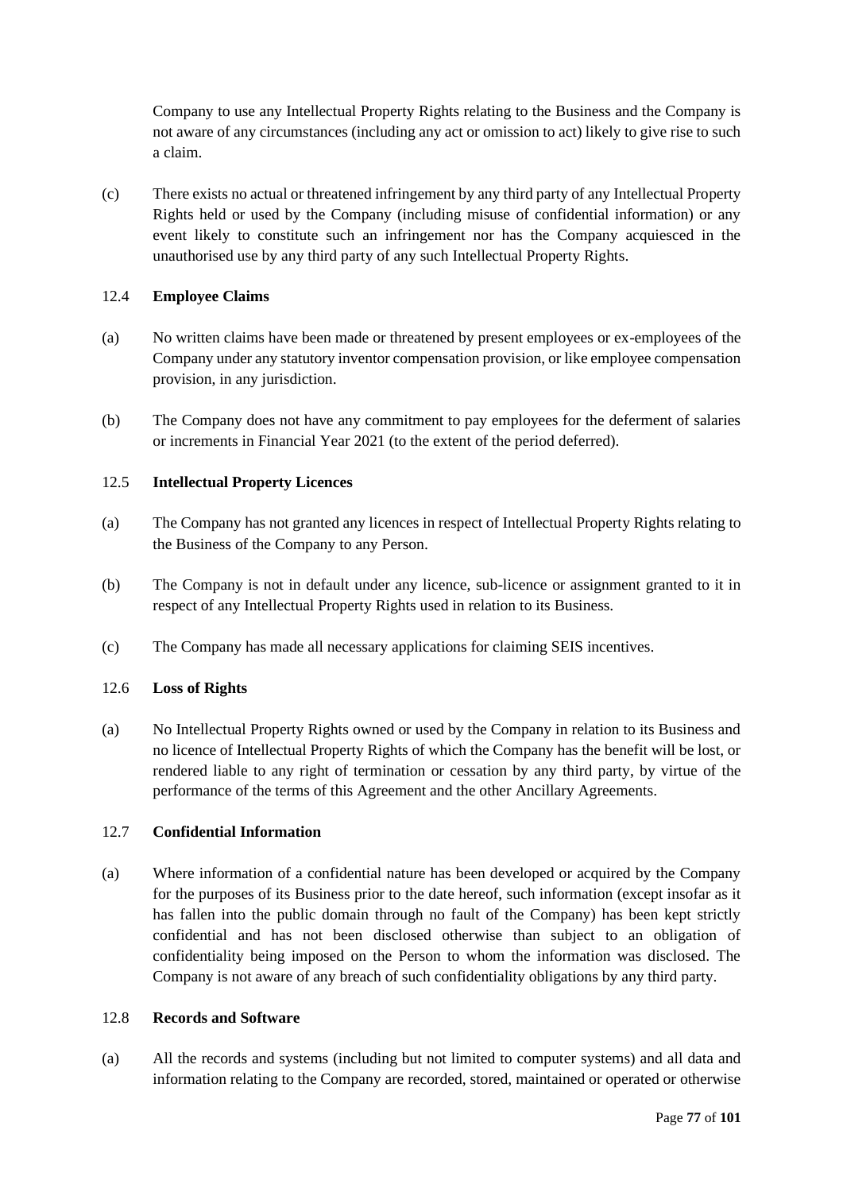Company to use any Intellectual Property Rights relating to the Business and the Company is not aware of any circumstances (including any act or omission to act) likely to give rise to such a claim.

(c) There exists no actual or threatened infringement by any third party of any Intellectual Property Rights held or used by the Company (including misuse of confidential information) or any event likely to constitute such an infringement nor has the Company acquiesced in the unauthorised use by any third party of any such Intellectual Property Rights.

12.4 **Employee Claims**

(a) No written claims have been made or threatened by present employees or ex-employees of the Company under any statutory inventor compensation provision, or like employee compensation provision, in any jurisdiction.

(b) The Company does not have any commitment to pay employees for the deferment of salaries or increments in Financial Year 2021 (to the extent of the period deferred).

12.5 **Intellectual Property Licences**

(a) The Company has not granted any licences in respect of Intellectual Property Rights relating to the Business of the Company to any Person.

(b) The Company is not in default under any licence, sub-licence or assignment granted to it in respect of any Intellectual Property Rights used in relation to its Business.

(c) The Company has made all necessary applications for claiming SEIS incentives.

12.6 **Loss of Rights**

(a) No Intellectual Property Rights owned or used by the Company in relation to its Business and no licence of Intellectual Property Rights of which the Company has the benefit will be lost, or rendered liable to any right of termination or cessation by any third party, by virtue of the performance of the terms of this Agreement and the other Ancillary Agreements.

12.7 **Confidential Information**

(a) Where information of a confidential nature has been developed or acquired by the Company for the purposes of its Business prior to the date hereof, such information (except insofar as it has fallen into the public domain through no fault of the Company) has been kept strictly confidential and has not been disclosed otherwise than subject to an obligation of confidentiality being imposed on the Person to whom the information was disclosed. The Company is not aware of any breach of such confidentiality obligations by any third party.

12.8 **Records and Software**

(a) All the records and systems (including but not limited to computer systems) and all data and information relating to the Company are recorded, stored, maintained or operated or otherwise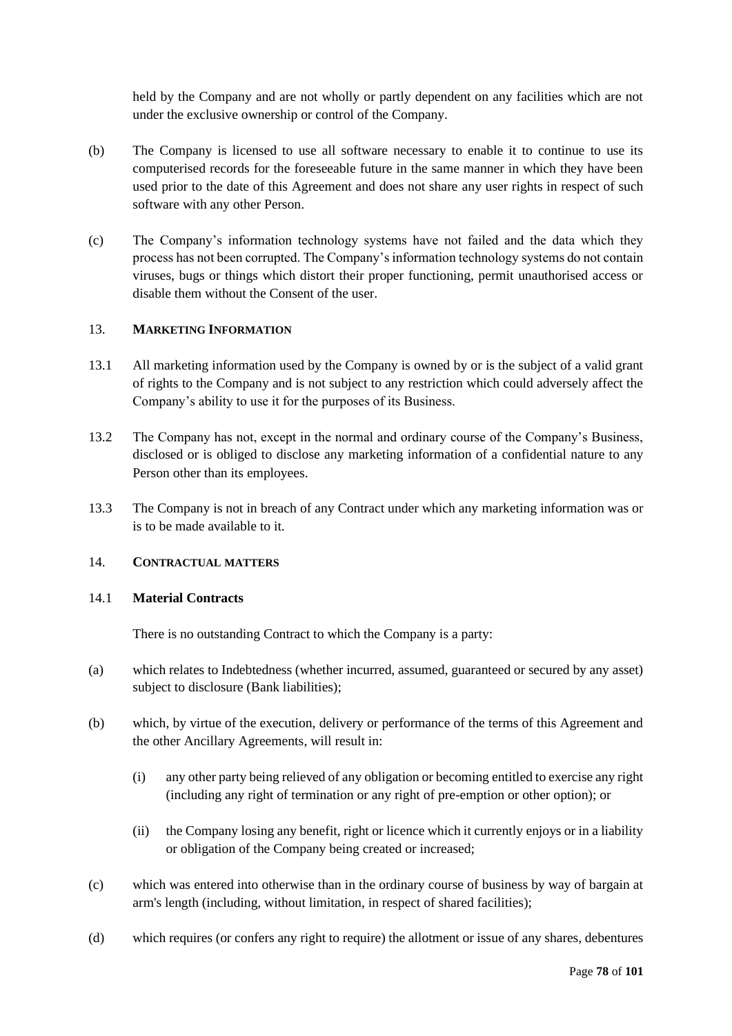held by the Company and are not wholly or partly dependent on any facilities which are not under the exclusive ownership or control of the Company.

(b) The Company is licensed to use all software necessary to enable it to continue to use its computerised records for the foreseeable future in the same manner in which they have been used prior to the date of this Agreement and does not share any user rights in respect of such software with any other Person.

(c) The Company's information technology systems have not failed and the data which they process has not been corrupted. The Company's information technology systems do not contain viruses, bugs or things which distort their proper functioning, permit unauthorised access or disable them without the Consent of the user.

## 13. MARKETING INFORMATION

13.1 All marketing information used by the Company is owned by or is the subject of a valid grant of rights to the Company and is not subject to any restriction which could adversely affect the Company's ability to use it for the purposes of its Business.

13.2 The Company has not, except in the normal and ordinary course of the Company's Business, disclosed or is obliged to disclose any marketing information of a confidential nature to any Person other than its employees.

13.3 The Company is not in breach of any Contract under which any marketing information was or is to be made available to it.

## 14. CONTRACTUAL MATTERS

### 14.1 Material Contracts

There is no outstanding Contract to which the Company is a party:

(a) which relates to Indebtedness (whether incurred, assumed, guaranteed or secured by any asset) subject to disclosure (Bank liabilities);

(b) which, by virtue of the execution, delivery or performance of the terms of this Agreement and the other Ancillary Agreements, will result in:

(i) any other party being relieved of any obligation or becoming entitled to exercise any right (including any right of termination or any right of pre-emption or other option); or

(ii) the Company losing any benefit, right or licence which it currently enjoys or in a liability or obligation of the Company being created or increased;

(c) which was entered into otherwise than in the ordinary course of business by way of bargain at arm's length (including, without limitation, in respect of shared facilities);

(d) which requires (or confers any right to require) the allotment or issue of any shares, debentures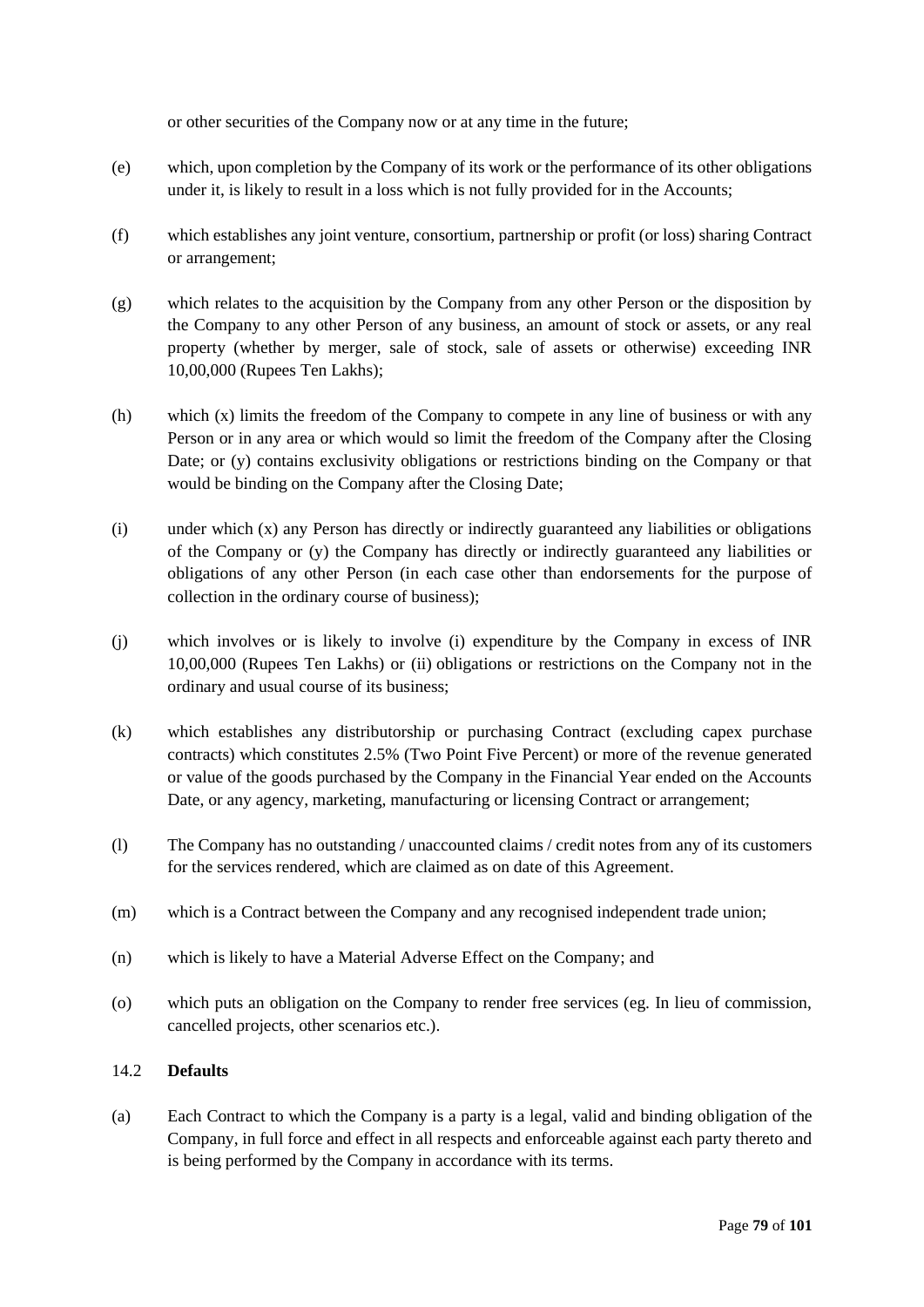or other securities of the Company now or at any time in the future;

(e) which, upon completion by the Company of its work or the performance of its other obligations under it, is likely to result in a loss which is not fully provided for in the Accounts;

(f) which establishes any joint venture, consortium, partnership or profit (or loss) sharing Contract or arrangement;

(g) which relates to the acquisition by the Company from any other Person or the disposition by the Company to any other Person of any business, an amount of stock or assets, or any real property (whether by merger, sale of stock, sale of assets or otherwise) exceeding INR 10,00,000 (Rupees Ten Lakhs);

(h) which (x) limits the freedom of the Company to compete in any line of business or with any Person or in any area or which would so limit the freedom of the Company after the Closing Date; or (y) contains exclusivity obligations or restrictions binding on the Company or that would be binding on the Company after the Closing Date;

(i) under which (x) any Person has directly or indirectly guaranteed any liabilities or obligations of the Company or (y) the Company has directly or indirectly guaranteed any liabilities or obligations of any other Person (in each case other than endorsements for the purpose of collection in the ordinary course of business);

(j) which involves or is likely to involve (i) expenditure by the Company in excess of INR 10,00,000 (Rupees Ten Lakhs) or (ii) obligations or restrictions on the Company not in the ordinary and usual course of its business;

(k) which establishes any distributorship or purchasing Contract (excluding capex purchase contracts) which constitutes 2.5% (Two Point Five Percent) or more of the revenue generated or value of the goods purchased by the Company in the Financial Year ended on the Accounts Date, or any agency, marketing, manufacturing or licensing Contract or arrangement;

(l) The Company has no outstanding / unaccounted claims / credit notes from any of its customers for the services rendered, which are claimed as on date of this Agreement.

(m) which is a Contract between the Company and any recognised independent trade union;

(n) which is likely to have a Material Adverse Effect on the Company; and

(o) which puts an obligation on the Company to render free services (eg. In lieu of commission, cancelled projects, other scenarios etc.).

14.2 **Defaults**

(a) Each Contract to which the Company is a party is a legal, valid and binding obligation of the Company, in full force and effect in all respects and enforceable against each party thereto and is being performed by the Company in accordance with its terms.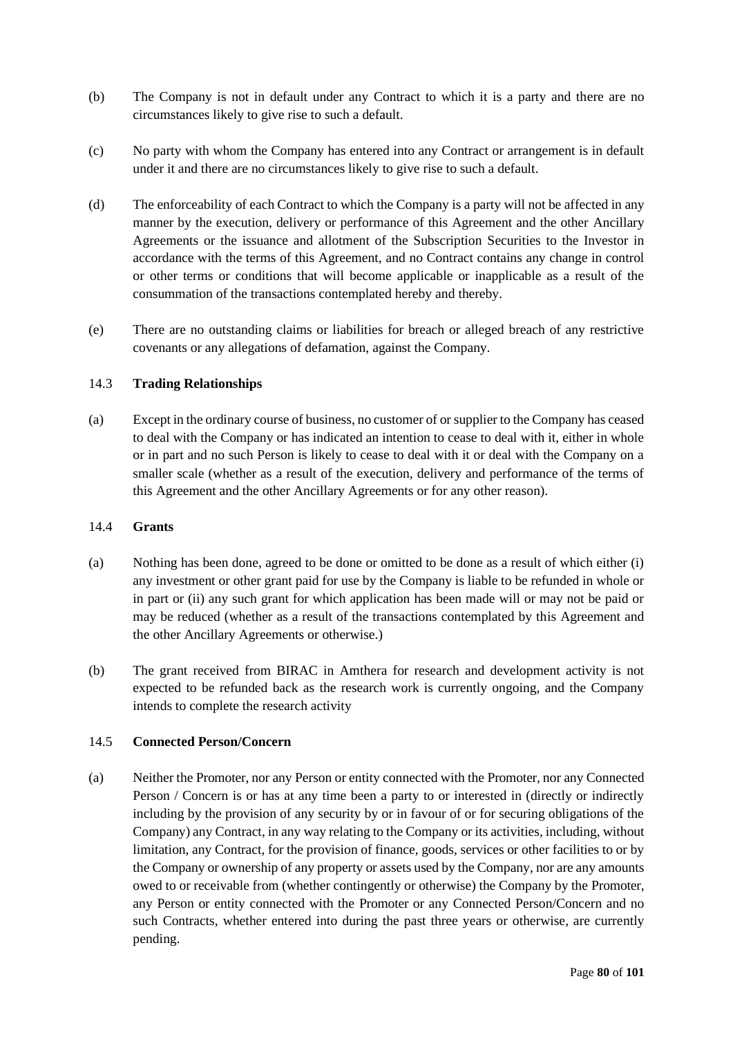(b) The Company is not in default under any Contract to which it is a party and there are no circumstances likely to give rise to such a default.

(c) No party with whom the Company has entered into any Contract or arrangement is in default under it and there are no circumstances likely to give rise to such a default.

(d) The enforceability of each Contract to which the Company is a party will not be affected in any manner by the execution, delivery or performance of this Agreement and the other Ancillary Agreements or the issuance and allotment of the Subscription Securities to the Investor in accordance with the terms of this Agreement, and no Contract contains any change in control or other terms or conditions that will become applicable or inapplicable as a result of the consummation of the transactions contemplated hereby and thereby.

(e) There are no outstanding claims or liabilities for breach or alleged breach of any restrictive covenants or any allegations of defamation, against the Company.

### 14.3 **Trading Relationships**

(a) Except in the ordinary course of business, no customer of or supplier to the Company has ceased to deal with the Company or has indicated an intention to cease to deal with it, either in whole or in part and no such Person is likely to cease to deal with it or deal with the Company on a smaller scale (whether as a result of the execution, delivery and performance of the terms of this Agreement and the other Ancillary Agreements or for any other reason).

### 14.4 **Grants**

(a) Nothing has been done, agreed to be done or omitted to be done as a result of which either (i) any investment or other grant paid for use by the Company is liable to be refunded in whole or in part or (ii) any such grant for which application has been made will or may not be paid or may be reduced (whether as a result of the transactions contemplated by this Agreement and the other Ancillary Agreements or otherwise.)

(b) The grant received from BIRAC in Amthera for research and development activity is not expected to be refunded back as the research work is currently ongoing, and the Company intends to complete the research activity

### 14.5 **Connected Person/Concern**

(a) Neither the Promoter, nor any Person or entity connected with the Promoter, nor any Connected Person / Concern is or has at any time been a party to or interested in (directly or indirectly including by the provision of any security by or in favour of or for securing obligations of the Company) any Contract, in any way relating to the Company or its activities, including, without limitation, any Contract, for the provision of finance, goods, services or other facilities to or by the Company or ownership of any property or assets used by the Company, nor are any amounts owed to or receivable from (whether contingently or otherwise) the Company by the Promoter, any Person or entity connected with the Promoter or any Connected Person/Concern and no such Contracts, whether entered into during the past three years or otherwise, are currently pending.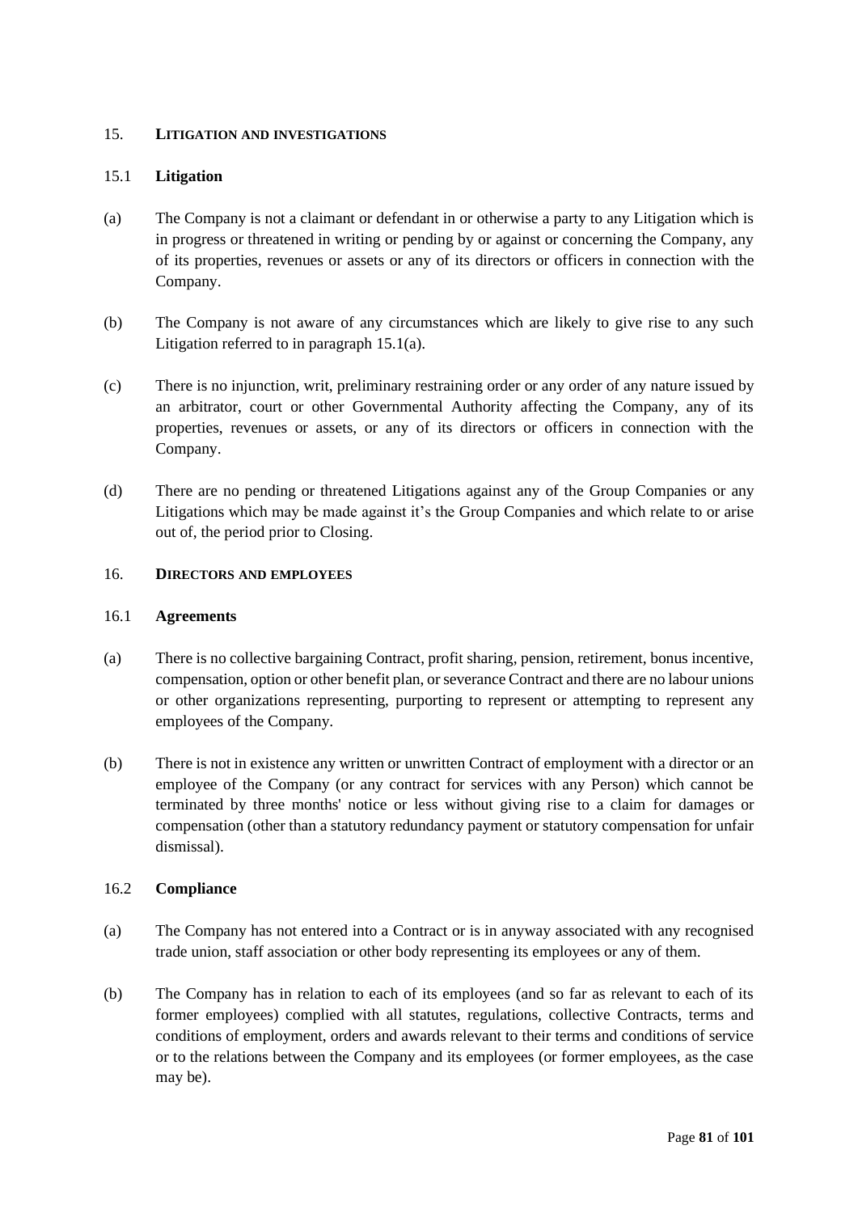## 15. LITIGATION AND INVESTIGATIONS

### 15.1 Litigation

(a) The Company is not a claimant or defendant in or otherwise a party to any Litigation which is in progress or threatened in writing or pending by or against or concerning the Company, any of its properties, revenues or assets or any of its directors or officers in connection with the Company.

(b) The Company is not aware of any circumstances which are likely to give rise to any such Litigation referred to in paragraph 15.1(a).

(c) There is no injunction, writ, preliminary restraining order or any order of any nature issued by an arbitrator, court or other Governmental Authority affecting the Company, any of its properties, revenues or assets, or any of its directors or officers in connection with the Company.

(d) There are no pending or threatened Litigations against any of the Group Companies or any Litigations which may be made against it's the Group Companies and which relate to or arise out of, the period prior to Closing.

## 16. DIRECTORS AND EMPLOYEES

### 16.1 Agreements

(a) There is no collective bargaining Contract, profit sharing, pension, retirement, bonus incentive, compensation, option or other benefit plan, or severance Contract and there are no labour unions or other organizations representing, purporting to represent or attempting to represent any employees of the Company.

(b) There is not in existence any written or unwritten Contract of employment with a director or an employee of the Company (or any contract for services with any Person) which cannot be terminated by three months' notice or less without giving rise to a claim for damages or compensation (other than a statutory redundancy payment or statutory compensation for unfair dismissal).

### 16.2 Compliance

(a) The Company has not entered into a Contract or is in anyway associated with any recognised trade union, staff association or other body representing its employees or any of them.

(b) The Company has in relation to each of its employees (and so far as relevant to each of its former employees) complied with all statutes, regulations, collective Contracts, terms and conditions of employment, orders and awards relevant to their terms and conditions of service or to the relations between the Company and its employees (or former employees, as the case may be).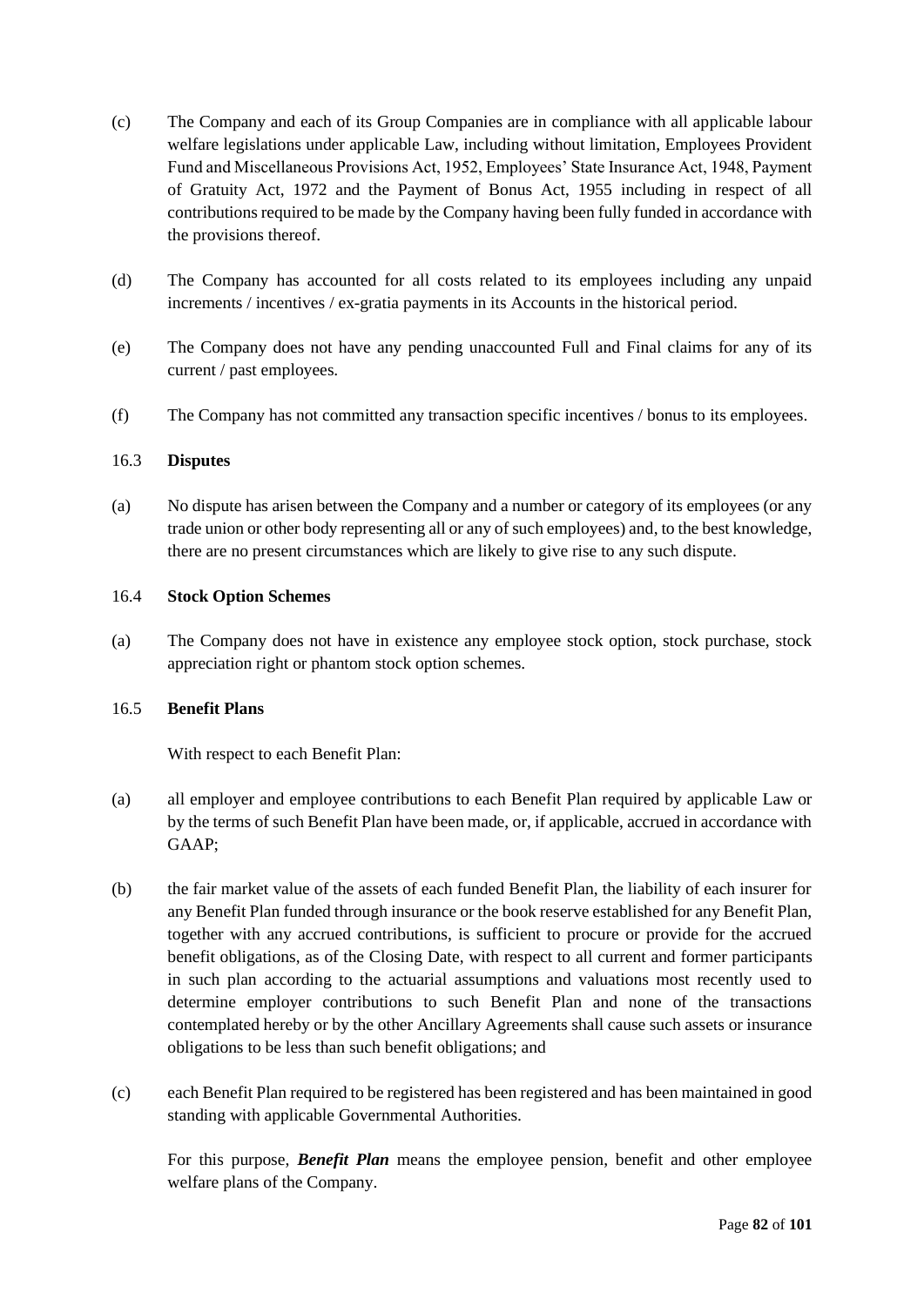(c) The Company and each of its Group Companies are in compliance with all applicable labour welfare legislations under applicable Law, including without limitation, Employees Provident Fund and Miscellaneous Provisions Act, 1952, Employees' State Insurance Act, 1948, Payment of Gratuity Act, 1972 and the Payment of Bonus Act, 1955 including in respect of all contributions required to be made by the Company having been fully funded in accordance with the provisions thereof.

(d) The Company has accounted for all costs related to its employees including any unpaid increments / incentives / ex-gratia payments in its Accounts in the historical period.

(e) The Company does not have any pending unaccounted Full and Final claims for any of its current / past employees.

(f) The Company has not committed any transaction specific incentives / bonus to its employees.

16.3 **Disputes**

(a) No dispute has arisen between the Company and a number or category of its employees (or any trade union or other body representing all or any of such employees) and, to the best knowledge, there are no present circumstances which are likely to give rise to any such dispute.

16.4 **Stock Option Schemes**

(a) The Company does not have in existence any employee stock option, stock purchase, stock appreciation right or phantom stock option schemes.

16.5 **Benefit Plans**

With respect to each Benefit Plan:

(a) all employer and employee contributions to each Benefit Plan required by applicable Law or by the terms of such Benefit Plan have been made, or, if applicable, accrued in accordance with GAAP;

(b) the fair market value of the assets of each funded Benefit Plan, the liability of each insurer for any Benefit Plan funded through insurance or the book reserve established for any Benefit Plan, together with any accrued contributions, is sufficient to procure or provide for the accrued benefit obligations, as of the Closing Date, with respect to all current and former participants in such plan according to the actuarial assumptions and valuations most recently used to determine employer contributions to such Benefit Plan and none of the transactions contemplated hereby or by the other Ancillary Agreements shall cause such assets or insurance obligations to be less than such benefit obligations; and

(c) each Benefit Plan required to be registered has been registered and has been maintained in good standing with applicable Governmental Authorities.

For this purpose, ***Benefit Plan*** means the employee pension, benefit and other employee welfare plans of the Company.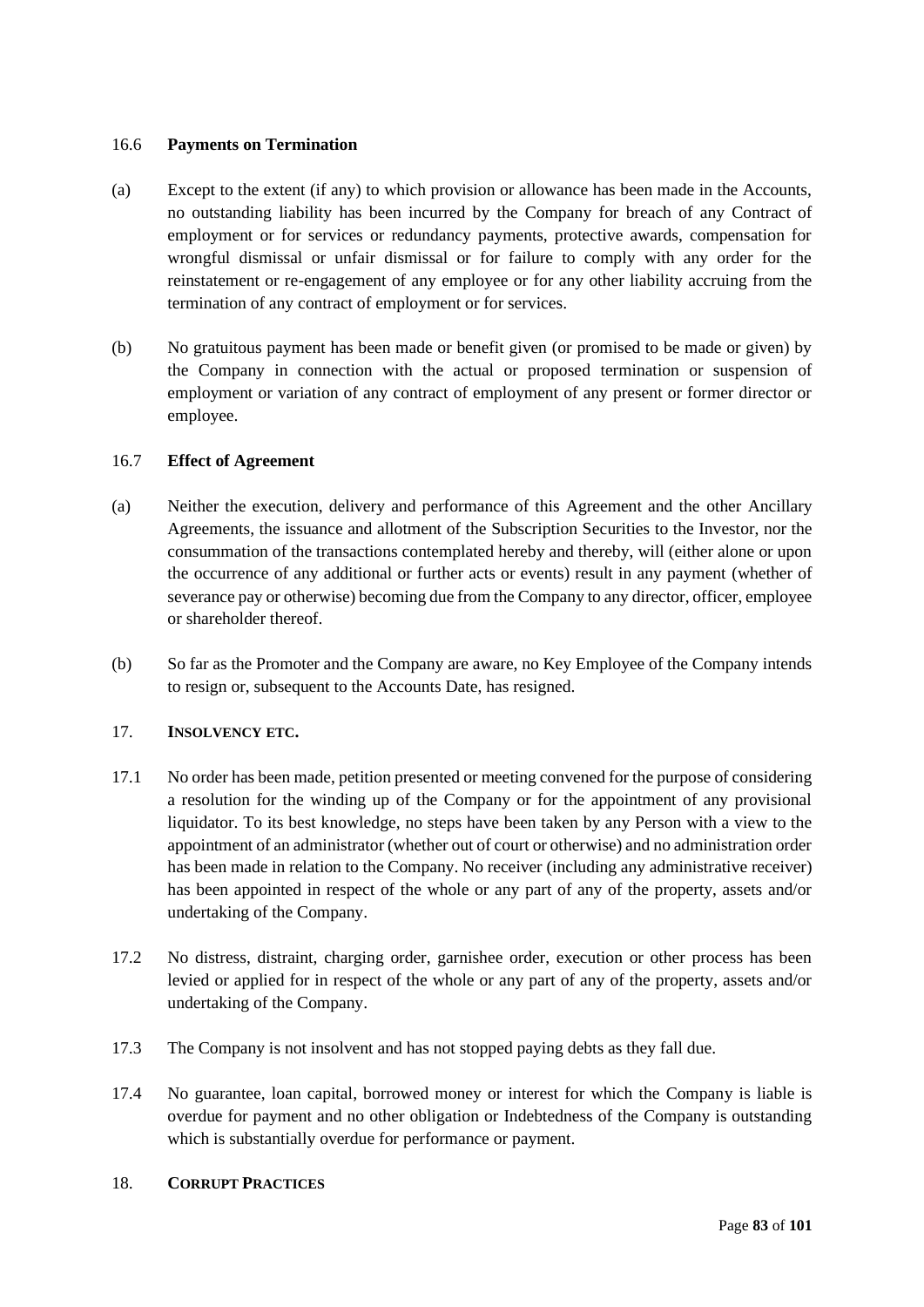16.6 **Payments on Termination**

(a) Except to the extent (if any) to which provision or allowance has been made in the Accounts, no outstanding liability has been incurred by the Company for breach of any Contract of employment or for services or redundancy payments, protective awards, compensation for wrongful dismissal or unfair dismissal or for failure to comply with any order for the reinstatement or re-engagement of any employee or for any other liability accruing from the termination of any contract of employment or for services.

(b) No gratuitous payment has been made or benefit given (or promised to be made or given) by the Company in connection with the actual or proposed termination or suspension of employment or variation of any contract of employment of any present or former director or employee.

16.7 **Effect of Agreement**

(a) Neither the execution, delivery and performance of this Agreement and the other Ancillary Agreements, the issuance and allotment of the Subscription Securities to the Investor, nor the consummation of the transactions contemplated hereby and thereby, will (either alone or upon the occurrence of any additional or further acts or events) result in any payment (whether of severance pay or otherwise) becoming due from the Company to any director, officer, employee or shareholder thereof.

(b) So far as the Promoter and the Company are aware, no Key Employee of the Company intends to resign or, subsequent to the Accounts Date, has resigned.

17. **INSOLVENCY ETC.**

17.1 No order has been made, petition presented or meeting convened for the purpose of considering a resolution for the winding up of the Company or for the appointment of any provisional liquidator. To its best knowledge, no steps have been taken by any Person with a view to the appointment of an administrator (whether out of court or otherwise) and no administration order has been made in relation to the Company. No receiver (including any administrative receiver) has been appointed in respect of the whole or any part of any of the property, assets and/or undertaking of the Company.

17.2 No distress, distraint, charging order, garnishee order, execution or other process has been levied or applied for in respect of the whole or any part of any of the property, assets and/or undertaking of the Company.

17.3 The Company is not insolvent and has not stopped paying debts as they fall due.

17.4 No guarantee, loan capital, borrowed money or interest for which the Company is liable is overdue for payment and no other obligation or Indebtedness of the Company is outstanding which is substantially overdue for performance or payment.

18. **CORRUPT PRACTICES**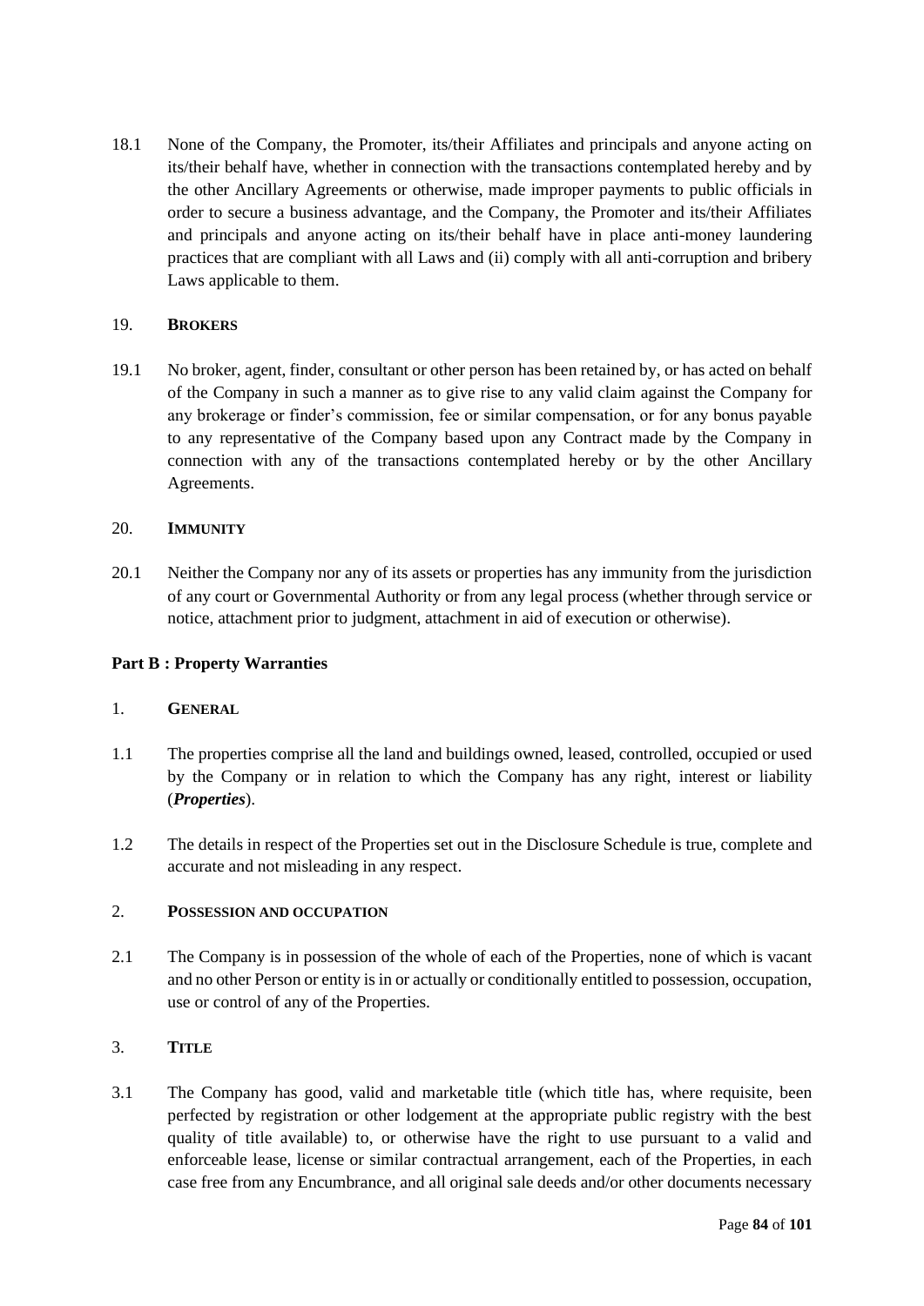18.1 None of the Company, the Promoter, its/their Affiliates and principals and anyone acting on its/their behalf have, whether in connection with the transactions contemplated hereby and by the other Ancillary Agreements or otherwise, made improper payments to public officials in order to secure a business advantage, and the Company, the Promoter and its/their Affiliates and principals and anyone acting on its/their behalf have in place anti-money laundering practices that are compliant with all Laws and (ii) comply with all anti-corruption and bribery Laws applicable to them.

19. **BROKERS**

19.1 No broker, agent, finder, consultant or other person has been retained by, or has acted on behalf of the Company in such a manner as to give rise to any valid claim against the Company for any brokerage or finder's commission, fee or similar compensation, or for any bonus payable to any representative of the Company based upon any Contract made by the Company in connection with any of the transactions contemplated hereby or by the other Ancillary Agreements.

20. **IMMUNITY**

20.1 Neither the Company nor any of its assets or properties has any immunity from the jurisdiction of any court or Governmental Authority or from any legal process (whether through service or notice, attachment prior to judgment, attachment in aid of execution or otherwise).

**Part B : Property Warranties**

1. **GENERAL**

1.1 The properties comprise all the land and buildings owned, leased, controlled, occupied or used by the Company or in relation to which the Company has any right, interest or liability (***Properties***).

1.2 The details in respect of the Properties set out in the Disclosure Schedule is true, complete and accurate and not misleading in any respect.

2. **POSSESSION AND OCCUPATION**

2.1 The Company is in possession of the whole of each of the Properties, none of which is vacant and no other Person or entity is in or actually or conditionally entitled to possession, occupation, use or control of any of the Properties.

3. **TITLE**

3.1 The Company has good, valid and marketable title (which title has, where requisite, been perfected by registration or other lodgement at the appropriate public registry with the best quality of title available) to, or otherwise have the right to use pursuant to a valid and enforceable lease, license or similar contractual arrangement, each of the Properties, in each case free from any Encumbrance, and all original sale deeds and/or other documents necessary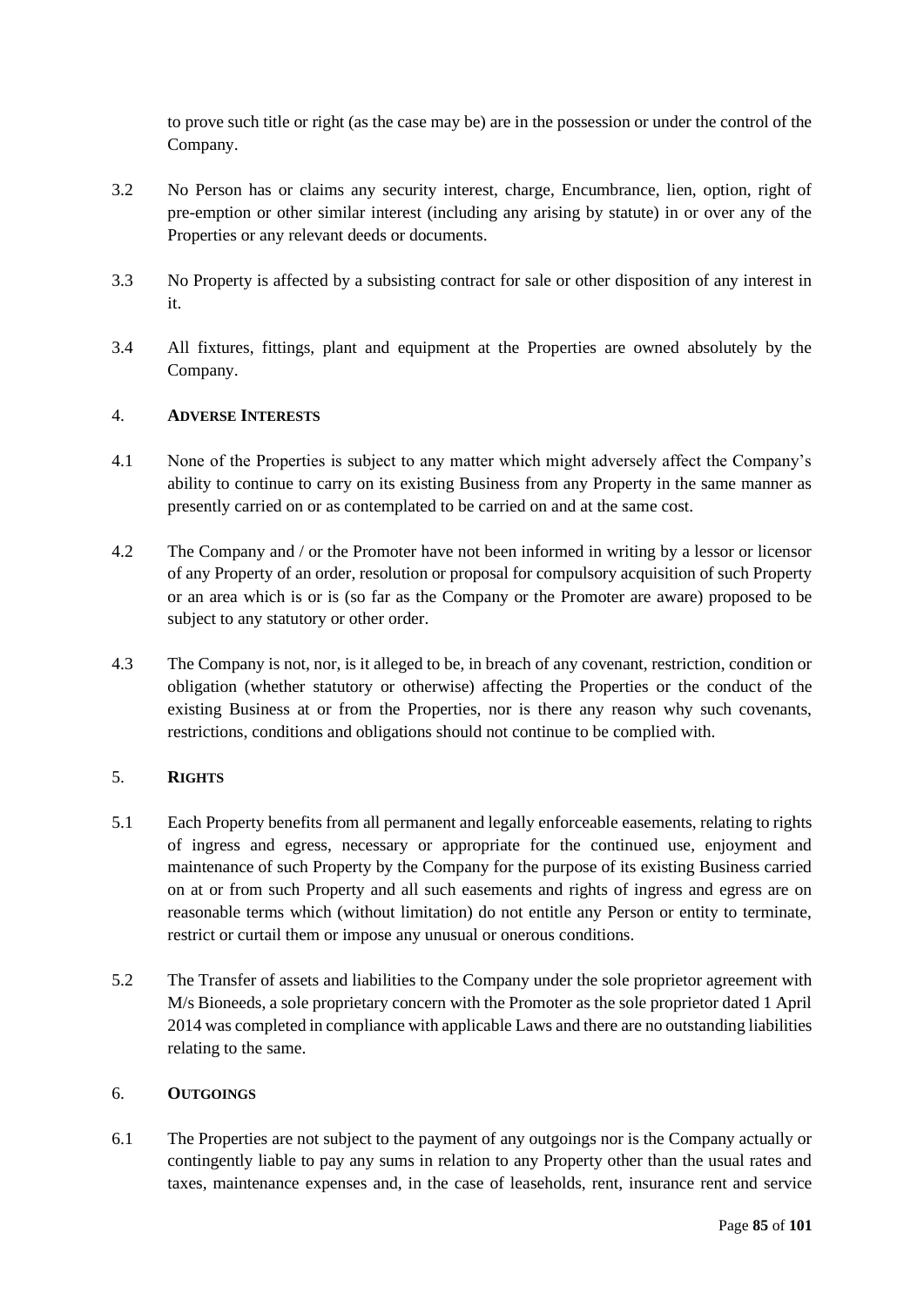to prove such title or right (as the case may be) are in the possession or under the control of the Company.

3.2 No Person has or claims any security interest, charge, Encumbrance, lien, option, right of pre-emption or other similar interest (including any arising by statute) in or over any of the Properties or any relevant deeds or documents.

3.3 No Property is affected by a subsisting contract for sale or other disposition of any interest in it.

3.4 All fixtures, fittings, plant and equipment at the Properties are owned absolutely by the Company.

4. **ADVERSE INTERESTS**

4.1 None of the Properties is subject to any matter which might adversely affect the Company's ability to continue to carry on its existing Business from any Property in the same manner as presently carried on or as contemplated to be carried on and at the same cost.

4.2 The Company and / or the Promoter have not been informed in writing by a lessor or licensor of any Property of an order, resolution or proposal for compulsory acquisition of such Property or an area which is or is (so far as the Company or the Promoter are aware) proposed to be subject to any statutory or other order.

4.3 The Company is not, nor, is it alleged to be, in breach of any covenant, restriction, condition or obligation (whether statutory or otherwise) affecting the Properties or the conduct of the existing Business at or from the Properties, nor is there any reason why such covenants, restrictions, conditions and obligations should not continue to be complied with.

5. **RIGHTS**

5.1 Each Property benefits from all permanent and legally enforceable easements, relating to rights of ingress and egress, necessary or appropriate for the continued use, enjoyment and maintenance of such Property by the Company for the purpose of its existing Business carried on at or from such Property and all such easements and rights of ingress and egress are on reasonable terms which (without limitation) do not entitle any Person or entity to terminate, restrict or curtail them or impose any unusual or onerous conditions.

5.2 The Transfer of assets and liabilities to the Company under the sole proprietor agreement with M/s Bioneeds, a sole proprietary concern with the Promoter as the sole proprietor dated 1 April 2014 was completed in compliance with applicable Laws and there are no outstanding liabilities relating to the same.

6. **OUTGOINGS**

6.1 The Properties are not subject to the payment of any outgoings nor is the Company actually or contingently liable to pay any sums in relation to any Property other than the usual rates and taxes, maintenance expenses and, in the case of leaseholds, rent, insurance rent and service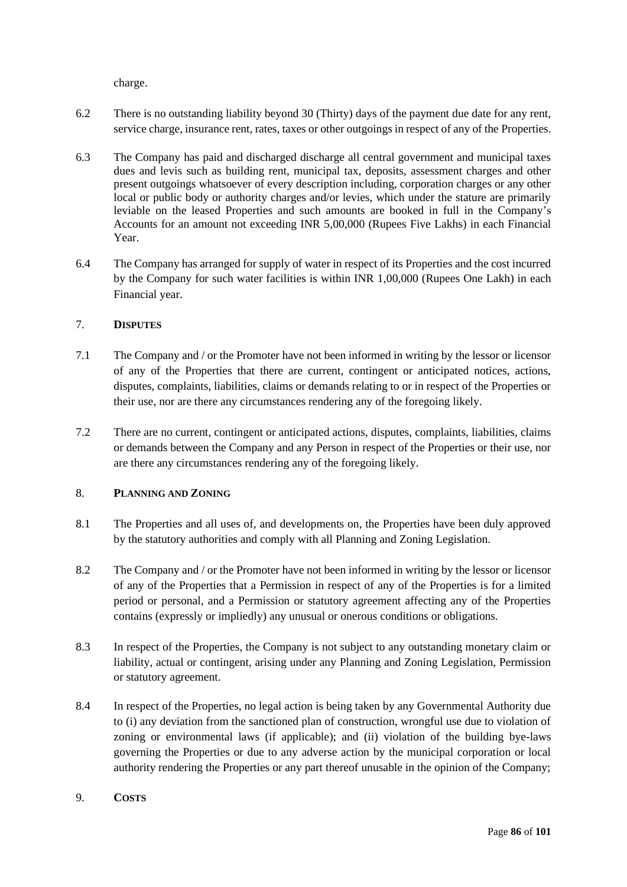charge.

6.2 There is no outstanding liability beyond 30 (Thirty) days of the payment due date for any rent, service charge, insurance rent, rates, taxes or other outgoings in respect of any of the Properties.

6.3 The Company has paid and discharged discharge all central government and municipal taxes dues and levis such as building rent, municipal tax, deposits, assessment charges and other present outgoings whatsoever of every description including, corporation charges or any other local or public body or authority charges and/or levies, which under the stature are primarily leviable on the leased Properties and such amounts are booked in full in the Company's Accounts for an amount not exceeding INR 5,00,000 (Rupees Five Lakhs) in each Financial Year.

6.4 The Company has arranged for supply of water in respect of its Properties and the cost incurred by the Company for such water facilities is within INR 1,00,000 (Rupees One Lakh) in each Financial year.

## 7. **DISPUTES**

7.1 The Company and / or the Promoter have not been informed in writing by the lessor or licensor of any of the Properties that there are current, contingent or anticipated notices, actions, disputes, complaints, liabilities, claims or demands relating to or in respect of the Properties or their use, nor are there any circumstances rendering any of the foregoing likely.

7.2 There are no current, contingent or anticipated actions, disputes, complaints, liabilities, claims or demands between the Company and any Person in respect of the Properties or their use, nor are there any circumstances rendering any of the foregoing likely.

## 8. **PLANNING AND ZONING**

8.1 The Properties and all uses of, and developments on, the Properties have been duly approved by the statutory authorities and comply with all Planning and Zoning Legislation.

8.2 The Company and / or the Promoter have not been informed in writing by the lessor or licensor of any of the Properties that a Permission in respect of any of the Properties is for a limited period or personal, and a Permission or statutory agreement affecting any of the Properties contains (expressly or impliedly) any unusual or onerous conditions or obligations.

8.3 In respect of the Properties, the Company is not subject to any outstanding monetary claim or liability, actual or contingent, arising under any Planning and Zoning Legislation, Permission or statutory agreement.

8.4 In respect of the Properties, no legal action is being taken by any Governmental Authority due to (i) any deviation from the sanctioned plan of construction, wrongful use due to violation of zoning or environmental laws (if applicable); and (ii) violation of the building bye-laws governing the Properties or due to any adverse action by the municipal corporation or local authority rendering the Properties or any part thereof unusable in the opinion of the Company;

## 9. **COSTS**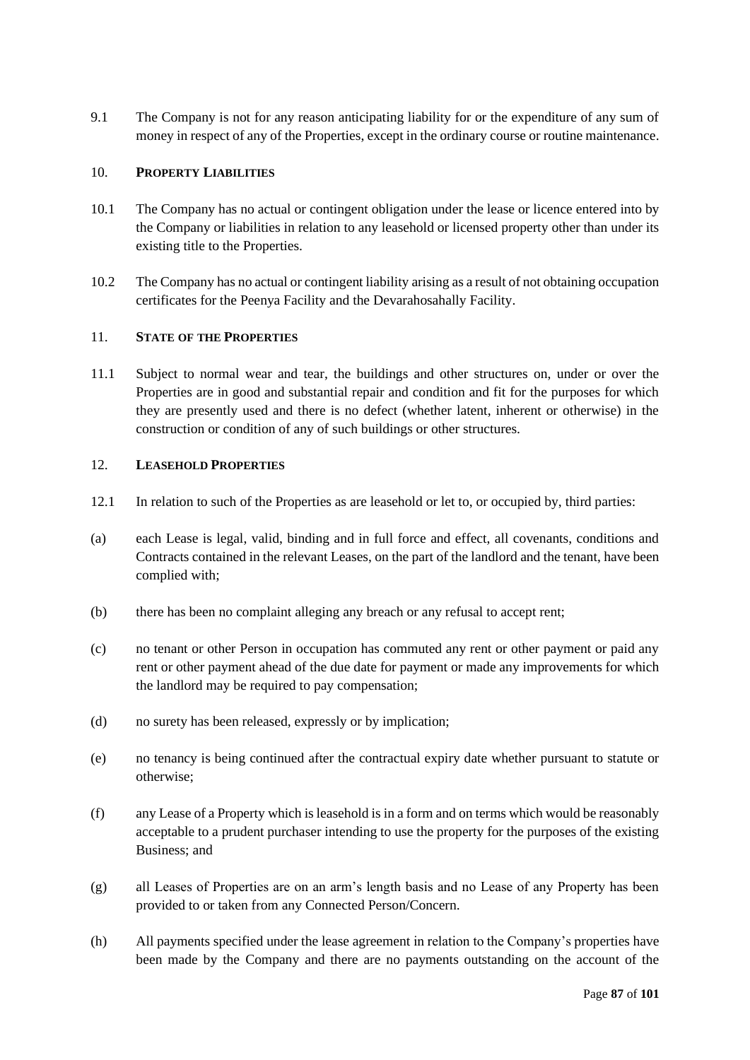9.1 The Company is not for any reason anticipating liability for or the expenditure of any sum of money in respect of any of the Properties, except in the ordinary course or routine maintenance.

10. **PROPERTY LIABILITIES**

10.1 The Company has no actual or contingent obligation under the lease or licence entered into by the Company or liabilities in relation to any leasehold or licensed property other than under its existing title to the Properties.

10.2 The Company has no actual or contingent liability arising as a result of not obtaining occupation certificates for the Peenya Facility and the Devarahosahally Facility.

11. **STATE OF THE PROPERTIES**

11.1 Subject to normal wear and tear, the buildings and other structures on, under or over the Properties are in good and substantial repair and condition and fit for the purposes for which they are presently used and there is no defect (whether latent, inherent or otherwise) in the construction or condition of any of such buildings or other structures.

12. **LEASEHOLD PROPERTIES**

12.1 In relation to such of the Properties as are leasehold or let to, or occupied by, third parties:

(a) each Lease is legal, valid, binding and in full force and effect, all covenants, conditions and Contracts contained in the relevant Leases, on the part of the landlord and the tenant, have been complied with;

(b) there has been no complaint alleging any breach or any refusal to accept rent;

(c) no tenant or other Person in occupation has commuted any rent or other payment or paid any rent or other payment ahead of the due date for payment or made any improvements for which the landlord may be required to pay compensation;

(d) no surety has been released, expressly or by implication;

(e) no tenancy is being continued after the contractual expiry date whether pursuant to statute or otherwise;

(f) any Lease of a Property which is leasehold is in a form and on terms which would be reasonably acceptable to a prudent purchaser intending to use the property for the purposes of the existing Business; and

(g) all Leases of Properties are on an arm's length basis and no Lease of any Property has been provided to or taken from any Connected Person/Concern.

(h) All payments specified under the lease agreement in relation to the Company's properties have been made by the Company and there are no payments outstanding on the account of the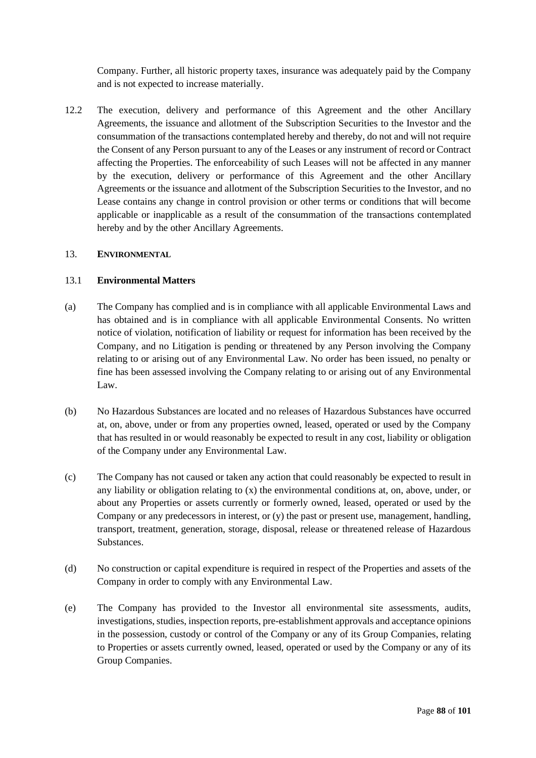Company. Further, all historic property taxes, insurance was adequately paid by the Company and is not expected to increase materially.

12.2 The execution, delivery and performance of this Agreement and the other Ancillary Agreements, the issuance and allotment of the Subscription Securities to the Investor and the consummation of the transactions contemplated hereby and thereby, do not and will not require the Consent of any Person pursuant to any of the Leases or any instrument of record or Contract affecting the Properties. The enforceability of such Leases will not be affected in any manner by the execution, delivery or performance of this Agreement and the other Ancillary Agreements or the issuance and allotment of the Subscription Securities to the Investor, and no Lease contains any change in control provision or other terms or conditions that will become applicable or inapplicable as a result of the consummation of the transactions contemplated hereby and by the other Ancillary Agreements.

## 13. ENVIRONMENTAL

### 13.1 Environmental Matters

(a) The Company has complied and is in compliance with all applicable Environmental Laws and has obtained and is in compliance with all applicable Environmental Consents. No written notice of violation, notification of liability or request for information has been received by the Company, and no Litigation is pending or threatened by any Person involving the Company relating to or arising out of any Environmental Law. No order has been issued, no penalty or fine has been assessed involving the Company relating to or arising out of any Environmental Law.

(b) No Hazardous Substances are located and no releases of Hazardous Substances have occurred at, on, above, under or from any properties owned, leased, operated or used by the Company that has resulted in or would reasonably be expected to result in any cost, liability or obligation of the Company under any Environmental Law.

(c) The Company has not caused or taken any action that could reasonably be expected to result in any liability or obligation relating to (x) the environmental conditions at, on, above, under, or about any Properties or assets currently or formerly owned, leased, operated or used by the Company or any predecessors in interest, or (y) the past or present use, management, handling, transport, treatment, generation, storage, disposal, release or threatened release of Hazardous Substances.

(d) No construction or capital expenditure is required in respect of the Properties and assets of the Company in order to comply with any Environmental Law.

(e) The Company has provided to the Investor all environmental site assessments, audits, investigations, studies, inspection reports, pre-establishment approvals and acceptance opinions in the possession, custody or control of the Company or any of its Group Companies, relating to Properties or assets currently owned, leased, operated or used by the Company or any of its Group Companies.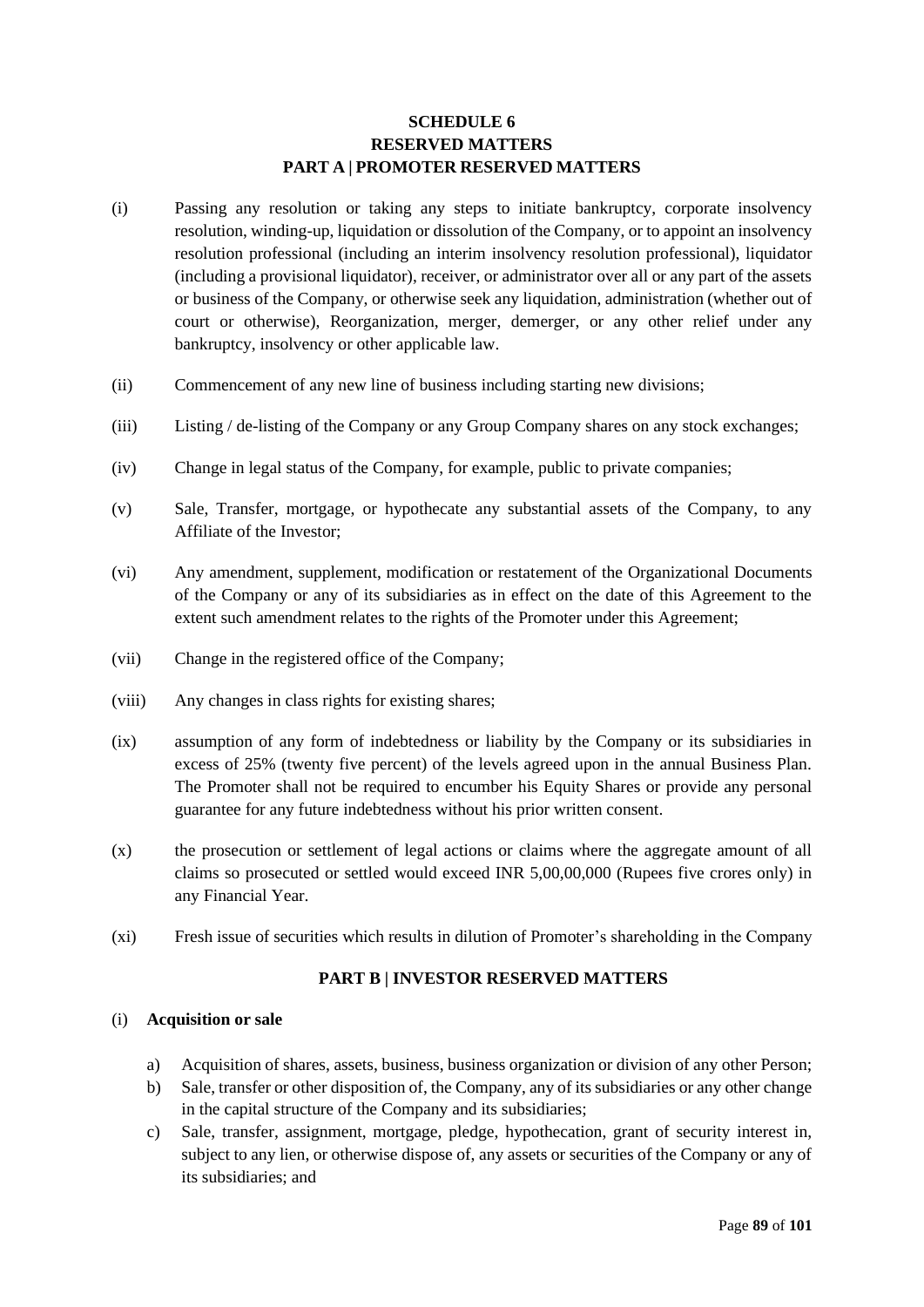# SCHEDULE 6
# RESERVED MATTERS
## PART A | PROMOTER RESERVED MATTERS

(i) Passing any resolution or taking any steps to initiate bankruptcy, corporate insolvency resolution, winding-up, liquidation or dissolution of the Company, or to appoint an insolvency resolution professional (including an interim insolvency resolution professional), liquidator (including a provisional liquidator), receiver, or administrator over all or any part of the assets or business of the Company, or otherwise seek any liquidation, administration (whether out of court or otherwise), Reorganization, merger, demerger, or any other relief under any bankruptcy, insolvency or other applicable law.

(ii) Commencement of any new line of business including starting new divisions;

(iii) Listing / de-listing of the Company or any Group Company shares on any stock exchanges;

(iv) Change in legal status of the Company, for example, public to private companies;

(v) Sale, Transfer, mortgage, or hypothecate any substantial assets of the Company, to any Affiliate of the Investor;

(vi) Any amendment, supplement, modification or restatement of the Organizational Documents of the Company or any of its subsidiaries as in effect on the date of this Agreement to the extent such amendment relates to the rights of the Promoter under this Agreement;

(vii) Change in the registered office of the Company;

(viii) Any changes in class rights for existing shares;

(ix) assumption of any form of indebtedness or liability by the Company or its subsidiaries in excess of 25% (twenty five percent) of the levels agreed upon in the annual Business Plan. The Promoter shall not be required to encumber his Equity Shares or provide any personal guarantee for any future indebtedness without his prior written consent.

(x) the prosecution or settlement of legal actions or claims where the aggregate amount of all claims so prosecuted or settled would exceed INR 5,00,00,000 (Rupees five crores only) in any Financial Year.

(xi) Fresh issue of securities which results in dilution of Promoter's shareholding in the Company

## PART B | INVESTOR RESERVED MATTERS

(i) **Acquisition or sale**

a) Acquisition of shares, assets, business, business organization or division of any other Person;
b) Sale, transfer or other disposition of, the Company, any of its subsidiaries or any other change in the capital structure of the Company and its subsidiaries;
c) Sale, transfer, assignment, mortgage, pledge, hypothecation, grant of security interest in, subject to any lien, or otherwise dispose of, any assets or securities of the Company or any of its subsidiaries; and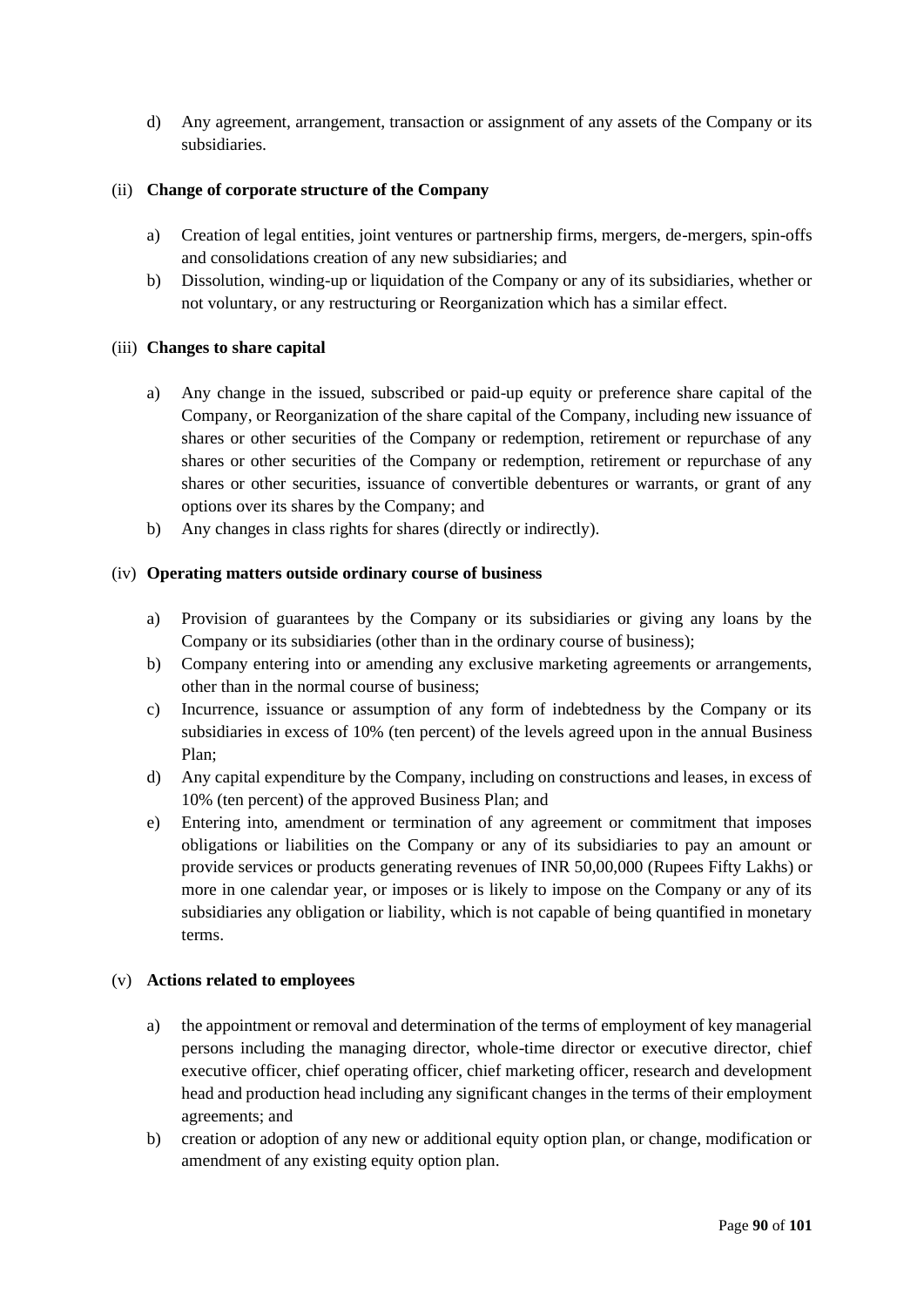d) Any agreement, arrangement, transaction or assignment of any assets of the Company or its subsidiaries.

(ii) **Change of corporate structure of the Company**

a) Creation of legal entities, joint ventures or partnership firms, mergers, de-mergers, spin-offs and consolidations creation of any new subsidiaries; and
b) Dissolution, winding-up or liquidation of the Company or any of its subsidiaries, whether or not voluntary, or any restructuring or Reorganization which has a similar effect.

(iii) **Changes to share capital**

a) Any change in the issued, subscribed or paid-up equity or preference share capital of the Company, or Reorganization of the share capital of the Company, including new issuance of shares or other securities of the Company or redemption, retirement or repurchase of any shares or other securities of the Company or redemption, retirement or repurchase of any shares or other securities, issuance of convertible debentures or warrants, or grant of any options over its shares by the Company; and
b) Any changes in class rights for shares (directly or indirectly).

(iv) **Operating matters outside ordinary course of business**

a) Provision of guarantees by the Company or its subsidiaries or giving any loans by the Company or its subsidiaries (other than in the ordinary course of business);
b) Company entering into or amending any exclusive marketing agreements or arrangements, other than in the normal course of business;
c) Incurrence, issuance or assumption of any form of indebtedness by the Company or its subsidiaries in excess of 10% (ten percent) of the levels agreed upon in the annual Business Plan;
d) Any capital expenditure by the Company, including on constructions and leases, in excess of 10% (ten percent) of the approved Business Plan; and
e) Entering into, amendment or termination of any agreement or commitment that imposes obligations or liabilities on the Company or any of its subsidiaries to pay an amount or provide services or products generating revenues of INR 50,00,000 (Rupees Fifty Lakhs) or more in one calendar year, or imposes or is likely to impose on the Company or any of its subsidiaries any obligation or liability, which is not capable of being quantified in monetary terms.

(v) **Actions related to employees**

a) the appointment or removal and determination of the terms of employment of key managerial persons including the managing director, whole-time director or executive director, chief executive officer, chief operating officer, chief marketing officer, research and development head and production head including any significant changes in the terms of their employment agreements; and
b) creation or adoption of any new or additional equity option plan, or change, modification or amendment of any existing equity option plan.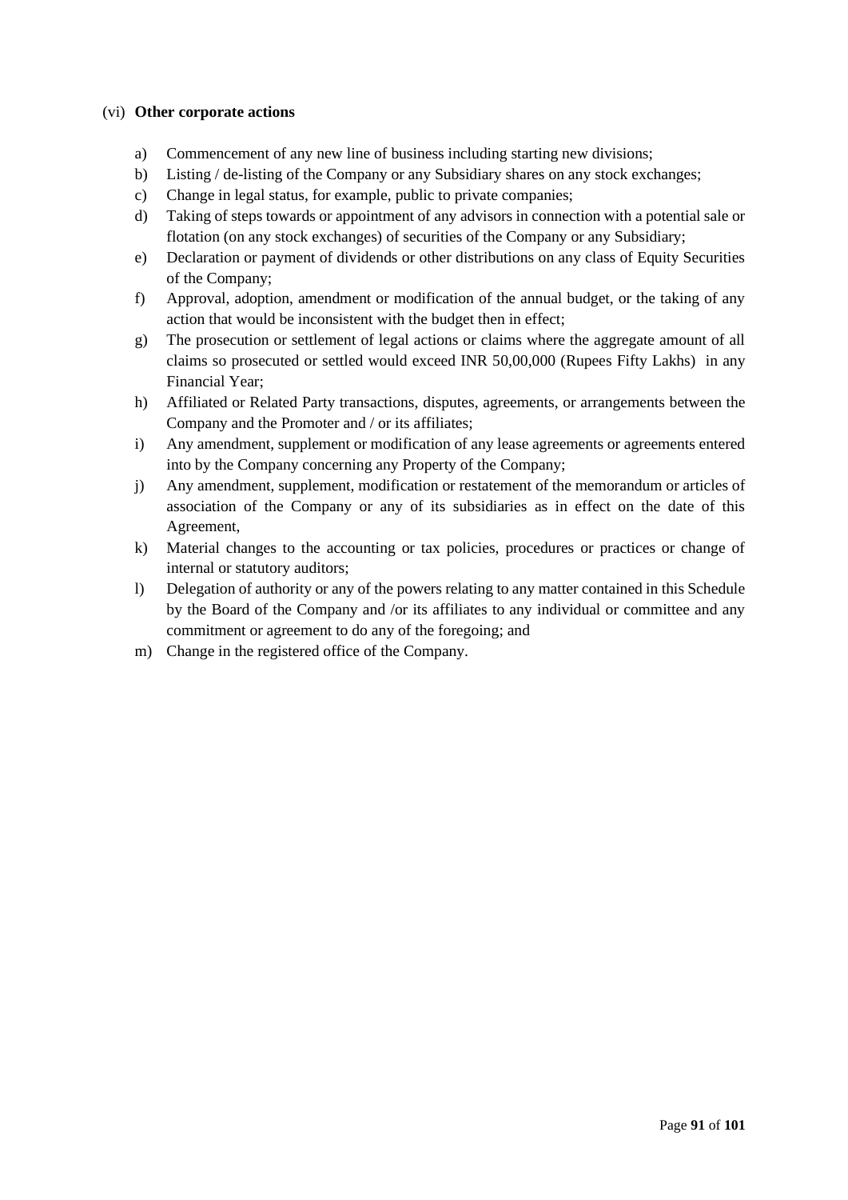(vi) **Other corporate actions**

a) Commencement of any new line of business including starting new divisions;
b) Listing / de-listing of the Company or any Subsidiary shares on any stock exchanges;
c) Change in legal status, for example, public to private companies;
d) Taking of steps towards or appointment of any advisors in connection with a potential sale or flotation (on any stock exchanges) of securities of the Company or any Subsidiary;
e) Declaration or payment of dividends or other distributions on any class of Equity Securities of the Company;
f) Approval, adoption, amendment or modification of the annual budget, or the taking of any action that would be inconsistent with the budget then in effect;
g) The prosecution or settlement of legal actions or claims where the aggregate amount of all claims so prosecuted or settled would exceed INR 50,00,000 (Rupees Fifty Lakhs) in any Financial Year;
h) Affiliated or Related Party transactions, disputes, agreements, or arrangements between the Company and the Promoter and / or its affiliates;
i) Any amendment, supplement or modification of any lease agreements or agreements entered into by the Company concerning any Property of the Company;
j) Any amendment, supplement, modification or restatement of the memorandum or articles of association of the Company or any of its subsidiaries as in effect on the date of this Agreement,
k) Material changes to the accounting or tax policies, procedures or practices or change of internal or statutory auditors;
l) Delegation of authority or any of the powers relating to any matter contained in this Schedule by the Board of the Company and /or its affiliates to any individual or committee and any commitment or agreement to do any of the foregoing; and
m) Change in the registered office of the Company.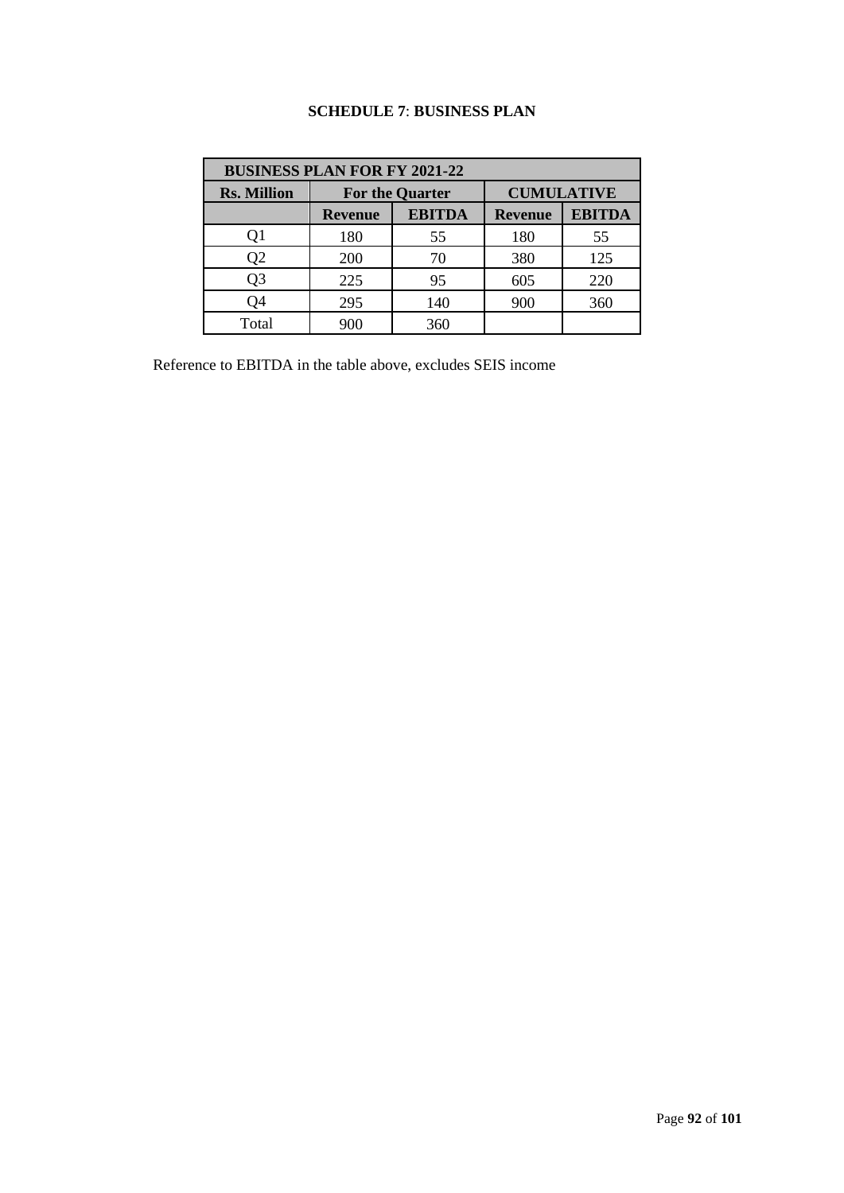**SCHEDULE 7**: **BUSINESS PLAN**

| BUSINESS PLAN FOR FY 2021-22 | | | | |
|---|---|---|---|---|
| **Rs. Million** | **For the Quarter** | | **CUMULATIVE** | |
| | **Revenue** | **EBITDA** | **Revenue** | **EBITDA** |
| Q1 | 180 | 55 | 180 | 55 |
| Q2 | 200 | 70 | 380 | 125 |
| Q3 | 225 | 95 | 605 | 220 |
| Q4 | 295 | 140 | 900 | 360 |
| Total | 900 | 360 | | |

Reference to EBITDA in the table above, excludes SEIS income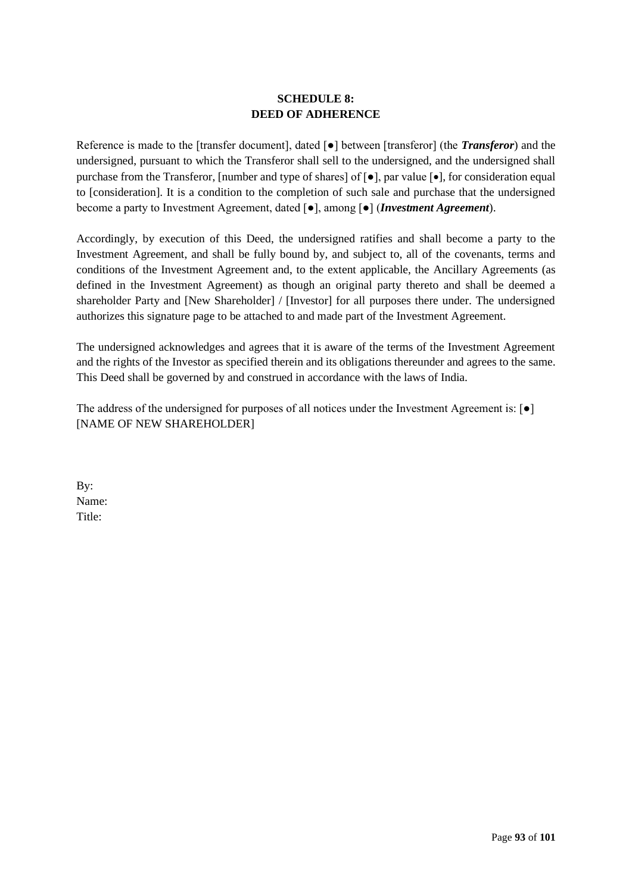**SCHEDULE 8:**
**DEED OF ADHERENCE**

Reference is made to the [transfer document], dated [●] between [transferor] (the ***Transferor***) and the undersigned, pursuant to which the Transferor shall sell to the undersigned, and the undersigned shall purchase from the Transferor, [number and type of shares] of [●], par value [•], for consideration equal to [consideration]. It is a condition to the completion of such sale and purchase that the undersigned become a party to Investment Agreement, dated [●], among [●] (***Investment Agreement***).

Accordingly, by execution of this Deed, the undersigned ratifies and shall become a party to the Investment Agreement, and shall be fully bound by, and subject to, all of the covenants, terms and conditions of the Investment Agreement and, to the extent applicable, the Ancillary Agreements (as defined in the Investment Agreement) as though an original party thereto and shall be deemed a shareholder Party and [New Shareholder] / [Investor] for all purposes there under. The undersigned authorizes this signature page to be attached to and made part of the Investment Agreement.

The undersigned acknowledges and agrees that it is aware of the terms of the Investment Agreement and the rights of the Investor as specified therein and its obligations thereunder and agrees to the same. This Deed shall be governed by and construed in accordance with the laws of India.

The address of the undersigned for purposes of all notices under the Investment Agreement is: [●]
[NAME OF NEW SHAREHOLDER]

By:
Name:
Title: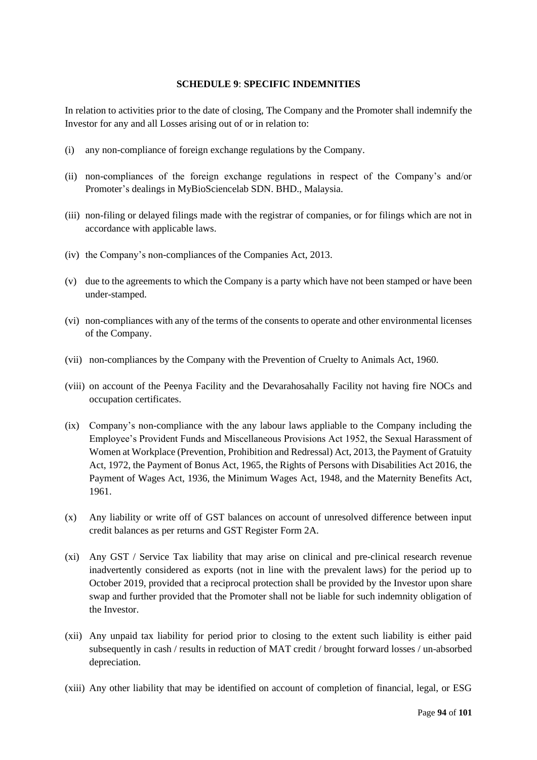**SCHEDULE 9**: **SPECIFIC INDEMNITIES**

In relation to activities prior to the date of closing, The Company and the Promoter shall indemnify the Investor for any and all Losses arising out of or in relation to:

(i) any non-compliance of foreign exchange regulations by the Company.

(ii) non-compliances of the foreign exchange regulations in respect of the Company's and/or Promoter's dealings in MyBioSciencelab SDN. BHD., Malaysia.

(iii) non-filing or delayed filings made with the registrar of companies, or for filings which are not in accordance with applicable laws.

(iv) the Company's non-compliances of the Companies Act, 2013.

(v) due to the agreements to which the Company is a party which have not been stamped or have been under-stamped.

(vi) non-compliances with any of the terms of the consents to operate and other environmental licenses of the Company.

(vii) non-compliances by the Company with the Prevention of Cruelty to Animals Act, 1960.

(viii) on account of the Peenya Facility and the Devarahosahally Facility not having fire NOCs and occupation certificates.

(ix) Company's non-compliance with the any labour laws appliable to the Company including the Employee's Provident Funds and Miscellaneous Provisions Act 1952, the Sexual Harassment of Women at Workplace (Prevention, Prohibition and Redressal) Act, 2013, the Payment of Gratuity Act, 1972, the Payment of Bonus Act, 1965, the Rights of Persons with Disabilities Act 2016, the Payment of Wages Act, 1936, the Minimum Wages Act, 1948, and the Maternity Benefits Act, 1961.

(x) Any liability or write off of GST balances on account of unresolved difference between input credit balances as per returns and GST Register Form 2A.

(xi) Any GST / Service Tax liability that may arise on clinical and pre-clinical research revenue inadvertently considered as exports (not in line with the prevalent laws) for the period up to October 2019, provided that a reciprocal protection shall be provided by the Investor upon share swap and further provided that the Promoter shall not be liable for such indemnity obligation of the Investor.

(xii) Any unpaid tax liability for period prior to closing to the extent such liability is either paid subsequently in cash / results in reduction of MAT credit / brought forward losses / un-absorbed depreciation.

(xiii) Any other liability that may be identified on account of completion of financial, legal, or ESG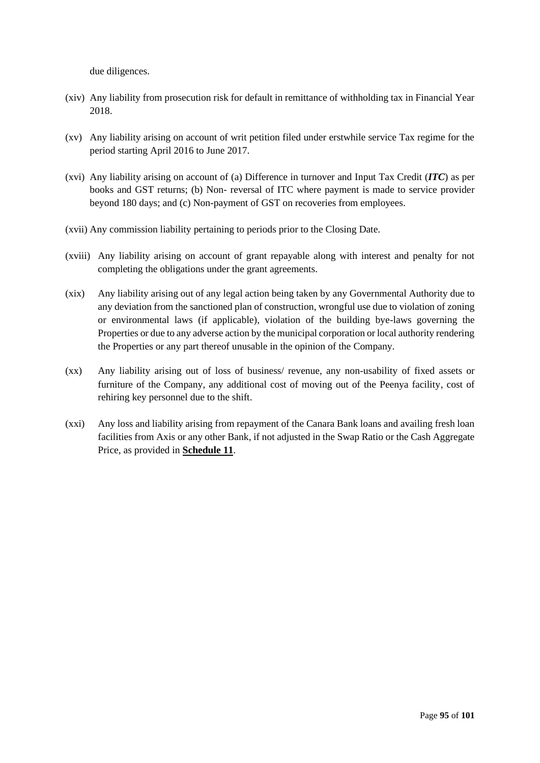due diligences.

(xiv) Any liability from prosecution risk for default in remittance of withholding tax in Financial Year 2018.

(xv) Any liability arising on account of writ petition filed under erstwhile service Tax regime for the period starting April 2016 to June 2017.

(xvi) Any liability arising on account of (a) Difference in turnover and Input Tax Credit (***ITC***) as per books and GST returns; (b) Non- reversal of ITC where payment is made to service provider beyond 180 days; and (c) Non-payment of GST on recoveries from employees.

(xvii) Any commission liability pertaining to periods prior to the Closing Date.

(xviii) Any liability arising on account of grant repayable along with interest and penalty for not completing the obligations under the grant agreements.

(xix) Any liability arising out of any legal action being taken by any Governmental Authority due to any deviation from the sanctioned plan of construction, wrongful use due to violation of zoning or environmental laws (if applicable), violation of the building bye-laws governing the Properties or due to any adverse action by the municipal corporation or local authority rendering the Properties or any part thereof unusable in the opinion of the Company.

(xx) Any liability arising out of loss of business/ revenue, any non-usability of fixed assets or furniture of the Company, any additional cost of moving out of the Peenya facility, cost of rehiring key personnel due to the shift.

(xxi) Any loss and liability arising from repayment of the Canara Bank loans and availing fresh loan facilities from Axis or any other Bank, if not adjusted in the Swap Ratio or the Cash Aggregate Price, as provided in **Schedule 11**.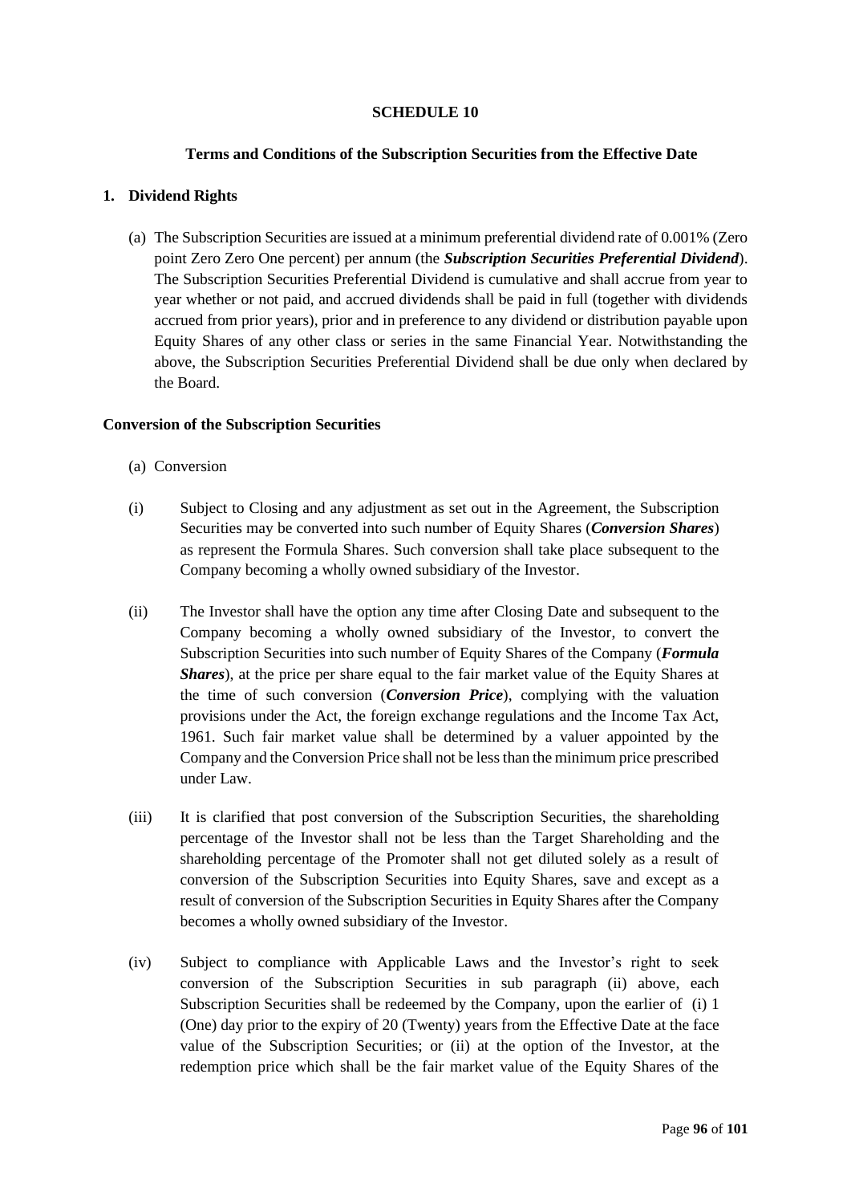## SCHEDULE 10

### Terms and Conditions of the Subscription Securities from the Effective Date

**1. Dividend Rights**

(a) The Subscription Securities are issued at a minimum preferential dividend rate of 0.001% (Zero point Zero Zero One percent) per annum (the ***Subscription Securities Preferential Dividend***). The Subscription Securities Preferential Dividend is cumulative and shall accrue from year to year whether or not paid, and accrued dividends shall be paid in full (together with dividends accrued from prior years), prior and in preference to any dividend or distribution payable upon Equity Shares of any other class or series in the same Financial Year. Notwithstanding the above, the Subscription Securities Preferential Dividend shall be due only when declared by the Board.

**Conversion of the Subscription Securities**

(a) Conversion

(i) Subject to Closing and any adjustment as set out in the Agreement, the Subscription Securities may be converted into such number of Equity Shares (***Conversion Shares***) as represent the Formula Shares. Such conversion shall take place subsequent to the Company becoming a wholly owned subsidiary of the Investor.

(ii) The Investor shall have the option any time after Closing Date and subsequent to the Company becoming a wholly owned subsidiary of the Investor, to convert the Subscription Securities into such number of Equity Shares of the Company (***Formula Shares***), at the price per share equal to the fair market value of the Equity Shares at the time of such conversion (***Conversion Price***), complying with the valuation provisions under the Act, the foreign exchange regulations and the Income Tax Act, 1961. Such fair market value shall be determined by a valuer appointed by the Company and the Conversion Price shall not be less than the minimum price prescribed under Law.

(iii) It is clarified that post conversion of the Subscription Securities, the shareholding percentage of the Investor shall not be less than the Target Shareholding and the shareholding percentage of the Promoter shall not get diluted solely as a result of conversion of the Subscription Securities into Equity Shares, save and except as a result of conversion of the Subscription Securities in Equity Shares after the Company becomes a wholly owned subsidiary of the Investor.

(iv) Subject to compliance with Applicable Laws and the Investor's right to seek conversion of the Subscription Securities in sub paragraph (ii) above, each Subscription Securities shall be redeemed by the Company, upon the earlier of (i) 1 (One) day prior to the expiry of 20 (Twenty) years from the Effective Date at the face value of the Subscription Securities; or (ii) at the option of the Investor, at the redemption price which shall be the fair market value of the Equity Shares of the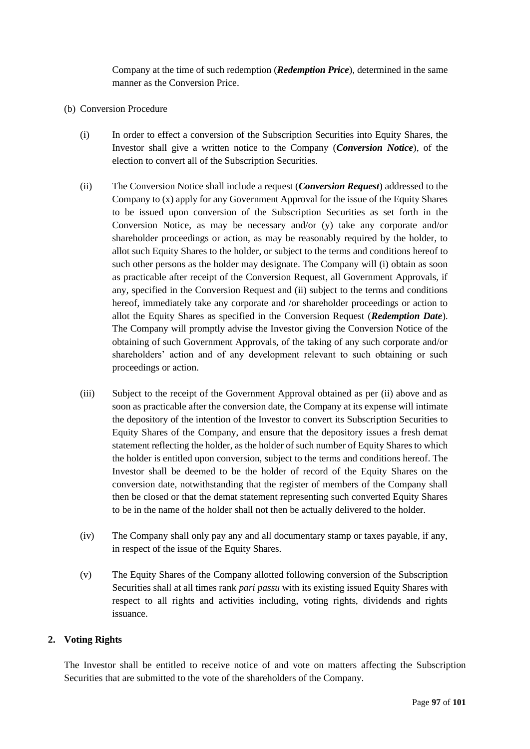Company at the time of such redemption (***Redemption Price***), determined in the same manner as the Conversion Price.

(b) Conversion Procedure

(i) In order to effect a conversion of the Subscription Securities into Equity Shares, the Investor shall give a written notice to the Company (***Conversion Notice***), of the election to convert all of the Subscription Securities.

(ii) The Conversion Notice shall include a request (***Conversion Request***) addressed to the Company to (x) apply for any Government Approval for the issue of the Equity Shares to be issued upon conversion of the Subscription Securities as set forth in the Conversion Notice, as may be necessary and/or (y) take any corporate and/or shareholder proceedings or action, as may be reasonably required by the holder, to allot such Equity Shares to the holder, or subject to the terms and conditions hereof to such other persons as the holder may designate. The Company will (i) obtain as soon as practicable after receipt of the Conversion Request, all Government Approvals, if any, specified in the Conversion Request and (ii) subject to the terms and conditions hereof, immediately take any corporate and /or shareholder proceedings or action to allot the Equity Shares as specified in the Conversion Request (***Redemption Date***). The Company will promptly advise the Investor giving the Conversion Notice of the obtaining of such Government Approvals, of the taking of any such corporate and/or shareholders' action and of any development relevant to such obtaining or such proceedings or action.

(iii) Subject to the receipt of the Government Approval obtained as per (ii) above and as soon as practicable after the conversion date, the Company at its expense will intimate the depository of the intention of the Investor to convert its Subscription Securities to Equity Shares of the Company, and ensure that the depository issues a fresh demat statement reflecting the holder, as the holder of such number of Equity Shares to which the holder is entitled upon conversion, subject to the terms and conditions hereof. The Investor shall be deemed to be the holder of record of the Equity Shares on the conversion date, notwithstanding that the register of members of the Company shall then be closed or that the demat statement representing such converted Equity Shares to be in the name of the holder shall not then be actually delivered to the holder.

(iv) The Company shall only pay any and all documentary stamp or taxes payable, if any, in respect of the issue of the Equity Shares.

(v) The Equity Shares of the Company allotted following conversion of the Subscription Securities shall at all times rank *pari passu* with its existing issued Equity Shares with respect to all rights and activities including, voting rights, dividends and rights issuance.

**2. Voting Rights**

The Investor shall be entitled to receive notice of and vote on matters affecting the Subscription Securities that are submitted to the vote of the shareholders of the Company.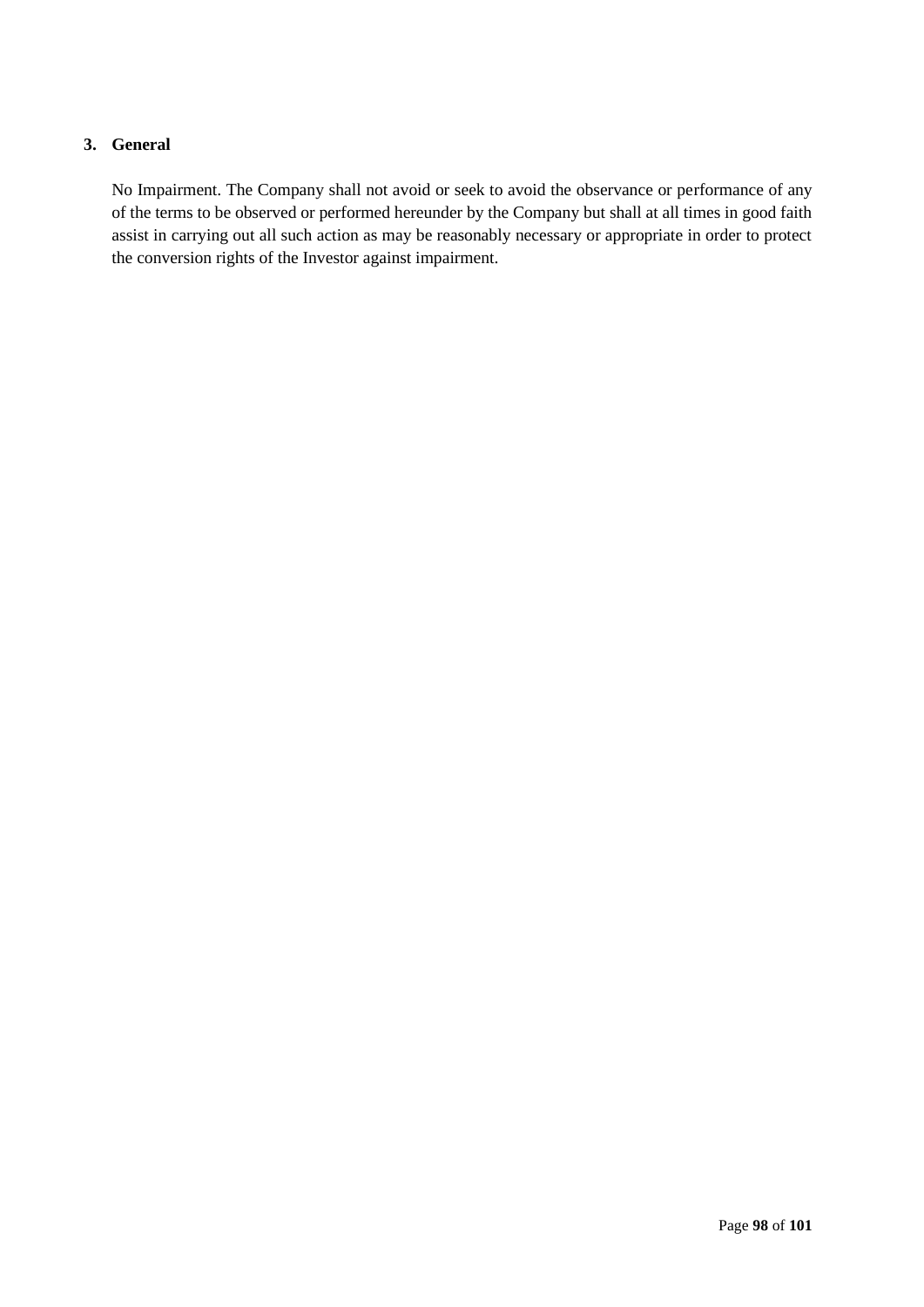## 3. General

No Impairment. The Company shall not avoid or seek to avoid the observance or performance of any of the terms to be observed or performed hereunder by the Company but shall at all times in good faith assist in carrying out all such action as may be reasonably necessary or appropriate in order to protect the conversion rights of the Investor against impairment.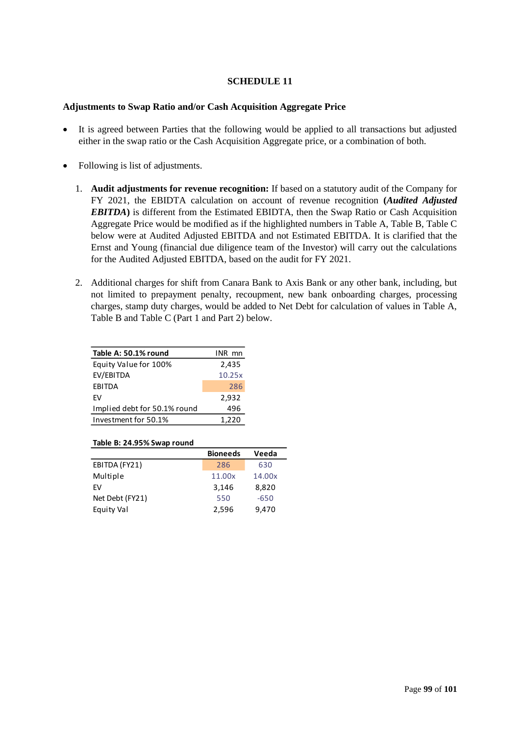# SCHEDULE 11

## Adjustments to Swap Ratio and/or Cash Acquisition Aggregate Price

- It is agreed between Parties that the following would be applied to all transactions but adjusted either in the swap ratio or the Cash Acquisition Aggregate price, or a combination of both.

- Following is list of adjustments.

  1. **Audit adjustments for revenue recognition:** If based on a statutory audit of the Company for FY 2021, the EBIDTA calculation on account of revenue recognition **(*Audited Adjusted EBITDA*)** is different from the Estimated EBIDTA, then the Swap Ratio or Cash Acquisition Aggregate Price would be modified as if the highlighted numbers in Table A, Table B, Table C below were at Audited Adjusted EBITDA and not Estimated EBITDA. It is clarified that the Ernst and Young (financial due diligence team of the Investor) will carry out the calculations for the Audited Adjusted EBITDA, based on the audit for FY 2021.

  2. Additional charges for shift from Canara Bank to Axis Bank or any other bank, including, but not limited to prepayment penalty, recoupment, new bank onboarding charges, processing charges, stamp duty charges, would be added to Net Debt for calculation of values in Table A, Table B and Table C (Part 1 and Part 2) below.

| Table A: 50.1% round | INR mn |
|---|---|
| Equity Value for 100% | 2,435 |
| EV/EBITDA | 10.25x |
| EBITDA | 286 |
| EV | 2,932 |
| Implied debt for 50.1% round | 496 |
| Investment for 50.1% | 1,220 |

**Table B: 24.95% Swap round**

| | Bioneeds | Veeda |
|---|---|---|
| EBITDA (FY21) | 286 | 630 |
| Multiple | 11.00x | 14.00x |
| EV | 3,146 | 8,820 |
| Net Debt (FY21) | 550 | -650 |
| Equity Val | 2,596 | 9,470 |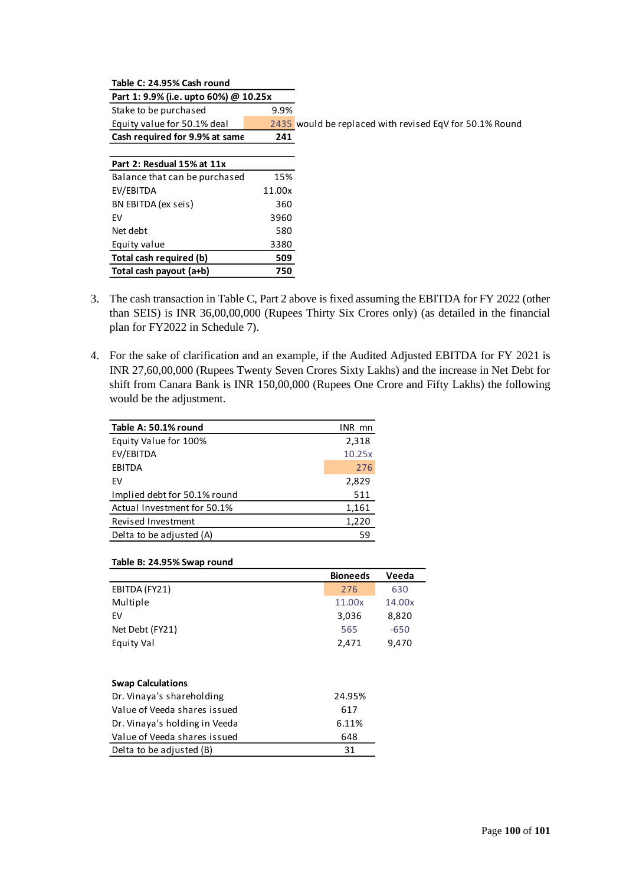| Table C: 24.95% Cash round | | |
|---|---|---|
| **Part 1: 9.9% (i.e. upto 60%) @ 10.25x** | | |
| Stake to be purchased | 9.9% | |
| Equity value for 50.1% deal | 2435 | would be replaced with revised EqV for 50.1% Round |
| **Cash required for 9.9% at same** | **241** | |

| **Part 2: Resdual 15% at 11x** | |
|---|---|
| Balance that can be purchased | 15% |
| EV/EBITDA | 11.00x |
| BN EBITDA (ex seis) | 360 |
| EV | 3960 |
| Net debt | 580 |
| Equity value | 3380 |
| **Total cash required (b)** | **509** |
| **Total cash payout (a+b)** | **750** |

3. The cash transaction in Table C, Part 2 above is fixed assuming the EBITDA for FY 2022 (other than SEIS) is INR 36,00,00,000 (Rupees Thirty Six Crores only) (as detailed in the financial plan for FY2022 in Schedule 7).

4. For the sake of clarification and an example, if the Audited Adjusted EBITDA for FY 2021 is INR 27,60,00,000 (Rupees Twenty Seven Crores Sixty Lakhs) and the increase in Net Debt for shift from Canara Bank is INR 150,00,000 (Rupees One Crore and Fifty Lakhs) the following would be the adjustment.

| **Table A: 50.1% round** | INR mn |
|---|---|
| Equity Value for 100% | 2,318 |
| EV/EBITDA | 10.25x |
| EBITDA | 276 |
| EV | 2,829 |
| Implied debt for 50.1% round | 511 |
| Actual Investment for 50.1% | 1,161 |
| Revised Investment | 1,220 |
| Delta to be adjusted (A) | 59 |

**Table B: 24.95% Swap round**

| | **Bioneeds** | **Veeda** |
|---|---|---|
| EBITDA (FY21) | 276 | 630 |
| Multiple | 11.00x | 14.00x |
| EV | 3,036 | 8,820 |
| Net Debt (FY21) | 565 | -650 |
| Equity Val | 2,471 | 9,470 |

| **Swap Calculations** | |
|---|---|
| Dr. Vinaya's shareholding | 24.95% |
| Value of Veeda shares issued | 617 |
| Dr. Vinaya's holding in Veeda | 6.11% |
| Value of Veeda shares issued | 648 |
| Delta to be adjusted (B) | 31 |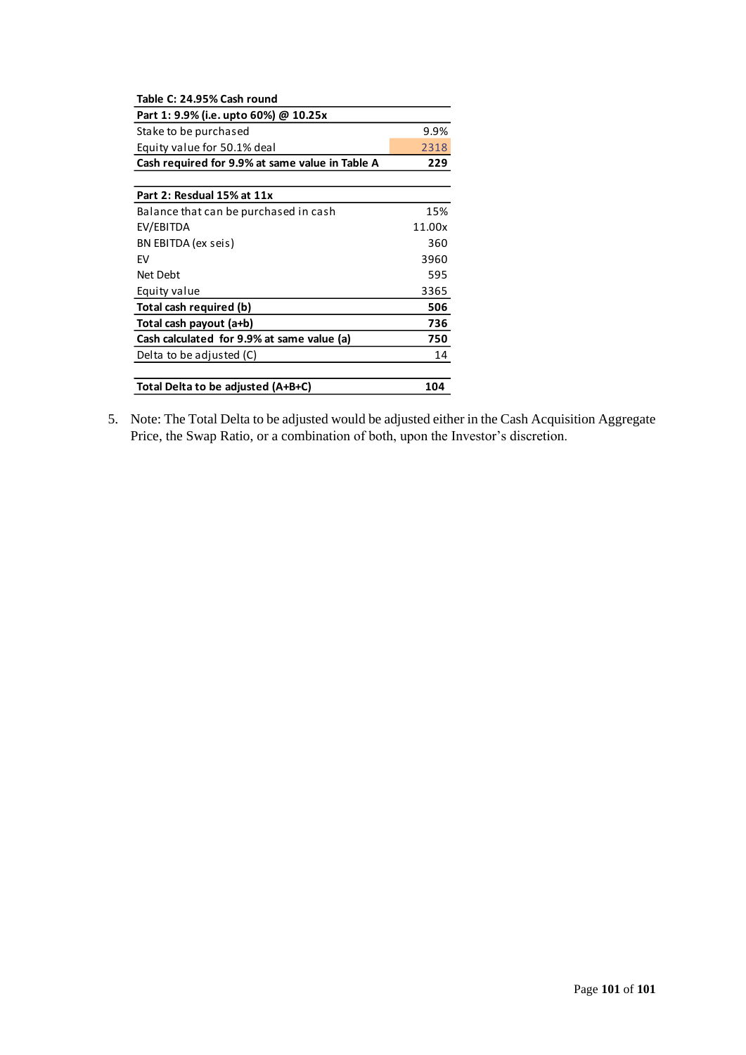| Table C: 24.95% Cash round | |
|---|---|
| **Part 1: 9.9% (i.e. upto 60%) @ 10.25x** | |
| Stake to be purchased | 9.9% |
| Equity value for 50.1% deal | 2318 |
| **Cash required for 9.9% at same value in Table A** | **229** |
| | |
| **Part 2: Resdual 15% at 11x** | |
| Balance that can be purchased in cash | 15% |
| EV/EBITDA | 11.00x |
| BN EBITDA (ex seis) | 360 |
| EV | 3960 |
| Net Debt | 595 |
| Equity value | 3365 |
| **Total cash required (b)** | **506** |
| **Total cash payout (a+b)** | **736** |
| **Cash calculated for 9.9% at same value (a)** | **750** |
| Delta to be adjusted (C) | 14 |
| | |
| **Total Delta to be adjusted (A+B+C)** | **104** |

5. Note: The Total Delta to be adjusted would be adjusted either in the Cash Acquisition Aggregate Price, the Swap Ratio, or a combination of both, upon the Investor's discretion.